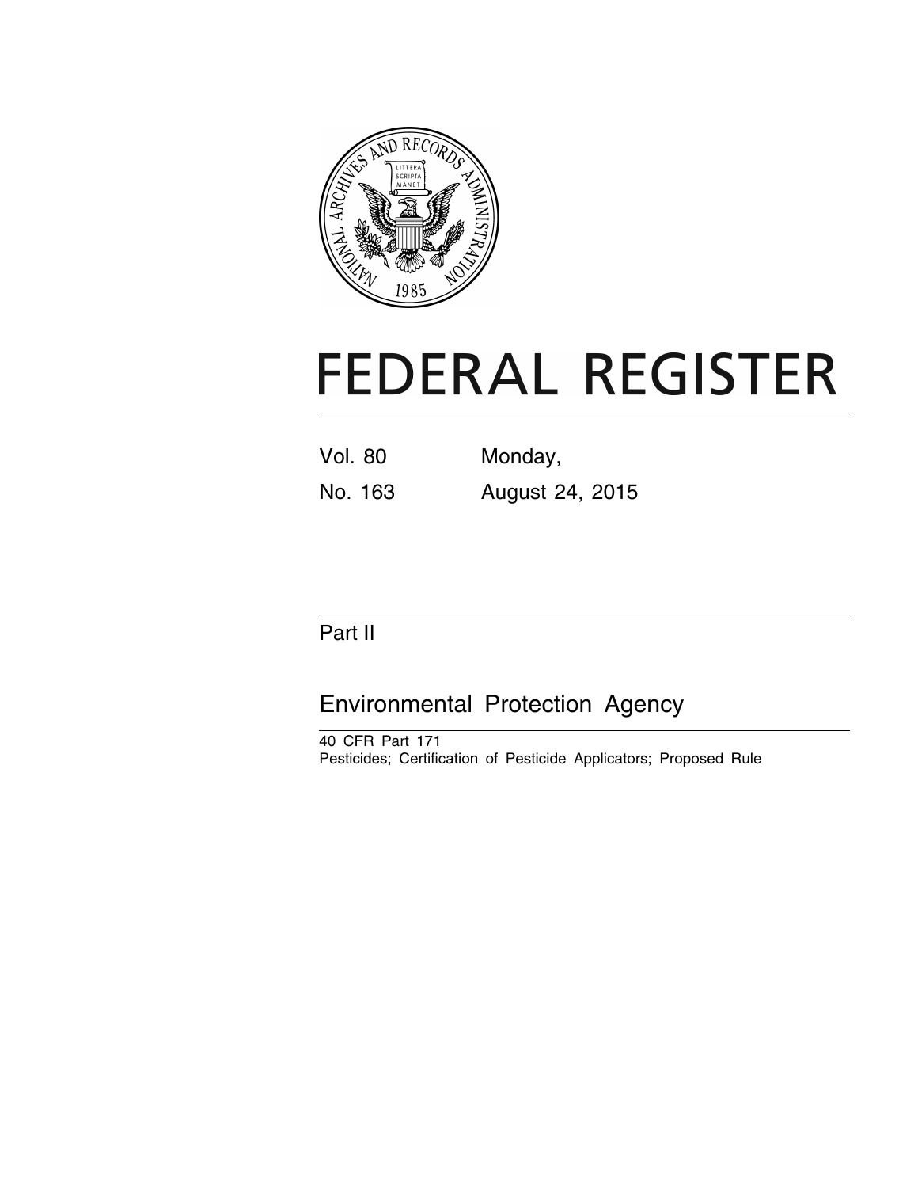# FEDERAL REGISTER

Vol. 80 Monday,

No. 163 August 24, 2015

Part II

## Environmental Protection Agency

40 CFR Part 171

Pesticides; Certification of Pesticide Applicators; Proposed Rule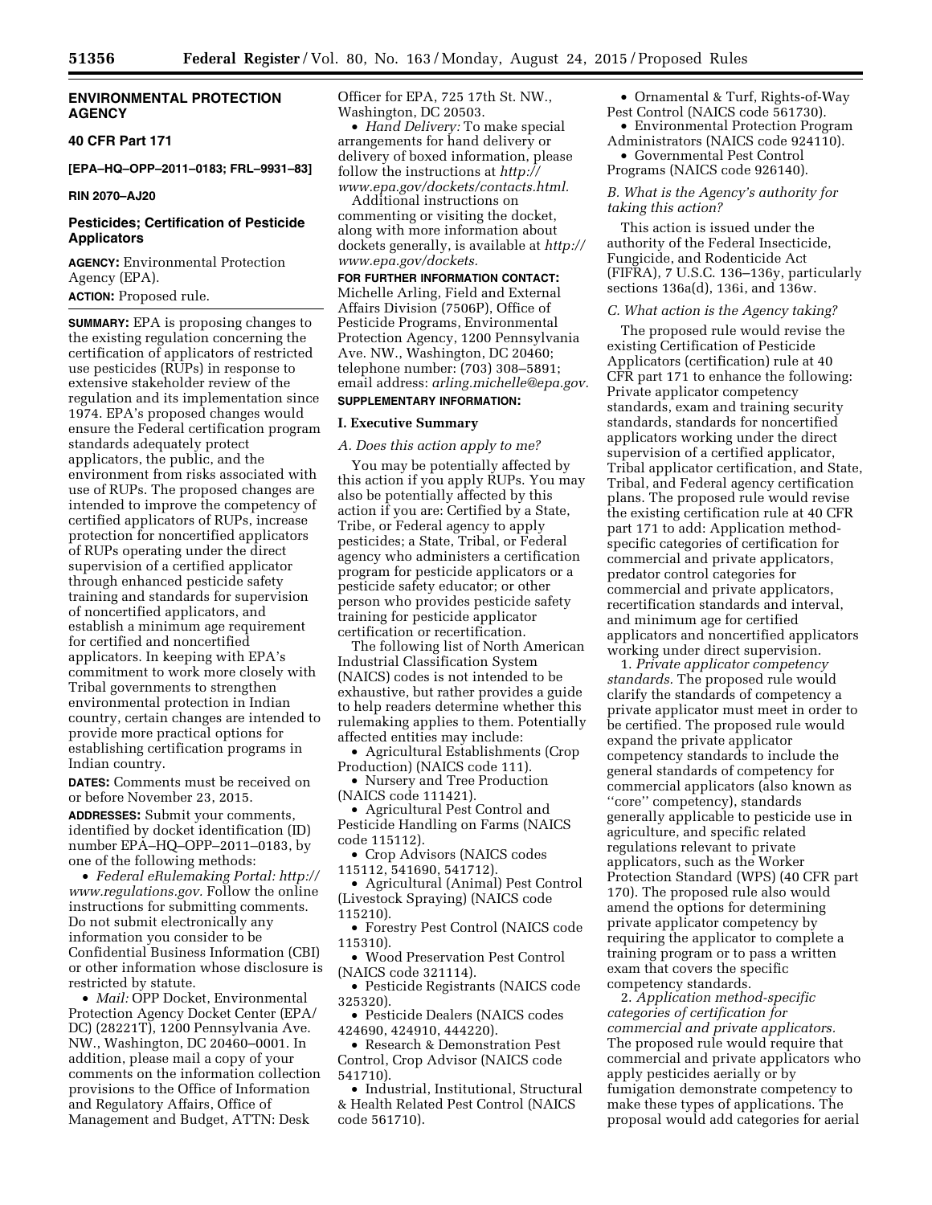**ENVIRONMENTAL PROTECTION AGENCY**

**40 CFR Part 171**

**[EPA–HQ–OPP–2011–0183; FRL–9931–83]**

**RIN 2070–AJ20**

## Pesticides; Certification of Pesticide Applicators

**AGENCY:** Environmental Protection Agency (EPA).

**ACTION:** Proposed rule.

**SUMMARY:** EPA is proposing changes to the existing regulation concerning the certification of applicators of restricted use pesticides (RUPs) in response to extensive stakeholder review of the regulation and its implementation since 1974. EPA's proposed changes would ensure the Federal certification program standards adequately protect applicators, the public, and the environment from risks associated with use of RUPs. The proposed changes are intended to improve the competency of certified applicators of RUPs, increase protection for noncertified applicators of RUPs operating under the direct supervision of a certified applicator through enhanced pesticide safety training and standards for supervision of noncertified applicators, and establish a minimum age requirement for certified and noncertified applicators. In keeping with EPA's commitment to work more closely with Tribal governments to strengthen environmental protection in Indian country, certain changes are intended to provide more practical options for establishing certification programs in Indian country.

**DATES:** Comments must be received on or before November 23, 2015.

**ADDRESSES:** Submit your comments, identified by docket identification (ID) number EPA–HQ–OPP–2011–0183, by one of the following methods:

- *Federal eRulemaking Portal: http://www.regulations.gov.* Follow the online instructions for submitting comments. Do not submit electronically any information you consider to be Confidential Business Information (CBI) or other information whose disclosure is restricted by statute.
- *Mail:* OPP Docket, Environmental Protection Agency Docket Center (EPA/DC) (28221T), 1200 Pennsylvania Ave. NW., Washington, DC 20460–0001. In addition, please mail a copy of your comments on the information collection provisions to the Office of Information and Regulatory Affairs, Office of Management and Budget, ATTN: Desk Officer for EPA, 725 17th St. NW., Washington, DC 20503.
- *Hand Delivery:* To make special arrangements for hand delivery or delivery of boxed information, please follow the instructions at *http://www.epa.gov/dockets/contacts.html.*

Additional instructions on commenting or visiting the docket, along with more information about dockets generally, is available at *http://www.epa.gov/dockets.*

**FOR FURTHER INFORMATION CONTACT:** Michelle Arling, Field and External Affairs Division (7506P), Office of Pesticide Programs, Environmental Protection Agency, 1200 Pennsylvania Ave. NW., Washington, DC 20460; telephone number: (703) 308–5891; email address: *arling.michelle@epa.gov.*

**SUPPLEMENTARY INFORMATION:**

## I. Executive Summary

### *A. Does this action apply to me?*

You may be potentially affected by this action if you apply RUPs. You may also be potentially affected by this action if you are: Certified by a State, Tribe, or Federal agency to apply pesticides; a State, Tribal, or Federal agency who administers a certification program for pesticide applicators or a pesticide safety educator; or other person who provides pesticide safety training for pesticide applicator certification or recertification.

The following list of North American Industrial Classification System (NAICS) codes is not intended to be exhaustive, but rather provides a guide to help readers determine whether this rulemaking applies to them. Potentially affected entities may include:

- Agricultural Establishments (Crop Production) (NAICS code 111).
- Nursery and Tree Production (NAICS code 111421).
- Agricultural Pest Control and Pesticide Handling on Farms (NAICS code 115112).
- Crop Advisors (NAICS codes 115112, 541690, 541712).
- Agricultural (Animal) Pest Control (Livestock Spraying) (NAICS code 115210).
- Forestry Pest Control (NAICS code 115310).
- Wood Preservation Pest Control (NAICS code 321114).
- Pesticide Registrants (NAICS code 325320).
- Pesticide Dealers (NAICS codes 424690, 424910, 444220).
- Research & Demonstration Pest Control, Crop Advisor (NAICS code 541710).
- Industrial, Institutional, Structural & Health Related Pest Control (NAICS code 561710).
- Ornamental & Turf, Rights-of-Way Pest Control (NAICS code 561730).
- Environmental Protection Program Administrators (NAICS code 924110).
- Governmental Pest Control Programs (NAICS code 926140).

### *B. What is the Agency's authority for taking this action?*

This action is issued under the authority of the Federal Insecticide, Fungicide, and Rodenticide Act (FIFRA), 7 U.S.C. 136–136y, particularly sections 136a(d), 136i, and 136w.

### *C. What action is the Agency taking?*

The proposed rule would revise the existing Certification of Pesticide Applicators (certification) rule at 40 CFR part 171 to enhance the following: Private applicator competency standards, exam and training security standards, standards for noncertified applicators working under the direct supervision of a certified applicator, Tribal applicator certification, and State, Tribal, and Federal agency certification plans. The proposed rule would revise the existing certification rule at 40 CFR part 171 to add: Application method-specific categories of certification for commercial and private applicators, predator control categories for commercial and private applicators, recertification standards and interval, and minimum age for certified applicators and noncertified applicators working under direct supervision.

1. *Private applicator competency standards.* The proposed rule would clarify the standards of competency a private applicator must meet in order to be certified. The proposed rule would expand the private applicator competency standards to include the general standards of competency for commercial applicators (also known as "core" competency), standards generally applicable to pesticide use in agriculture, and specific related regulations relevant to private applicators, such as the Worker Protection Standard (WPS) (40 CFR part 170). The proposed rule also would amend the options for determining private applicator competency by requiring the applicator to complete a training program or to pass a written exam that covers the specific competency standards.

2. *Application method-specific categories of certification for commercial and private applicators.* The proposed rule would require that commercial and private applicators who apply pesticides aerially or by fumigation demonstrate competency to make these types of applications. The proposal would add categories for aerial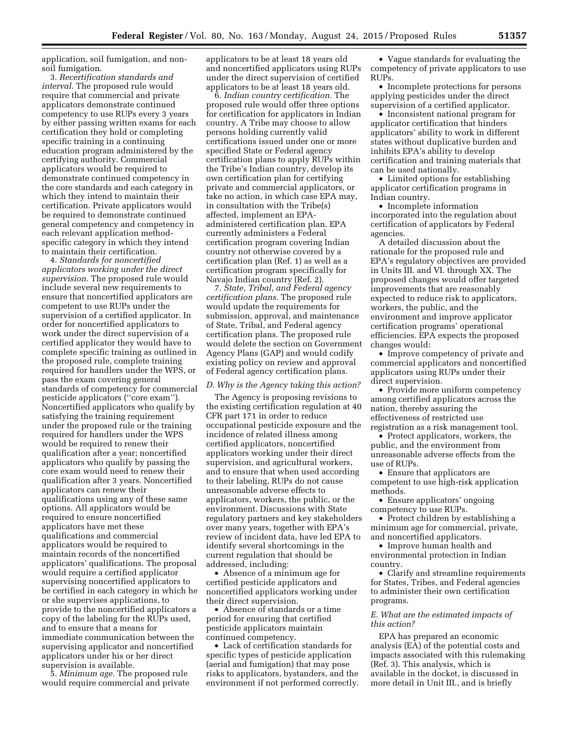application, soil fumigation, and non-soil fumigation.

3. *Recertification standards and interval.* The proposed rule would require that commercial and private applicators demonstrate continued competency to use RUPs every 3 years by either passing written exams for each certification they hold or completing specific training in a continuing education program administered by the certifying authority. Commercial applicators would be required to demonstrate continued competency in the core standards and each category in which they intend to maintain their certification. Private applicators would be required to demonstrate continued general competency and competency in each relevant application method-specific category in which they intend to maintain their certification.

4. *Standards for noncertified applicators working under the direct supervision.* The proposed rule would include several new requirements to ensure that noncertified applicators are competent to use RUPs under the supervision of a certified applicator. In order for noncertified applicators to work under the direct supervision of a certified applicator they would have to complete specific training as outlined in the proposed rule, complete training required for handlers under the WPS, or pass the exam covering general standards of competency for commercial pesticide applicators (''core exam''). Noncertified applicators who qualify by satisfying the training requirement under the proposed rule or the training required for handlers under the WPS would be required to renew their qualification after a year; noncertified applicators who qualify by passing the core exam would need to renew their qualification after 3 years. Noncertified applicators can renew their qualifications using any of these same options. All applicators would be required to ensure noncertified applicators have met these qualifications and commercial applicators would be required to maintain records of the noncertified applicators' qualifications. The proposal would require a certified applicator supervising noncertified applicators to be certified in each category in which he or she supervises applications, to provide to the noncertified applicators a copy of the labeling for the RUPs used, and to ensure that a means for immediate communication between the supervising applicator and noncertified applicators under his or her direct supervision is available.

5. *Minimum age.* The proposed rule would require commercial and private applicators to be at least 18 years old and noncertified applicators using RUPs under the direct supervision of certified applicators to be at least 18 years old.

6. *Indian country certification.* The proposed rule would offer three options for certification for applicators in Indian country. A Tribe may choose to allow persons holding currently valid certifications issued under one or more specified State or Federal agency certification plans to apply RUPs within the Tribe's Indian country, develop its own certification plan for certifying private and commercial applicators, or take no action, in which case EPA may, in consultation with the Tribe(s) affected, implement an EPA-administered certification plan. EPA currently administers a Federal certification program covering Indian country not otherwise covered by a certification plan (Ref. 1) as well as a certification program specifically for Navajo Indian country (Ref. 2).

7. *State, Tribal, and Federal agency certification plans.* The proposed rule would update the requirements for submission, approval, and maintenance of State, Tribal, and Federal agency certification plans. The proposed rule would delete the section on Government Agency Plans (GAP) and would codify existing policy on review and approval of Federal agency certification plans.

### *D. Why is the Agency taking this action?*

The Agency is proposing revisions to the existing certification regulation at 40 CFR part 171 in order to reduce occupational pesticide exposure and the incidence of related illness among certified applicators, noncertified applicators working under their direct supervision, and agricultural workers, and to ensure that when used according to their labeling, RUPs do not cause unreasonable adverse effects to applicators, workers, the public, or the environment. Discussions with State regulatory partners and key stakeholders over many years, together with EPA's review of incident data, have led EPA to identify several shortcomings in the current regulation that should be addressed, including:

- Absence of a minimum age for certified pesticide applicators and noncertified applicators working under their direct supervision.
- Absence of standards or a time period for ensuring that certified pesticide applicators maintain continued competency.
- Lack of certification standards for specific types of pesticide application (aerial and fumigation) that may pose risks to applicators, bystanders, and the environment if not performed correctly.
- Vague standards for evaluating the competency of private applicators to use RUPs.
- Incomplete protections for persons applying pesticides under the direct supervision of a certified applicator.
- Inconsistent national program for applicator certification that hinders applicators' ability to work in different states without duplicative burden and inhibits EPA's ability to develop certification and training materials that can be used nationally.
- Limited options for establishing applicator certification programs in Indian country.
- Incomplete information incorporated into the regulation about certification of applicators by Federal agencies.

A detailed discussion about the rationale for the proposed rule and EPA's regulatory objectives are provided in Units III. and VI. through XX. The proposed changes would offer targeted improvements that are reasonably expected to reduce risk to applicators, workers, the public, and the environment and improve applicator certification programs' operational efficiencies. EPA expects the proposed changes would:

- Improve competency of private and commercial applicators and noncertified applicators using RUPs under their direct supervision.
- Provide more uniform competency among certified applicators across the nation, thereby assuring the effectiveness of restricted use registration as a risk management tool.
- Protect applicators, workers, the public, and the environment from unreasonable adverse effects from the use of RUPs.
- Ensure that applicators are competent to use high-risk application methods.
- Ensure applicators' ongoing competency to use RUPs.
- Protect children by establishing a minimum age for commercial, private, and noncertified applicators.
- Improve human health and environmental protection in Indian country.
- Clarify and streamline requirements for States, Tribes, and Federal agencies to administer their own certification programs.

### *E. What are the estimated impacts of this action?*

EPA has prepared an economic analysis (EA) of the potential costs and impacts associated with this rulemaking (Ref. 3). This analysis, which is available in the docket, is discussed in more detail in Unit III., and is briefly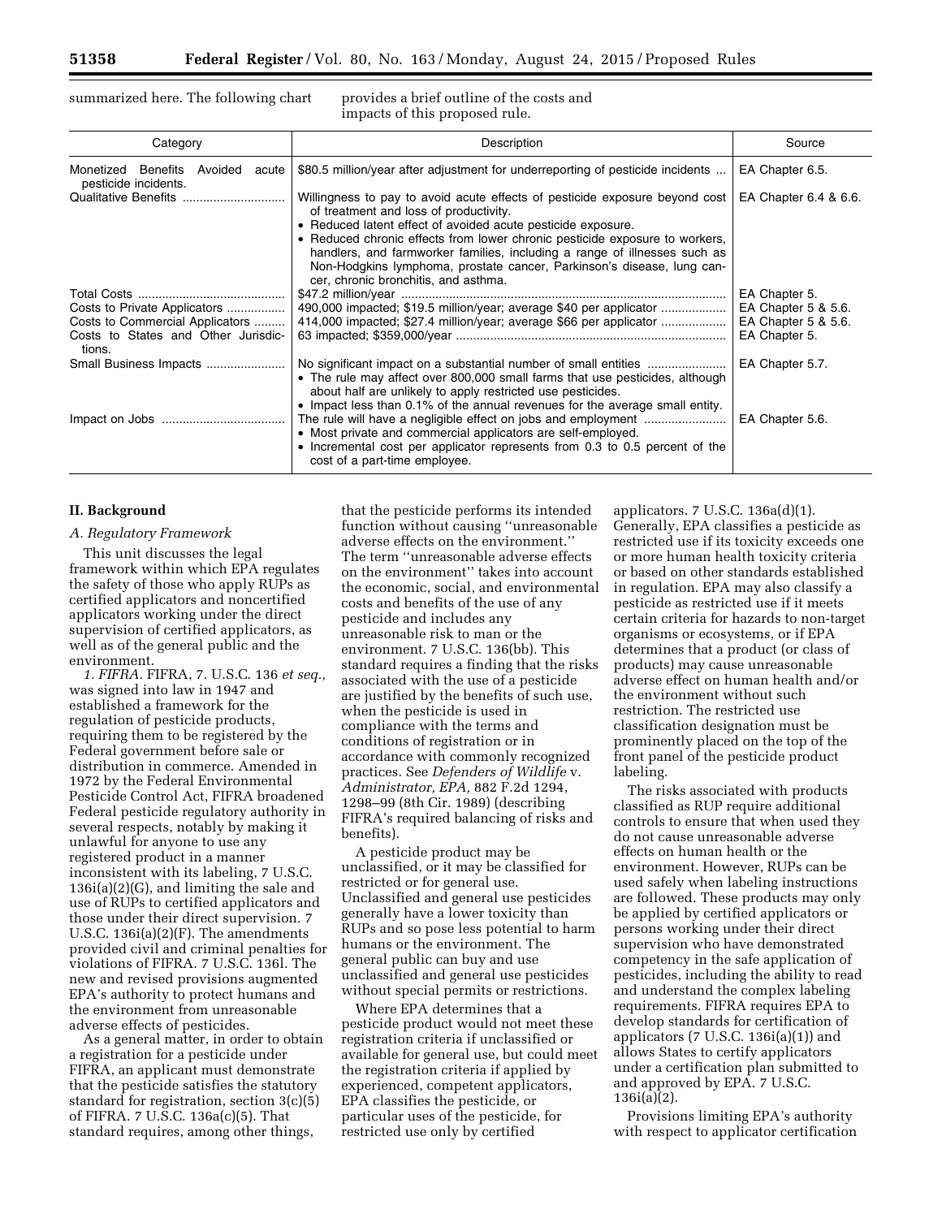summarized here. The following chart provides a brief outline of the costs and impacts of this proposed rule.

| Category | Description | Source |
| --- | --- | --- |
| Monetized Benefits Avoided acute pesticide incidents. | $80.5 million/year after adjustment for underreporting of pesticide incidents | EA Chapter 6.5. |
| Qualitative Benefits | Willingness to pay to avoid acute effects of pesticide exposure beyond cost of treatment and loss of productivity. • Reduced latent effect of avoided acute pesticide exposure. • Reduced chronic effects from lower chronic pesticide exposure to workers, handlers, and farmworker families, including a range of illnesses such as Non-Hodgkins lymphoma, prostate cancer, Parkinson's disease, lung cancer, chronic bronchitis, and asthma. | EA Chapter 6.4 & 6.6. |
| Total Costs | $47.2 million/year | EA Chapter 5. |
| Costs to Private Applicators | 490,000 impacted; $19.5 million/year; average $40 per applicator | EA Chapter 5 & 5.6. |
| Costs to Commercial Applicators | 414,000 impacted; $27.4 million/year; average $66 per applicator | EA Chapter 5 & 5.6. |
| Costs to States and Other Jurisdictions. | 63 impacted; $359,000/year | EA Chapter 5. |
| Small Business Impacts | No significant impact on a substantial number of small entities • The rule may affect over 800,000 small farms that use pesticides, although about half are unlikely to apply restricted use pesticides. • Impact less than 0.1% of the annual revenues for the average small entity. | EA Chapter 5.7. |
| Impact on Jobs | The rule will have a negligible effect on jobs and employment • Most private and commercial applicators are self-employed. • Incremental cost per applicator represents from 0.3 to 0.5 percent of the cost of a part-time employee. | EA Chapter 5.6. |

## II. Background

### A. Regulatory Framework

This unit discusses the legal framework within which EPA regulates the safety of those who apply RUPs as certified applicators and noncertified applicators working under the direct supervision of certified applicators, as well as of the general public and the environment.

*1. FIFRA.* FIFRA, 7. U.S.C. 136 *et seq.,* was signed into law in 1947 and established a framework for the regulation of pesticide products, requiring them to be registered by the Federal government before sale or distribution in commerce. Amended in 1972 by the Federal Environmental Pesticide Control Act, FIFRA broadened Federal pesticide regulatory authority in several respects, notably by making it unlawful for anyone to use any registered product in a manner inconsistent with its labeling, 7 U.S.C. 136i(a)(2)(G), and limiting the sale and use of RUPs to certified applicators and those under their direct supervision. 7 U.S.C. 136i(a)(2)(F). The amendments provided civil and criminal penalties for violations of FIFRA. 7 U.S.C. 136l. The new and revised provisions augmented EPA's authority to protect humans and the environment from unreasonable adverse effects of pesticides.

As a general matter, in order to obtain a registration for a pesticide under FIFRA, an applicant must demonstrate that the pesticide satisfies the statutory standard for registration, section 3(c)(5) of FIFRA. 7 U.S.C. 136a(c)(5). That standard requires, among other things, that the pesticide performs its intended function without causing ''unreasonable adverse effects on the environment.'' The term ''unreasonable adverse effects on the environment'' takes into account the economic, social, and environmental costs and benefits of the use of any pesticide and includes any unreasonable risk to man or the environment. 7 U.S.C. 136(bb). This standard requires a finding that the risks associated with the use of a pesticide are justified by the benefits of such use, when the pesticide is used in compliance with the terms and conditions of registration or in accordance with commonly recognized practices. See *Defenders of Wildlife* v. *Administrator, EPA,* 882 F.2d 1294, 1298–99 (8th Cir. 1989) (describing FIFRA's required balancing of risks and benefits).

A pesticide product may be unclassified, or it may be classified for restricted or for general use. Unclassified and general use pesticides generally have a lower toxicity than RUPs and so pose less potential to harm humans or the environment. The general public can buy and use unclassified and general use pesticides without special permits or restrictions.

Where EPA determines that a pesticide product would not meet these registration criteria if unclassified or available for general use, but could meet the registration criteria if applied by experienced, competent applicators, EPA classifies the pesticide, or particular uses of the pesticide, for restricted use only by certified applicators. 7 U.S.C. 136a(d)(1). Generally, EPA classifies a pesticide as restricted use if its toxicity exceeds one or more human health toxicity criteria or based on other standards established in regulation. EPA may also classify a pesticide as restricted use if it meets certain criteria for hazards to non-target organisms or ecosystems, or if EPA determines that a product (or class of products) may cause unreasonable adverse effect on human health and/or the environment without such restriction. The restricted use classification designation must be prominently placed on the top of the front panel of the pesticide product labeling.

The risks associated with products classified as RUP require additional controls to ensure that when used they do not cause unreasonable adverse effects on human health or the environment. However, RUPs can be used safely when labeling instructions are followed. These products may only be applied by certified applicators or persons working under their direct supervision who have demonstrated competency in the safe application of pesticides, including the ability to read and understand the complex labeling requirements. FIFRA requires EPA to develop standards for certification of applicators (7 U.S.C. 136i(a)(1)) and allows States to certify applicators under a certification plan submitted to and approved by EPA. 7 U.S.C. 136i(a)(2).

Provisions limiting EPA's authority with respect to applicator certification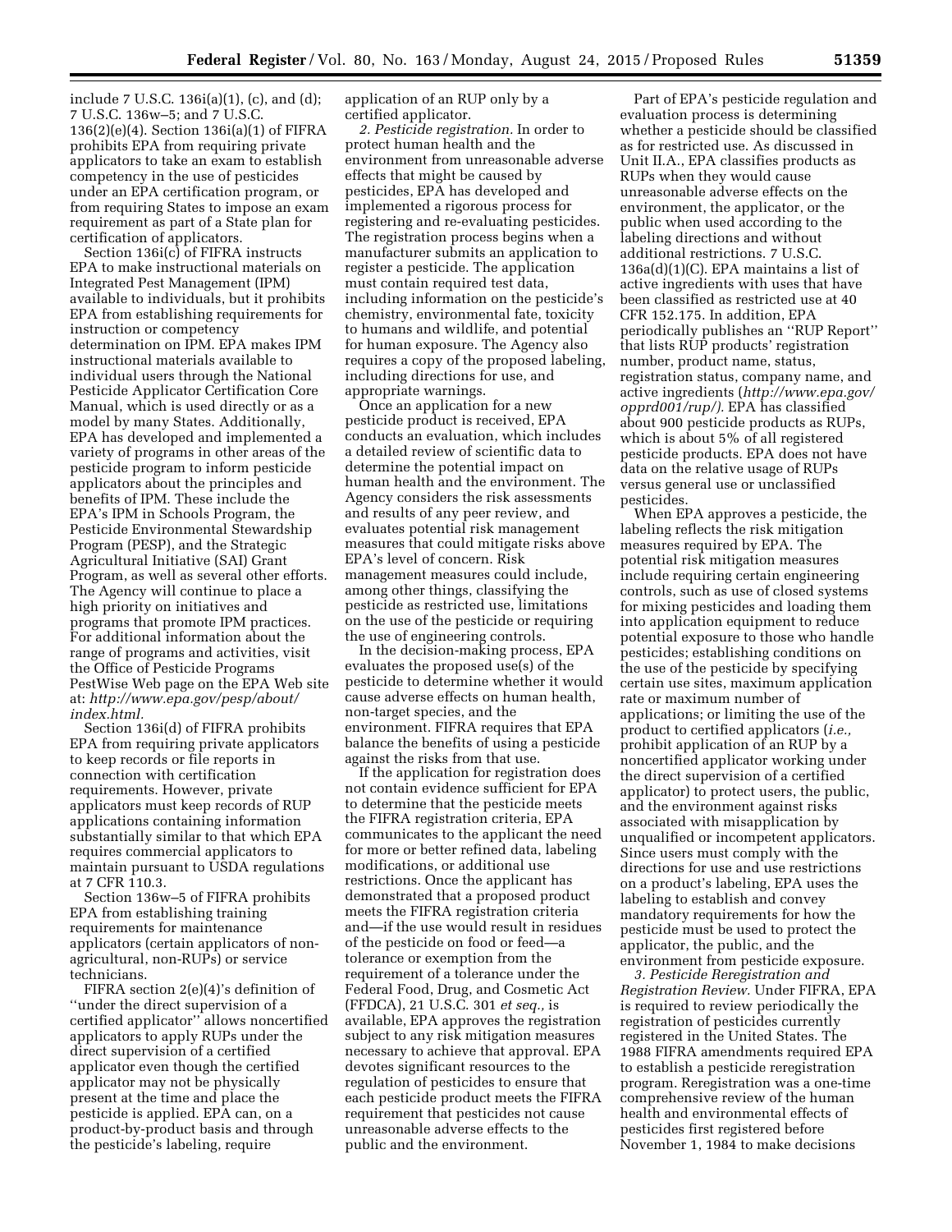include 7 U.S.C. 136i(a)(1), (c), and (d); 7 U.S.C. 136w–5; and 7 U.S.C. 136(2)(e)(4). Section 136i(a)(1) of FIFRA prohibits EPA from requiring private applicators to take an exam to establish competency in the use of pesticides under an EPA certification program, or from requiring States to impose an exam requirement as part of a State plan for certification of applicators.

Section 136i(c) of FIFRA instructs EPA to make instructional materials on Integrated Pest Management (IPM) available to individuals, but it prohibits EPA from establishing requirements for instruction or competency determination on IPM. EPA makes IPM instructional materials available to individual users through the National Pesticide Applicator Certification Core Manual, which is used directly or as a model by many States. Additionally, EPA has developed and implemented a variety of programs in other areas of the pesticide program to inform pesticide applicators about the principles and benefits of IPM. These include the EPA's IPM in Schools Program, the Pesticide Environmental Stewardship Program (PESP), and the Strategic Agricultural Initiative (SAI) Grant Program, as well as several other efforts. The Agency will continue to place a high priority on initiatives and programs that promote IPM practices. For additional information about the range of programs and activities, visit the Office of Pesticide Programs PestWise Web page on the EPA Web site at: *http://www.epa.gov/pesp/about/index.html.*

Section 136i(d) of FIFRA prohibits EPA from requiring private applicators to keep records or file reports in connection with certification requirements. However, private applicators must keep records of RUP applications containing information substantially similar to that which EPA requires commercial applicators to maintain pursuant to USDA regulations at 7 CFR 110.3.

Section 136w–5 of FIFRA prohibits EPA from establishing training requirements for maintenance applicators (certain applicators of non-agricultural, non-RUPs) or service technicians.

FIFRA section 2(e)(4)'s definition of ''under the direct supervision of a certified applicator'' allows noncertified applicators to apply RUPs under the direct supervision of a certified applicator even though the certified applicator may not be physically present at the time and place the pesticide is applied. EPA can, on a product-by-product basis and through the pesticide's labeling, require application of an RUP only by a certified applicator.

*2. Pesticide registration.* In order to protect human health and the environment from unreasonable adverse effects that might be caused by pesticides, EPA has developed and implemented a rigorous process for registering and re-evaluating pesticides. The registration process begins when a manufacturer submits an application to register a pesticide. The application must contain required test data, including information on the pesticide's chemistry, environmental fate, toxicity to humans and wildlife, and potential for human exposure. The Agency also requires a copy of the proposed labeling, including directions for use, and appropriate warnings.

Once an application for a new pesticide product is received, EPA conducts an evaluation, which includes a detailed review of scientific data to determine the potential impact on human health and the environment. The Agency considers the risk assessments and results of any peer review, and evaluates potential risk management measures that could mitigate risks above EPA's level of concern. Risk management measures could include, among other things, classifying the pesticide as restricted use, limitations on the use of the pesticide or requiring the use of engineering controls.

In the decision-making process, EPA evaluates the proposed use(s) of the pesticide to determine whether it would cause adverse effects on human health, non-target species, and the environment. FIFRA requires that EPA balance the benefits of using a pesticide against the risks from that use.

If the application for registration does not contain evidence sufficient for EPA to determine that the pesticide meets the FIFRA registration criteria, EPA communicates to the applicant the need for more or better refined data, labeling modifications, or additional use restrictions. Once the applicant has demonstrated that a proposed product meets the FIFRA registration criteria and—if the use would result in residues of the pesticide on food or feed—a tolerance or exemption from the requirement of a tolerance under the Federal Food, Drug, and Cosmetic Act (FFDCA), 21 U.S.C. 301 *et seq.,* is available, EPA approves the registration subject to any risk mitigation measures necessary to achieve that approval. EPA devotes significant resources to the regulation of pesticides to ensure that each pesticide product meets the FIFRA requirement that pesticides not cause unreasonable adverse effects to the public and the environment.

Part of EPA's pesticide regulation and evaluation process is determining whether a pesticide should be classified as for restricted use. As discussed in Unit II.A., EPA classifies products as RUPs when they would cause unreasonable adverse effects on the environment, the applicator, or the public when used according to the labeling directions and without additional restrictions. 7 U.S.C. 136a(d)(1)(C). EPA maintains a list of active ingredients with uses that have been classified as restricted use at 40 CFR 152.175. In addition, EPA periodically publishes an ''RUP Report'' that lists RUP products' registration number, product name, status, registration status, company name, and active ingredients (*http://www.epa.gov/opprd001/rup/).* EPA has classified about 900 pesticide products as RUPs, which is about 5% of all registered pesticide products. EPA does not have data on the relative usage of RUPs versus general use or unclassified pesticides.

When EPA approves a pesticide, the labeling reflects the risk mitigation measures required by EPA. The potential risk mitigation measures include requiring certain engineering controls, such as use of closed systems for mixing pesticides and loading them into application equipment to reduce potential exposure to those who handle pesticides; establishing conditions on the use of the pesticide by specifying certain use sites, maximum application rate or maximum number of applications; or limiting the use of the product to certified applicators (*i.e.,* prohibit application of an RUP by a noncertified applicator working under the direct supervision of a certified applicator) to protect users, the public, and the environment against risks associated with misapplication by unqualified or incompetent applicators. Since users must comply with the directions for use and use restrictions on a product's labeling, EPA uses the labeling to establish and convey mandatory requirements for how the pesticide must be used to protect the applicator, the public, and the environment from pesticide exposure.

*3. Pesticide Reregistration and Registration Review.* Under FIFRA, EPA is required to review periodically the registration of pesticides currently registered in the United States. The 1988 FIFRA amendments required EPA to establish a pesticide reregistration program. Reregistration was a one-time comprehensive review of the human health and environmental effects of pesticides first registered before November 1, 1984 to make decisions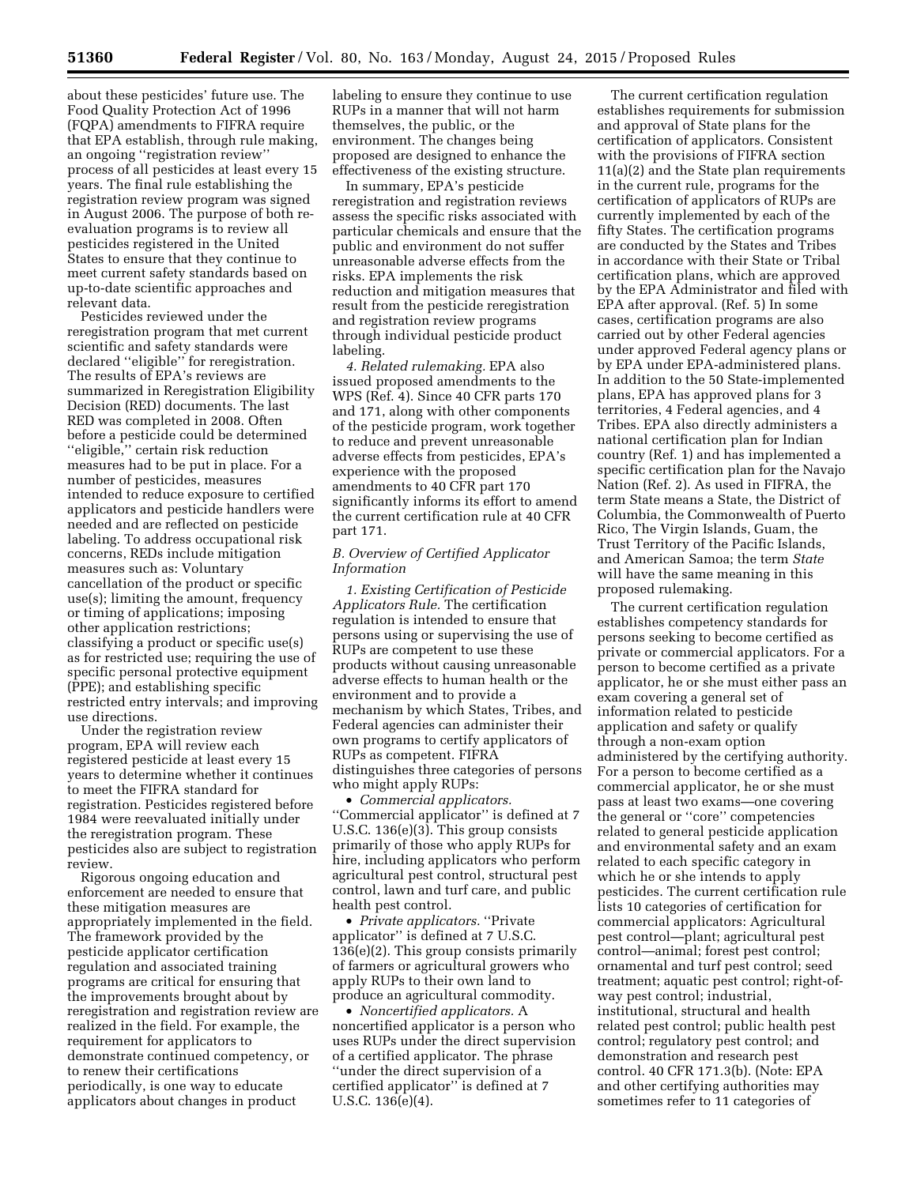about these pesticides' future use. The Food Quality Protection Act of 1996 (FQPA) amendments to FIFRA require that EPA establish, through rule making, an ongoing ''registration review'' process of all pesticides at least every 15 years. The final rule establishing the registration review program was signed in August 2006. The purpose of both re-evaluation programs is to review all pesticides registered in the United States to ensure that they continue to meet current safety standards based on up-to-date scientific approaches and relevant data.

Pesticides reviewed under the reregistration program that met current scientific and safety standards were declared ''eligible'' for reregistration. The results of EPA's reviews are summarized in Reregistration Eligibility Decision (RED) documents. The last RED was completed in 2008. Often before a pesticide could be determined ''eligible,'' certain risk reduction measures had to be put in place. For a number of pesticides, measures intended to reduce exposure to certified applicators and pesticide handlers were needed and are reflected on pesticide labeling. To address occupational risk concerns, REDs include mitigation measures such as: Voluntary cancellation of the product or specific use(s); limiting the amount, frequency or timing of applications; imposing other application restrictions; classifying a product or specific use(s) as for restricted use; requiring the use of specific personal protective equipment (PPE); and establishing specific restricted entry intervals; and improving use directions.

Under the registration review program, EPA will review each registered pesticide at least every 15 years to determine whether it continues to meet the FIFRA standard for registration. Pesticides registered before 1984 were reevaluated initially under the reregistration program. These pesticides also are subject to registration review.

Rigorous ongoing education and enforcement are needed to ensure that these mitigation measures are appropriately implemented in the field. The framework provided by the pesticide applicator certification regulation and associated training programs are critical for ensuring that the improvements brought about by reregistration and registration review are realized in the field. For example, the requirement for applicators to demonstrate continued competency, or to renew their certifications periodically, is one way to educate applicators about changes in product labeling to ensure they continue to use RUPs in a manner that will not harm themselves, the public, or the environment. The changes being proposed are designed to enhance the effectiveness of the existing structure.

In summary, EPA's pesticide reregistration and registration reviews assess the specific risks associated with particular chemicals and ensure that the public and environment do not suffer unreasonable adverse effects from the risks. EPA implements the risk reduction and mitigation measures that result from the pesticide reregistration and registration review programs through individual pesticide product labeling.

*4. Related rulemaking.* EPA also issued proposed amendments to the WPS (Ref. 4). Since 40 CFR parts 170 and 171, along with other components of the pesticide program, work together to reduce and prevent unreasonable adverse effects from pesticides, EPA's experience with the proposed amendments to 40 CFR part 170 significantly informs its effort to amend the current certification rule at 40 CFR part 171.

### *B. Overview of Certified Applicator Information*

*1. Existing Certification of Pesticide Applicators Rule.* The certification regulation is intended to ensure that persons using or supervising the use of RUPs are competent to use these products without causing unreasonable adverse effects to human health or the environment and to provide a mechanism by which States, Tribes, and Federal agencies can administer their own programs to certify applicators of RUPs as competent. FIFRA distinguishes three categories of persons who might apply RUPs:

- *Commercial applicators.* ''Commercial applicator'' is defined at 7 U.S.C. 136(e)(3). This group consists primarily of those who apply RUPs for hire, including applicators who perform agricultural pest control, structural pest control, lawn and turf care, and public health pest control.
- *Private applicators.* ''Private applicator'' is defined at 7 U.S.C. 136(e)(2). This group consists primarily of farmers or agricultural growers who apply RUPs to their own land to produce an agricultural commodity.
- *Noncertified applicators.* A noncertified applicator is a person who uses RUPs under the direct supervision of a certified applicator. The phrase ''under the direct supervision of a certified applicator'' is defined at 7 U.S.C. 136(e)(4).

The current certification regulation establishes requirements for submission and approval of State plans for the certification of applicators. Consistent with the provisions of FIFRA section 11(a)(2) and the State plan requirements in the current rule, programs for the certification of applicators of RUPs are currently implemented by each of the fifty States. The certification programs are conducted by the States and Tribes in accordance with their State or Tribal certification plans, which are approved by the EPA Administrator and filed with EPA after approval. (Ref. 5) In some cases, certification programs are also carried out by other Federal agencies under approved Federal agency plans or by EPA under EPA-administered plans. In addition to the 50 State-implemented plans, EPA has approved plans for 3 territories, 4 Federal agencies, and 4 Tribes. EPA also directly administers a national certification plan for Indian country (Ref. 1) and has implemented a specific certification plan for the Navajo Nation (Ref. 2). As used in FIFRA, the term State means a State, the District of Columbia, the Commonwealth of Puerto Rico, The Virgin Islands, Guam, the Trust Territory of the Pacific Islands, and American Samoa; the term *State* will have the same meaning in this proposed rulemaking.

The current certification regulation establishes competency standards for persons seeking to become certified as private or commercial applicators. For a person to become certified as a private applicator, he or she must either pass an exam covering a general set of information related to pesticide application and safety or qualify through a non-exam option administered by the certifying authority. For a person to become certified as a commercial applicator, he or she must pass at least two exams—one covering the general or ''core'' competencies related to general pesticide application and environmental safety and an exam related to each specific category in which he or she intends to apply pesticides. The current certification rule lists 10 categories of certification for commercial applicators: Agricultural pest control—plant; agricultural pest control—animal; forest pest control; ornamental and turf pest control; seed treatment; aquatic pest control; right-of-way pest control; industrial, institutional, structural and health related pest control; public health pest control; regulatory pest control; and demonstration and research pest control. 40 CFR 171.3(b). (Note: EPA and other certifying authorities may sometimes refer to 11 categories of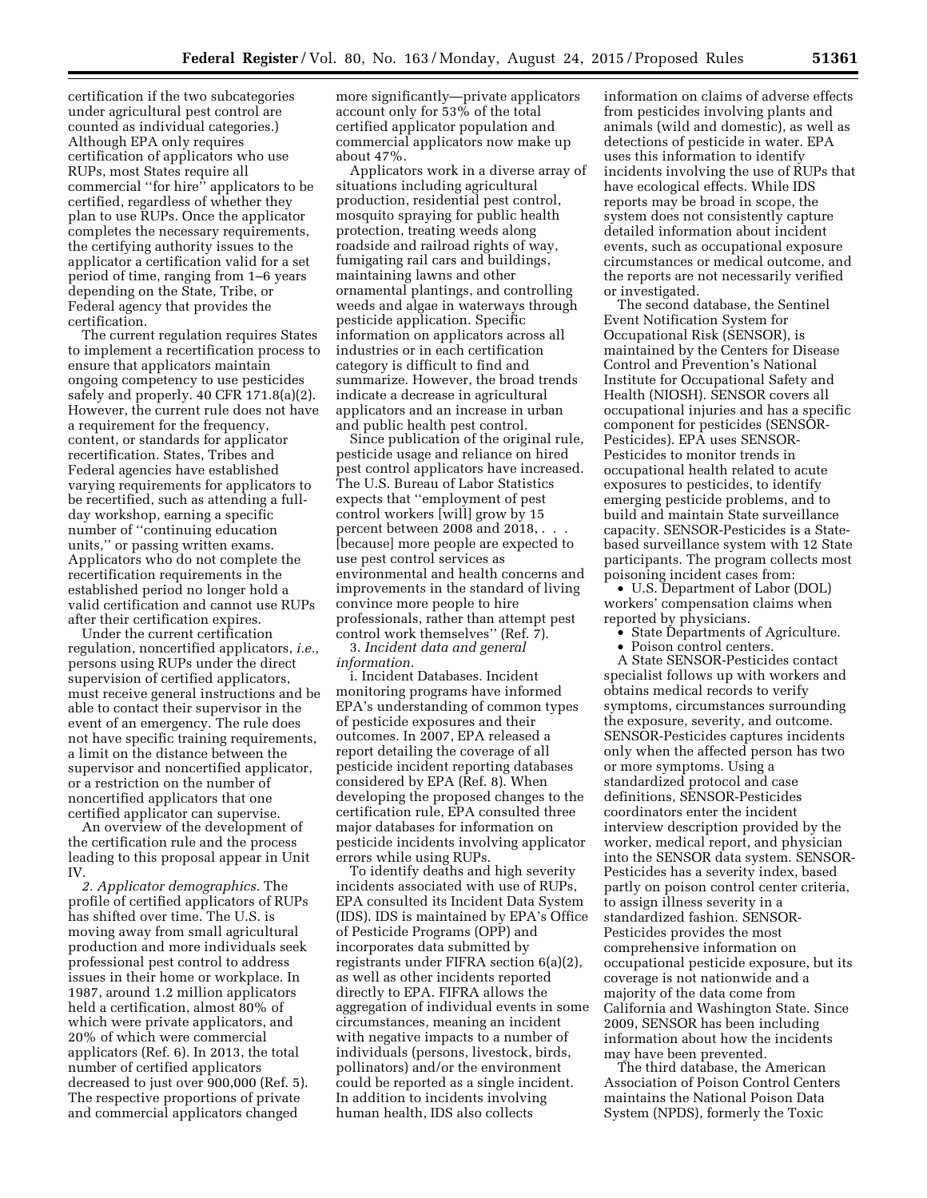certification if the two subcategories under agricultural pest control are counted as individual categories.) Although EPA only requires certification of applicators who use RUPs, most States require all commercial ''for hire'' applicators to be certified, regardless of whether they plan to use RUPs. Once the applicator completes the necessary requirements, the certifying authority issues to the applicator a certification valid for a set period of time, ranging from 1–6 years depending on the State, Tribe, or Federal agency that provides the certification.

The current regulation requires States to implement a recertification process to ensure that applicators maintain ongoing competency to use pesticides safely and properly. 40 CFR 171.8(a)(2). However, the current rule does not have a requirement for the frequency, content, or standards for applicator recertification. States, Tribes and Federal agencies have established varying requirements for applicators to be recertified, such as attending a full-day workshop, earning a specific number of ''continuing education units,'' or passing written exams. Applicators who do not complete the recertification requirements in the established period no longer hold a valid certification and cannot use RUPs after their certification expires.

Under the current certification regulation, noncertified applicators, *i.e.,* persons using RUPs under the direct supervision of certified applicators, must receive general instructions and be able to contact their supervisor in the event of an emergency. The rule does not have specific training requirements, a limit on the distance between the supervisor and noncertified applicator, or a restriction on the number of noncertified applicators that one certified applicator can supervise.

An overview of the development of the certification rule and the process leading to this proposal appear in Unit IV.

*2. Applicator demographics.* The profile of certified applicators of RUPs has shifted over time. The U.S. is moving away from small agricultural production and more individuals seek professional pest control to address issues in their home or workplace. In 1987, around 1.2 million applicators held a certification, almost 80% of which were private applicators, and 20% of which were commercial applicators (Ref. 6). In 2013, the total number of certified applicators decreased to just over 900,000 (Ref. 5). The respective proportions of private and commercial applicators changed more significantly—private applicators account only for 53% of the total certified applicator population and commercial applicators now make up about 47%.

Applicators work in a diverse array of situations including agricultural production, residential pest control, mosquito spraying for public health protection, treating weeds along roadside and railroad rights of way, fumigating rail cars and buildings, maintaining lawns and other ornamental plantings, and controlling weeds and algae in waterways through pesticide application. Specific information on applicators across all industries or in each certification category is difficult to find and summarize. However, the broad trends indicate a decrease in agricultural applicators and an increase in urban and public health pest control.

Since publication of the original rule, pesticide usage and reliance on hired pest control applicators have increased. The U.S. Bureau of Labor Statistics expects that ''employment of pest control workers [will] grow by 15 percent between 2008 and 2018, . . . [because] more people are expected to use pest control services as environmental and health concerns and improvements in the standard of living convince more people to hire professionals, rather than attempt pest control work themselves'' (Ref. 7).

3. *Incident data and general information.*

i. Incident Databases. Incident monitoring programs have informed EPA's understanding of common types of pesticide exposures and their outcomes. In 2007, EPA released a report detailing the coverage of all pesticide incident reporting databases considered by EPA (Ref. 8). When developing the proposed changes to the certification rule, EPA consulted three major databases for information on pesticide incidents involving applicator errors while using RUPs.

To identify deaths and high severity incidents associated with use of RUPs, EPA consulted its Incident Data System (IDS). IDS is maintained by EPA's Office of Pesticide Programs (OPP) and incorporates data submitted by registrants under FIFRA section 6(a)(2), as well as other incidents reported directly to EPA. FIFRA allows the aggregation of individual events in some circumstances, meaning an incident with negative impacts to a number of individuals (persons, livestock, birds, pollinators) and/or the environment could be reported as a single incident. In addition to incidents involving human health, IDS also collects information on claims of adverse effects from pesticides involving plants and animals (wild and domestic), as well as detections of pesticide in water. EPA uses this information to identify incidents involving the use of RUPs that have ecological effects. While IDS reports may be broad in scope, the system does not consistently capture detailed information about incident events, such as occupational exposure circumstances or medical outcome, and the reports are not necessarily verified or investigated.

The second database, the Sentinel Event Notification System for Occupational Risk (SENSOR), is maintained by the Centers for Disease Control and Prevention's National Institute for Occupational Safety and Health (NIOSH). SENSOR covers all occupational injuries and has a specific component for pesticides (SENSOR-Pesticides). EPA uses SENSOR-Pesticides to monitor trends in occupational health related to acute exposures to pesticides, to identify emerging pesticide problems, and to build and maintain State surveillance capacity. SENSOR-Pesticides is a State-based surveillance system with 12 State participants. The program collects most poisoning incident cases from:

- U.S. Department of Labor (DOL) workers' compensation claims when reported by physicians.
- State Departments of Agriculture.
- Poison control centers.

A State SENSOR-Pesticides contact specialist follows up with workers and obtains medical records to verify symptoms, circumstances surrounding the exposure, severity, and outcome. SENSOR-Pesticides captures incidents only when the affected person has two or more symptoms. Using a standardized protocol and case definitions, SENSOR-Pesticides coordinators enter the incident interview description provided by the worker, medical report, and physician into the SENSOR data system. SENSOR-Pesticides has a severity index, based partly on poison control center criteria, to assign illness severity in a standardized fashion. SENSOR-Pesticides provides the most comprehensive information on occupational pesticide exposure, but its coverage is not nationwide and a majority of the data come from California and Washington State. Since 2009, SENSOR has been including information about how the incidents may have been prevented.

The third database, the American Association of Poison Control Centers maintains the National Poison Data System (NPDS), formerly the Toxic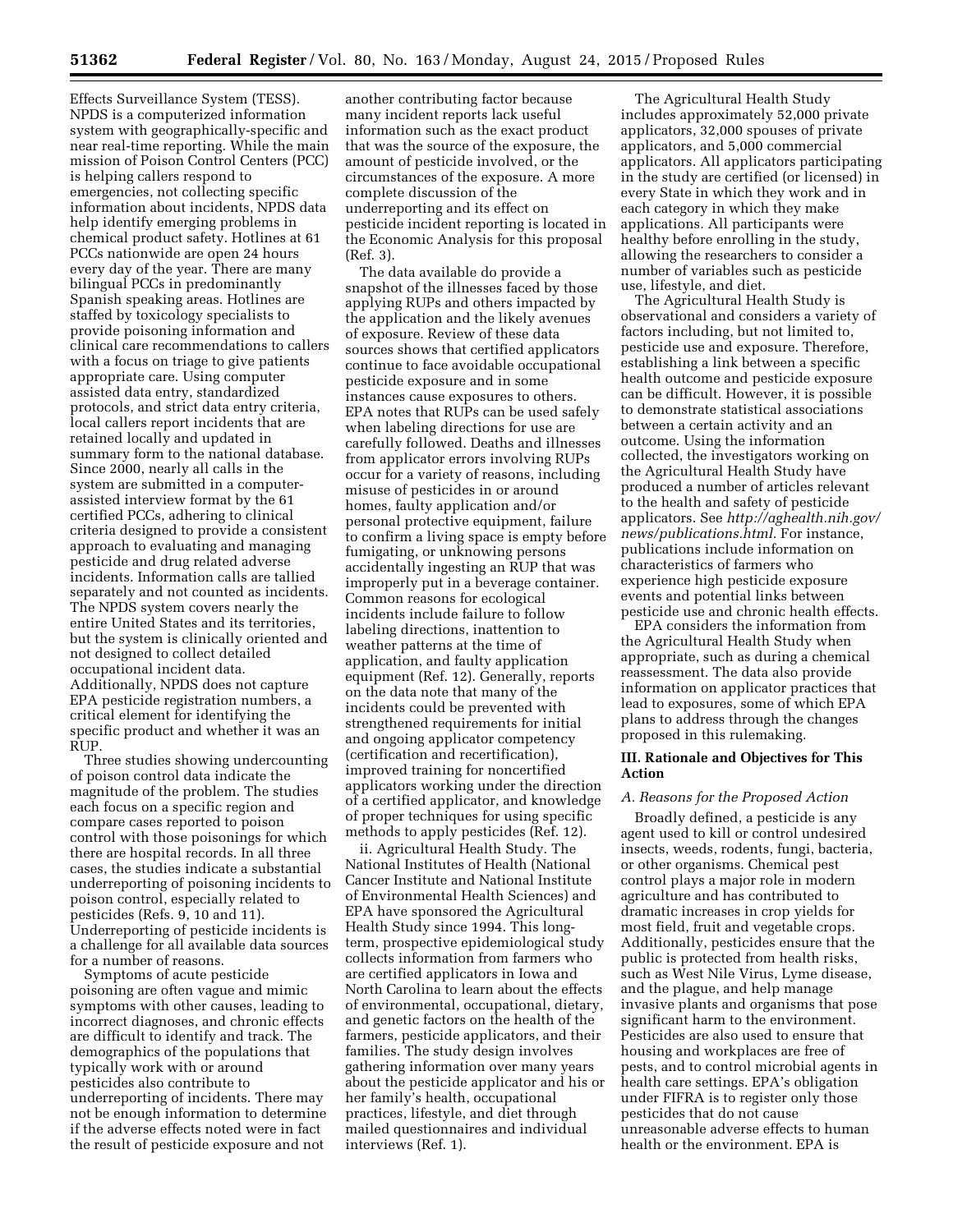Effects Surveillance System (TESS). NPDS is a computerized information system with geographically-specific and near real-time reporting. While the main mission of Poison Control Centers (PCC) is helping callers respond to emergencies, not collecting specific information about incidents, NPDS data help identify emerging problems in chemical product safety. Hotlines at 61 PCCs nationwide are open 24 hours every day of the year. There are many bilingual PCCs in predominantly Spanish speaking areas. Hotlines are staffed by toxicology specialists to provide poisoning information and clinical care recommendations to callers with a focus on triage to give patients appropriate care. Using computer assisted data entry, standardized protocols, and strict data entry criteria, local callers report incidents that are retained locally and updated in summary form to the national database. Since 2000, nearly all calls in the system are submitted in a computer-assisted interview format by the 61 certified PCCs, adhering to clinical criteria designed to provide a consistent approach to evaluating and managing pesticide and drug related adverse incidents. Information calls are tallied separately and not counted as incidents. The NPDS system covers nearly the entire United States and its territories, but the system is clinically oriented and not designed to collect detailed occupational incident data. Additionally, NPDS does not capture EPA pesticide registration numbers, a critical element for identifying the specific product and whether it was an RUP.

Three studies showing undercounting of poison control data indicate the magnitude of the problem. The studies each focus on a specific region and compare cases reported to poison control with those poisonings for which there are hospital records. In all three cases, the studies indicate a substantial underreporting of poisoning incidents to poison control, especially related to pesticides (Refs. 9, 10 and 11). Underreporting of pesticide incidents is a challenge for all available data sources for a number of reasons.

Symptoms of acute pesticide poisoning are often vague and mimic symptoms with other causes, leading to incorrect diagnoses, and chronic effects are difficult to identify and track. The demographics of the populations that typically work with or around pesticides also contribute to underreporting of incidents. There may not be enough information to determine if the adverse effects noted were in fact the result of pesticide exposure and not another contributing factor because many incident reports lack useful information such as the exact product that was the source of the exposure, the amount of pesticide involved, or the circumstances of the exposure. A more complete discussion of the underreporting and its effect on pesticide incident reporting is located in the Economic Analysis for this proposal (Ref. 3).

The data available do provide a snapshot of the illnesses faced by those applying RUPs and others impacted by the application and the likely avenues of exposure. Review of these data sources shows that certified applicators continue to face avoidable occupational pesticide exposure and in some instances cause exposures to others. EPA notes that RUPs can be used safely when labeling directions for use are carefully followed. Deaths and illnesses from applicator errors involving RUPs occur for a variety of reasons, including misuse of pesticides in or around homes, faulty application and/or personal protective equipment, failure to confirm a living space is empty before fumigating, or unknowing persons accidentally ingesting an RUP that was improperly put in a beverage container. Common reasons for ecological incidents include failure to follow labeling directions, inattention to weather patterns at the time of application, and faulty application equipment (Ref. 12). Generally, reports on the data note that many of the incidents could be prevented with strengthened requirements for initial and ongoing applicator competency (certification and recertification), improved training for noncertified applicators working under the direction of a certified applicator, and knowledge of proper techniques for using specific methods to apply pesticides (Ref. 12).

ii. Agricultural Health Study. The National Institutes of Health (National Cancer Institute and National Institute of Environmental Health Sciences) and EPA have sponsored the Agricultural Health Study since 1994. This long-term, prospective epidemiological study collects information from farmers who are certified applicators in Iowa and North Carolina to learn about the effects of environmental, occupational, dietary, and genetic factors on the health of the farmers, pesticide applicators, and their families. The study design involves gathering information over many years about the pesticide applicator and his or her family's health, occupational practices, lifestyle, and diet through mailed questionnaires and individual interviews (Ref. 1).

The Agricultural Health Study includes approximately 52,000 private applicators, 32,000 spouses of private applicators, and 5,000 commercial applicators. All applicators participating in the study are certified (or licensed) in every State in which they work and in each category in which they make applications. All participants were healthy before enrolling in the study, allowing the researchers to consider a number of variables such as pesticide use, lifestyle, and diet.

The Agricultural Health Study is observational and considers a variety of factors including, but not limited to, pesticide use and exposure. Therefore, establishing a link between a specific health outcome and pesticide exposure can be difficult. However, it is possible to demonstrate statistical associations between a certain activity and an outcome. Using the information collected, the investigators working on the Agricultural Health Study have produced a number of articles relevant to the health and safety of pesticide applicators. See *http://aghealth.nih.gov/news/publications.html.* For instance, publications include information on characteristics of farmers who experience high pesticide exposure events and potential links between pesticide use and chronic health effects.

EPA considers the information from the Agricultural Health Study when appropriate, such as during a chemical reassessment. The data also provide information on applicator practices that lead to exposures, some of which EPA plans to address through the changes proposed in this rulemaking.

## III. Rationale and Objectives for This Action

### *A. Reasons for the Proposed Action*

Broadly defined, a pesticide is any agent used to kill or control undesired insects, weeds, rodents, fungi, bacteria, or other organisms. Chemical pest control plays a major role in modern agriculture and has contributed to dramatic increases in crop yields for most field, fruit and vegetable crops. Additionally, pesticides ensure that the public is protected from health risks, such as West Nile Virus, Lyme disease, and the plague, and help manage invasive plants and organisms that pose significant harm to the environment. Pesticides are also used to ensure that housing and workplaces are free of pests, and to control microbial agents in health care settings. EPA's obligation under FIFRA is to register only those pesticides that do not cause unreasonable adverse effects to human health or the environment. EPA is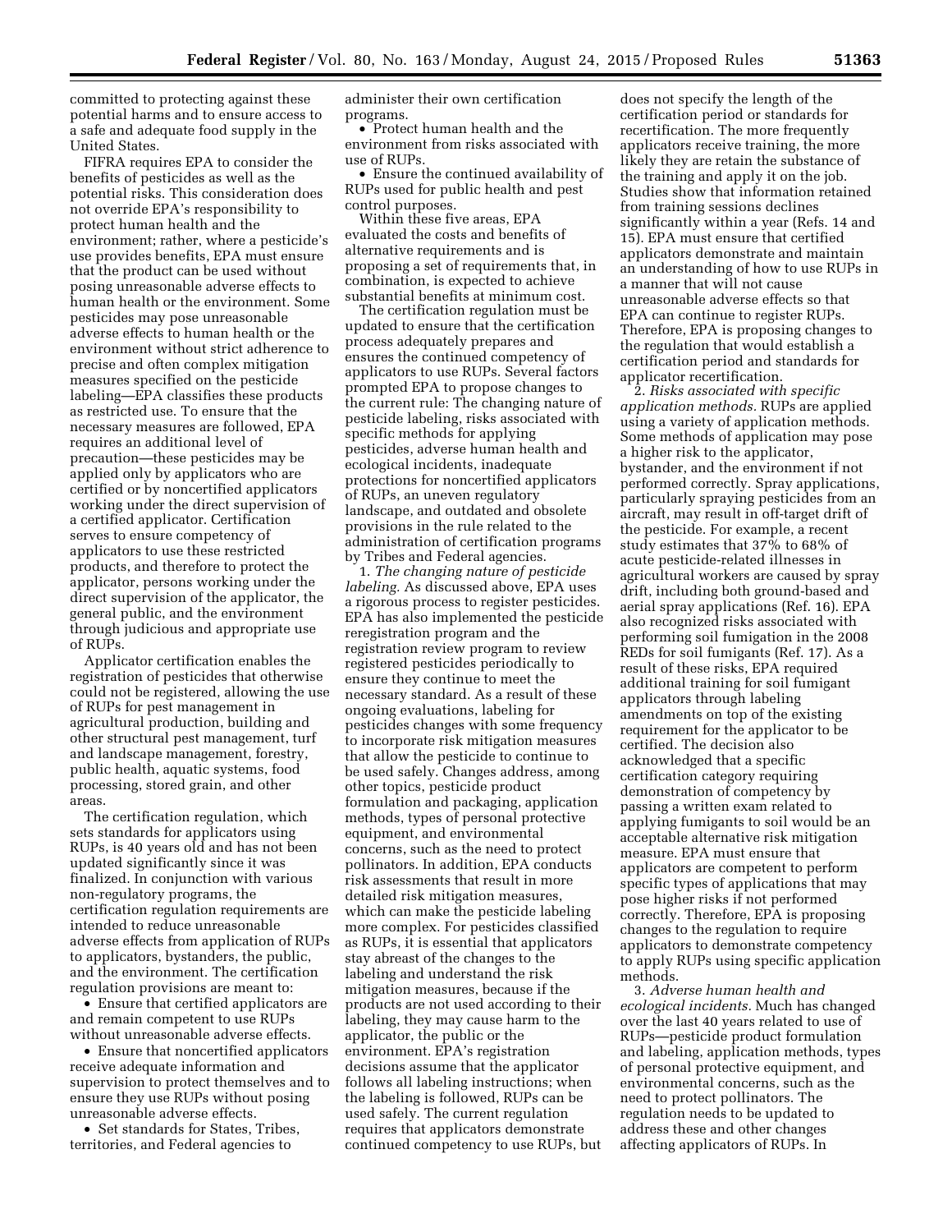committed to protecting against these potential harms and to ensure access to a safe and adequate food supply in the United States.

FIFRA requires EPA to consider the benefits of pesticides as well as the potential risks. This consideration does not override EPA's responsibility to protect human health and the environment; rather, where a pesticide's use provides benefits, EPA must ensure that the product can be used without posing unreasonable adverse effects to human health or the environment. Some pesticides may pose unreasonable adverse effects to human health or the environment without strict adherence to precise and often complex mitigation measures specified on the pesticide labeling—EPA classifies these products as restricted use. To ensure that the necessary measures are followed, EPA requires an additional level of precaution—these pesticides may be applied only by applicators who are certified or by noncertified applicators working under the direct supervision of a certified applicator. Certification serves to ensure competency of applicators to use these restricted products, and therefore to protect the applicator, persons working under the direct supervision of the applicator, the general public, and the environment through judicious and appropriate use of RUPs.

Applicator certification enables the registration of pesticides that otherwise could not be registered, allowing the use of RUPs for pest management in agricultural production, building and other structural pest management, turf and landscape management, forestry, public health, aquatic systems, food processing, stored grain, and other areas.

The certification regulation, which sets standards for applicators using RUPs, is 40 years old and has not been updated significantly since it was finalized. In conjunction with various non-regulatory programs, the certification regulation requirements are intended to reduce unreasonable adverse effects from application of RUPs to applicators, bystanders, the public, and the environment. The certification regulation provisions are meant to:

- Ensure that certified applicators are and remain competent to use RUPs without unreasonable adverse effects.
- Ensure that noncertified applicators receive adequate information and supervision to protect themselves and to ensure they use RUPs without posing unreasonable adverse effects.
- Set standards for States, Tribes, territories, and Federal agencies to administer their own certification programs.
- Protect human health and the environment from risks associated with use of RUPs.
- Ensure the continued availability of RUPs used for public health and pest control purposes.

Within these five areas, EPA evaluated the costs and benefits of alternative requirements and is proposing a set of requirements that, in combination, is expected to achieve substantial benefits at minimum cost.

The certification regulation must be updated to ensure that the certification process adequately prepares and ensures the continued competency of applicators to use RUPs. Several factors prompted EPA to propose changes to the current rule: The changing nature of pesticide labeling, risks associated with specific methods for applying pesticides, adverse human health and ecological incidents, inadequate protections for noncertified applicators of RUPs, an uneven regulatory landscape, and outdated and obsolete provisions in the rule related to the administration of certification programs by Tribes and Federal agencies.

1. *The changing nature of pesticide labeling.* As discussed above, EPA uses a rigorous process to register pesticides. EPA has also implemented the pesticide reregistration program and the registration review program to review registered pesticides periodically to ensure they continue to meet the necessary standard. As a result of these ongoing evaluations, labeling for pesticides changes with some frequency to incorporate risk mitigation measures that allow the pesticide to continue to be used safely. Changes address, among other topics, pesticide product formulation and packaging, application methods, types of personal protective equipment, and environmental concerns, such as the need to protect pollinators. In addition, EPA conducts risk assessments that result in more detailed risk mitigation measures, which can make the pesticide labeling more complex. For pesticides classified as RUPs, it is essential that applicators stay abreast of the changes to the labeling and understand the risk mitigation measures, because if the products are not used according to their labeling, they may cause harm to the applicator, the public or the environment. EPA's registration decisions assume that the applicator follows all labeling instructions; when the labeling is followed, RUPs can be used safely. The current regulation requires that applicators demonstrate continued competency to use RUPs, but does not specify the length of the certification period or standards for recertification. The more frequently applicators receive training, the more likely they are retain the substance of the training and apply it on the job. Studies show that information retained from training sessions declines significantly within a year (Refs. 14 and 15). EPA must ensure that certified applicators demonstrate and maintain an understanding of how to use RUPs in a manner that will not cause unreasonable adverse effects so that EPA can continue to register RUPs. Therefore, EPA is proposing changes to the regulation that would establish a certification period and standards for applicator recertification.

2. *Risks associated with specific application methods.* RUPs are applied using a variety of application methods. Some methods of application may pose a higher risk to the applicator, bystander, and the environment if not performed correctly. Spray applications, particularly spraying pesticides from an aircraft, may result in off-target drift of the pesticide. For example, a recent study estimates that 37% to 68% of acute pesticide-related illnesses in agricultural workers are caused by spray drift, including both ground-based and aerial spray applications (Ref. 16). EPA also recognized risks associated with performing soil fumigation in the 2008 REDs for soil fumigants (Ref. 17). As a result of these risks, EPA required additional training for soil fumigant applicators through labeling amendments on top of the existing requirement for the applicator to be certified. The decision also acknowledged that a specific certification category requiring demonstration of competency by passing a written exam related to applying fumigants to soil would be an acceptable alternative risk mitigation measure. EPA must ensure that applicators are competent to perform specific types of applications that may pose higher risks if not performed correctly. Therefore, EPA is proposing changes to the regulation to require applicators to demonstrate competency to apply RUPs using specific application methods.

3. *Adverse human health and ecological incidents.* Much has changed over the last 40 years related to use of RUPs—pesticide product formulation and labeling, application methods, types of personal protective equipment, and environmental concerns, such as the need to protect pollinators. The regulation needs to be updated to address these and other changes affecting applicators of RUPs. In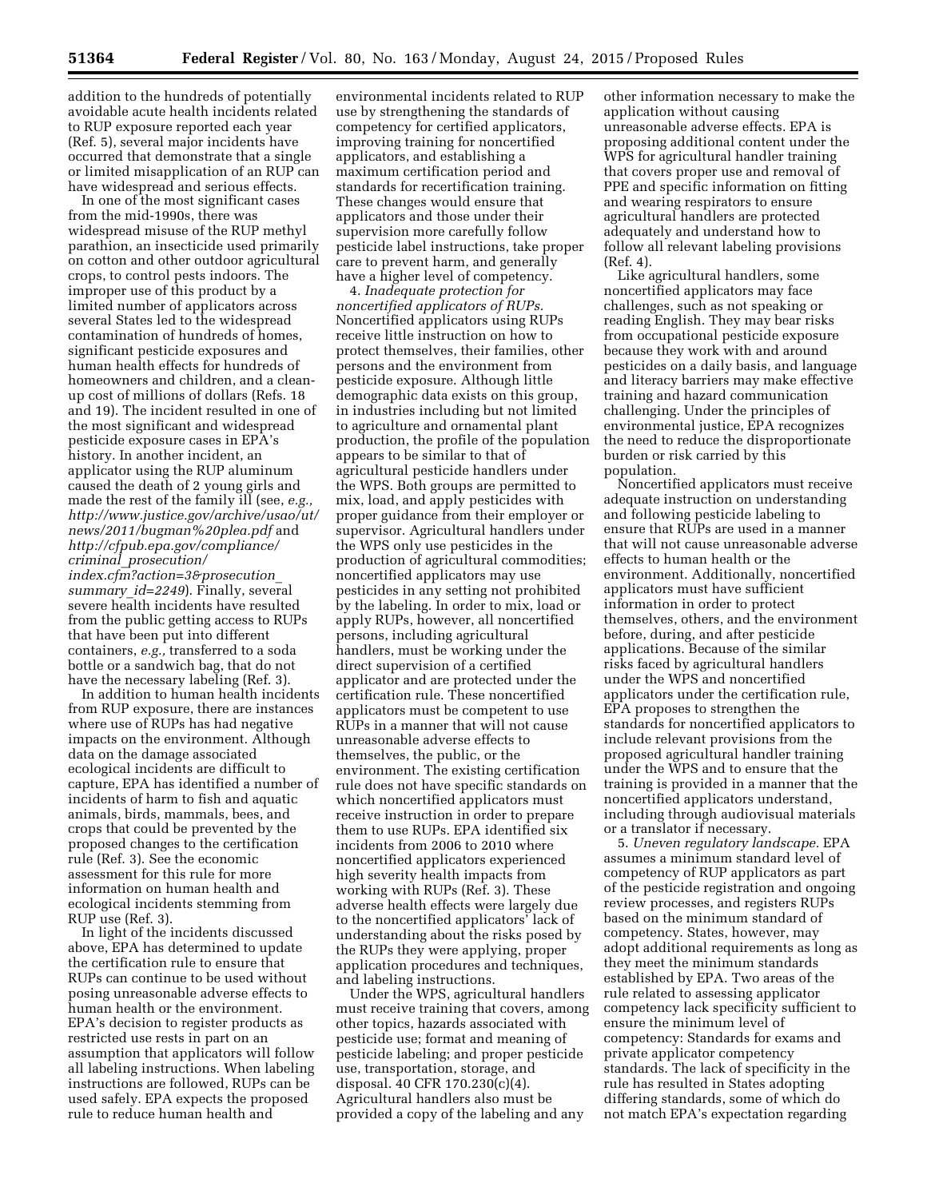addition to the hundreds of potentially avoidable acute health incidents related to RUP exposure reported each year (Ref. 5), several major incidents have occurred that demonstrate that a single or limited misapplication of an RUP can have widespread and serious effects.

In one of the most significant cases from the mid-1990s, there was widespread misuse of the RUP methyl parathion, an insecticide used primarily on cotton and other outdoor agricultural crops, to control pests indoors. The improper use of this product by a limited number of applicators across several States led to the widespread contamination of hundreds of homes, significant pesticide exposures and human health effects for hundreds of homeowners and children, and a clean-up cost of millions of dollars (Refs. 18 and 19). The incident resulted in one of the most significant and widespread pesticide exposure cases in EPA's history. In another incident, an applicator using the RUP aluminum caused the death of 2 young girls and made the rest of the family ill (see, *e.g., http://www.justice.gov/archive/usao/ut/news/2011/bugman%20plea.pdf* and *http://cfpub.epa.gov/compliance/criminal_prosecution/index.cfm?action=3&prosecution_summary_id=2249*). Finally, several severe health incidents have resulted from the public getting access to RUPs that have been put into different containers, *e.g.,* transferred to a soda bottle or a sandwich bag, that do not have the necessary labeling (Ref. 3).

In addition to human health incidents from RUP exposure, there are instances where use of RUPs has had negative impacts on the environment. Although data on the damage associated ecological incidents are difficult to capture, EPA has identified a number of incidents of harm to fish and aquatic animals, birds, mammals, bees, and crops that could be prevented by the proposed changes to the certification rule (Ref. 3). See the economic assessment for this rule for more information on human health and ecological incidents stemming from RUP use (Ref. 3).

In light of the incidents discussed above, EPA has determined to update the certification rule to ensure that RUPs can continue to be used without posing unreasonable adverse effects to human health or the environment. EPA's decision to register products as restricted use rests in part on an assumption that applicators will follow all labeling instructions. When labeling instructions are followed, RUPs can be used safely. EPA expects the proposed rule to reduce human health and environmental incidents related to RUP use by strengthening the standards of competency for certified applicators, improving training for noncertified applicators, and establishing a maximum certification period and standards for recertification training. These changes would ensure that applicators and those under their supervision more carefully follow pesticide label instructions, take proper care to prevent harm, and generally have a higher level of competency.

4. *Inadequate protection for noncertified applicators of RUPs.* Noncertified applicators using RUPs receive little instruction on how to protect themselves, their families, other persons and the environment from pesticide exposure. Although little demographic data exists on this group, in industries including but not limited to agriculture and ornamental plant production, the profile of the population appears to be similar to that of agricultural pesticide handlers under the WPS. Both groups are permitted to mix, load, and apply pesticides with proper guidance from their employer or supervisor. Agricultural handlers under the WPS only use pesticides in the production of agricultural commodities; noncertified applicators may use pesticides in any setting not prohibited by the labeling. In order to mix, load or apply RUPs, however, all noncertified persons, including agricultural handlers, must be working under the direct supervision of a certified applicator and are protected under the certification rule. These noncertified applicators must be competent to use RUPs in a manner that will not cause unreasonable adverse effects to themselves, the public, or the environment. The existing certification rule does not have specific standards on which noncertified applicators must receive instruction in order to prepare them to use RUPs. EPA identified six incidents from 2006 to 2010 where noncertified applicators experienced high severity health impacts from working with RUPs (Ref. 3). These adverse health effects were largely due to the noncertified applicators' lack of understanding about the risks posed by the RUPs they were applying, proper application procedures and techniques, and labeling instructions.

Under the WPS, agricultural handlers must receive training that covers, among other topics, hazards associated with pesticide use; format and meaning of pesticide labeling; and proper pesticide use, transportation, storage, and disposal. 40 CFR 170.230(c)(4). Agricultural handlers also must be provided a copy of the labeling and any other information necessary to make the application without causing unreasonable adverse effects. EPA is proposing additional content under the WPS for agricultural handler training that covers proper use and removal of PPE and specific information on fitting and wearing respirators to ensure agricultural handlers are protected adequately and understand how to follow all relevant labeling provisions (Ref. 4).

Like agricultural handlers, some noncertified applicators may face challenges, such as not speaking or reading English. They may bear risks from occupational pesticide exposure because they work with and around pesticides on a daily basis, and language and literacy barriers may make effective training and hazard communication challenging. Under the principles of environmental justice, EPA recognizes the need to reduce the disproportionate burden or risk carried by this population.

Noncertified applicators must receive adequate instruction on understanding and following pesticide labeling to ensure that RUPs are used in a manner that will not cause unreasonable adverse effects to human health or the environment. Additionally, noncertified applicators must have sufficient information in order to protect themselves, others, and the environment before, during, and after pesticide applications. Because of the similar risks faced by agricultural handlers under the WPS and noncertified applicators under the certification rule, EPA proposes to strengthen the standards for noncertified applicators to include relevant provisions from the proposed agricultural handler training under the WPS and to ensure that the training is provided in a manner that the noncertified applicators understand, including through audiovisual materials or a translator if necessary.

5. *Uneven regulatory landscape.* EPA assumes a minimum standard level of competency of RUP applicators as part of the pesticide registration and ongoing review processes, and registers RUPs based on the minimum standard of competency. States, however, may adopt additional requirements as long as they meet the minimum standards established by EPA. Two areas of the rule related to assessing applicator competency lack specificity sufficient to ensure the minimum level of competency: Standards for exams and private applicator competency standards. The lack of specificity in the rule has resulted in States adopting differing standards, some of which do not match EPA's expectation regarding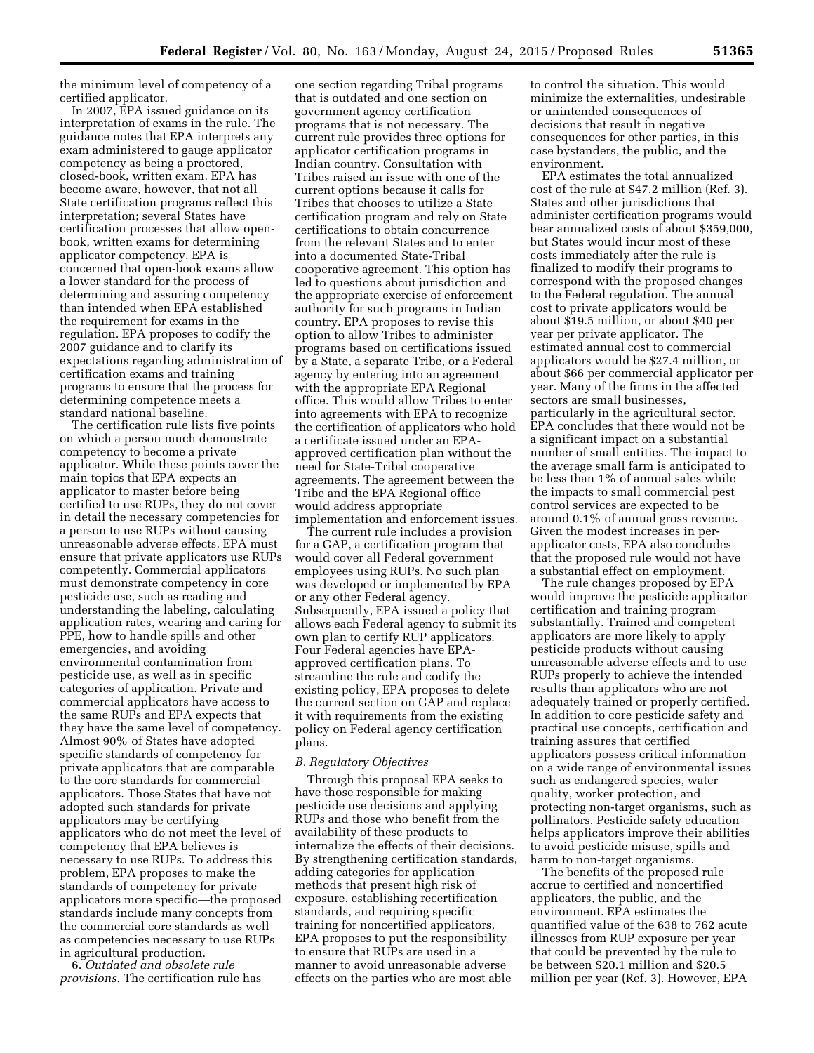the minimum level of competency of a certified applicator.

In 2007, EPA issued guidance on its interpretation of exams in the rule. The guidance notes that EPA interprets any exam administered to gauge applicator competency as being a proctored, closed-book, written exam. EPA has become aware, however, that not all State certification programs reflect this interpretation; several States have certification processes that allow open-book, written exams for determining applicator competency. EPA is concerned that open-book exams allow a lower standard for the process of determining and assuring competency than intended when EPA established the requirement for exams in the regulation. EPA proposes to codify the 2007 guidance and to clarify its expectations regarding administration of certification exams and training programs to ensure that the process for determining competence meets a standard national baseline.

The certification rule lists five points on which a person much demonstrate competency to become a private applicator. While these points cover the main topics that EPA expects an applicator to master before being certified to use RUPs, they do not cover in detail the necessary competencies for a person to use RUPs without causing unreasonable adverse effects. EPA must ensure that private applicators use RUPs competently. Commercial applicators must demonstrate competency in core pesticide use, such as reading and understanding the labeling, calculating application rates, wearing and caring for PPE, how to handle spills and other emergencies, and avoiding environmental contamination from pesticide use, as well as in specific categories of application. Private and commercial applicators have access to the same RUPs and EPA expects that they have the same level of competency. Almost 90% of States have adopted specific standards of competency for private applicators that are comparable to the core standards for commercial applicators. Those States that have not adopted such standards for private applicators may be certifying applicators who do not meet the level of competency that EPA believes is necessary to use RUPs. To address this problem, EPA proposes to make the standards of competency for private applicators more specific—the proposed standards include many concepts from the commercial core standards as well as competencies necessary to use RUPs in agricultural production.

6. *Outdated and obsolete rule provisions.* The certification rule has one section regarding Tribal programs that is outdated and one section on government agency certification programs that is not necessary. The current rule provides three options for applicator certification programs in Indian country. Consultation with Tribes raised an issue with one of the current options because it calls for Tribes that chooses to utilize a State certification program and rely on State certifications to obtain concurrence from the relevant States and to enter into a documented State-Tribal cooperative agreement. This option has led to questions about jurisdiction and the appropriate exercise of enforcement authority for such programs in Indian country. EPA proposes to revise this option to allow Tribes to administer programs based on certifications issued by a State, a separate Tribe, or a Federal agency by entering into an agreement with the appropriate EPA Regional office. This would allow Tribes to enter into agreements with EPA to recognize the certification of applicators who hold a certificate issued under an EPA-approved certification plan without the need for State-Tribal cooperative agreements. The agreement between the Tribe and the EPA Regional office would address appropriate implementation and enforcement issues.

The current rule includes a provision for a GAP, a certification program that would cover all Federal government employees using RUPs. No such plan was developed or implemented by EPA or any other Federal agency. Subsequently, EPA issued a policy that allows each Federal agency to submit its own plan to certify RUP applicators. Four Federal agencies have EPA-approved certification plans. To streamline the rule and codify the existing policy, EPA proposes to delete the current section on GAP and replace it with requirements from the existing policy on Federal agency certification plans.

### *B. Regulatory Objectives*

Through this proposal EPA seeks to have those responsible for making pesticide use decisions and applying RUPs and those who benefit from the availability of these products to internalize the effects of their decisions. By strengthening certification standards, adding categories for application methods that present high risk of exposure, establishing recertification standards, and requiring specific training for noncertified applicators, EPA proposes to put the responsibility to ensure that RUPs are used in a manner to avoid unreasonable adverse effects on the parties who are most able to control the situation. This would minimize the externalities, undesirable or unintended consequences of decisions that result in negative consequences for other parties, in this case bystanders, the public, and the environment.

EPA estimates the total annualized cost of the rule at $47.2 million (Ref. 3). States and other jurisdictions that administer certification programs would bear annualized costs of about $359,000, but States would incur most of these costs immediately after the rule is finalized to modify their programs to correspond with the proposed changes to the Federal regulation. The annual cost to private applicators would be about $19.5 million, or about $40 per year per private applicator. The estimated annual cost to commercial applicators would be $27.4 million, or about $66 per commercial applicator per year. Many of the firms in the affected sectors are small businesses, particularly in the agricultural sector. EPA concludes that there would not be a significant impact on a substantial number of small entities. The impact to the average small farm is anticipated to be less than 1% of annual sales while the impacts to small commercial pest control services are expected to be around 0.1% of annual gross revenue. Given the modest increases in per-applicator costs, EPA also concludes that the proposed rule would not have a substantial effect on employment.

The rule changes proposed by EPA would improve the pesticide applicator certification and training program substantially. Trained and competent applicators are more likely to apply pesticide products without causing unreasonable adverse effects and to use RUPs properly to achieve the intended results than applicators who are not adequately trained or properly certified. In addition to core pesticide safety and practical use concepts, certification and training assures that certified applicators possess critical information on a wide range of environmental issues such as endangered species, water quality, worker protection, and protecting non-target organisms, such as pollinators. Pesticide safety education helps applicators improve their abilities to avoid pesticide misuse, spills and harm to non-target organisms.

The benefits of the proposed rule accrue to certified and noncertified applicators, the public, and the environment. EPA estimates the quantified value of the 638 to 762 acute illnesses from RUP exposure per year that could be prevented by the rule to be between $20.1 million and $20.5 million per year (Ref. 3). However, EPA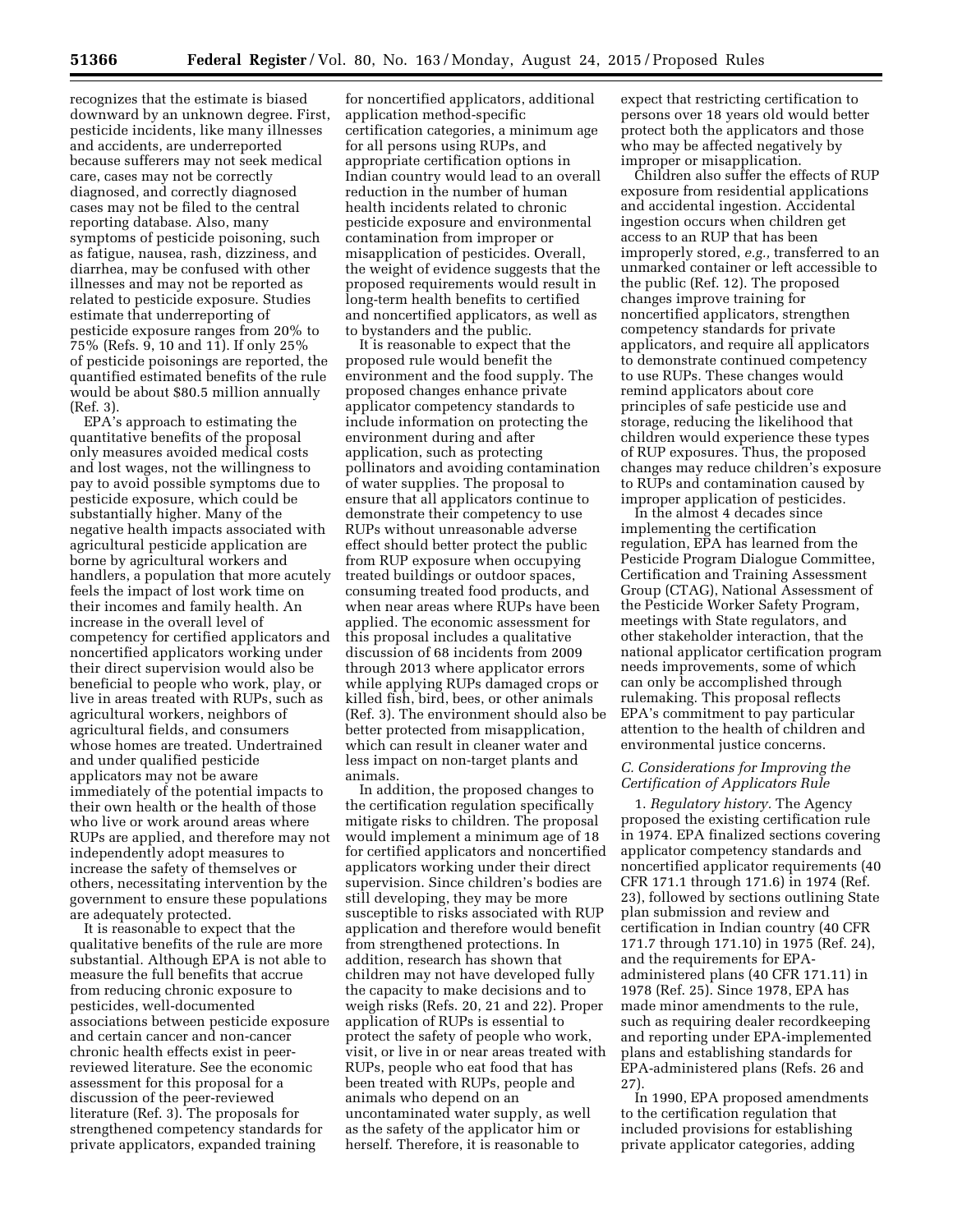recognizes that the estimate is biased downward by an unknown degree. First, pesticide incidents, like many illnesses and accidents, are underreported because sufferers may not seek medical care, cases may not be correctly diagnosed, and correctly diagnosed cases may not be filed to the central reporting database. Also, many symptoms of pesticide poisoning, such as fatigue, nausea, rash, dizziness, and diarrhea, may be confused with other illnesses and may not be reported as related to pesticide exposure. Studies estimate that underreporting of pesticide exposure ranges from 20% to 75% (Refs. 9, 10 and 11). If only 25% of pesticide poisonings are reported, the quantified estimated benefits of the rule would be about $80.5 million annually (Ref. 3).

EPA's approach to estimating the quantitative benefits of the proposal only measures avoided medical costs and lost wages, not the willingness to pay to avoid possible symptoms due to pesticide exposure, which could be substantially higher. Many of the negative health impacts associated with agricultural pesticide application are borne by agricultural workers and handlers, a population that more acutely feels the impact of lost work time on their incomes and family health. An increase in the overall level of competency for certified applicators and noncertified applicators working under their direct supervision would also be beneficial to people who work, play, or live in areas treated with RUPs, such as agricultural workers, neighbors of agricultural fields, and consumers whose homes are treated. Undertrained and under qualified pesticide applicators may not be aware immediately of the potential impacts to their own health or the health of those who live or work around areas where RUPs are applied, and therefore may not independently adopt measures to increase the safety of themselves or others, necessitating intervention by the government to ensure these populations are adequately protected.

It is reasonable to expect that the qualitative benefits of the rule are more substantial. Although EPA is not able to measure the full benefits that accrue from reducing chronic exposure to pesticides, well-documented associations between pesticide exposure and certain cancer and non-cancer chronic health effects exist in peer-reviewed literature. See the economic assessment for this proposal for a discussion of the peer-reviewed literature (Ref. 3). The proposals for strengthened competency standards for private applicators, expanded training for noncertified applicators, additional application method-specific certification categories, a minimum age for all persons using RUPs, and appropriate certification options in Indian country would lead to an overall reduction in the number of human health incidents related to chronic pesticide exposure and environmental contamination from improper or misapplication of pesticides. Overall, the weight of evidence suggests that the proposed requirements would result in long-term health benefits to certified and noncertified applicators, as well as to bystanders and the public.

It is reasonable to expect that the proposed rule would benefit the environment and the food supply. The proposed changes enhance private applicator competency standards to include information on protecting the environment during and after application, such as protecting pollinators and avoiding contamination of water supplies. The proposal to ensure that all applicators continue to demonstrate their competency to use RUPs without unreasonable adverse effect should better protect the public from RUP exposure when occupying treated buildings or outdoor spaces, consuming treated food products, and when near areas where RUPs have been applied. The economic assessment for this proposal includes a qualitative discussion of 68 incidents from 2009 through 2013 where applicator errors while applying RUPs damaged crops or killed fish, bird, bees, or other animals (Ref. 3). The environment should also be better protected from misapplication, which can result in cleaner water and less impact on non-target plants and animals.

In addition, the proposed changes to the certification regulation specifically mitigate risks to children. The proposal would implement a minimum age of 18 for certified applicators and noncertified applicators working under their direct supervision. Since children's bodies are still developing, they may be more susceptible to risks associated with RUP application and therefore would benefit from strengthened protections. In addition, research has shown that children may not have developed fully the capacity to make decisions and to weigh risks (Refs. 20, 21 and 22). Proper application of RUPs is essential to protect the safety of people who work, visit, or live in or near areas treated with RUPs, people who eat food that has been treated with RUPs, people and animals who depend on an uncontaminated water supply, as well as the safety of the applicator him or herself. Therefore, it is reasonable to expect that restricting certification to persons over 18 years old would better protect both the applicators and those who may be affected negatively by improper or misapplication.

Children also suffer the effects of RUP exposure from residential applications and accidental ingestion. Accidental ingestion occurs when children get access to an RUP that has been improperly stored, *e.g.,* transferred to an unmarked container or left accessible to the public (Ref. 12). The proposed changes improve training for noncertified applicators, strengthen competency standards for private applicators, and require all applicators to demonstrate continued competency to use RUPs. These changes would remind applicators about core principles of safe pesticide use and storage, reducing the likelihood that children would experience these types of RUP exposures. Thus, the proposed changes may reduce children's exposure to RUPs and contamination caused by improper application of pesticides.

In the almost 4 decades since implementing the certification regulation, EPA has learned from the Pesticide Program Dialogue Committee, Certification and Training Assessment Group (CTAG), National Assessment of the Pesticide Worker Safety Program, meetings with State regulators, and other stakeholder interaction, that the national applicator certification program needs improvements, some of which can only be accomplished through rulemaking. This proposal reflects EPA's commitment to pay particular attention to the health of children and environmental justice concerns.

### *C. Considerations for Improving the Certification of Applicators Rule*

1. *Regulatory history.* The Agency proposed the existing certification rule in 1974. EPA finalized sections covering applicator competency standards and noncertified applicator requirements (40 CFR 171.1 through 171.6) in 1974 (Ref. 23), followed by sections outlining State plan submission and review and certification in Indian country (40 CFR 171.7 through 171.10) in 1975 (Ref. 24), and the requirements for EPA-administered plans (40 CFR 171.11) in 1978 (Ref. 25). Since 1978, EPA has made minor amendments to the rule, such as requiring dealer recordkeeping and reporting under EPA-implemented plans and establishing standards for EPA-administered plans (Refs. 26 and 27).

In 1990, EPA proposed amendments to the certification regulation that included provisions for establishing private applicator categories, adding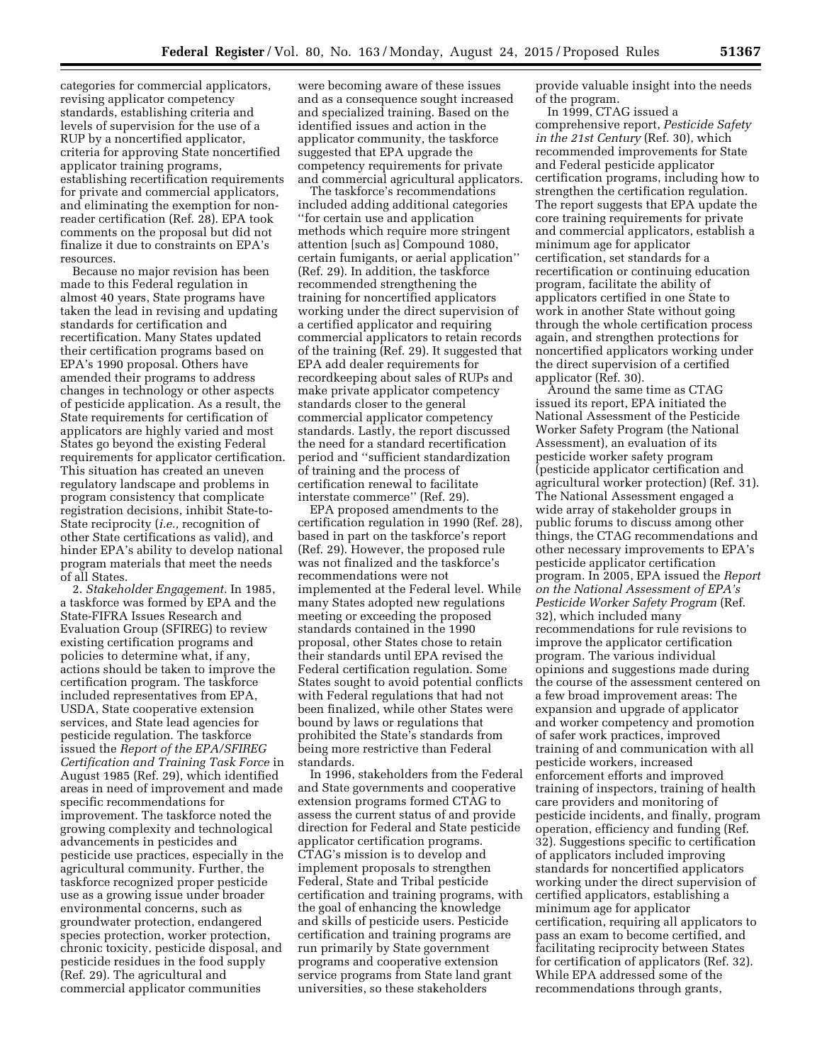categories for commercial applicators, revising applicator competency standards, establishing criteria and levels of supervision for the use of a RUP by a noncertified applicator, criteria for approving State noncertified applicator training programs, establishing recertification requirements for private and commercial applicators, and eliminating the exemption for non-reader certification (Ref. 28). EPA took comments on the proposal but did not finalize it due to constraints on EPA's resources.

Because no major revision has been made to this Federal regulation in almost 40 years, State programs have taken the lead in revising and updating standards for certification and recertification. Many States updated their certification programs based on EPA's 1990 proposal. Others have amended their programs to address changes in technology or other aspects of pesticide application. As a result, the State requirements for certification of applicators are highly varied and most States go beyond the existing Federal requirements for applicator certification. This situation has created an uneven regulatory landscape and problems in program consistency that complicate registration decisions, inhibit State-to-State reciprocity (*i.e.,* recognition of other State certifications as valid), and hinder EPA's ability to develop national program materials that meet the needs of all States.

2. *Stakeholder Engagement.* In 1985, a taskforce was formed by EPA and the State-FIFRA Issues Research and Evaluation Group (SFIREG) to review existing certification programs and policies to determine what, if any, actions should be taken to improve the certification program. The taskforce included representatives from EPA, USDA, State cooperative extension services, and State lead agencies for pesticide regulation. The taskforce issued the *Report of the EPA/SFIREG Certification and Training Task Force* in August 1985 (Ref. 29), which identified areas in need of improvement and made specific recommendations for improvement. The taskforce noted the growing complexity and technological advancements in pesticides and pesticide use practices, especially in the agricultural community. Further, the taskforce recognized proper pesticide use as a growing issue under broader environmental concerns, such as groundwater protection, endangered species protection, worker protection, chronic toxicity, pesticide disposal, and pesticide residues in the food supply (Ref. 29). The agricultural and commercial applicator communities were becoming aware of these issues and as a consequence sought increased and specialized training. Based on the identified issues and action in the applicator community, the taskforce suggested that EPA upgrade the competency requirements for private and commercial agricultural applicators.

The taskforce's recommendations included adding additional categories ''for certain use and application methods which require more stringent attention [such as] Compound 1080, certain fumigants, or aerial application'' (Ref. 29). In addition, the taskforce recommended strengthening the training for noncertified applicators working under the direct supervision of a certified applicator and requiring commercial applicators to retain records of the training (Ref. 29). It suggested that EPA add dealer requirements for recordkeeping about sales of RUPs and make private applicator competency standards closer to the general commercial applicator competency standards. Lastly, the report discussed the need for a standard recertification period and ''sufficient standardization of training and the process of certification renewal to facilitate interstate commerce'' (Ref. 29).

EPA proposed amendments to the certification regulation in 1990 (Ref. 28), based in part on the taskforce's report (Ref. 29). However, the proposed rule was not finalized and the taskforce's recommendations were not implemented at the Federal level. While many States adopted new regulations meeting or exceeding the proposed standards contained in the 1990 proposal, other States chose to retain their standards until EPA revised the Federal certification regulation. Some States sought to avoid potential conflicts with Federal regulations that had not been finalized, while other States were bound by laws or regulations that prohibited the State's standards from being more restrictive than Federal standards.

In 1996, stakeholders from the Federal and State governments and cooperative extension programs formed CTAG to assess the current status of and provide direction for Federal and State pesticide applicator certification programs. CTAG's mission is to develop and implement proposals to strengthen Federal, State and Tribal pesticide certification and training programs, with the goal of enhancing the knowledge and skills of pesticide users. Pesticide certification and training programs are run primarily by State government programs and cooperative extension service programs from State land grant universities, so these stakeholders provide valuable insight into the needs of the program.

In 1999, CTAG issued a comprehensive report, *Pesticide Safety in the 21st Century* (Ref. 30), which recommended improvements for State and Federal pesticide applicator certification programs, including how to strengthen the certification regulation. The report suggests that EPA update the core training requirements for private and commercial applicators, establish a minimum age for applicator certification, set standards for a recertification or continuing education program, facilitate the ability of applicators certified in one State to work in another State without going through the whole certification process again, and strengthen protections for noncertified applicators working under the direct supervision of a certified applicator (Ref. 30).

Around the same time as CTAG issued its report, EPA initiated the National Assessment of the Pesticide Worker Safety Program (the National Assessment), an evaluation of its pesticide worker safety program (pesticide applicator certification and agricultural worker protection) (Ref. 31). The National Assessment engaged a wide array of stakeholder groups in public forums to discuss among other things, the CTAG recommendations and other necessary improvements to EPA's pesticide applicator certification program. In 2005, EPA issued the *Report on the National Assessment of EPA's Pesticide Worker Safety Program* (Ref. 32), which included many recommendations for rule revisions to improve the applicator certification program. The various individual opinions and suggestions made during the course of the assessment centered on a few broad improvement areas: The expansion and upgrade of applicator and worker competency and promotion of safer work practices, improved training of and communication with all pesticide workers, increased enforcement efforts and improved training of inspectors, training of health care providers and monitoring of pesticide incidents, and finally, program operation, efficiency and funding (Ref. 32). Suggestions specific to certification of applicators included improving standards for noncertified applicators working under the direct supervision of certified applicators, establishing a minimum age for applicator certification, requiring all applicators to pass an exam to become certified, and facilitating reciprocity between States for certification of applicators (Ref. 32). While EPA addressed some of the recommendations through grants,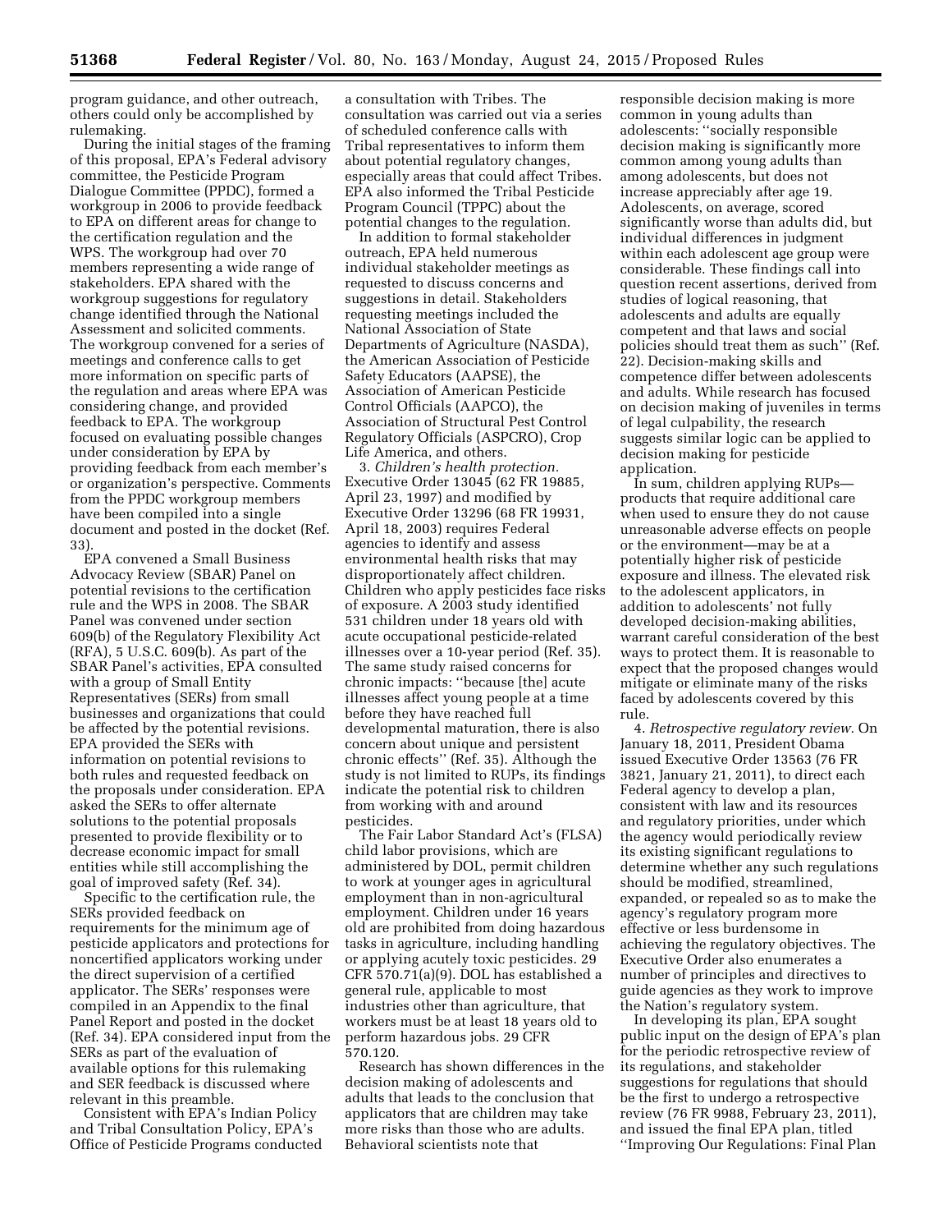program guidance, and other outreach, others could only be accomplished by rulemaking.

During the initial stages of the framing of this proposal, EPA's Federal advisory committee, the Pesticide Program Dialogue Committee (PPDC), formed a workgroup in 2006 to provide feedback to EPA on different areas for change to the certification regulation and the WPS. The workgroup had over 70 members representing a wide range of stakeholders. EPA shared with the workgroup suggestions for regulatory change identified through the National Assessment and solicited comments. The workgroup convened for a series of meetings and conference calls to get more information on specific parts of the regulation and areas where EPA was considering change, and provided feedback to EPA. The workgroup focused on evaluating possible changes under consideration by EPA by providing feedback from each member's or organization's perspective. Comments from the PPDC workgroup members have been compiled into a single document and posted in the docket (Ref. 33).

EPA convened a Small Business Advocacy Review (SBAR) Panel on potential revisions to the certification rule and the WPS in 2008. The SBAR Panel was convened under section 609(b) of the Regulatory Flexibility Act (RFA), 5 U.S.C. 609(b). As part of the SBAR Panel's activities, EPA consulted with a group of Small Entity Representatives (SERs) from small businesses and organizations that could be affected by the potential revisions. EPA provided the SERs with information on potential revisions to both rules and requested feedback on the proposals under consideration. EPA asked the SERs to offer alternate solutions to the potential proposals presented to provide flexibility or to decrease economic impact for small entities while still accomplishing the goal of improved safety (Ref. 34).

Specific to the certification rule, the SERs provided feedback on requirements for the minimum age of pesticide applicators and protections for noncertified applicators working under the direct supervision of a certified applicator. The SERs' responses were compiled in an Appendix to the final Panel Report and posted in the docket (Ref. 34). EPA considered input from the SERs as part of the evaluation of available options for this rulemaking and SER feedback is discussed where relevant in this preamble.

Consistent with EPA's Indian Policy and Tribal Consultation Policy, EPA's Office of Pesticide Programs conducted a consultation with Tribes. The consultation was carried out via a series of scheduled conference calls with Tribal representatives to inform them about potential regulatory changes, especially areas that could affect Tribes. EPA also informed the Tribal Pesticide Program Council (TPPC) about the potential changes to the regulation.

In addition to formal stakeholder outreach, EPA held numerous individual stakeholder meetings as requested to discuss concerns and suggestions in detail. Stakeholders requesting meetings included the National Association of State Departments of Agriculture (NASDA), the American Association of Pesticide Safety Educators (AAPSE), the Association of American Pesticide Control Officials (AAPCO), the Association of Structural Pest Control Regulatory Officials (ASPCRO), Crop Life America, and others.

3. *Children's health protection.* Executive Order 13045 (62 FR 19885, April 23, 1997) and modified by Executive Order 13296 (68 FR 19931, April 18, 2003) requires Federal agencies to identify and assess environmental health risks that may disproportionately affect children. Children who apply pesticides face risks of exposure. A 2003 study identified 531 children under 18 years old with acute occupational pesticide-related illnesses over a 10-year period (Ref. 35). The same study raised concerns for chronic impacts: ''because [the] acute illnesses affect young people at a time before they have reached full developmental maturation, there is also concern about unique and persistent chronic effects'' (Ref. 35). Although the study is not limited to RUPs, its findings indicate the potential risk to children from working with and around pesticides.

The Fair Labor Standard Act's (FLSA) child labor provisions, which are administered by DOL, permit children to work at younger ages in agricultural employment than in non-agricultural employment. Children under 16 years old are prohibited from doing hazardous tasks in agriculture, including handling or applying acutely toxic pesticides. 29 CFR 570.71(a)(9). DOL has established a general rule, applicable to most industries other than agriculture, that workers must be at least 18 years old to perform hazardous jobs. 29 CFR 570.120.

Research has shown differences in the decision making of adolescents and adults that leads to the conclusion that applicators that are children may take more risks than those who are adults. Behavioral scientists note that responsible decision making is more common in young adults than adolescents: ''socially responsible decision making is significantly more common among young adults than among adolescents, but does not increase appreciably after age 19. Adolescents, on average, scored significantly worse than adults did, but individual differences in judgment within each adolescent age group were considerable. These findings call into question recent assertions, derived from studies of logical reasoning, that adolescents and adults are equally competent and that laws and social policies should treat them as such'' (Ref. 22). Decision-making skills and competence differ between adolescents and adults. While research has focused on decision making of juveniles in terms of legal culpability, the research suggests similar logic can be applied to decision making for pesticide application.

In sum, children applying RUPs—products that require additional care when used to ensure they do not cause unreasonable adverse effects on people or the environment—may be at a potentially higher risk of pesticide exposure and illness. The elevated risk to the adolescent applicators, in addition to adolescents' not fully developed decision-making abilities, warrant careful consideration of the best ways to protect them. It is reasonable to expect that the proposed changes would mitigate or eliminate many of the risks faced by adolescents covered by this rule.

4. *Retrospective regulatory review.* On January 18, 2011, President Obama issued Executive Order 13563 (76 FR 3821, January 21, 2011), to direct each Federal agency to develop a plan, consistent with law and its resources and regulatory priorities, under which the agency would periodically review its existing significant regulations to determine whether any such regulations should be modified, streamlined, expanded, or repealed so as to make the agency's regulatory program more effective or less burdensome in achieving the regulatory objectives. The Executive Order also enumerates a number of principles and directives to guide agencies as they work to improve the Nation's regulatory system.

In developing its plan, EPA sought public input on the design of EPA's plan for the periodic retrospective review of its regulations, and stakeholder suggestions for regulations that should be the first to undergo a retrospective review (76 FR 9988, February 23, 2011), and issued the final EPA plan, titled ''Improving Our Regulations: Final Plan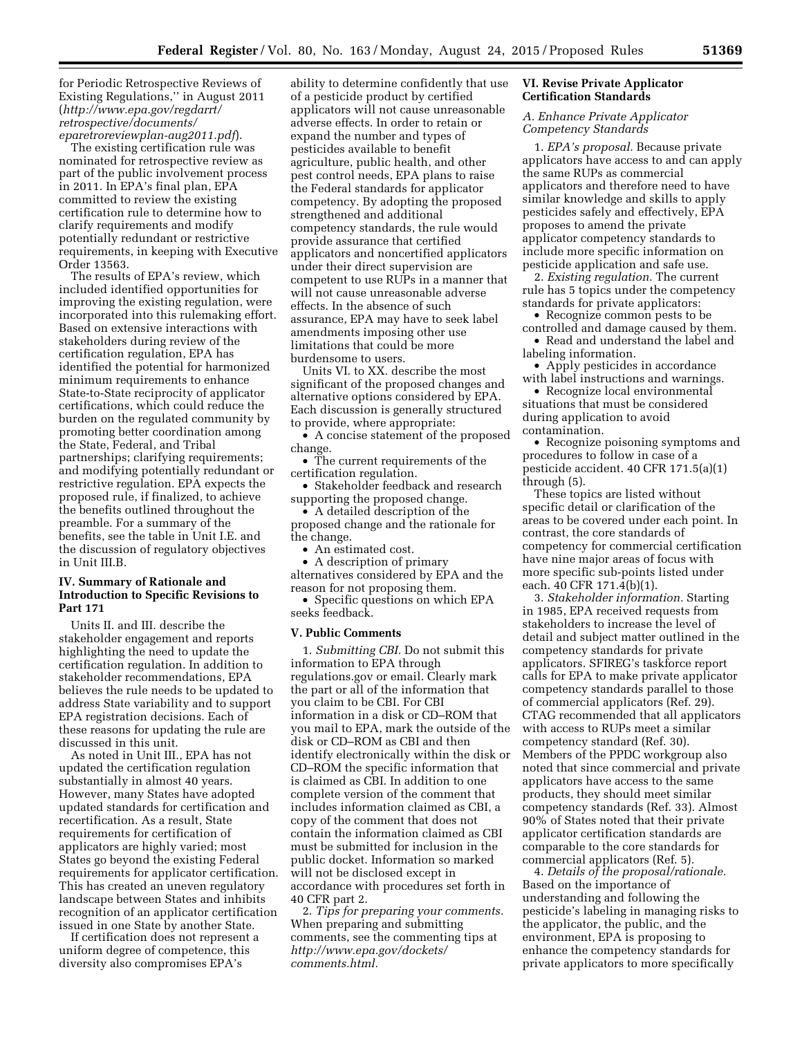for Periodic Retrospective Reviews of Existing Regulations,'' in August 2011 (*http://www.epa.gov/regdarrt/retrospective/documents/eparetroreviewplan-aug2011.pdf*).

The existing certification rule was nominated for retrospective review as part of the public involvement process in 2011. In EPA's final plan, EPA committed to review the existing certification rule to determine how to clarify requirements and modify potentially redundant or restrictive requirements, in keeping with Executive Order 13563.

The results of EPA's review, which included identified opportunities for improving the existing regulation, were incorporated into this rulemaking effort. Based on extensive interactions with stakeholders during review of the certification regulation, EPA has identified the potential for harmonized minimum requirements to enhance State-to-State reciprocity of applicator certifications, which could reduce the burden on the regulated community by promoting better coordination among the State, Federal, and Tribal partnerships; clarifying requirements; and modifying potentially redundant or restrictive regulation. EPA expects the proposed rule, if finalized, to achieve the benefits outlined throughout the preamble. For a summary of the benefits, see the table in Unit I.E. and the discussion of regulatory objectives in Unit III.B.

## IV. Summary of Rationale and Introduction to Specific Revisions to Part 171

Units II. and III. describe the stakeholder engagement and reports highlighting the need to update the certification regulation. In addition to stakeholder recommendations, EPA believes the rule needs to be updated to address State variability and to support EPA registration decisions. Each of these reasons for updating the rule are discussed in this unit.

As noted in Unit III., EPA has not updated the certification regulation substantially in almost 40 years. However, many States have adopted updated standards for certification and recertification. As a result, State requirements for certification of applicators are highly varied; most States go beyond the existing Federal requirements for applicator certification. This has created an uneven regulatory landscape between States and inhibits recognition of an applicator certification issued in one State by another State.

If certification does not represent a uniform degree of competence, this diversity also compromises EPA's ability to determine confidently that use of a pesticide product by certified applicators will not cause unreasonable adverse effects. In order to retain or expand the number and types of pesticides available to benefit agriculture, public health, and other pest control needs, EPA plans to raise the Federal standards for applicator competency. By adopting the proposed strengthened and additional competency standards, the rule would provide assurance that certified applicators and noncertified applicators under their direct supervision are competent to use RUPs in a manner that will not cause unreasonable adverse effects. In the absence of such assurance, EPA may have to seek label amendments imposing other use limitations that could be more burdensome to users.

Units VI. to XX. describe the most significant of the proposed changes and alternative options considered by EPA. Each discussion is generally structured to provide, where appropriate:

- A concise statement of the proposed change.
- The current requirements of the certification regulation.
- Stakeholder feedback and research supporting the proposed change.
- A detailed description of the proposed change and the rationale for the change.
- An estimated cost.
- A description of primary alternatives considered by EPA and the reason for not proposing them.
- Specific questions on which EPA seeks feedback.

## V. Public Comments

1. *Submitting CBI.* Do not submit this information to EPA through regulations.gov or email. Clearly mark the part or all of the information that you claim to be CBI. For CBI information in a disk or CD–ROM that you mail to EPA, mark the outside of the disk or CD–ROM as CBI and then identify electronically within the disk or CD–ROM the specific information that is claimed as CBI. In addition to one complete version of the comment that includes information claimed as CBI, a copy of the comment that does not contain the information claimed as CBI must be submitted for inclusion in the public docket. Information so marked will not be disclosed except in accordance with procedures set forth in 40 CFR part 2.

2. *Tips for preparing your comments.* When preparing and submitting comments, see the commenting tips at *http://www.epa.gov/dockets/comments.html.*

## VI. Revise Private Applicator Certification Standards

### A. Enhance Private Applicator Competency Standards

1. *EPA's proposal.* Because private applicators have access to and can apply the same RUPs as commercial applicators and therefore need to have similar knowledge and skills to apply pesticides safely and effectively, EPA proposes to amend the private applicator competency standards to include more specific information on pesticide application and safe use.

2. *Existing regulation.* The current rule has 5 topics under the competency standards for private applicators:

- Recognize common pests to be controlled and damage caused by them.
- Read and understand the label and labeling information.
- Apply pesticides in accordance with label instructions and warnings.
- Recognize local environmental situations that must be considered during application to avoid contamination.
- Recognize poisoning symptoms and procedures to follow in case of a pesticide accident. 40 CFR 171.5(a)(1) through (5).

These topics are listed without specific detail or clarification of the areas to be covered under each point. In contrast, the core standards of competency for commercial certification have nine major areas of focus with more specific sub-points listed under each. 40 CFR 171.4(b)(1).

3. *Stakeholder information.* Starting in 1985, EPA received requests from stakeholders to increase the level of detail and subject matter outlined in the competency standards for private applicators. SFIREG's taskforce report calls for EPA to make private applicator competency standards parallel to those of commercial applicators (Ref. 29). CTAG recommended that all applicators with access to RUPs meet a similar competency standard (Ref. 30). Members of the PPDC workgroup also noted that since commercial and private applicators have access to the same products, they should meet similar competency standards (Ref. 33). Almost 90% of States noted that their private applicator certification standards are comparable to the core standards for commercial applicators (Ref. 5).

4. *Details of the proposal/rationale.* Based on the importance of understanding and following the pesticide's labeling in managing risks to the applicator, the public, and the environment, EPA is proposing to enhance the competency standards for private applicators to more specifically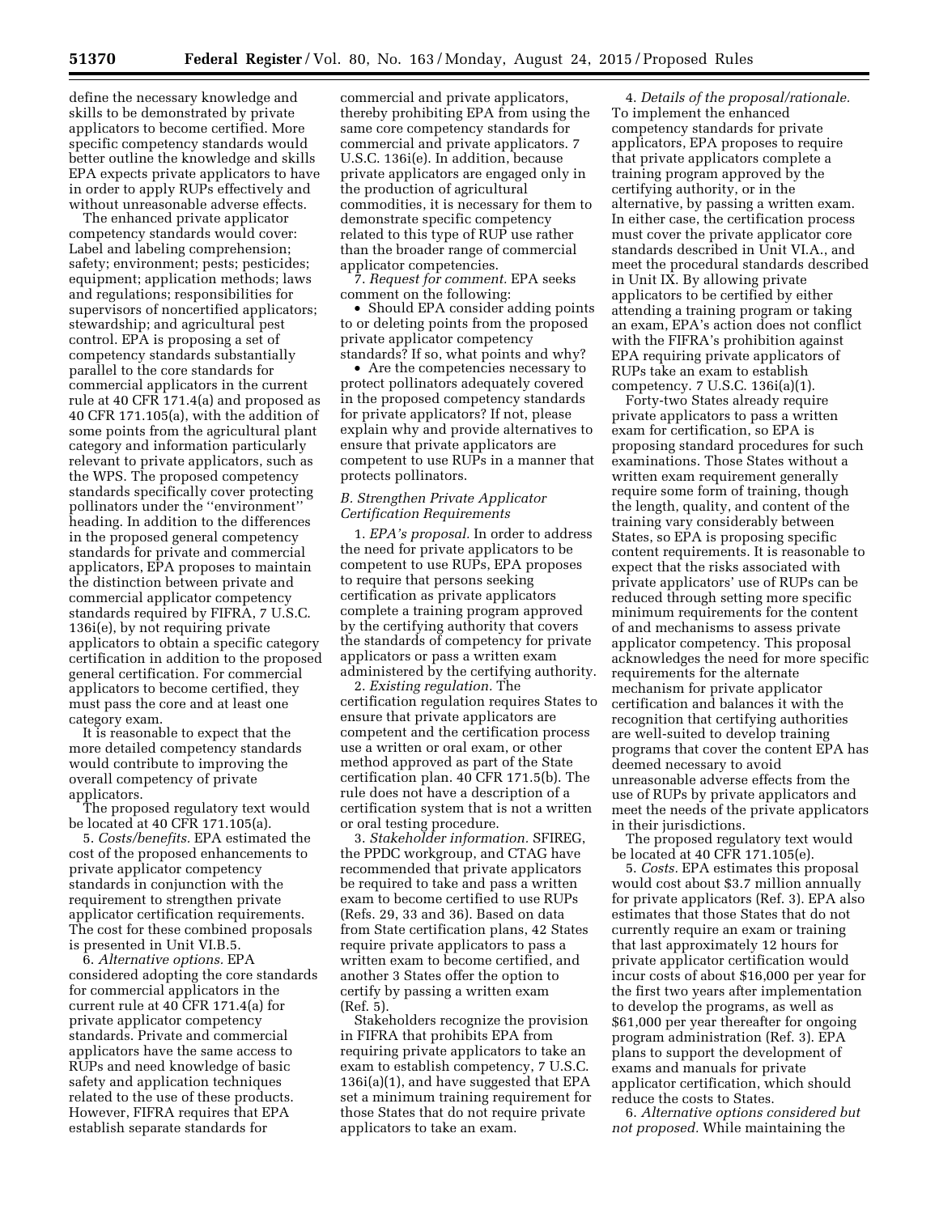define the necessary knowledge and skills to be demonstrated by private applicators to become certified. More specific competency standards would better outline the knowledge and skills EPA expects private applicators to have in order to apply RUPs effectively and without unreasonable adverse effects.

The enhanced private applicator competency standards would cover: Label and labeling comprehension; safety; environment; pests; pesticides; equipment; application methods; laws and regulations; responsibilities for supervisors of noncertified applicators; stewardship; and agricultural pest control. EPA is proposing a set of competency standards substantially parallel to the core standards for commercial applicators in the current rule at 40 CFR 171.4(a) and proposed as 40 CFR 171.105(a), with the addition of some points from the agricultural plant category and information particularly relevant to private applicators, such as the WPS. The proposed competency standards specifically cover protecting pollinators under the ''environment'' heading. In addition to the differences in the proposed general competency standards for private and commercial applicators, EPA proposes to maintain the distinction between private and commercial applicator competency standards required by FIFRA, 7 U.S.C. 136i(e), by not requiring private applicators to obtain a specific category certification in addition to the proposed general certification. For commercial applicators to become certified, they must pass the core and at least one category exam.

It is reasonable to expect that the more detailed competency standards would contribute to improving the overall competency of private applicators.

The proposed regulatory text would be located at 40 CFR 171.105(a).

5. *Costs/benefits.* EPA estimated the cost of the proposed enhancements to private applicator competency standards in conjunction with the requirement to strengthen private applicator certification requirements. The cost for these combined proposals is presented in Unit VI.B.5.

6. *Alternative options.* EPA considered adopting the core standards for commercial applicators in the current rule at 40 CFR 171.4(a) for private applicator competency standards. Private and commercial applicators have the same access to RUPs and need knowledge of basic safety and application techniques related to the use of these products. However, FIFRA requires that EPA establish separate standards for commercial and private applicators, thereby prohibiting EPA from using the same core competency standards for commercial and private applicators. 7 U.S.C. 136i(e). In addition, because private applicators are engaged only in the production of agricultural commodities, it is necessary for them to demonstrate specific competency related to this type of RUP use rather than the broader range of commercial applicator competencies.

7. *Request for comment.* EPA seeks comment on the following:

- Should EPA consider adding points to or deleting points from the proposed private applicator competency standards? If so, what points and why?
- Are the competencies necessary to protect pollinators adequately covered in the proposed competency standards for private applicators? If not, please explain why and provide alternatives to ensure that private applicators are competent to use RUPs in a manner that protects pollinators.

### *B. Strengthen Private Applicator Certification Requirements*

1. *EPA's proposal.* In order to address the need for private applicators to be competent to use RUPs, EPA proposes to require that persons seeking certification as private applicators complete a training program approved by the certifying authority that covers the standards of competency for private applicators or pass a written exam administered by the certifying authority.

2. *Existing regulation.* The certification regulation requires States to ensure that private applicators are competent and the certification process use a written or oral exam, or other method approved as part of the State certification plan. 40 CFR 171.5(b). The rule does not have a description of a certification system that is not a written or oral testing procedure.

3. *Stakeholder information.* SFIREG, the PPDC workgroup, and CTAG have recommended that private applicators be required to take and pass a written exam to become certified to use RUPs (Refs. 29, 33 and 36). Based on data from State certification plans, 42 States require private applicators to pass a written exam to become certified, and another 3 States offer the option to certify by passing a written exam (Ref. 5).

Stakeholders recognize the provision in FIFRA that prohibits EPA from requiring private applicators to take an exam to establish competency, 7 U.S.C. 136i(a)(1), and have suggested that EPA set a minimum training requirement for those States that do not require private applicators to take an exam.

4. *Details of the proposal/rationale.* To implement the enhanced competency standards for private applicators, EPA proposes to require that private applicators complete a training program approved by the certifying authority, or in the alternative, by passing a written exam. In either case, the certification process must cover the private applicator core standards described in Unit VI.A., and meet the procedural standards described in Unit IX. By allowing private applicators to be certified by either attending a training program or taking an exam, EPA's action does not conflict with the FIFRA's prohibition against EPA requiring private applicators of RUPs take an exam to establish competency. 7 U.S.C. 136i(a)(1).

Forty-two States already require private applicators to pass a written exam for certification, so EPA is proposing standard procedures for such examinations. Those States without a written exam requirement generally require some form of training, though the length, quality, and content of the training vary considerably between States, so EPA is proposing specific content requirements. It is reasonable to expect that the risks associated with private applicators' use of RUPs can be reduced through setting more specific minimum requirements for the content of and mechanisms to assess private applicator competency. This proposal acknowledges the need for more specific requirements for the alternate mechanism for private applicator certification and balances it with the recognition that certifying authorities are well-suited to develop training programs that cover the content EPA has deemed necessary to avoid unreasonable adverse effects from the use of RUPs by private applicators and meet the needs of the private applicators in their jurisdictions.

The proposed regulatory text would be located at 40 CFR 171.105(e).

5. *Costs.* EPA estimates this proposal would cost about $3.7 million annually for private applicators (Ref. 3). EPA also estimates that those States that do not currently require an exam or training that last approximately 12 hours for private applicator certification would incur costs of about $16,000 per year for the first two years after implementation to develop the programs, as well as $61,000 per year thereafter for ongoing program administration (Ref. 3). EPA plans to support the development of exams and manuals for private applicator certification, which should reduce the costs to States.

6. *Alternative options considered but not proposed.* While maintaining the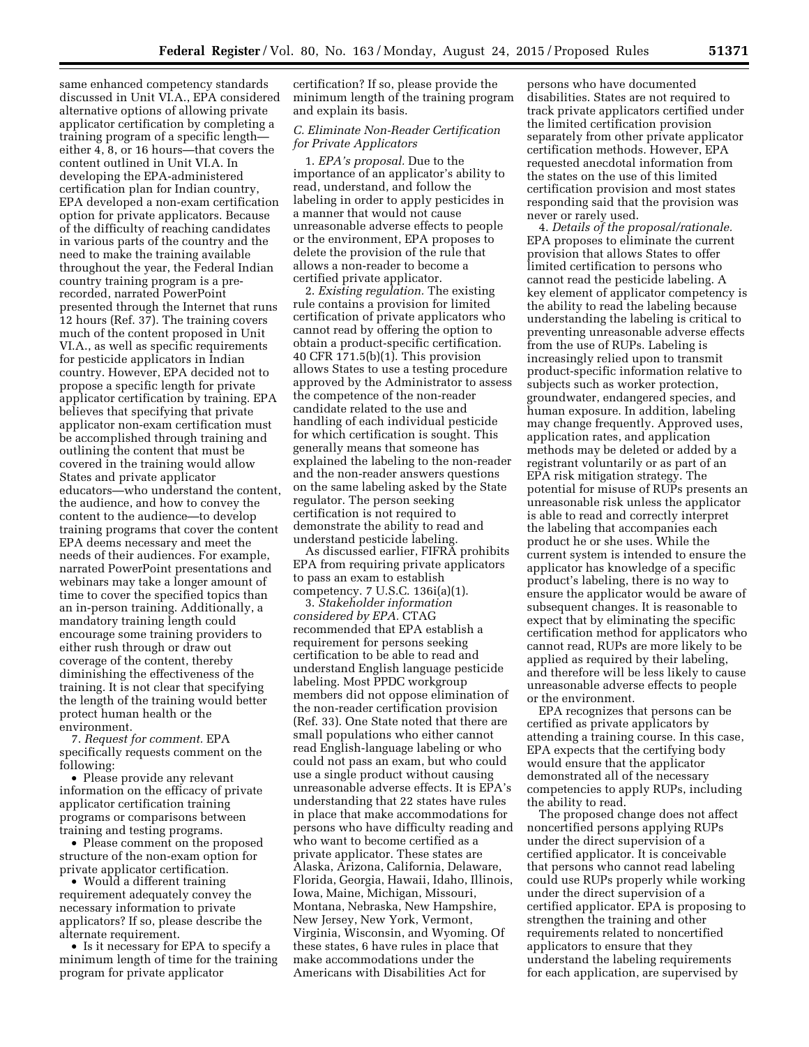same enhanced competency standards discussed in Unit VI.A., EPA considered alternative options of allowing private applicator certification by completing a training program of a specific length—either 4, 8, or 16 hours—that covers the content outlined in Unit VI.A. In developing the EPA-administered certification plan for Indian country, EPA developed a non-exam certification option for private applicators. Because of the difficulty of reaching candidates in various parts of the country and the need to make the training available throughout the year, the Federal Indian country training program is a pre-recorded, narrated PowerPoint presented through the Internet that runs 12 hours (Ref. 37). The training covers much of the content proposed in Unit VI.A., as well as specific requirements for pesticide applicators in Indian country. However, EPA decided not to propose a specific length for private applicator certification by training. EPA believes that specifying that private applicator non-exam certification must be accomplished through training and outlining the content that must be covered in the training would allow States and private applicator educators—who understand the content, the audience, and how to convey the content to the audience—to develop training programs that cover the content EPA deems necessary and meet the needs of their audiences. For example, narrated PowerPoint presentations and webinars may take a longer amount of time to cover the specified topics than an in-person training. Additionally, a mandatory training length could encourage some training providers to either rush through or draw out coverage of the content, thereby diminishing the effectiveness of the training. It is not clear that specifying the length of the training would better protect human health or the environment.

7. *Request for comment.* EPA specifically requests comment on the following:

- Please provide any relevant information on the efficacy of private applicator certification training programs or comparisons between training and testing programs.
- Please comment on the proposed structure of the non-exam option for private applicator certification.
- Would a different training requirement adequately convey the necessary information to private applicators? If so, please describe the alternate requirement.
- Is it necessary for EPA to specify a minimum length of time for the training program for private applicator certification? If so, please provide the minimum length of the training program and explain its basis.

### *C. Eliminate Non-Reader Certification for Private Applicators*

1. *EPA's proposal.* Due to the importance of an applicator's ability to read, understand, and follow the labeling in order to apply pesticides in a manner that would not cause unreasonable adverse effects to people or the environment, EPA proposes to delete the provision of the rule that allows a non-reader to become a certified private applicator.

2. *Existing regulation.* The existing rule contains a provision for limited certification of private applicators who cannot read by offering the option to obtain a product-specific certification. 40 CFR 171.5(b)(1). This provision allows States to use a testing procedure approved by the Administrator to assess the competence of the non-reader candidate related to the use and handling of each individual pesticide for which certification is sought. This generally means that someone has explained the labeling to the non-reader and the non-reader answers questions on the same labeling asked by the State regulator. The person seeking certification is not required to demonstrate the ability to read and understand pesticide labeling.

As discussed earlier, FIFRA prohibits EPA from requiring private applicators to pass an exam to establish competency. 7 U.S.C. 136i(a)(1).

3. *Stakeholder information considered by EPA.* CTAG recommended that EPA establish a requirement for persons seeking certification to be able to read and understand English language pesticide labeling. Most PPDC workgroup members did not oppose elimination of the non-reader certification provision (Ref. 33). One State noted that there are small populations who either cannot read English-language labeling or who could not pass an exam, but who could use a single product without causing unreasonable adverse effects. It is EPA's understanding that 22 states have rules in place that make accommodations for persons who have difficulty reading and who want to become certified as a private applicator. These states are Alaska, Arizona, California, Delaware, Florida, Georgia, Hawaii, Idaho, Illinois, Iowa, Maine, Michigan, Missouri, Montana, Nebraska, New Hampshire, New Jersey, New York, Vermont, Virginia, Wisconsin, and Wyoming. Of these states, 6 have rules in place that make accommodations under the Americans with Disabilities Act for persons who have documented disabilities. States are not required to track private applicators certified under the limited certification provision separately from other private applicator certification methods. However, EPA requested anecdotal information from the states on the use of this limited certification provision and most states responding said that the provision was never or rarely used.

4. *Details of the proposal/rationale.* EPA proposes to eliminate the current provision that allows States to offer limited certification to persons who cannot read the pesticide labeling. A key element of applicator competency is the ability to read the labeling because understanding the labeling is critical to preventing unreasonable adverse effects from the use of RUPs. Labeling is increasingly relied upon to transmit product-specific information relative to subjects such as worker protection, groundwater, endangered species, and human exposure. In addition, labeling may change frequently. Approved uses, application rates, and application methods may be deleted or added by a registrant voluntarily or as part of an EPA risk mitigation strategy. The potential for misuse of RUPs presents an unreasonable risk unless the applicator is able to read and correctly interpret the labeling that accompanies each product he or she uses. While the current system is intended to ensure the applicator has knowledge of a specific product's labeling, there is no way to ensure the applicator would be aware of subsequent changes. It is reasonable to expect that by eliminating the specific certification method for applicators who cannot read, RUPs are more likely to be applied as required by their labeling, and therefore will be less likely to cause unreasonable adverse effects to people or the environment.

EPA recognizes that persons can be certified as private applicators by attending a training course. In this case, EPA expects that the certifying body would ensure that the applicator demonstrated all of the necessary competencies to apply RUPs, including the ability to read.

The proposed change does not affect noncertified persons applying RUPs under the direct supervision of a certified applicator. It is conceivable that persons who cannot read labeling could use RUPs properly while working under the direct supervision of a certified applicator. EPA is proposing to strengthen the training and other requirements related to noncertified applicators to ensure that they understand the labeling requirements for each application, are supervised by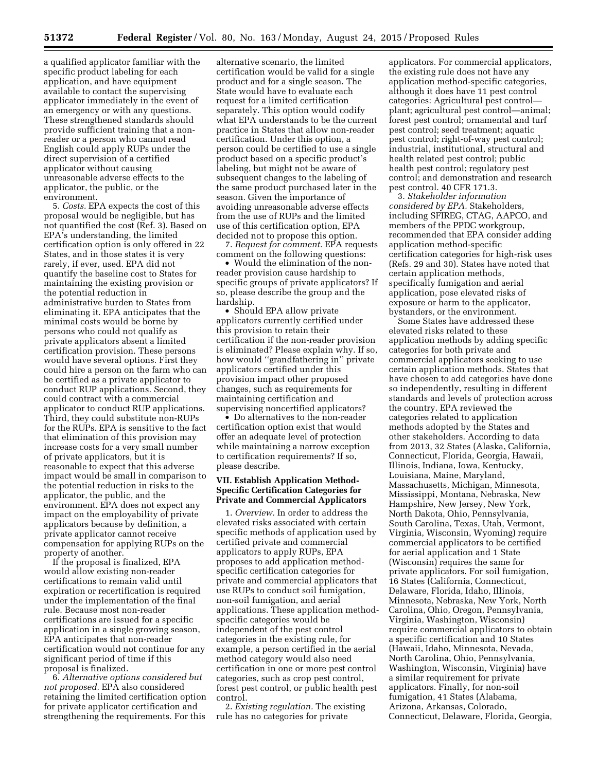a qualified applicator familiar with the specific product labeling for each application, and have equipment available to contact the supervising applicator immediately in the event of an emergency or with any questions. These strengthened standards should provide sufficient training that a non-reader or a person who cannot read English could apply RUPs under the direct supervision of a certified applicator without causing unreasonable adverse effects to the applicator, the public, or the environment.

5. *Costs.* EPA expects the cost of this proposal would be negligible, but has not quantified the cost (Ref. 3). Based on EPA's understanding, the limited certification option is only offered in 22 States, and in those states it is very rarely, if ever, used. EPA did not quantify the baseline cost to States for maintaining the existing provision or the potential reduction in administrative burden to States from eliminating it. EPA anticipates that the minimal costs would be borne by persons who could not qualify as private applicators absent a limited certification provision. These persons would have several options. First they could hire a person on the farm who can be certified as a private applicator to conduct RUP applications. Second, they could contract with a commercial applicator to conduct RUP applications. Third, they could substitute non-RUPs for the RUPs. EPA is sensitive to the fact that elimination of this provision may increase costs for a very small number of private applicators, but it is reasonable to expect that this adverse impact would be small in comparison to the potential reduction in risks to the applicator, the public, and the environment. EPA does not expect any impact on the employability of private applicators because by definition, a private applicator cannot receive compensation for applying RUPs on the property of another.

If the proposal is finalized, EPA would allow existing non-reader certifications to remain valid until expiration or recertification is required under the implementation of the final rule. Because most non-reader certifications are issued for a specific application in a single growing season, EPA anticipates that non-reader certification would not continue for any significant period of time if this proposal is finalized.

6. *Alternative options considered but not proposed.* EPA also considered retaining the limited certification option for private applicator certification and strengthening the requirements. For this alternative scenario, the limited certification would be valid for a single product and for a single season. The State would have to evaluate each request for a limited certification separately. This option would codify what EPA understands to be the current practice in States that allow non-reader certification. Under this option, a person could be certified to use a single product based on a specific product's labeling, but might not be aware of subsequent changes to the labeling of the same product purchased later in the season. Given the importance of avoiding unreasonable adverse effects from the use of RUPs and the limited use of this certification option, EPA decided not to propose this option.

7. *Request for comment.* EPA requests comment on the following questions:

- Would the elimination of the non-reader provision cause hardship to specific groups of private applicators? If so, please describe the group and the hardship.
- Should EPA allow private applicators currently certified under this provision to retain their certification if the non-reader provision is eliminated? Please explain why. If so, how would "grandfathering in" private applicators certified under this provision impact other proposed changes, such as requirements for maintaining certification and supervising noncertified applicators?
- Do alternatives to the non-reader certification option exist that would offer an adequate level of protection while maintaining a narrow exception to certification requirements? If so, please describe.

## VII. Establish Application Method-Specific Certification Categories for Private and Commercial Applicators

1. *Overview.* In order to address the elevated risks associated with certain specific methods of application used by certified private and commercial applicators to apply RUPs, EPA proposes to add application method-specific certification categories for private and commercial applicators that use RUPs to conduct soil fumigation, non-soil fumigation, and aerial applications. These application method-specific categories would be independent of the pest control categories in the existing rule, for example, a person certified in the aerial method category would also need certification in one or more pest control categories, such as crop pest control, forest pest control, or public health pest control.

2. *Existing regulation.* The existing rule has no categories for private applicators. For commercial applicators, the existing rule does not have any application method-specific categories, although it does have 11 pest control categories: Agricultural pest control—plant; agricultural pest control—animal; forest pest control; ornamental and turf pest control; seed treatment; aquatic pest control; right-of-way pest control; industrial, institutional, structural and health related pest control; public health pest control; regulatory pest control; and demonstration and research pest control. 40 CFR 171.3.

3. *Stakeholder information considered by EPA.* Stakeholders, including SFIREG, CTAG, AAPCO, and members of the PPDC workgroup, recommended that EPA consider adding application method-specific certification categories for high-risk uses (Refs. 29 and 30). States have noted that certain application methods, specifically fumigation and aerial application, pose elevated risks of exposure or harm to the applicator, bystanders, or the environment.

Some States have addressed these elevated risks related to these application methods by adding specific categories for both private and commercial applicators seeking to use certain application methods. States that have chosen to add categories have done so independently, resulting in different standards and levels of protection across the country. EPA reviewed the categories related to application methods adopted by the States and other stakeholders. According to data from 2013, 32 States (Alaska, California, Connecticut, Florida, Georgia, Hawaii, Illinois, Indiana, Iowa, Kentucky, Louisiana, Maine, Maryland, Massachusetts, Michigan, Minnesota, Mississippi, Montana, Nebraska, New Hampshire, New Jersey, New York, North Dakota, Ohio, Pennsylvania, South Carolina, Texas, Utah, Vermont, Virginia, Wisconsin, Wyoming) require commercial applicators to be certified for aerial application and 1 State (Wisconsin) requires the same for private applicators. For soil fumigation, 16 States (California, Connecticut, Delaware, Florida, Idaho, Illinois, Minnesota, Nebraska, New York, North Carolina, Ohio, Oregon, Pennsylvania, Virginia, Washington, Wisconsin) require commercial applicators to obtain a specific certification and 10 States (Hawaii, Idaho, Minnesota, Nevada, North Carolina, Ohio, Pennsylvania, Washington, Wisconsin, Virginia) have a similar requirement for private applicators. Finally, for non-soil fumigation, 41 States (Alabama, Arizona, Arkansas, Colorado, Connecticut, Delaware, Florida, Georgia,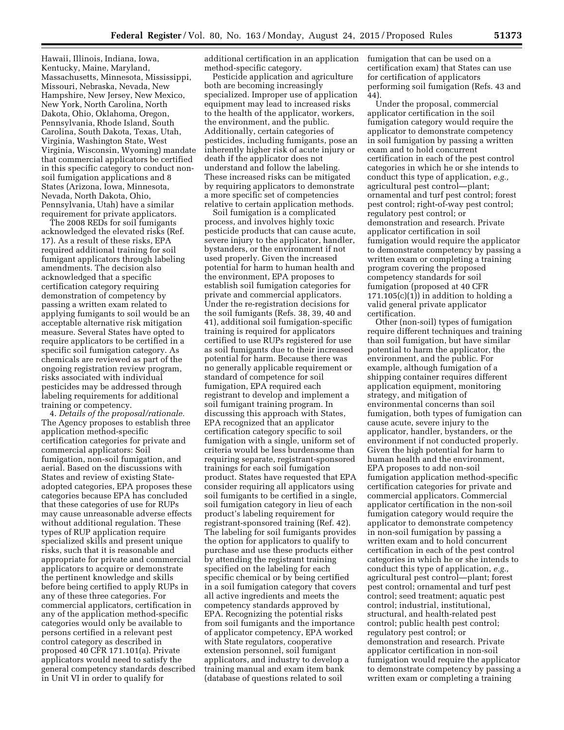Hawaii, Illinois, Indiana, Iowa, Kentucky, Maine, Maryland, Massachusetts, Minnesota, Mississippi, Missouri, Nebraska, Nevada, New Hampshire, New Jersey, New Mexico, New York, North Carolina, North Dakota, Ohio, Oklahoma, Oregon, Pennsylvania, Rhode Island, South Carolina, South Dakota, Texas, Utah, Virginia, Washington State, West Virginia, Wisconsin, Wyoming) mandate that commercial applicators be certified in this specific category to conduct non-soil fumigation applications and 8 States (Arizona, Iowa, Minnesota, Nevada, North Dakota, Ohio, Pennsylvania, Utah) have a similar requirement for private applicators.

The 2008 REDs for soil fumigants acknowledged the elevated risks (Ref. 17). As a result of these risks, EPA required additional training for soil fumigant applicators through labeling amendments. The decision also acknowledged that a specific certification category requiring demonstration of competency by passing a written exam related to applying fumigants to soil would be an acceptable alternative risk mitigation measure. Several States have opted to require applicators to be certified in a specific soil fumigation category. As chemicals are reviewed as part of the ongoing registration review program, risks associated with individual pesticides may be addressed through labeling requirements for additional training or competency.

4. *Details of the proposal/rationale.* The Agency proposes to establish three application method-specific certification categories for private and commercial applicators: Soil fumigation, non-soil fumigation, and aerial. Based on the discussions with States and review of existing State-adopted categories, EPA proposes these categories because EPA has concluded that these categories of use for RUPs may cause unreasonable adverse effects without additional regulation. These types of RUP application require specialized skills and present unique risks, such that it is reasonable and appropriate for private and commercial applicators to acquire or demonstrate the pertinent knowledge and skills before being certified to apply RUPs in any of these three categories. For commercial applicators, certification in any of the application method-specific categories would only be available to persons certified in a relevant pest control category as described in proposed 40 CFR 171.101(a). Private applicators would need to satisfy the general competency standards described in Unit VI in order to qualify for additional certification in an application method-specific category.

Pesticide application and agriculture both are becoming increasingly specialized. Improper use of application equipment may lead to increased risks to the health of the applicator, workers, the environment, and the public. Additionally, certain categories of pesticides, including fumigants, pose an inherently higher risk of acute injury or death if the applicator does not understand and follow the labeling. These increased risks can be mitigated by requiring applicators to demonstrate a more specific set of competencies relative to certain application methods.

Soil fumigation is a complicated process, and involves highly toxic pesticide products that can cause acute, severe injury to the applicator, handler, bystanders, or the environment if not used properly. Given the increased potential for harm to human health and the environment, EPA proposes to establish soil fumigation categories for private and commercial applicators. Under the re-registration decisions for the soil fumigants (Refs. 38, 39, 40 and 41), additional soil fumigation-specific training is required for applicators certified to use RUPs registered for use as soil fumigants due to their increased potential for harm. Because there was no generally applicable requirement or standard of competence for soil fumigation, EPA required each registrant to develop and implement a soil fumigant training program. In discussing this approach with States, EPA recognized that an applicator certification category specific to soil fumigation with a single, uniform set of criteria would be less burdensome than requiring separate, registrant-sponsored trainings for each soil fumigation product. States have requested that EPA consider requiring all applicators using soil fumigants to be certified in a single, soil fumigation category in lieu of each product's labeling requirement for registrant-sponsored training (Ref. 42). The labeling for soil fumigants provides the option for applicators to qualify to purchase and use these products either by attending the registrant training specified on the labeling for each specific chemical or by being certified in a soil fumigation category that covers all active ingredients and meets the competency standards approved by EPA. Recognizing the potential risks from soil fumigants and the importance of applicator competency, EPA worked with State regulators, cooperative extension personnel, soil fumigant applicators, and industry to develop a training manual and exam item bank (database of questions related to soil fumigation that can be used on a certification exam) that States can use for certification of applicators performing soil fumigation (Refs. 43 and 44).

Under the proposal, commercial applicator certification in the soil fumigation category would require the applicator to demonstrate competency in soil fumigation by passing a written exam and to hold concurrent certification in each of the pest control categories in which he or she intends to conduct this type of application, *e.g.,* agricultural pest control—plant; ornamental and turf pest control; forest pest control; right-of-way pest control; regulatory pest control; or demonstration and research. Private applicator certification in soil fumigation would require the applicator to demonstrate competency by passing a written exam or completing a training program covering the proposed competency standards for soil fumigation (proposed at 40 CFR 171.105(c)(1)) in addition to holding a valid general private applicator certification.

Other (non-soil) types of fumigation require different techniques and training than soil fumigation, but have similar potential to harm the applicator, the environment, and the public. For example, although fumigation of a shipping container requires different application equipment, monitoring strategy, and mitigation of environmental concerns than soil fumigation, both types of fumigation can cause acute, severe injury to the applicator, handler, bystanders, or the environment if not conducted properly. Given the high potential for harm to human health and the environment, EPA proposes to add non-soil fumigation application method-specific certification categories for private and commercial applicators. Commercial applicator certification in the non-soil fumigation category would require the applicator to demonstrate competency in non-soil fumigation by passing a written exam and to hold concurrent certification in each of the pest control categories in which he or she intends to conduct this type of application, *e.g.,* agricultural pest control—plant; forest pest control; ornamental and turf pest control; seed treatment; aquatic pest control; industrial, institutional, structural, and health-related pest control; public health pest control; regulatory pest control; or demonstration and research. Private applicator certification in non-soil fumigation would require the applicator to demonstrate competency by passing a written exam or completing a training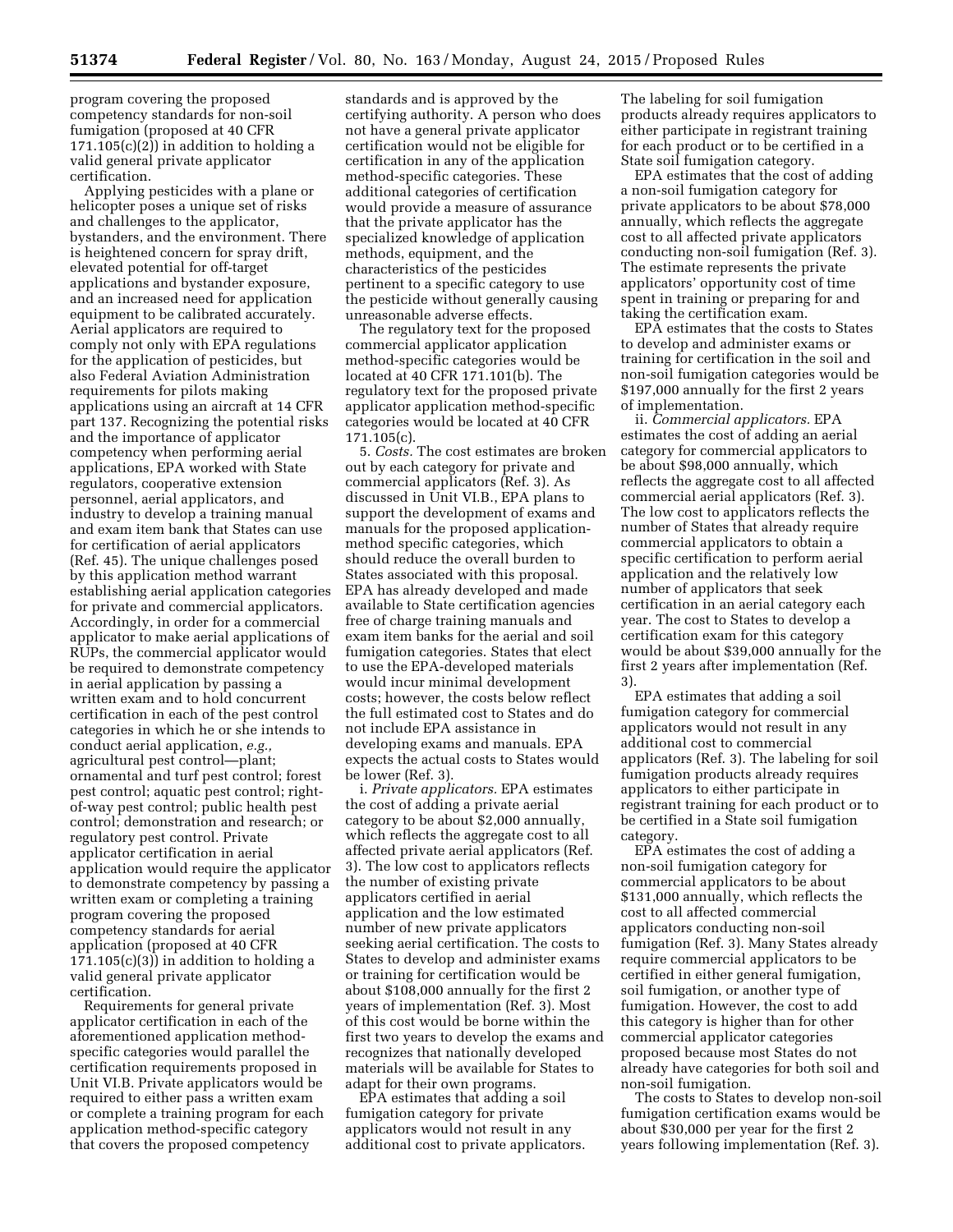program covering the proposed competency standards for non-soil fumigation (proposed at 40 CFR 171.105(c)(2)) in addition to holding a valid general private applicator certification.

Applying pesticides with a plane or helicopter poses a unique set of risks and challenges to the applicator, bystanders, and the environment. There is heightened concern for spray drift, elevated potential for off-target applications and bystander exposure, and an increased need for application equipment to be calibrated accurately. Aerial applicators are required to comply not only with EPA regulations for the application of pesticides, but also Federal Aviation Administration requirements for pilots making applications using an aircraft at 14 CFR part 137. Recognizing the potential risks and the importance of applicator competency when performing aerial applications, EPA worked with State regulators, cooperative extension personnel, aerial applicators, and industry to develop a training manual and exam item bank that States can use for certification of aerial applicators (Ref. 45). The unique challenges posed by this application method warrant establishing aerial application categories for private and commercial applicators. Accordingly, in order for a commercial applicator to make aerial applications of RUPs, the commercial applicator would be required to demonstrate competency in aerial application by passing a written exam and to hold concurrent certification in each of the pest control categories in which he or she intends to conduct aerial application, *e.g.,* agricultural pest control—plant; ornamental and turf pest control; forest pest control; aquatic pest control; right-of-way pest control; public health pest control; demonstration and research; or regulatory pest control. Private applicator certification in aerial application would require the applicator to demonstrate competency by passing a written exam or completing a training program covering the proposed competency standards for aerial application (proposed at 40 CFR 171.105(c)(3)) in addition to holding a valid general private applicator certification.

Requirements for general private applicator certification in each of the aforementioned application method-specific categories would parallel the certification requirements proposed in Unit VI.B. Private applicators would be required to either pass a written exam or complete a training program for each application method-specific category that covers the proposed competency standards and is approved by the certifying authority. A person who does not have a general private applicator certification would not be eligible for certification in any of the application method-specific categories. These additional categories of certification would provide a measure of assurance that the private applicator has the specialized knowledge of application methods, equipment, and the characteristics of the pesticides pertinent to a specific category to use the pesticide without generally causing unreasonable adverse effects.

The regulatory text for the proposed commercial applicator application method-specific categories would be located at 40 CFR 171.101(b). The regulatory text for the proposed private applicator application method-specific categories would be located at 40 CFR 171.105(c).

5. *Costs.* The cost estimates are broken out by each category for private and commercial applicators (Ref. 3). As discussed in Unit VI.B., EPA plans to support the development of exams and manuals for the proposed application-method specific categories, which should reduce the overall burden to States associated with this proposal. EPA has already developed and made available to State certification agencies free of charge training manuals and exam item banks for the aerial and soil fumigation categories. States that elect to use the EPA-developed materials would incur minimal development costs; however, the costs below reflect the full estimated cost to States and do not include EPA assistance in developing exams and manuals. EPA expects the actual costs to States would be lower (Ref. 3).

i. *Private applicators.* EPA estimates the cost of adding a private aerial category to be about $2,000 annually, which reflects the aggregate cost to all affected private aerial applicators (Ref. 3). The low cost to applicators reflects the number of existing private applicators certified in aerial application and the low estimated number of new private applicators seeking aerial certification. The costs to States to develop and administer exams or training for certification would be about $108,000 annually for the first 2 years of implementation (Ref. 3). Most of this cost would be borne within the first two years to develop the exams and recognizes that nationally developed materials will be available for States to adapt for their own programs.

EPA estimates that adding a soil fumigation category for private applicators would not result in any additional cost to private applicators. The labeling for soil fumigation products already requires applicators to either participate in registrant training for each product or to be certified in a State soil fumigation category.

EPA estimates that the cost of adding a non-soil fumigation category for private applicators to be about $78,000 annually, which reflects the aggregate cost to all affected private applicators conducting non-soil fumigation (Ref. 3). The estimate represents the private applicators' opportunity cost of time spent in training or preparing for and taking the certification exam.

EPA estimates that the costs to States to develop and administer exams or training for certification in the soil and non-soil fumigation categories would be $197,000 annually for the first 2 years of implementation.

ii. *Commercial applicators.* EPA estimates the cost of adding an aerial category for commercial applicators to be about $98,000 annually, which reflects the aggregate cost to all affected commercial aerial applicators (Ref. 3). The low cost to applicators reflects the number of States that already require commercial applicators to obtain a specific certification to perform aerial application and the relatively low number of applicators that seek certification in an aerial category each year. The cost to States to develop a certification exam for this category would be about $39,000 annually for the first 2 years after implementation (Ref. 3).

EPA estimates that adding a soil fumigation category for commercial applicators would not result in any additional cost to commercial applicators (Ref. 3). The labeling for soil fumigation products already requires applicators to either participate in registrant training for each product or to be certified in a State soil fumigation category.

EPA estimates the cost of adding a non-soil fumigation category for commercial applicators to be about $131,000 annually, which reflects the cost to all affected commercial applicators conducting non-soil fumigation (Ref. 3). Many States already require commercial applicators to be certified in either general fumigation, soil fumigation, or another type of fumigation. However, the cost to add this category is higher than for other commercial applicator categories proposed because most States do not already have categories for both soil and non-soil fumigation.

The costs to States to develop non-soil fumigation certification exams would be about $30,000 per year for the first 2 years following implementation (Ref. 3).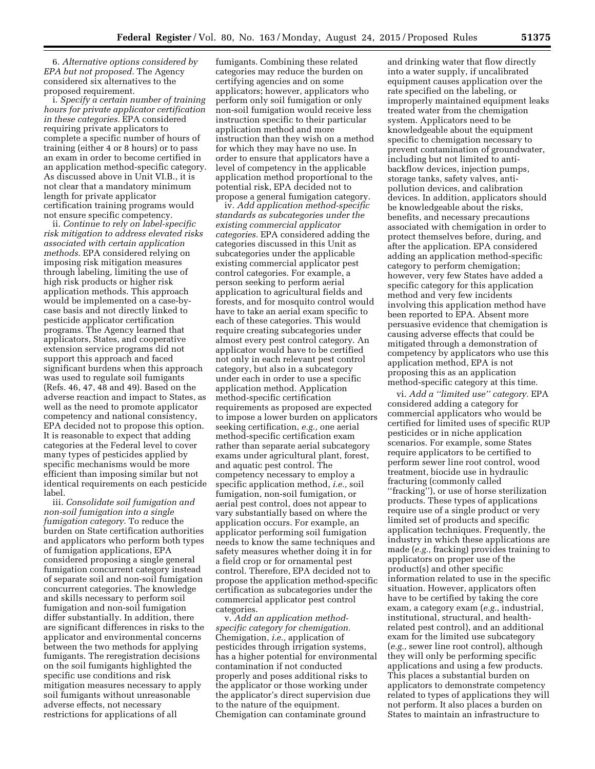6. *Alternative options considered by EPA but not proposed.* The Agency considered six alternatives to the proposed requirement.

i. *Specify a certain number of training hours for private applicator certification in these categories.* EPA considered requiring private applicators to complete a specific number of hours of training (either 4 or 8 hours) or to pass an exam in order to become certified in an application method-specific category. As discussed above in Unit VI.B., it is not clear that a mandatory minimum length for private applicator certification training programs would not ensure specific competency.

ii. *Continue to rely on label-specific risk mitigation to address elevated risks associated with certain application methods.* EPA considered relying on imposing risk mitigation measures through labeling, limiting the use of high risk products or higher risk application methods. This approach would be implemented on a case-by-case basis and not directly linked to pesticide applicator certification programs. The Agency learned that applicators, States, and cooperative extension service programs did not support this approach and faced significant burdens when this approach was used to regulate soil fumigants (Refs. 46, 47, 48 and 49). Based on the adverse reaction and impact to States, as well as the need to promote applicator competency and national consistency, EPA decided not to propose this option. It is reasonable to expect that adding categories at the Federal level to cover many types of pesticides applied by specific mechanisms would be more efficient than imposing similar but not identical requirements on each pesticide label.

iii. *Consolidate soil fumigation and non-soil fumigation into a single fumigation category.* To reduce the burden on State certification authorities and applicators who perform both types of fumigation applications, EPA considered proposing a single general fumigation concurrent category instead of separate soil and non-soil fumigation concurrent categories. The knowledge and skills necessary to perform soil fumigation and non-soil fumigation differ substantially. In addition, there are significant differences in risks to the applicator and environmental concerns between the two methods for applying fumigants. The reregistration decisions on the soil fumigants highlighted the specific use conditions and risk mitigation measures necessary to apply soil fumigants without unreasonable adverse effects, not necessary restrictions for applications of all fumigants. Combining these related categories may reduce the burden on certifying agencies and on some applicators; however, applicators who perform only soil fumigation or only non-soil fumigation would receive less instruction specific to their particular application method and more instruction than they wish on a method for which they may have no use. In order to ensure that applicators have a level of competency in the applicable application method proportional to the potential risk, EPA decided not to propose a general fumigation category.

iv. *Add application method-specific standards as subcategories under the existing commercial applicator categories.* EPA considered adding the categories discussed in this Unit as subcategories under the applicable existing commercial applicator pest control categories. For example, a person seeking to perform aerial application to agricultural fields and forests, and for mosquito control would have to take an aerial exam specific to each of these categories. This would require creating subcategories under almost every pest control category. An applicator would have to be certified not only in each relevant pest control category, but also in a subcategory under each in order to use a specific application method. Application method-specific certification requirements as proposed are expected to impose a lower burden on applicators seeking certification, *e.g.,* one aerial method-specific certification exam rather than separate aerial subcategory exams under agricultural plant, forest, and aquatic pest control. The competency necessary to employ a specific application method, *i.e.,* soil fumigation, non-soil fumigation, or aerial pest control, does not appear to vary substantially based on where the application occurs. For example, an applicator performing soil fumigation needs to know the same techniques and safety measures whether doing it in for a field crop or for ornamental pest control. Therefore, EPA decided not to propose the application method-specific certification as subcategories under the commercial applicator pest control categories.

v. *Add an application method-specific category for chemigation.* Chemigation, *i.e.,* application of pesticides through irrigation systems, has a higher potential for environmental contamination if not conducted properly and poses additional risks to the applicator or those working under the applicator's direct supervision due to the nature of the equipment. Chemigation can contaminate ground and drinking water that flow directly into a water supply, if uncalibrated equipment causes application over the rate specified on the labeling, or improperly maintained equipment leaks treated water from the chemigation system. Applicators need to be knowledgeable about the equipment specific to chemigation necessary to prevent contamination of groundwater, including but not limited to anti-backflow devices, injection pumps, storage tanks, safety valves, anti-pollution devices, and calibration devices. In addition, applicators should be knowledgeable about the risks, benefits, and necessary precautions associated with chemigation in order to protect themselves before, during, and after the application. EPA considered adding an application method-specific category to perform chemigation; however, very few States have added a specific category for this application method and very few incidents involving this application method have been reported to EPA. Absent more persuasive evidence that chemigation is causing adverse effects that could be mitigated through a demonstration of competency by applicators who use this application method, EPA is not proposing this as an application method-specific category at this time.

vi. *Add a ''limited use'' category.* EPA considered adding a category for commercial applicators who would be certified for limited uses of specific RUP pesticides or in niche application scenarios. For example, some States require applicators to be certified to perform sewer line root control, wood treatment, biocide use in hydraulic fracturing (commonly called ''fracking''), or use of horse sterilization products. These types of applications require use of a single product or very limited set of products and specific application techniques. Frequently, the industry in which these applications are made (*e.g.,* fracking) provides training to applicators on proper use of the product(s) and other specific information related to use in the specific situation. However, applicators often have to be certified by taking the core exam, a category exam (*e.g.,* industrial, institutional, structural, and health-related pest control), and an additional exam for the limited use subcategory (*e.g.,* sewer line root control), although they will only be performing specific applications and using a few products. This places a substantial burden on applicators to demonstrate competency related to types of applications they will not perform. It also places a burden on States to maintain an infrastructure to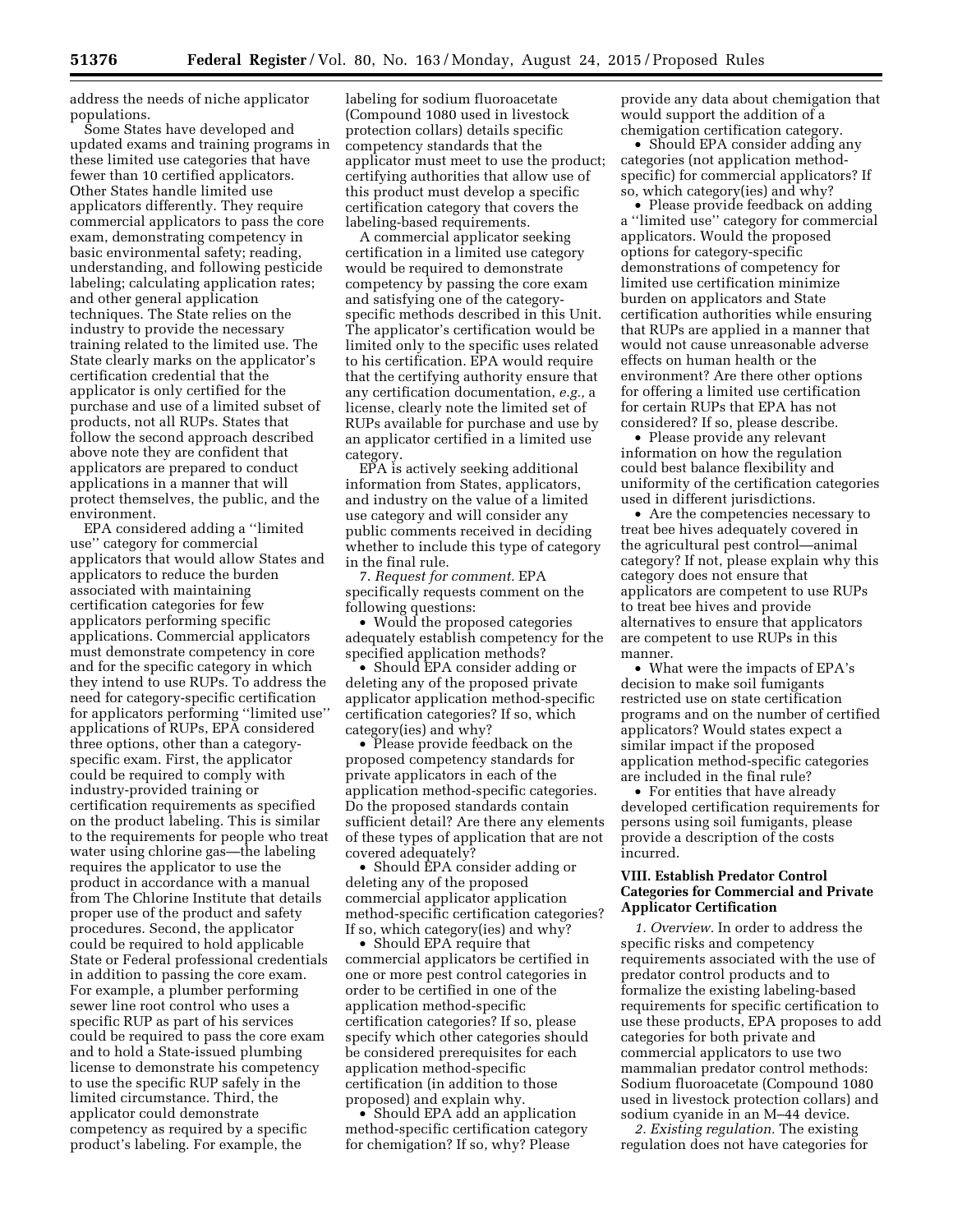address the needs of niche applicator populations.

Some States have developed and updated exams and training programs in these limited use categories that have fewer than 10 certified applicators. Other States handle limited use applicators differently. They require commercial applicators to pass the core exam, demonstrating competency in basic environmental safety; reading, understanding, and following pesticide labeling; calculating application rates; and other general application techniques. The State relies on the industry to provide the necessary training related to the limited use. The State clearly marks on the applicator's certification credential that the applicator is only certified for the purchase and use of a limited subset of products, not all RUPs. States that follow the second approach described above note they are confident that applicators are prepared to conduct applications in a manner that will protect themselves, the public, and the environment.

EPA considered adding a ''limited use'' category for commercial applicators that would allow States and applicators to reduce the burden associated with maintaining certification categories for few applicators performing specific applications. Commercial applicators must demonstrate competency in core and for the specific category in which they intend to use RUPs. To address the need for category-specific certification for applicators performing ''limited use'' applications of RUPs, EPA considered three options, other than a category-specific exam. First, the applicator could be required to comply with industry-provided training or certification requirements as specified on the product labeling. This is similar to the requirements for people who treat water using chlorine gas—the labeling requires the applicator to use the product in accordance with a manual from The Chlorine Institute that details proper use of the product and safety procedures. Second, the applicator could be required to hold applicable State or Federal professional credentials in addition to passing the core exam. For example, a plumber performing sewer line root control who uses a specific RUP as part of his services could be required to pass the core exam and to hold a State-issued plumbing license to demonstrate his competency to use the specific RUP safely in the limited circumstance. Third, the applicator could demonstrate competency as required by a specific product's labeling. For example, the labeling for sodium fluoroacetate (Compound 1080 used in livestock protection collars) details specific competency standards that the applicator must meet to use the product; certifying authorities that allow use of this product must develop a specific certification category that covers the labeling-based requirements.

A commercial applicator seeking certification in a limited use category would be required to demonstrate competency by passing the core exam and satisfying one of the category-specific methods described in this Unit. The applicator's certification would be limited only to the specific uses related to his certification. EPA would require that the certifying authority ensure that any certification documentation, *e.g.,* a license, clearly note the limited set of RUPs available for purchase and use by an applicator certified in a limited use category.

EPA is actively seeking additional information from States, applicators, and industry on the value of a limited use category and will consider any public comments received in deciding whether to include this type of category in the final rule.

7. *Request for comment.* EPA specifically requests comment on the following questions:

- Would the proposed categories adequately establish competency for the specified application methods?
- Should EPA consider adding or deleting any of the proposed private applicator application method-specific certification categories? If so, which category(ies) and why?
- Please provide feedback on the proposed competency standards for private applicators in each of the application method-specific categories. Do the proposed standards contain sufficient detail? Are there any elements of these types of application that are not covered adequately?
- Should EPA consider adding or deleting any of the proposed commercial applicator application method-specific certification categories? If so, which category(ies) and why?
- Should EPA require that commercial applicators be certified in one or more pest control categories in order to be certified in one of the application method-specific certification categories? If so, please specify which other categories should be considered prerequisites for each application method-specific certification (in addition to those proposed) and explain why.
- Should EPA add an application method-specific certification category for chemigation? If so, why? Please provide any data about chemigation that would support the addition of a chemigation certification category.
- Should EPA consider adding any categories (not application method-specific) for commercial applicators? If so, which category(ies) and why?
- Please provide feedback on adding a ''limited use'' category for commercial applicators. Would the proposed options for category-specific demonstrations of competency for limited use certification minimize burden on applicators and State certification authorities while ensuring that RUPs are applied in a manner that would not cause unreasonable adverse effects on human health or the environment? Are there other options for offering a limited use certification for certain RUPs that EPA has not considered? If so, please describe.
- Please provide any relevant information on how the regulation could best balance flexibility and uniformity of the certification categories used in different jurisdictions.
- Are the competencies necessary to treat bee hives adequately covered in the agricultural pest control—animal category? If not, please explain why this category does not ensure that applicators are competent to use RUPs to treat bee hives and provide alternatives to ensure that applicators are competent to use RUPs in this manner.
- What were the impacts of EPA's decision to make soil fumigants restricted use on state certification programs and on the number of certified applicators? Would states expect a similar impact if the proposed application method-specific categories are included in the final rule?
- For entities that have already developed certification requirements for persons using soil fumigants, please provide a description of the costs incurred.

## VIII. Establish Predator Control Categories for Commercial and Private Applicator Certification

*1. Overview.* In order to address the specific risks and competency requirements associated with the use of predator control products and to formalize the existing labeling-based requirements for specific certification to use these products, EPA proposes to add categories for both private and commercial applicators to use two mammalian predator control methods: Sodium fluoroacetate (Compound 1080 used in livestock protection collars) and sodium cyanide in an M–44 device.

*2. Existing regulation.* The existing regulation does not have categories for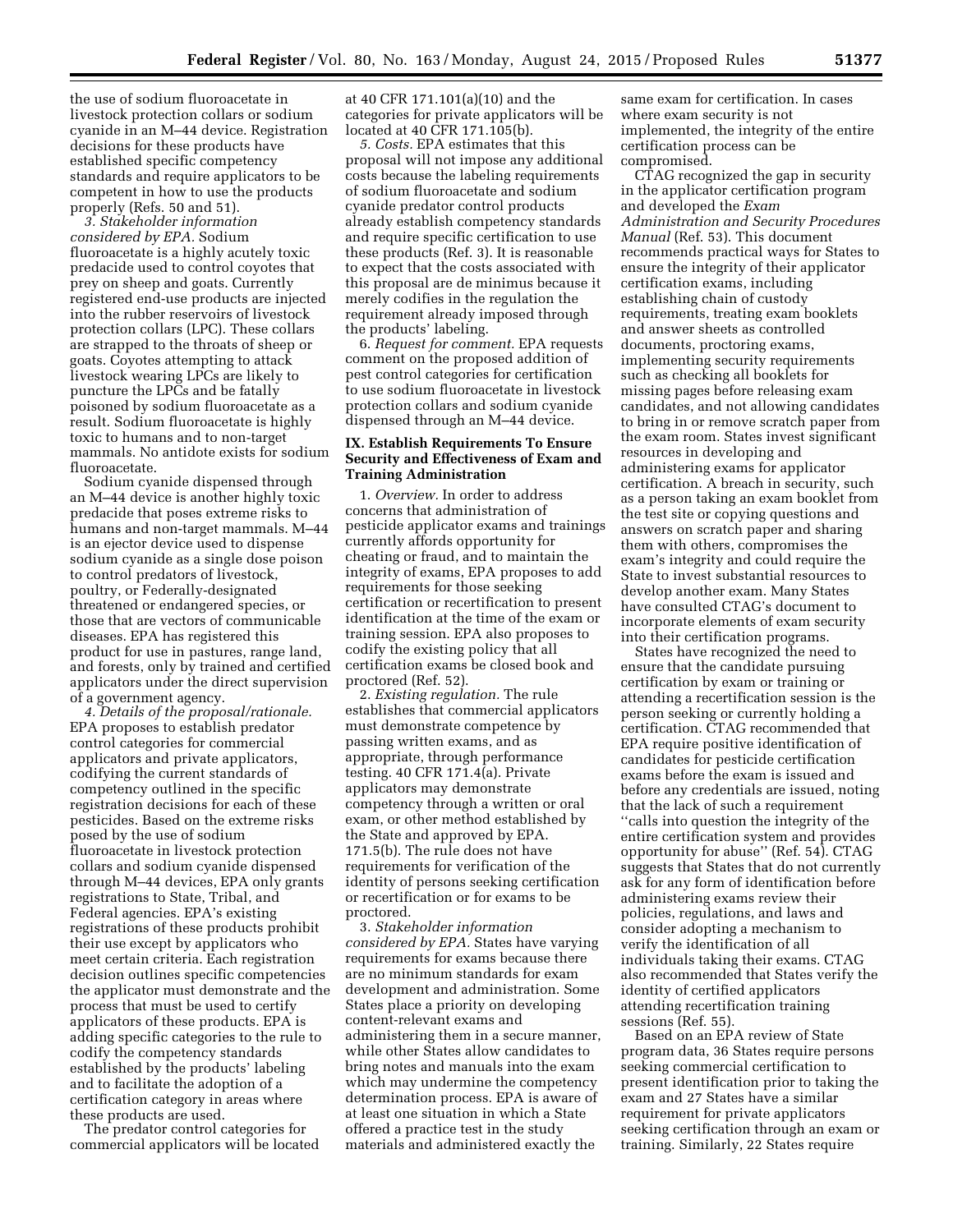the use of sodium fluoroacetate in livestock protection collars or sodium cyanide in an M–44 device. Registration decisions for these products have established specific competency standards and require applicators to be competent in how to use the products properly (Refs. 50 and 51).

*3. Stakeholder information considered by EPA.* Sodium fluoroacetate is a highly acutely toxic predacide used to control coyotes that prey on sheep and goats. Currently registered end-use products are injected into the rubber reservoirs of livestock protection collars (LPC). These collars are strapped to the throats of sheep or goats. Coyotes attempting to attack livestock wearing LPCs are likely to puncture the LPCs and be fatally poisoned by sodium fluoroacetate as a result. Sodium fluoroacetate is highly toxic to humans and to non-target mammals. No antidote exists for sodium fluoroacetate.

Sodium cyanide dispensed through an M–44 device is another highly toxic predacide that poses extreme risks to humans and non-target mammals. M–44 is an ejector device used to dispense sodium cyanide as a single dose poison to control predators of livestock, poultry, or Federally-designated threatened or endangered species, or those that are vectors of communicable diseases. EPA has registered this product for use in pastures, range land, and forests, only by trained and certified applicators under the direct supervision of a government agency.

*4. Details of the proposal/rationale.* EPA proposes to establish predator control categories for commercial applicators and private applicators, codifying the current standards of competency outlined in the specific registration decisions for each of these pesticides. Based on the extreme risks posed by the use of sodium fluoroacetate in livestock protection collars and sodium cyanide dispensed through M–44 devices, EPA only grants registrations to State, Tribal, and Federal agencies. EPA's existing registrations of these products prohibit their use except by applicators who meet certain criteria. Each registration decision outlines specific competencies the applicator must demonstrate and the process that must be used to certify applicators of these products. EPA is adding specific categories to the rule to codify the competency standards established by the products' labeling and to facilitate the adoption of a certification category in areas where these products are used.

The predator control categories for commercial applicators will be located at 40 CFR 171.101(a)(10) and the categories for private applicators will be located at 40 CFR 171.105(b).

*5. Costs.* EPA estimates that this proposal will not impose any additional costs because the labeling requirements of sodium fluoroacetate and sodium cyanide predator control products already establish competency standards and require specific certification to use these products (Ref. 3). It is reasonable to expect that the costs associated with this proposal are de minimus because it merely codifies in the regulation the requirement already imposed through the products' labeling.

*6. Request for comment.* EPA requests comment on the proposed addition of pest control categories for certification to use sodium fluoroacetate in livestock protection collars and sodium cyanide dispensed through an M–44 device.

## IX. Establish Requirements To Ensure Security and Effectiveness of Exam and Training Administration

*1. Overview.* In order to address concerns that administration of pesticide applicator exams and trainings currently affords opportunity for cheating or fraud, and to maintain the integrity of exams, EPA proposes to add requirements for those seeking certification or recertification to present identification at the time of the exam or training session. EPA also proposes to codify the existing policy that all certification exams be closed book and proctored (Ref. 52).

*2. Existing regulation.* The rule establishes that commercial applicators must demonstrate competence by passing written exams, and as appropriate, through performance testing. 40 CFR 171.4(a). Private applicators may demonstrate competency through a written or oral exam, or other method established by the State and approved by EPA. 171.5(b). The rule does not have requirements for verification of the identity of persons seeking certification or recertification or for exams to be proctored.

*3. Stakeholder information considered by EPA.* States have varying requirements for exams because there are no minimum standards for exam development and administration. Some States place a priority on developing content-relevant exams and administering them in a secure manner, while other States allow candidates to bring notes and manuals into the exam which may undermine the competency determination process. EPA is aware of at least one situation in which a State offered a practice test in the study materials and administered exactly the same exam for certification. In cases where exam security is not implemented, the integrity of the entire certification process can be compromised.

CTAG recognized the gap in security in the applicator certification program and developed the *Exam Administration and Security Procedures Manual* (Ref. 53). This document recommends practical ways for States to ensure the integrity of their applicator certification exams, including establishing chain of custody requirements, treating exam booklets and answer sheets as controlled documents, proctoring exams, implementing security requirements such as checking all booklets for missing pages before releasing exam candidates, and not allowing candidates to bring in or remove scratch paper from the exam room. States invest significant resources in developing and administering exams for applicator certification. A breach in security, such as a person taking an exam booklet from the test site or copying questions and answers on scratch paper and sharing them with others, compromises the exam's integrity and could require the State to invest substantial resources to develop another exam. Many States have consulted CTAG's document to incorporate elements of exam security into their certification programs.

States have recognized the need to ensure that the candidate pursuing certification by exam or training or attending a recertification session is the person seeking or currently holding a certification. CTAG recommended that EPA require positive identification of candidates for pesticide certification exams before the exam is issued and before any credentials are issued, noting that the lack of such a requirement ''calls into question the integrity of the entire certification system and provides opportunity for abuse'' (Ref. 54). CTAG suggests that States that do not currently ask for any form of identification before administering exams review their policies, regulations, and laws and consider adopting a mechanism to verify the identification of all individuals taking their exams. CTAG also recommended that States verify the identity of certified applicators attending recertification training sessions (Ref. 55).

Based on an EPA review of State program data, 36 States require persons seeking commercial certification to present identification prior to taking the exam and 27 States have a similar requirement for private applicators seeking certification through an exam or training. Similarly, 22 States require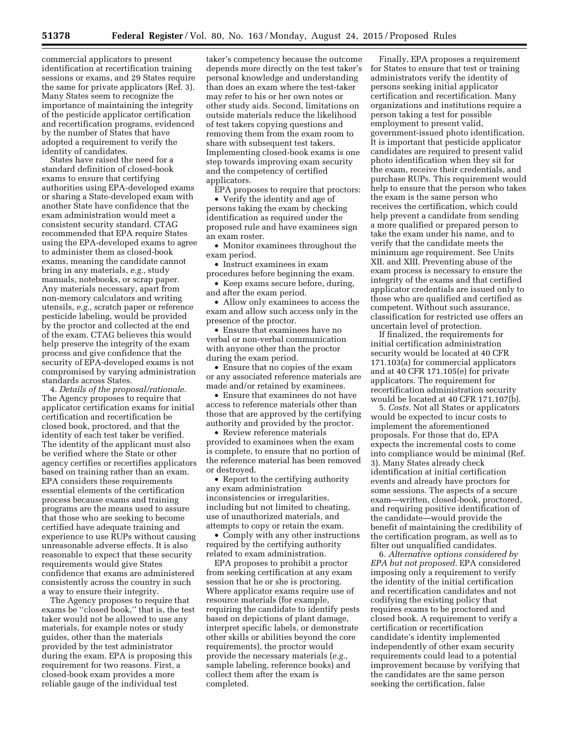commercial applicators to present identification at recertification training sessions or exams, and 29 States require the same for private applicators (Ref. 3). Many States seem to recognize the importance of maintaining the integrity of the pesticide applicator certification and recertification programs, evidenced by the number of States that have adopted a requirement to verify the identity of candidates.

States have raised the need for a standard definition of closed-book exams to ensure that certifying authorities using EPA-developed exams or sharing a State-developed exam with another State have confidence that the exam administration would meet a consistent security standard. CTAG recommended that EPA require States using the EPA-developed exams to agree to administer them as closed-book exams, meaning the candidate cannot bring in any materials, *e.g.,* study manuals, notebooks, or scrap paper. Any materials necessary, apart from non-memory calculators and writing utensils, *e.g.,* scratch paper or reference pesticide labeling, would be provided by the proctor and collected at the end of the exam. CTAG believes this would help preserve the integrity of the exam process and give confidence that the security of EPA-developed exams is not compromised by varying administration standards across States.

4. *Details of the proposal/rationale.* The Agency proposes to require that applicator certification exams for initial certification and recertification be closed book, proctored, and that the identity of each test taker be verified. The identity of the applicant must also be verified where the State or other agency certifies or recertifies applicators based on training rather than an exam. EPA considers these requirements essential elements of the certification process because exams and training programs are the means used to assure that those who are seeking to become certified have adequate training and experience to use RUPs without causing unreasonable adverse effects. It is also reasonable to expect that these security requirements would give States confidence that exams are administered consistently across the country in such a way to ensure their integrity.

The Agency proposes to require that exams be "closed book," that is, the test taker would not be allowed to use any materials, for example notes or study guides, other than the materials provided by the test administrator during the exam. EPA is proposing this requirement for two reasons. First, a closed-book exam provides a more reliable gauge of the individual test taker's competency because the outcome depends more directly on the test taker's personal knowledge and understanding than does an exam where the test-taker may refer to his or her own notes or other study aids. Second, limitations on outside materials reduce the likelihood of test takers copying questions and removing them from the exam room to share with subsequent test takers. Implementing closed-book exams is one step towards improving exam security and the competency of certified applicators.

EPA proposes to require that proctors:

- Verify the identity and age of persons taking the exam by checking identification as required under the proposed rule and have examinees sign an exam roster.
- Monitor examinees throughout the exam period.
- Instruct examinees in exam procedures before beginning the exam.
- Keep exams secure before, during, and after the exam period.
- Allow only examinees to access the exam and allow such access only in the presence of the proctor.
- Ensure that examinees have no verbal or non-verbal communication with anyone other than the proctor during the exam period.
- Ensure that no copies of the exam or any associated reference materials are made and/or retained by examinees.
- Ensure that examinees do not have access to reference materials other than those that are approved by the certifying authority and provided by the proctor.
- Review reference materials provided to examinees when the exam is complete, to ensure that no portion of the reference material has been removed or destroyed.
- Report to the certifying authority any exam administration inconsistencies or irregularities, including but not limited to cheating, use of unauthorized materials, and attempts to copy or retain the exam.
- Comply with any other instructions required by the certifying authority related to exam administration.

EPA proposes to prohibit a proctor from seeking certification at any exam session that he or she is proctoring. Where applicator exams require use of resource materials (for example, requiring the candidate to identify pests based on depictions of plant damage, interpret specific labels, or demonstrate other skills or abilities beyond the core requirements), the proctor would provide the necessary materials (*e.g.,* sample labeling, reference books) and collect them after the exam is completed.

Finally, EPA proposes a requirement for States to ensure that test or training administrators verify the identity of persons seeking initial applicator certification and recertification. Many organizations and institutions require a person taking a test for possible employment to present valid, government-issued photo identification. It is important that pesticide applicator candidates are required to present valid photo identification when they sit for the exam, receive their credentials, and purchase RUPs. This requirement would help to ensure that the person who takes the exam is the same person who receives the certification, which could help prevent a candidate from sending a more qualified or prepared person to take the exam under his name, and to verify that the candidate meets the minimum age requirement. See Units XII. and XIII. Preventing abuse of the exam process is necessary to ensure the integrity of the exams and that certified applicator credentials are issued only to those who are qualified and certified as competent. Without such assurance, classification for restricted use offers an uncertain level of protection.

If finalized, the requirements for initial certification administration security would be located at 40 CFR 171.103(a) for commercial applicators and at 40 CFR 171.105(e) for private applicators. The requirement for recertification administration security would be located at 40 CFR 171.107(b).

5. *Costs.* Not all States or applicators would be expected to incur costs to implement the aforementioned proposals. For those that do, EPA expects the incremental costs to come into compliance would be minimal (Ref. 3). Many States already check identification at initial certification events and already have proctors for some sessions. The aspects of a secure exam—written, closed-book, proctored, and requiring positive identification of the candidate—would provide the benefit of maintaining the credibility of the certification program, as well as to filter out unqualified candidates.

6. *Alternative options considered by EPA but not proposed.* EPA considered imposing only a requirement to verify the identity of the initial certification and recertification candidates and not codifying the existing policy that requires exams to be proctored and closed book. A requirement to verify a certification or recertification candidate's identity implemented independently of other exam security requirements could lead to a potential improvement because by verifying that the candidates are the same person seeking the certification, false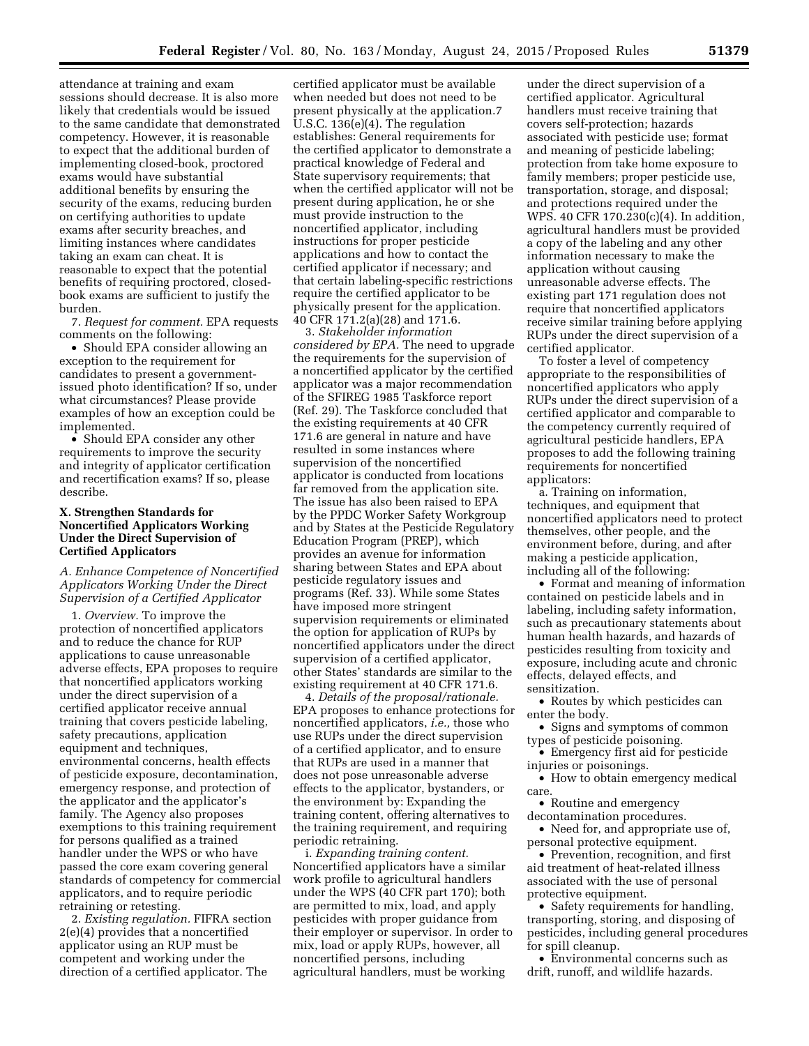attendance at training and exam sessions should decrease. It is also more likely that credentials would be issued to the same candidate that demonstrated competency. However, it is reasonable to expect that the additional burden of implementing closed-book, proctored exams would have substantial additional benefits by ensuring the security of the exams, reducing burden on certifying authorities to update exams after security breaches, and limiting instances where candidates taking an exam can cheat. It is reasonable to expect that the potential benefits of requiring proctored, closed-book exams are sufficient to justify the burden.

7. *Request for comment.* EPA requests comments on the following:

- Should EPA consider allowing an exception to the requirement for candidates to present a government-issued photo identification? If so, under what circumstances? Please provide examples of how an exception could be implemented.
- Should EPA consider any other requirements to improve the security and integrity of applicator certification and recertification exams? If so, please describe.

## X. Strengthen Standards for Noncertified Applicators Working Under the Direct Supervision of Certified Applicators

### *A. Enhance Competence of Noncertified Applicators Working Under the Direct Supervision of a Certified Applicator*

1. *Overview.* To improve the protection of noncertified applicators and to reduce the chance for RUP applications to cause unreasonable adverse effects, EPA proposes to require that noncertified applicators working under the direct supervision of a certified applicator receive annual training that covers pesticide labeling, safety precautions, application equipment and techniques, environmental concerns, health effects of pesticide exposure, decontamination, emergency response, and protection of the applicator and the applicator's family. The Agency also proposes exemptions to this training requirement for persons qualified as a trained handler under the WPS or who have passed the core exam covering general standards of competency for commercial applicators, and to require periodic retraining or retesting.

2. *Existing regulation.* FIFRA section 2(e)(4) provides that a noncertified applicator using an RUP must be competent and working under the direction of a certified applicator. The certified applicator must be available when needed but does not need to be present physically at the application. 7 U.S.C. 136(e)(4). The regulation establishes: General requirements for the certified applicator to demonstrate a practical knowledge of Federal and State supervisory requirements; that when the certified applicator will not be present during application, he or she must provide instruction to the noncertified applicator, including instructions for proper pesticide applications and how to contact the certified applicator if necessary; and that certain labeling-specific restrictions require the certified applicator to be physically present for the application. 40 CFR 171.2(a)(28) and 171.6.

3. *Stakeholder information considered by EPA.* The need to upgrade the requirements for the supervision of a noncertified applicator by the certified applicator was a major recommendation of the SFIREG 1985 Taskforce report (Ref. 29). The Taskforce concluded that the existing requirements at 40 CFR 171.6 are general in nature and have resulted in some instances where supervision of the noncertified applicator is conducted from locations far removed from the application site. The issue has also been raised to EPA by the PPDC Worker Safety Workgroup and by States at the Pesticide Regulatory Education Program (PREP), which provides an avenue for information sharing between States and EPA about pesticide regulatory issues and programs (Ref. 33). While some States have imposed more stringent supervision requirements or eliminated the option for application of RUPs by noncertified applicators under the direct supervision of a certified applicator, other States' standards are similar to the existing requirement at 40 CFR 171.6.

4. *Details of the proposal/rationale.* EPA proposes to enhance protections for noncertified applicators, *i.e.,* those who use RUPs under the direct supervision of a certified applicator, and to ensure that RUPs are used in a manner that does not pose unreasonable adverse effects to the applicator, bystanders, or the environment by: Expanding the training content, offering alternatives to the training requirement, and requiring periodic retraining.

i. *Expanding training content.* Noncertified applicators have a similar work profile to agricultural handlers under the WPS (40 CFR part 170); both are permitted to mix, load, and apply pesticides with proper guidance from their employer or supervisor. In order to mix, load or apply RUPs, however, all noncertified persons, including agricultural handlers, must be working under the direct supervision of a certified applicator. Agricultural handlers must receive training that covers self-protection; hazards associated with pesticide use; format and meaning of pesticide labeling; protection from take home exposure to family members; proper pesticide use, transportation, storage, and disposal; and protections required under the WPS. 40 CFR 170.230(c)(4). In addition, agricultural handlers must be provided a copy of the labeling and any other information necessary to make the application without causing unreasonable adverse effects. The existing part 171 regulation does not require that noncertified applicators receive similar training before applying RUPs under the direct supervision of a certified applicator.

To foster a level of competency appropriate to the responsibilities of noncertified applicators who apply RUPs under the direct supervision of a certified applicator and comparable to the competency currently required of agricultural pesticide handlers, EPA proposes to add the following training requirements for noncertified applicators:

a. Training on information, techniques, and equipment that noncertified applicators need to protect themselves, other people, and the environment before, during, and after making a pesticide application, including all of the following:

- Format and meaning of information contained on pesticide labels and in labeling, including safety information, such as precautionary statements about human health hazards, and hazards of pesticides resulting from toxicity and exposure, including acute and chronic effects, delayed effects, and sensitization.
- Routes by which pesticides can enter the body.
- Signs and symptoms of common types of pesticide poisoning.
- Emergency first aid for pesticide injuries or poisonings.
- How to obtain emergency medical care.
- Routine and emergency decontamination procedures.
- Need for, and appropriate use of, personal protective equipment.
- Prevention, recognition, and first aid treatment of heat-related illness associated with the use of personal protective equipment.
- Safety requirements for handling, transporting, storing, and disposing of pesticides, including general procedures for spill cleanup.
- Environmental concerns such as drift, runoff, and wildlife hazards.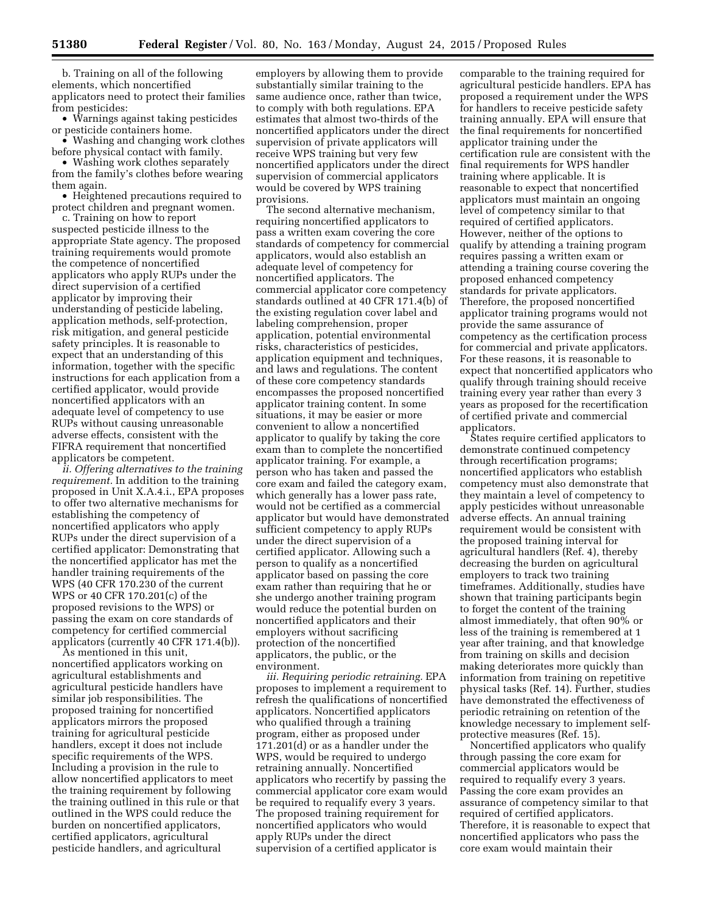b. Training on all of the following elements, which noncertified applicators need to protect their families from pesticides:

- Warnings against taking pesticides or pesticide containers home.
- Washing and changing work clothes before physical contact with family.
- Washing work clothes separately from the family's clothes before wearing them again.
- Heightened precautions required to protect children and pregnant women.

c. Training on how to report suspected pesticide illness to the appropriate State agency. The proposed training requirements would promote the competence of noncertified applicators who apply RUPs under the direct supervision of a certified applicator by improving their understanding of pesticide labeling, application methods, self-protection, risk mitigation, and general pesticide safety principles. It is reasonable to expect that an understanding of this information, together with the specific instructions for each application from a certified applicator, would provide noncertified applicators with an adequate level of competency to use RUPs without causing unreasonable adverse effects, consistent with the FIFRA requirement that noncertified applicators be competent.

*ii. Offering alternatives to the training requirement.* In addition to the training proposed in Unit X.A.4.i., EPA proposes to offer two alternative mechanisms for establishing the competency of noncertified applicators who apply RUPs under the direct supervision of a certified applicator: Demonstrating that the noncertified applicator has met the handler training requirements of the WPS (40 CFR 170.230 of the current WPS or 40 CFR 170.201(c) of the proposed revisions to the WPS) or passing the exam on core standards of competency for certified commercial applicators (currently 40 CFR 171.4(b)).

As mentioned in this unit, noncertified applicators working on agricultural establishments and agricultural pesticide handlers have similar job responsibilities. The proposed training for noncertified applicators mirrors the proposed training for agricultural pesticide handlers, except it does not include specific requirements of the WPS. Including a provision in the rule to allow noncertified applicators to meet the training requirement by following the training outlined in this rule or that outlined in the WPS could reduce the burden on noncertified applicators, certified applicators, agricultural pesticide handlers, and agricultural employers by allowing them to provide substantially similar training to the same audience once, rather than twice, to comply with both regulations. EPA estimates that almost two-thirds of the noncertified applicators under the direct supervision of private applicators will receive WPS training but very few noncertified applicators under the direct supervision of commercial applicators would be covered by WPS training provisions.

The second alternative mechanism, requiring noncertified applicators to pass a written exam covering the core standards of competency for commercial applicators, would also establish an adequate level of competency for noncertified applicators. The commercial applicator core competency standards outlined at 40 CFR 171.4(b) of the existing regulation cover label and labeling comprehension, proper application, potential environmental risks, characteristics of pesticides, application equipment and techniques, and laws and regulations. The content of these core competency standards encompasses the proposed noncertified applicator training content. In some situations, it may be easier or more convenient to allow a noncertified applicator to qualify by taking the core exam than to complete the noncertified applicator training. For example, a person who has taken and passed the core exam and failed the category exam, which generally has a lower pass rate, would not be certified as a commercial applicator but would have demonstrated sufficient competency to apply RUPs under the direct supervision of a certified applicator. Allowing such a person to qualify as a noncertified applicator based on passing the core exam rather than requiring that he or she undergo another training program would reduce the potential burden on noncertified applicators and their employers without sacrificing protection of the noncertified applicators, the public, or the environment.

*iii. Requiring periodic retraining.* EPA proposes to implement a requirement to refresh the qualifications of noncertified applicators. Noncertified applicators who qualified through a training program, either as proposed under 171.201(d) or as a handler under the WPS, would be required to undergo retraining annually. Noncertified applicators who recertify by passing the commercial applicator core exam would be required to requalify every 3 years. The proposed training requirement for noncertified applicators who would apply RUPs under the direct supervision of a certified applicator is comparable to the training required for agricultural pesticide handlers. EPA has proposed a requirement under the WPS for handlers to receive pesticide safety training annually. EPA will ensure that the final requirements for noncertified applicator training under the certification rule are consistent with the final requirements for WPS handler training where applicable. It is reasonable to expect that noncertified applicators must maintain an ongoing level of competency similar to that required of certified applicators. However, neither of the options to qualify by attending a training program requires passing a written exam or attending a training course covering the proposed enhanced competency standards for private applicators. Therefore, the proposed noncertified applicator training programs would not provide the same assurance of competency as the certification process for commercial and private applicators. For these reasons, it is reasonable to expect that noncertified applicators who qualify through training should receive training every year rather than every 3 years as proposed for the recertification of certified private and commercial applicators.

States require certified applicators to demonstrate continued competency through recertification programs; noncertified applicators who establish competency must also demonstrate that they maintain a level of competency to apply pesticides without unreasonable adverse effects. An annual training requirement would be consistent with the proposed training interval for agricultural handlers (Ref. 4), thereby decreasing the burden on agricultural employers to track two training timeframes. Additionally, studies have shown that training participants begin to forget the content of the training almost immediately, that often 90% or less of the training is remembered at 1 year after training, and that knowledge from training on skills and decision making deteriorates more quickly than information from training on repetitive physical tasks (Ref. 14). Further, studies have demonstrated the effectiveness of periodic retraining on retention of the knowledge necessary to implement self-protective measures (Ref. 15).

Noncertified applicators who qualify through passing the core exam for commercial applicators would be required to requalify every 3 years. Passing the core exam provides an assurance of competency similar to that required of certified applicators. Therefore, it is reasonable to expect that noncertified applicators who pass the core exam would maintain their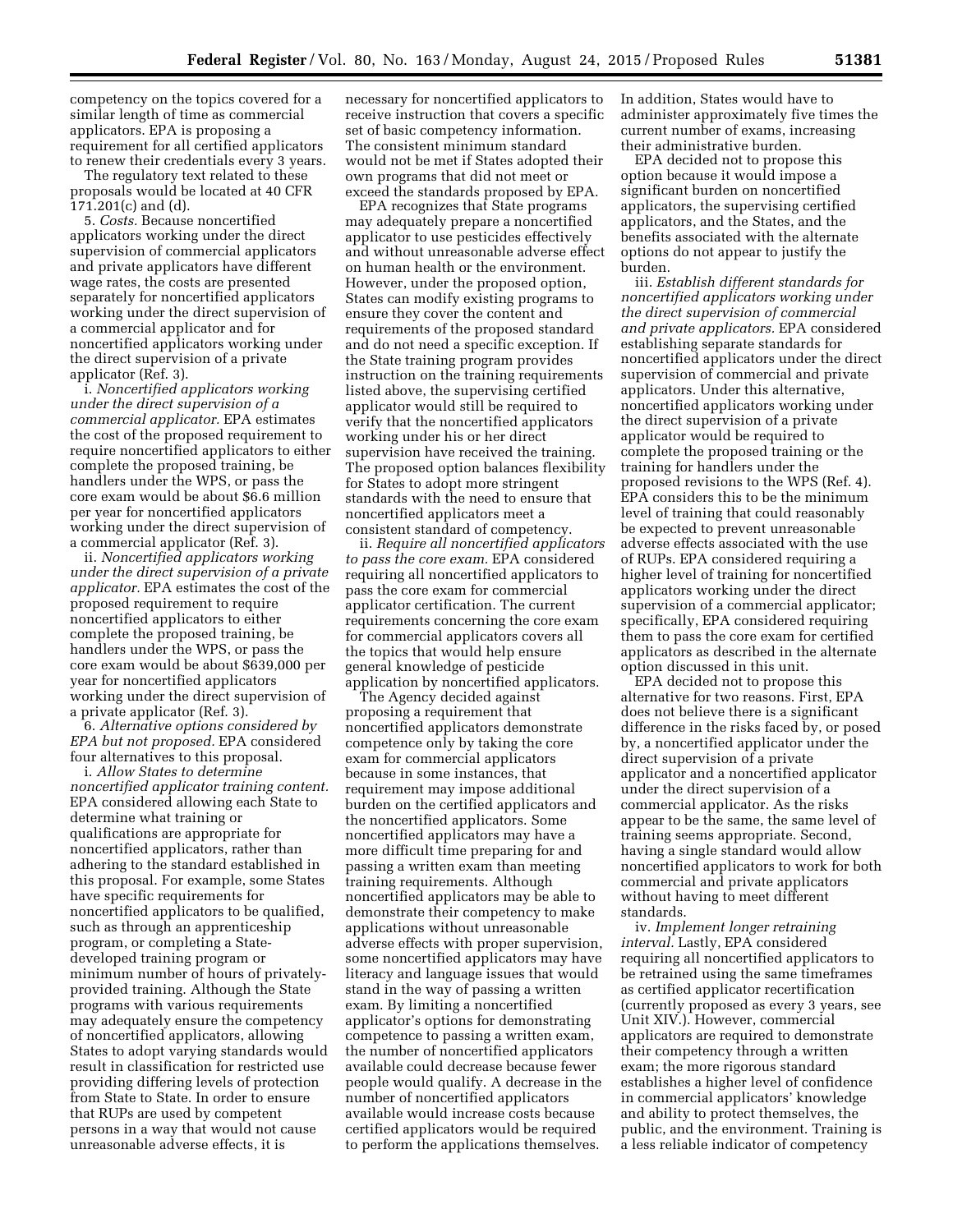competency on the topics covered for a similar length of time as commercial applicators. EPA is proposing a requirement for all certified applicators to renew their credentials every 3 years.

The regulatory text related to these proposals would be located at 40 CFR 171.201(c) and (d).

5. *Costs.* Because noncertified applicators working under the direct supervision of commercial applicators and private applicators have different wage rates, the costs are presented separately for noncertified applicators working under the direct supervision of a commercial applicator and for noncertified applicators working under the direct supervision of a private applicator (Ref. 3).

i. *Noncertified applicators working under the direct supervision of a commercial applicator.* EPA estimates the cost of the proposed requirement to require noncertified applicators to either complete the proposed training, be handlers under the WPS, or pass the core exam would be about $6.6 million per year for noncertified applicators working under the direct supervision of a commercial applicator (Ref. 3).

ii. *Noncertified applicators working under the direct supervision of a private applicator.* EPA estimates the cost of the proposed requirement to require noncertified applicators to either complete the proposed training, be handlers under the WPS, or pass the core exam would be about $639,000 per year for noncertified applicators working under the direct supervision of a private applicator (Ref. 3).

6. *Alternative options considered by EPA but not proposed.* EPA considered four alternatives to this proposal.

i. *Allow States to determine noncertified applicator training content.* EPA considered allowing each State to determine what training or qualifications are appropriate for noncertified applicators, rather than adhering to the standard established in this proposal. For example, some States have specific requirements for noncertified applicators to be qualified, such as through an apprenticeship program, or completing a State-developed training program or minimum number of hours of privately-provided training. Although the State programs with various requirements may adequately ensure the competency of noncertified applicators, allowing States to adopt varying standards would result in classification for restricted use providing differing levels of protection from State to State. In order to ensure that RUPs are used by competent persons in a way that would not cause unreasonable adverse effects, it is necessary for noncertified applicators to receive instruction that covers a specific set of basic competency information. The consistent minimum standard would not be met if States adopted their own programs that did not meet or exceed the standards proposed by EPA.

EPA recognizes that State programs may adequately prepare a noncertified applicator to use pesticides effectively and without unreasonable adverse effect on human health or the environment. However, under the proposed option, States can modify existing programs to ensure they cover the content and requirements of the proposed standard and do not need a specific exception. If the State training program provides instruction on the training requirements listed above, the supervising certified applicator would still be required to verify that the noncertified applicators working under his or her direct supervision have received the training. The proposed option balances flexibility for States to adopt more stringent standards with the need to ensure that noncertified applicators meet a consistent standard of competency.

ii. *Require all noncertified applicators to pass the core exam.* EPA considered requiring all noncertified applicators to pass the core exam for commercial applicator certification. The current requirements concerning the core exam for commercial applicators covers all the topics that would help ensure general knowledge of pesticide application by noncertified applicators.

The Agency decided against proposing a requirement that noncertified applicators demonstrate competence only by taking the core exam for commercial applicators because in some instances, that requirement may impose additional burden on the certified applicators and the noncertified applicators. Some noncertified applicators may have a more difficult time preparing for and passing a written exam than meeting training requirements. Although noncertified applicators may be able to demonstrate their competency to make applications without unreasonable adverse effects with proper supervision, some noncertified applicators may have literacy and language issues that would stand in the way of passing a written exam. By limiting a noncertified applicator's options for demonstrating competence to passing a written exam, the number of noncertified applicators available could decrease because fewer people would qualify. A decrease in the number of noncertified applicators available would increase costs because certified applicators would be required to perform the applications themselves. In addition, States would have to administer approximately five times the current number of exams, increasing their administrative burden.

EPA decided not to propose this option because it would impose a significant burden on noncertified applicators, the supervising certified applicators, and the States, and the benefits associated with the alternate options do not appear to justify the burden.

iii. *Establish different standards for noncertified applicators working under the direct supervision of commercial and private applicators.* EPA considered establishing separate standards for noncertified applicators under the direct supervision of commercial and private applicators. Under this alternative, noncertified applicators working under the direct supervision of a private applicator would be required to complete the proposed training or the training for handlers under the proposed revisions to the WPS (Ref. 4). EPA considers this to be the minimum level of training that could reasonably be expected to prevent unreasonable adverse effects associated with the use of RUPs. EPA considered requiring a higher level of training for noncertified applicators working under the direct supervision of a commercial applicator; specifically, EPA considered requiring them to pass the core exam for certified applicators as described in the alternate option discussed in this unit.

EPA decided not to propose this alternative for two reasons. First, EPA does not believe there is a significant difference in the risks faced by, or posed by, a noncertified applicator under the direct supervision of a private applicator and a noncertified applicator under the direct supervision of a commercial applicator. As the risks appear to be the same, the same level of training seems appropriate. Second, having a single standard would allow noncertified applicators to work for both commercial and private applicators without having to meet different standards.

iv. *Implement longer retraining interval.* Lastly, EPA considered requiring all noncertified applicators to be retrained using the same timeframes as certified applicator recertification (currently proposed as every 3 years, see Unit XIV.). However, commercial applicators are required to demonstrate their competency through a written exam; the more rigorous standard establishes a higher level of confidence in commercial applicators' knowledge and ability to protect themselves, the public, and the environment. Training is a less reliable indicator of competency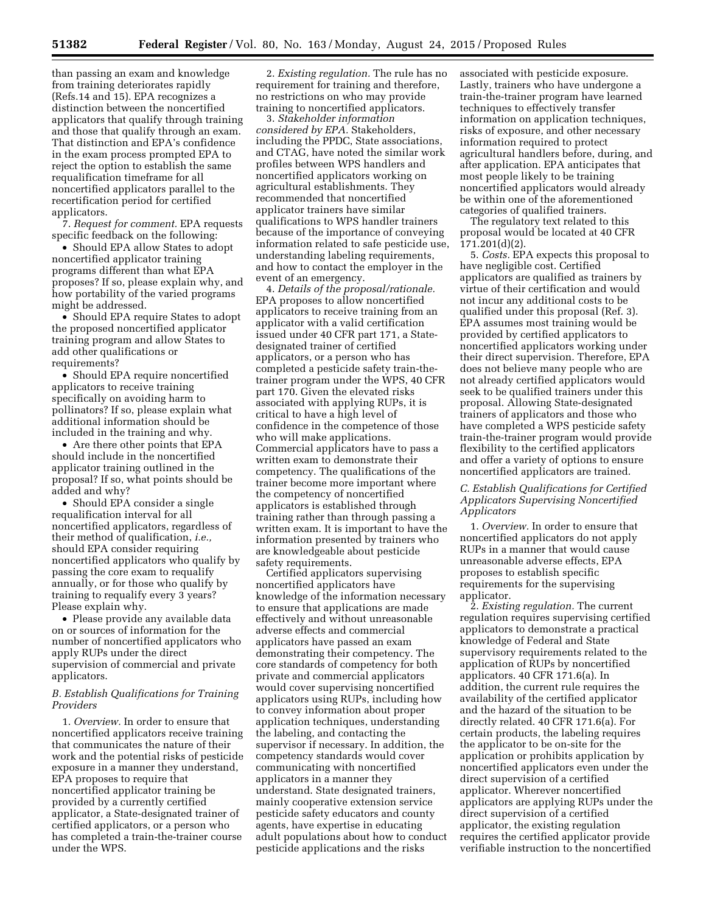than passing an exam and knowledge from training deteriorates rapidly (Refs.14 and 15). EPA recognizes a distinction between the noncertified applicators that qualify through training and those that qualify through an exam. That distinction and EPA's confidence in the exam process prompted EPA to reject the option to establish the same requalification timeframe for all noncertified applicators parallel to the recertification period for certified applicators.

7. *Request for comment.* EPA requests specific feedback on the following:

- Should EPA allow States to adopt noncertified applicator training programs different than what EPA proposes? If so, please explain why, and how portability of the varied programs might be addressed.
- Should EPA require States to adopt the proposed noncertified applicator training program and allow States to add other qualifications or requirements?
- Should EPA require noncertified applicators to receive training specifically on avoiding harm to pollinators? If so, please explain what additional information should be included in the training and why.
- Are there other points that EPA should include in the noncertified applicator training outlined in the proposal? If so, what points should be added and why?
- Should EPA consider a single requalification interval for all noncertified applicators, regardless of their method of qualification, *i.e.,* should EPA consider requiring noncertified applicators who qualify by passing the core exam to requalify annually, or for those who qualify by training to requalify every 3 years? Please explain why.
- Please provide any available data on or sources of information for the number of noncertified applicators who apply RUPs under the direct supervision of commercial and private applicators.

### B. Establish Qualifications for Training Providers

1. *Overview.* In order to ensure that noncertified applicators receive training that communicates the nature of their work and the potential risks of pesticide exposure in a manner they understand, EPA proposes to require that noncertified applicator training be provided by a currently certified applicator, a State-designated trainer of certified applicators, or a person who has completed a train-the-trainer course under the WPS.

2. *Existing regulation.* The rule has no requirement for training and therefore, no restrictions on who may provide training to noncertified applicators.

3. *Stakeholder information considered by EPA.* Stakeholders, including the PPDC, State associations, and CTAG, have noted the similar work profiles between WPS handlers and noncertified applicators working on agricultural establishments. They recommended that noncertified applicator trainers have similar qualifications to WPS handler trainers because of the importance of conveying information related to safe pesticide use, understanding labeling requirements, and how to contact the employer in the event of an emergency.

4. *Details of the proposal/rationale.* EPA proposes to allow noncertified applicators to receive training from an applicator with a valid certification issued under 40 CFR part 171, a State-designated trainer of certified applicators, or a person who has completed a pesticide safety train-the-trainer program under the WPS, 40 CFR part 170. Given the elevated risks associated with applying RUPs, it is critical to have a high level of confidence in the competence of those who will make applications. Commercial applicators have to pass a written exam to demonstrate their competency. The qualifications of the trainer become more important where the competency of noncertified applicators is established through training rather than through passing a written exam. It is important to have the information presented by trainers who are knowledgeable about pesticide safety requirements.

Certified applicators supervising noncertified applicators have knowledge of the information necessary to ensure that applications are made effectively and without unreasonable adverse effects and commercial applicators have passed an exam demonstrating their competency. The core standards of competency for both private and commercial applicators would cover supervising noncertified applicators using RUPs, including how to convey information about proper application techniques, understanding the labeling, and contacting the supervisor if necessary. In addition, the competency standards would cover communicating with noncertified applicators in a manner they understand. State designated trainers, mainly cooperative extension service pesticide safety educators and county agents, have expertise in educating adult populations about how to conduct pesticide applications and the risks associated with pesticide exposure. Lastly, trainers who have undergone a train-the-trainer program have learned techniques to effectively transfer information on application techniques, risks of exposure, and other necessary information required to protect agricultural handlers before, during, and after application. EPA anticipates that most people likely to be training noncertified applicators would already be within one of the aforementioned categories of qualified trainers.

The regulatory text related to this proposal would be located at 40 CFR 171.201(d)(2).

5. *Costs.* EPA expects this proposal to have negligible cost. Certified applicators are qualified as trainers by virtue of their certification and would not incur any additional costs to be qualified under this proposal (Ref. 3). EPA assumes most training would be provided by certified applicators to noncertified applicators working under their direct supervision. Therefore, EPA does not believe many people who are not already certified applicators would seek to be qualified trainers under this proposal. Allowing State-designated trainers of applicators and those who have completed a WPS pesticide safety train-the-trainer program would provide flexibility to the certified applicators and offer a variety of options to ensure noncertified applicators are trained.

### C. Establish Qualifications for Certified Applicators Supervising Noncertified Applicators

1. *Overview.* In order to ensure that noncertified applicators do not apply RUPs in a manner that would cause unreasonable adverse effects, EPA proposes to establish specific requirements for the supervising applicator.

2. *Existing regulation.* The current regulation requires supervising certified applicators to demonstrate a practical knowledge of Federal and State supervisory requirements related to the application of RUPs by noncertified applicators. 40 CFR 171.6(a). In addition, the current rule requires the availability of the certified applicator and the hazard of the situation to be directly related. 40 CFR 171.6(a). For certain products, the labeling requires the applicator to be on-site for the application or prohibits application by noncertified applicators even under the direct supervision of a certified applicator. Wherever noncertified applicators are applying RUPs under the direct supervision of a certified applicator, the existing regulation requires the certified applicator provide verifiable instruction to the noncertified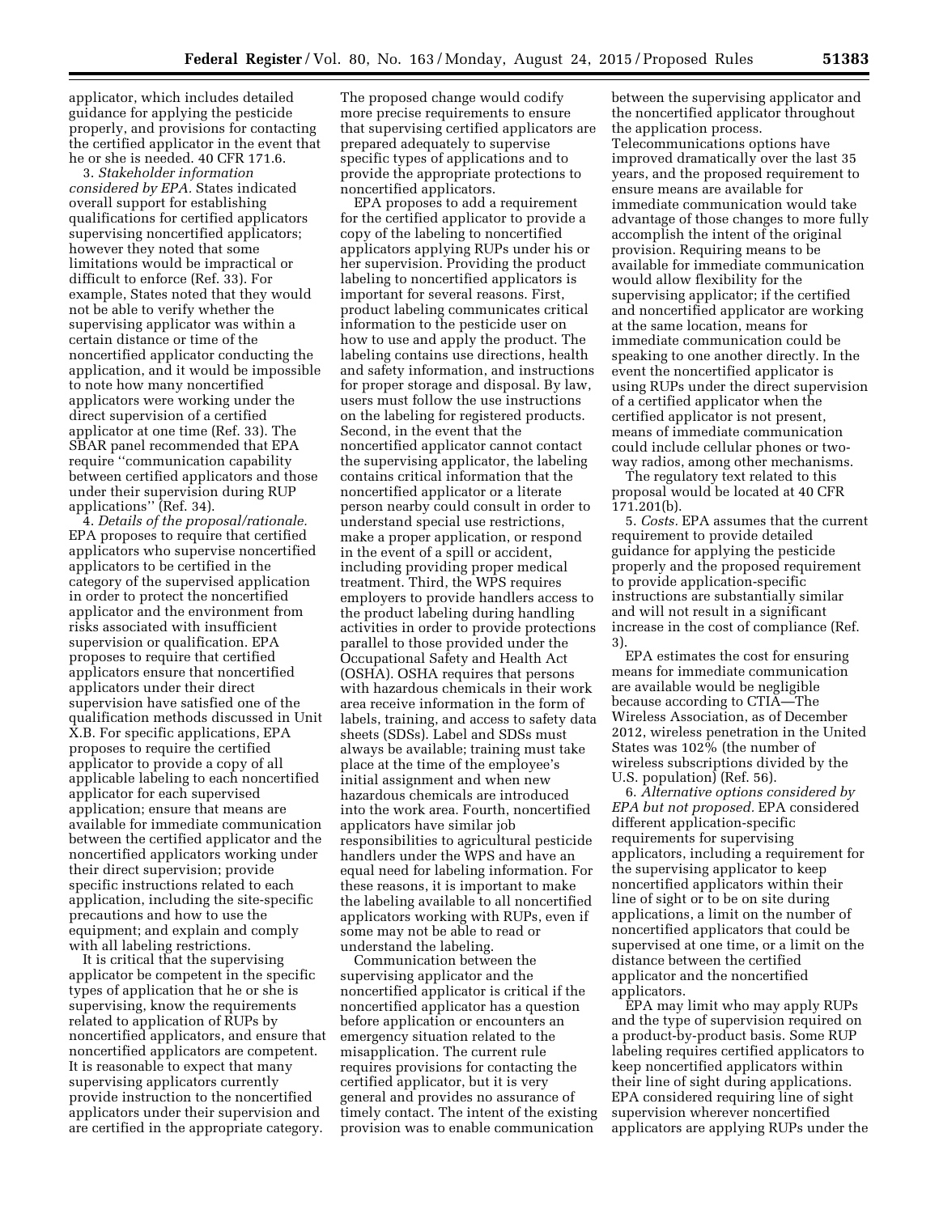applicator, which includes detailed guidance for applying the pesticide properly, and provisions for contacting the certified applicator in the event that he or she is needed. 40 CFR 171.6.

3. *Stakeholder information considered by EPA.* States indicated overall support for establishing qualifications for certified applicators supervising noncertified applicators; however they noted that some limitations would be impractical or difficult to enforce (Ref. 33). For example, States noted that they would not be able to verify whether the supervising applicator was within a certain distance or time of the noncertified applicator conducting the application, and it would be impossible to note how many noncertified applicators were working under the direct supervision of a certified applicator at one time (Ref. 33). The SBAR panel recommended that EPA require ''communication capability between certified applicators and those under their supervision during RUP applications'' (Ref. 34).

4. *Details of the proposal/rationale.* EPA proposes to require that certified applicators who supervise noncertified applicators to be certified in the category of the supervised application in order to protect the noncertified applicator and the environment from risks associated with insufficient supervision or qualification. EPA proposes to require that certified applicators ensure that noncertified applicators under their direct supervision have satisfied one of the qualification methods discussed in Unit X.B. For specific applications, EPA proposes to require the certified applicator to provide a copy of all applicable labeling to each noncertified applicator for each supervised application; ensure that means are available for immediate communication between the certified applicator and the noncertified applicators working under their direct supervision; provide specific instructions related to each application, including the site-specific precautions and how to use the equipment; and explain and comply with all labeling restrictions.

It is critical that the supervising applicator be competent in the specific types of application that he or she is supervising, know the requirements related to application of RUPs by noncertified applicators, and ensure that noncertified applicators are competent. It is reasonable to expect that many supervising applicators currently provide instruction to the noncertified applicators under their supervision and are certified in the appropriate category. The proposed change would codify more precise requirements to ensure that supervising certified applicators are prepared adequately to supervise specific types of applications and to provide the appropriate protections to noncertified applicators.

EPA proposes to add a requirement for the certified applicator to provide a copy of the labeling to noncertified applicators applying RUPs under his or her supervision. Providing the product labeling to noncertified applicators is important for several reasons. First, product labeling communicates critical information to the pesticide user on how to use and apply the product. The labeling contains use directions, health and safety information, and instructions for proper storage and disposal. By law, users must follow the use instructions on the labeling for registered products. Second, in the event that the noncertified applicator cannot contact the supervising applicator, the labeling contains critical information that the noncertified applicator or a literate person nearby could consult in order to understand special use restrictions, make a proper application, or respond in the event of a spill or accident, including providing proper medical treatment. Third, the WPS requires employers to provide handlers access to the product labeling during handling activities in order to provide protections parallel to those provided under the Occupational Safety and Health Act (OSHA). OSHA requires that persons with hazardous chemicals in their work area receive information in the form of labels, training, and access to safety data sheets (SDSs). Label and SDSs must always be available; training must take place at the time of the employee's initial assignment and when new hazardous chemicals are introduced into the work area. Fourth, noncertified applicators have similar job responsibilities to agricultural pesticide handlers under the WPS and have an equal need for labeling information. For these reasons, it is important to make the labeling available to all noncertified applicators working with RUPs, even if some may not be able to read or understand the labeling.

Communication between the supervising applicator and the noncertified applicator is critical if the noncertified applicator has a question before application or encounters an emergency situation related to the misapplication. The current rule requires provisions for contacting the certified applicator, but it is very general and provides no assurance of timely contact. The intent of the existing provision was to enable communication between the supervising applicator and the noncertified applicator throughout the application process. Telecommunications options have improved dramatically over the last 35 years, and the proposed requirement to ensure means are available for immediate communication would take advantage of those changes to more fully accomplish the intent of the original provision. Requiring means to be available for immediate communication would allow flexibility for the supervising applicator; if the certified and noncertified applicator are working at the same location, means for immediate communication could be speaking to one another directly. In the event the noncertified applicator is using RUPs under the direct supervision of a certified applicator when the certified applicator is not present, means of immediate communication could include cellular phones or two-way radios, among other mechanisms.

The regulatory text related to this proposal would be located at 40 CFR 171.201(b).

5. *Costs.* EPA assumes that the current requirement to provide detailed guidance for applying the pesticide properly and the proposed requirement to provide application-specific instructions are substantially similar and will not result in a significant increase in the cost of compliance (Ref. 3).

EPA estimates the cost for ensuring means for immediate communication are available would be negligible because according to CTIA—The Wireless Association, as of December 2012, wireless penetration in the United States was 102% (the number of wireless subscriptions divided by the U.S. population) (Ref. 56).

6. *Alternative options considered by EPA but not proposed.* EPA considered different application-specific requirements for supervising applicators, including a requirement for the supervising applicator to keep noncertified applicators within their line of sight or to be on site during applications, a limit on the number of noncertified applicators that could be supervised at one time, or a limit on the distance between the certified applicator and the noncertified applicators.

EPA may limit who may apply RUPs and the type of supervision required on a product-by-product basis. Some RUP labeling requires certified applicators to keep noncertified applicators within their line of sight during applications. EPA considered requiring line of sight supervision wherever noncertified applicators are applying RUPs under the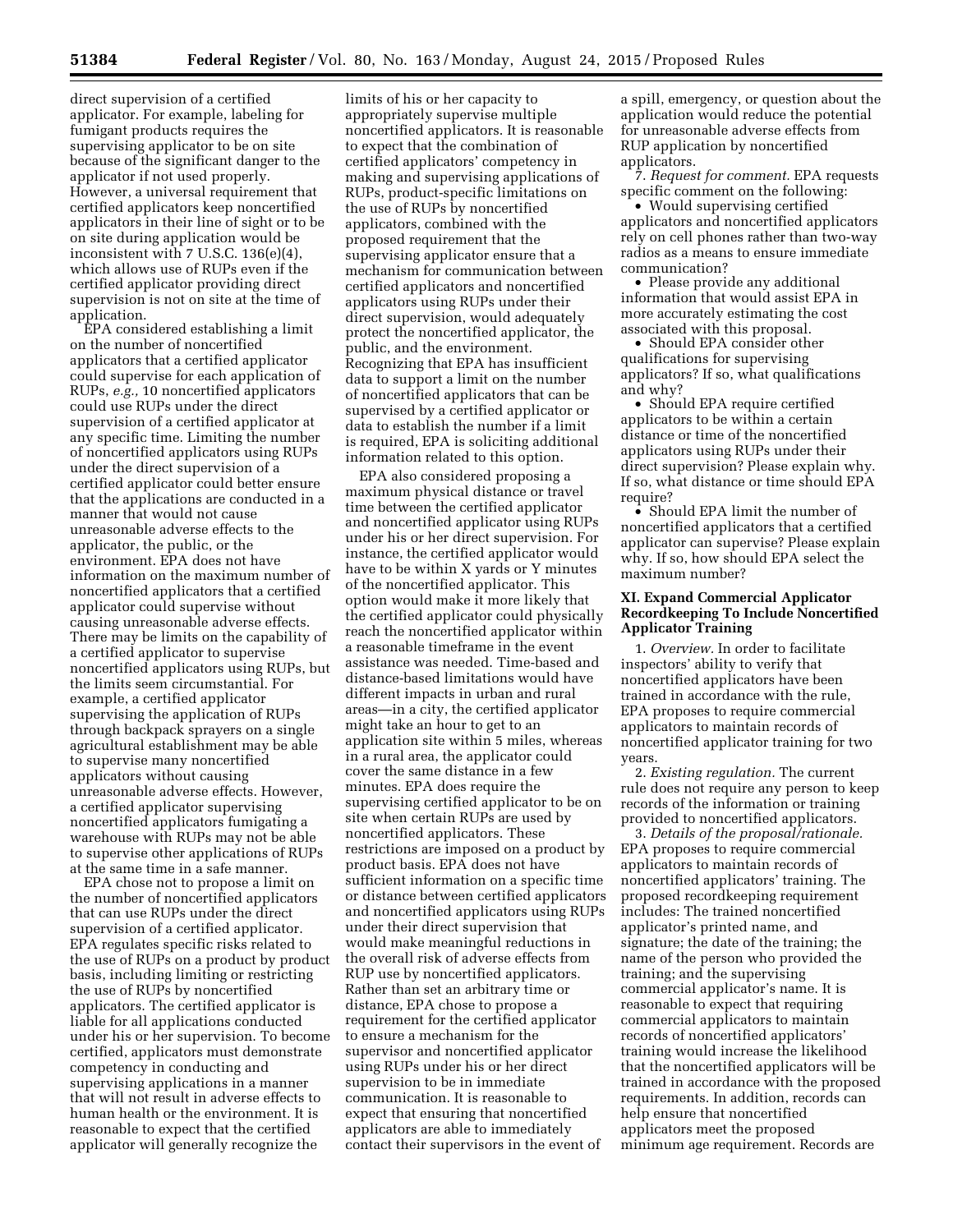direct supervision of a certified applicator. For example, labeling for fumigant products requires the supervising applicator to be on site because of the significant danger to the applicator if not used properly. However, a universal requirement that certified applicators keep noncertified applicators in their line of sight or to be on site during application would be inconsistent with 7 U.S.C. 136(e)(4), which allows use of RUPs even if the certified applicator providing direct supervision is not on site at the time of application.

EPA considered establishing a limit on the number of noncertified applicators that a certified applicator could supervise for each application of RUPs, *e.g.,* 10 noncertified applicators could use RUPs under the direct supervision of a certified applicator at any specific time. Limiting the number of noncertified applicators using RUPs under the direct supervision of a certified applicator could better ensure that the applications are conducted in a manner that would not cause unreasonable adverse effects to the applicator, the public, or the environment. EPA does not have information on the maximum number of noncertified applicators that a certified applicator could supervise without causing unreasonable adverse effects. There may be limits on the capability of a certified applicator to supervise noncertified applicators using RUPs, but the limits seem circumstantial. For example, a certified applicator supervising the application of RUPs through backpack sprayers on a single agricultural establishment may be able to supervise many noncertified applicators without causing unreasonable adverse effects. However, a certified applicator supervising noncertified applicators fumigating a warehouse with RUPs may not be able to supervise other applications of RUPs at the same time in a safe manner.

EPA chose not to propose a limit on the number of noncertified applicators that can use RUPs under the direct supervision of a certified applicator. EPA regulates specific risks related to the use of RUPs on a product by product basis, including limiting or restricting the use of RUPs by noncertified applicators. The certified applicator is liable for all applications conducted under his or her supervision. To become certified, applicators must demonstrate competency in conducting and supervising applications in a manner that will not result in adverse effects to human health or the environment. It is reasonable to expect that the certified applicator will generally recognize the limits of his or her capacity to appropriately supervise multiple noncertified applicators. It is reasonable to expect that the combination of certified applicators' competency in making and supervising applications of RUPs, product-specific limitations on the use of RUPs by noncertified applicators, combined with the proposed requirement that the supervising applicator ensure that a mechanism for communication between certified applicators and noncertified applicators using RUPs under their direct supervision, would adequately protect the noncertified applicator, the public, and the environment. Recognizing that EPA has insufficient data to support a limit on the number of noncertified applicators that can be supervised by a certified applicator or data to establish the number if a limit is required, EPA is soliciting additional information related to this option.

EPA also considered proposing a maximum physical distance or travel time between the certified applicator and noncertified applicator using RUPs under his or her direct supervision. For instance, the certified applicator would have to be within X yards or Y minutes of the noncertified applicator. This option would make it more likely that the certified applicator could physically reach the noncertified applicator within a reasonable timeframe in the event assistance was needed. Time-based and distance-based limitations would have different impacts in urban and rural areas—in a city, the certified applicator might take an hour to get to an application site within 5 miles, whereas in a rural area, the applicator could cover the same distance in a few minutes. EPA does require the supervising certified applicator to be on site when certain RUPs are used by noncertified applicators. These restrictions are imposed on a product by product basis. EPA does not have sufficient information on a specific time or distance between certified applicators and noncertified applicators using RUPs under their direct supervision that would make meaningful reductions in the overall risk of adverse effects from RUP use by noncertified applicators. Rather than set an arbitrary time or distance, EPA chose to propose a requirement for the certified applicator to ensure a mechanism for the supervisor and noncertified applicator using RUPs under his or her direct supervision to be in immediate communication. It is reasonable to expect that ensuring that noncertified applicators are able to immediately contact their supervisors in the event of a spill, emergency, or question about the application would reduce the potential for unreasonable adverse effects from RUP application by noncertified applicators.

7. *Request for comment.* EPA requests specific comment on the following:

- Would supervising certified applicators and noncertified applicators rely on cell phones rather than two-way radios as a means to ensure immediate communication?
- Please provide any additional information that would assist EPA in more accurately estimating the cost associated with this proposal.
- Should EPA consider other qualifications for supervising applicators? If so, what qualifications and why?
- Should EPA require certified applicators to be within a certain distance or time of the noncertified applicators using RUPs under their direct supervision? Please explain why. If so, what distance or time should EPA require?
- Should EPA limit the number of noncertified applicators that a certified applicator can supervise? Please explain why. If so, how should EPA select the maximum number?

### XI. Expand Commercial Applicator Recordkeeping To Include Noncertified Applicator Training

1. *Overview.* In order to facilitate inspectors' ability to verify that noncertified applicators have been trained in accordance with the rule, EPA proposes to require commercial applicators to maintain records of noncertified applicator training for two years.

2. *Existing regulation.* The current rule does not require any person to keep records of the information or training provided to noncertified applicators.

3. *Details of the proposal/rationale.* EPA proposes to require commercial applicators to maintain records of noncertified applicators' training. The proposed recordkeeping requirement includes: The trained noncertified applicator's printed name, and signature; the date of the training; the name of the person who provided the training; and the supervising commercial applicator's name. It is reasonable to expect that requiring commercial applicators to maintain records of noncertified applicators' training would increase the likelihood that the noncertified applicators will be trained in accordance with the proposed requirements. In addition, records can help ensure that noncertified applicators meet the proposed minimum age requirement. Records are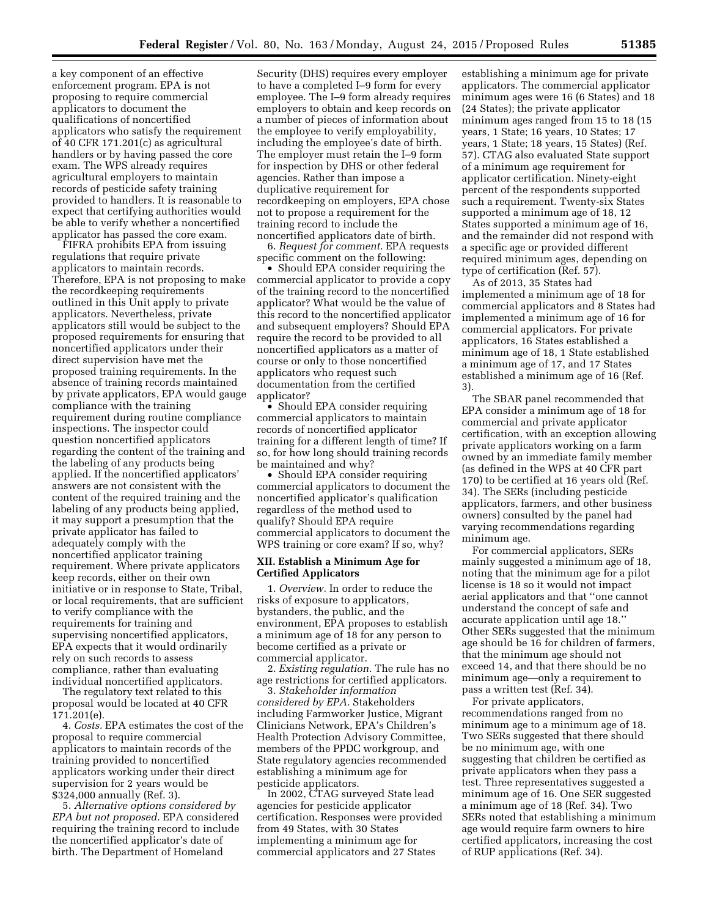a key component of an effective enforcement program. EPA is not proposing to require commercial applicators to document the qualifications of noncertified applicators who satisfy the requirement of 40 CFR 171.201(c) as agricultural handlers or by having passed the core exam. The WPS already requires agricultural employers to maintain records of pesticide safety training provided to handlers. It is reasonable to expect that certifying authorities would be able to verify whether a noncertified applicator has passed the core exam.

FIFRA prohibits EPA from issuing regulations that require private applicators to maintain records. Therefore, EPA is not proposing to make the recordkeeping requirements outlined in this Unit apply to private applicators. Nevertheless, private applicators still would be subject to the proposed requirements for ensuring that noncertified applicators under their direct supervision have met the proposed training requirements. In the absence of training records maintained by private applicators, EPA would gauge compliance with the training requirement during routine compliance inspections. The inspector could question noncertified applicators regarding the content of the training and the labeling of any products being applied. If the noncertified applicators' answers are not consistent with the content of the required training and the labeling of any products being applied, it may support a presumption that the private applicator has failed to adequately comply with the noncertified applicator training requirement. Where private applicators keep records, either on their own initiative or in response to State, Tribal, or local requirements, that are sufficient to verify compliance with the requirements for training and supervising noncertified applicators, EPA expects that it would ordinarily rely on such records to assess compliance, rather than evaluating individual noncertified applicators.

The regulatory text related to this proposal would be located at 40 CFR 171.201(e).

4. *Costs.* EPA estimates the cost of the proposal to require commercial applicators to maintain records of the training provided to noncertified applicators working under their direct supervision for 2 years would be $324,000 annually (Ref. 3).

5. *Alternative options considered by EPA but not proposed.* EPA considered requiring the training record to include the noncertified applicator's date of birth. The Department of Homeland Security (DHS) requires every employer to have a completed I–9 form for every employee. The I–9 form already requires employers to obtain and keep records on a number of pieces of information about the employee to verify employability, including the employee's date of birth. The employer must retain the I–9 form for inspection by DHS or other federal agencies. Rather than impose a duplicative requirement for recordkeeping on employers, EPA chose not to propose a requirement for the training record to include the noncertified applicators date of birth.

6. *Request for comment.* EPA requests specific comment on the following:

- Should EPA consider requiring the commercial applicator to provide a copy of the training record to the noncertified applicator? What would be the value of this record to the noncertified applicator and subsequent employers? Should EPA require the record to be provided to all noncertified applicators as a matter of course or only to those noncertified applicators who request such documentation from the certified applicator?
- Should EPA consider requiring commercial applicators to maintain records of noncertified applicator training for a different length of time? If so, for how long should training records be maintained and why?
- Should EPA consider requiring commercial applicators to document the noncertified applicator's qualification regardless of the method used to qualify? Should EPA require commercial applicators to document the WPS training or core exam? If so, why?

## XII. Establish a Minimum Age for Certified Applicators

1. *Overview.* In order to reduce the risks of exposure to applicators, bystanders, the public, and the environment, EPA proposes to establish a minimum age of 18 for any person to become certified as a private or commercial applicator.

2. *Existing regulation.* The rule has no age restrictions for certified applicators.

3. *Stakeholder information considered by EPA.* Stakeholders including Farmworker Justice, Migrant Clinicians Network, EPA's Children's Health Protection Advisory Committee, members of the PPDC workgroup, and State regulatory agencies recommended establishing a minimum age for pesticide applicators.

In 2002, CTAG surveyed State lead agencies for pesticide applicator certification. Responses were provided from 49 States, with 30 States implementing a minimum age for commercial applicators and 27 States establishing a minimum age for private applicators. The commercial applicator minimum ages were 16 (6 States) and 18 (24 States); the private applicator minimum ages ranged from 15 to 18 (15 years, 1 State; 16 years, 10 States; 17 years, 1 State; 18 years, 15 States) (Ref. 57). CTAG also evaluated State support of a minimum age requirement for applicator certification. Ninety-eight percent of the respondents supported such a requirement. Twenty-six States supported a minimum age of 18, 12 States supported a minimum age of 16, and the remainder did not respond with a specific age or provided different required minimum ages, depending on type of certification (Ref. 57).

As of 2013, 35 States had implemented a minimum age of 18 for commercial applicators and 8 States had implemented a minimum age of 16 for commercial applicators. For private applicators, 16 States established a minimum age of 18, 1 State established a minimum age of 17, and 17 States established a minimum age of 16 (Ref. 3).

The SBAR panel recommended that EPA consider a minimum age of 18 for commercial and private applicator certification, with an exception allowing private applicators working on a farm owned by an immediate family member (as defined in the WPS at 40 CFR part 170) to be certified at 16 years old (Ref. 34). The SERs (including pesticide applicators, farmers, and other business owners) consulted by the panel had varying recommendations regarding minimum age.

For commercial applicators, SERs mainly suggested a minimum age of 18, noting that the minimum age for a pilot license is 18 so it would not impact aerial applicators and that "one cannot understand the concept of safe and accurate application until age 18." Other SERs suggested that the minimum age should be 16 for children of farmers, that the minimum age should not exceed 14, and that there should be no minimum age—only a requirement to pass a written test (Ref. 34).

For private applicators, recommendations ranged from no minimum age to a minimum age of 18. Two SERs suggested that there should be no minimum age, with one suggesting that children be certified as private applicators when they pass a test. Three representatives suggested a minimum age of 16. One SER suggested a minimum age of 18 (Ref. 34). Two SERs noted that establishing a minimum age would require farm owners to hire certified applicators, increasing the cost of RUP applications (Ref. 34).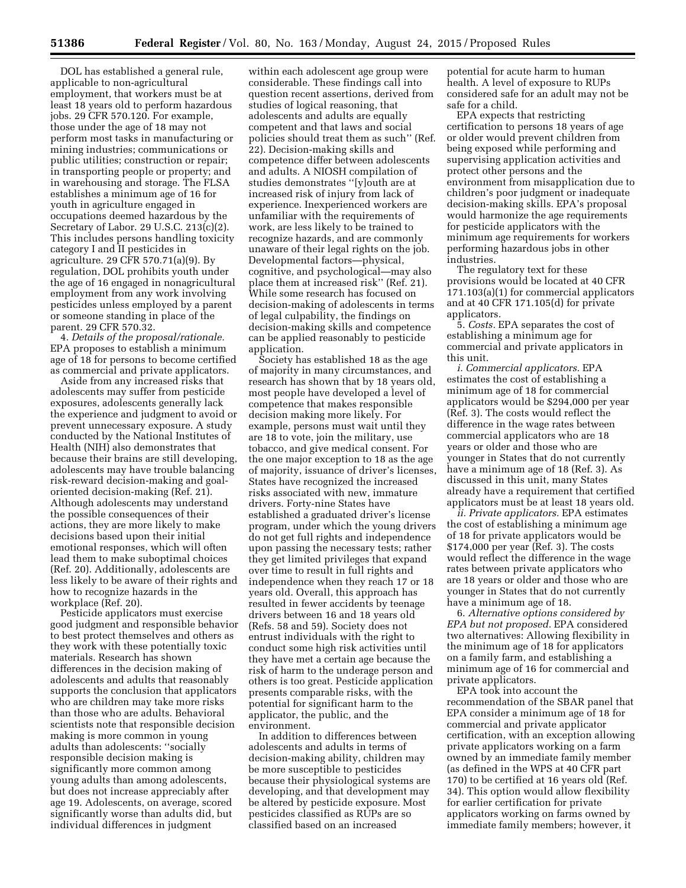DOL has established a general rule, applicable to non-agricultural employment, that workers must be at least 18 years old to perform hazardous jobs. 29 CFR 570.120. For example, those under the age of 18 may not perform most tasks in manufacturing or mining industries; communications or public utilities; construction or repair; in transporting people or property; and in warehousing and storage. The FLSA establishes a minimum age of 16 for youth in agriculture engaged in occupations deemed hazardous by the Secretary of Labor. 29 U.S.C. 213(c)(2). This includes persons handling toxicity category I and II pesticides in agriculture. 29 CFR 570.71(a)(9). By regulation, DOL prohibits youth under the age of 16 engaged in nonagricultural employment from any work involving pesticides unless employed by a parent or someone standing in place of the parent. 29 CFR 570.32.

4. *Details of the proposal/rationale.* EPA proposes to establish a minimum age of 18 for persons to become certified as commercial and private applicators.

Aside from any increased risks that adolescents may suffer from pesticide exposures, adolescents generally lack the experience and judgment to avoid or prevent unnecessary exposure. A study conducted by the National Institutes of Health (NIH) also demonstrates that because their brains are still developing, adolescents may have trouble balancing risk-reward decision-making and goal-oriented decision-making (Ref. 21). Although adolescents may understand the possible consequences of their actions, they are more likely to make decisions based upon their initial emotional responses, which will often lead them to make suboptimal choices (Ref. 20). Additionally, adolescents are less likely to be aware of their rights and how to recognize hazards in the workplace (Ref. 20).

Pesticide applicators must exercise good judgment and responsible behavior to best protect themselves and others as they work with these potentially toxic materials. Research has shown differences in the decision making of adolescents and adults that reasonably supports the conclusion that applicators who are children may take more risks than those who are adults. Behavioral scientists note that responsible decision making is more common in young adults than adolescents: ''socially responsible decision making is significantly more common among young adults than among adolescents, but does not increase appreciably after age 19. Adolescents, on average, scored significantly worse than adults did, but individual differences in judgment within each adolescent age group were considerable. These findings call into question recent assertions, derived from studies of logical reasoning, that adolescents and adults are equally competent and that laws and social policies should treat them as such'' (Ref. 22). Decision-making skills and competence differ between adolescents and adults. A NIOSH compilation of studies demonstrates ''[y]outh are at increased risk of injury from lack of experience. Inexperienced workers are unfamiliar with the requirements of work, are less likely to be trained to recognize hazards, and are commonly unaware of their legal rights on the job. Developmental factors—physical, cognitive, and psychological—may also place them at increased risk'' (Ref. 21). While some research has focused on decision-making of adolescents in terms of legal culpability, the findings on decision-making skills and competence can be applied reasonably to pesticide application.

Society has established 18 as the age of majority in many circumstances, and research has shown that by 18 years old, most people have developed a level of competence that makes responsible decision making more likely. For example, persons must wait until they are 18 to vote, join the military, use tobacco, and give medical consent. For the one major exception to 18 as the age of majority, issuance of driver's licenses, States have recognized the increased risks associated with new, immature drivers. Forty-nine States have established a graduated driver's license program, under which the young drivers do not get full rights and independence upon passing the necessary tests; rather they get limited privileges that expand over time to result in full rights and independence when they reach 17 or 18 years old. Overall, this approach has resulted in fewer accidents by teenage drivers between 16 and 18 years old (Refs. 58 and 59). Society does not entrust individuals with the right to conduct some high risk activities until they have met a certain age because the risk of harm to the underage person and others is too great. Pesticide application presents comparable risks, with the potential for significant harm to the applicator, the public, and the environment.

In addition to differences between adolescents and adults in terms of decision-making ability, children may be more susceptible to pesticides because their physiological systems are developing, and that development may be altered by pesticide exposure. Most pesticides classified as RUPs are so classified based on an increased potential for acute harm to human health. A level of exposure to RUPs considered safe for an adult may not be safe for a child.

EPA expects that restricting certification to persons 18 years of age or older would prevent children from being exposed while performing and supervising application activities and protect other persons and the environment from misapplication due to children's poor judgment or inadequate decision-making skills. EPA's proposal would harmonize the age requirements for pesticide applicators with the minimum age requirements for workers performing hazardous jobs in other industries.

The regulatory text for these provisions would be located at 40 CFR 171.103(a)(1) for commercial applicators and at 40 CFR 171.105(d) for private applicators.

5. *Costs.* EPA separates the cost of establishing a minimum age for commercial and private applicators in this unit.

*i. Commercial applicators.* EPA estimates the cost of establishing a minimum age of 18 for commercial applicators would be $294,000 per year (Ref. 3). The costs would reflect the difference in the wage rates between commercial applicators who are 18 years or older and those who are younger in States that do not currently have a minimum age of 18 (Ref. 3). As discussed in this unit, many States already have a requirement that certified applicators must be at least 18 years old.

*ii. Private applicators.* EPA estimates the cost of establishing a minimum age of 18 for private applicators would be $174,000 per year (Ref. 3). The costs would reflect the difference in the wage rates between private applicators who are 18 years or older and those who are younger in States that do not currently have a minimum age of 18.

6. *Alternative options considered by EPA but not proposed.* EPA considered two alternatives: Allowing flexibility in the minimum age of 18 for applicators on a family farm, and establishing a minimum age of 16 for commercial and private applicators.

EPA took into account the recommendation of the SBAR panel that EPA consider a minimum age of 18 for commercial and private applicator certification, with an exception allowing private applicators working on a farm owned by an immediate family member (as defined in the WPS at 40 CFR part 170) to be certified at 16 years old (Ref. 34). This option would allow flexibility for earlier certification for private applicators working on farms owned by immediate family members; however, it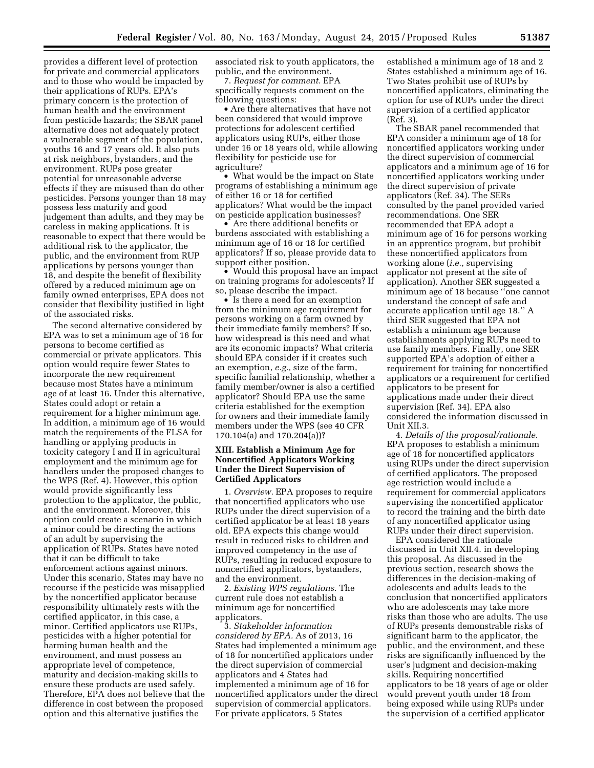provides a different level of protection for private and commercial applicators and to those who would be impacted by their applications of RUPs. EPA's primary concern is the protection of human health and the environment from pesticide hazards; the SBAR panel alternative does not adequately protect a vulnerable segment of the population, youths 16 and 17 years old. It also puts at risk neighbors, bystanders, and the environment. RUPs pose greater potential for unreasonable adverse effects if they are misused than do other pesticides. Persons younger than 18 may possess less maturity and good judgement than adults, and they may be careless in making applications. It is reasonable to expect that there would be additional risk to the applicator, the public, and the environment from RUP applications by persons younger than 18, and despite the benefit of flexibility offered by a reduced minimum age on family owned enterprises, EPA does not consider that flexibility justified in light of the associated risks.

The second alternative considered by EPA was to set a minimum age of 16 for persons to become certified as commercial or private applicators. This option would require fewer States to incorporate the new requirement because most States have a minimum age of at least 16. Under this alternative, States could adopt or retain a requirement for a higher minimum age. In addition, a minimum age of 16 would match the requirements of the FLSA for handling or applying products in toxicity category I and II in agricultural employment and the minimum age for handlers under the proposed changes to the WPS (Ref. 4). However, this option would provide significantly less protection to the applicator, the public, and the environment. Moreover, this option could create a scenario in which a minor could be directing the actions of an adult by supervising the application of RUPs. States have noted that it can be difficult to take enforcement actions against minors. Under this scenario, States may have no recourse if the pesticide was misapplied by the noncertified applicator because responsibility ultimately rests with the certified applicator, in this case, a minor. Certified applicators use RUPs, pesticides with a higher potential for harming human health and the environment, and must possess an appropriate level of competence, maturity and decision-making skills to ensure these products are used safely. Therefore, EPA does not believe that the difference in cost between the proposed option and this alternative justifies the associated risk to youth applicators, the public, and the environment.

7. *Request for comment.* EPA specifically requests comment on the following questions:

- Are there alternatives that have not been considered that would improve protections for adolescent certified applicators using RUPs, either those under 16 or 18 years old, while allowing flexibility for pesticide use for agriculture?
- What would be the impact on State programs of establishing a minimum age of either 16 or 18 for certified applicators? What would be the impact on pesticide application businesses?
- Are there additional benefits or burdens associated with establishing a minimum age of 16 or 18 for certified applicators? If so, please provide data to support either position.
- Would this proposal have an impact on training programs for adolescents? If so, please describe the impact.
- Is there a need for an exemption from the minimum age requirement for persons working on a farm owned by their immediate family members? If so, how widespread is this need and what are its economic impacts? What criteria should EPA consider if it creates such an exemption, *e.g.,* size of the farm, specific familial relationship, whether a family member/owner is also a certified applicator? Should EPA use the same criteria established for the exemption for owners and their immediate family members under the WPS (see 40 CFR 170.104(a) and 170.204(a))?

## XIII. Establish a Minimum Age for Noncertified Applicators Working Under the Direct Supervision of Certified Applicators

1. *Overview.* EPA proposes to require that noncertified applicators who use RUPs under the direct supervision of a certified applicator be at least 18 years old. EPA expects this change would result in reduced risks to children and improved competency in the use of RUPs, resulting in reduced exposure to noncertified applicators, bystanders, and the environment.

2. *Existing WPS regulations.* The current rule does not establish a minimum age for noncertified applicators.

3. *Stakeholder information considered by EPA.* As of 2013, 16 States had implemented a minimum age of 18 for noncertified applicators under the direct supervision of commercial applicators and 4 States had implemented a minimum age of 16 for noncertified applicators under the direct supervision of commercial applicators. For private applicators, 5 States established a minimum age of 18 and 2 States established a minimum age of 16. Two States prohibit use of RUPs by noncertified applicators, eliminating the option for use of RUPs under the direct supervision of a certified applicator (Ref. 3).

The SBAR panel recommended that EPA consider a minimum age of 18 for noncertified applicators working under the direct supervision of commercial applicators and a minimum age of 16 for noncertified applicators working under the direct supervision of private applicators (Ref. 34). The SERs consulted by the panel provided varied recommendations. One SER recommended that EPA adopt a minimum age of 16 for persons working in an apprentice program, but prohibit these noncertified applicators from working alone (*i.e.,* supervising applicator not present at the site of application). Another SER suggested a minimum age of 18 because ''one cannot understand the concept of safe and accurate application until age 18.'' A third SER suggested that EPA not establish a minimum age because establishments applying RUPs need to use family members. Finally, one SER supported EPA's adoption of either a requirement for training for noncertified applicators or a requirement for certified applicators to be present for applications made under their direct supervision (Ref. 34). EPA also considered the information discussed in Unit XII.3.

4. *Details of the proposal/rationale.* EPA proposes to establish a minimum age of 18 for noncertified applicators using RUPs under the direct supervision of certified applicators. The proposed age restriction would include a requirement for commercial applicators supervising the noncertified applicator to record the training and the birth date of any noncertified applicator using RUPs under their direct supervision.

EPA considered the rationale discussed in Unit XII.4. in developing this proposal. As discussed in the previous section, research shows the differences in the decision-making of adolescents and adults leads to the conclusion that noncertified applicators who are adolescents may take more risks than those who are adults. The use of RUPs presents demonstrable risks of significant harm to the applicator, the public, and the environment, and these risks are significantly influenced by the user's judgment and decision-making skills. Requiring noncertified applicators to be 18 years of age or older would prevent youth under 18 from being exposed while using RUPs under the supervision of a certified applicator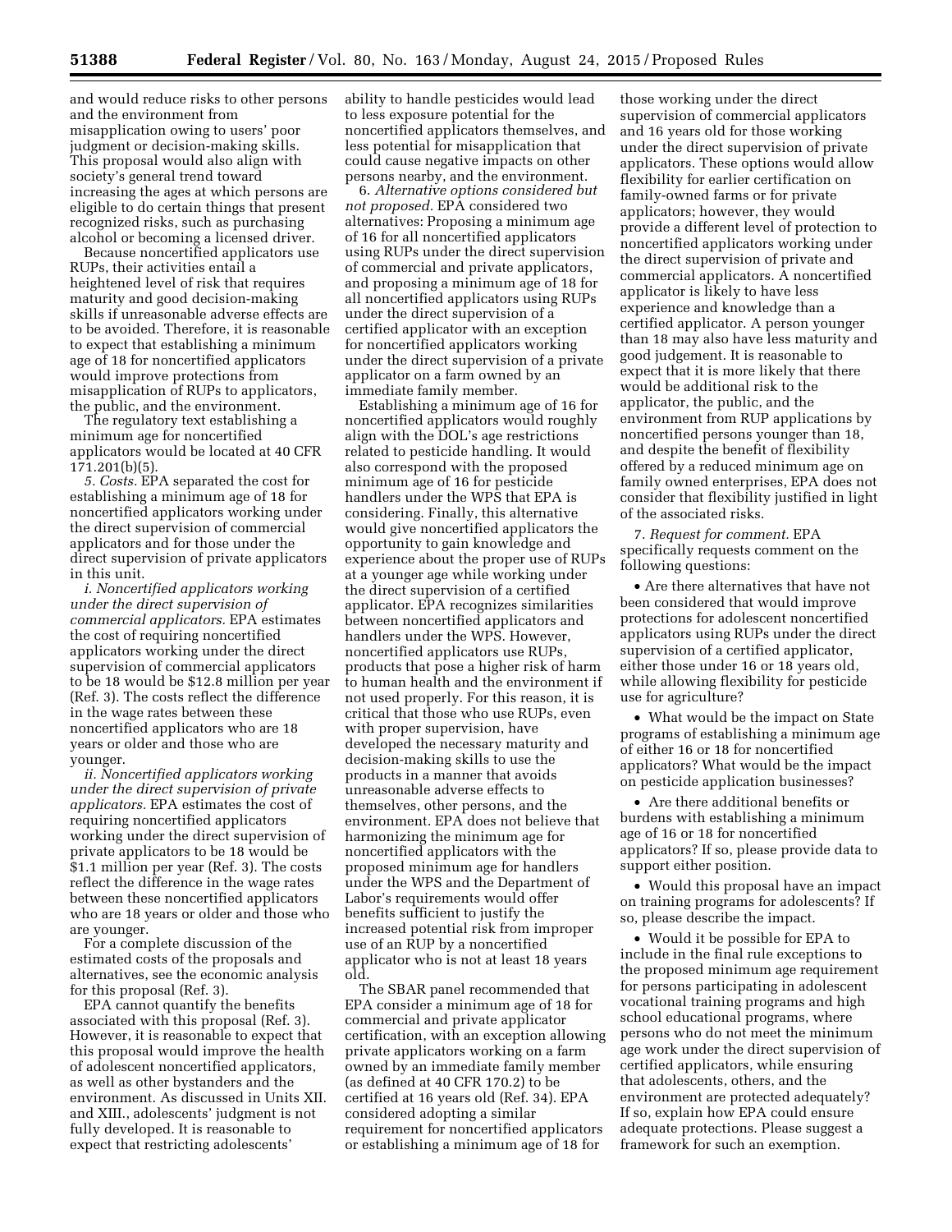and would reduce risks to other persons and the environment from misapplication owing to users' poor judgment or decision-making skills. This proposal would also align with society's general trend toward increasing the ages at which persons are eligible to do certain things that present recognized risks, such as purchasing alcohol or becoming a licensed driver.

Because noncertified applicators use RUPs, their activities entail a heightened level of risk that requires maturity and good decision-making skills if unreasonable adverse effects are to be avoided. Therefore, it is reasonable to expect that establishing a minimum age of 18 for noncertified applicators would improve protections from misapplication of RUPs to applicators, the public, and the environment.

The regulatory text establishing a minimum age for noncertified applicators would be located at 40 CFR 171.201(b)(5).

*5. Costs.* EPA separated the cost for establishing a minimum age of 18 for noncertified applicators working under the direct supervision of commercial applicators and for those under the direct supervision of private applicators in this unit.

*i. Noncertified applicators working under the direct supervision of commercial applicators.* EPA estimates the cost of requiring noncertified applicators working under the direct supervision of commercial applicators to be 18 would be $12.8 million per year (Ref. 3). The costs reflect the difference in the wage rates between these noncertified applicators who are 18 years or older and those who are younger.

*ii. Noncertified applicators working under the direct supervision of private applicators.* EPA estimates the cost of requiring noncertified applicators working under the direct supervision of private applicators to be 18 would be $1.1 million per year (Ref. 3). The costs reflect the difference in the wage rates between these noncertified applicators who are 18 years or older and those who are younger.

For a complete discussion of the estimated costs of the proposals and alternatives, see the economic analysis for this proposal (Ref. 3).

EPA cannot quantify the benefits associated with this proposal (Ref. 3). However, it is reasonable to expect that this proposal would improve the health of adolescent noncertified applicators, as well as other bystanders and the environment. As discussed in Units XII. and XIII., adolescents' judgment is not fully developed. It is reasonable to expect that restricting adolescents' ability to handle pesticides would lead to less exposure potential for the noncertified applicators themselves, and less potential for misapplication that could cause negative impacts on other persons nearby, and the environment.

*6. Alternative options considered but not proposed.* EPA considered two alternatives: Proposing a minimum age of 16 for all noncertified applicators using RUPs under the direct supervision of commercial and private applicators, and proposing a minimum age of 18 for all noncertified applicators using RUPs under the direct supervision of a certified applicator with an exception for noncertified applicators working under the direct supervision of a private applicator on a farm owned by an immediate family member.

Establishing a minimum age of 16 for noncertified applicators would roughly align with the DOL's age restrictions related to pesticide handling. It would also correspond with the proposed minimum age of 16 for pesticide handlers under the WPS that EPA is considering. Finally, this alternative would give noncertified applicators the opportunity to gain knowledge and experience about the proper use of RUPs at a younger age while working under the direct supervision of a certified applicator. EPA recognizes similarities between noncertified applicators and handlers under the WPS. However, noncertified applicators use RUPs, products that pose a higher risk of harm to human health and the environment if not used properly. For this reason, it is critical that those who use RUPs, even with proper supervision, have developed the necessary maturity and decision-making skills to use the products in a manner that avoids unreasonable adverse effects to themselves, other persons, and the environment. EPA does not believe that harmonizing the minimum age for noncertified applicators with the proposed minimum age for handlers under the WPS and the Department of Labor's requirements would offer benefits sufficient to justify the increased potential risk from improper use of an RUP by a noncertified applicator who is not at least 18 years old.

The SBAR panel recommended that EPA consider a minimum age of 18 for commercial and private applicator certification, with an exception allowing private applicators working on a farm owned by an immediate family member (as defined at 40 CFR 170.2) to be certified at 16 years old (Ref. 34). EPA considered adopting a similar requirement for noncertified applicators or establishing a minimum age of 18 for those working under the direct supervision of commercial applicators and 16 years old for those working under the direct supervision of private applicators. These options would allow flexibility for earlier certification on family-owned farms or for private applicators; however, they would provide a different level of protection to noncertified applicators working under the direct supervision of private and commercial applicators. A noncertified applicator is likely to have less experience and knowledge than a certified applicator. A person younger than 18 may also have less maturity and good judgement. It is reasonable to expect that it is more likely that there would be additional risk to the applicator, the public, and the environment from RUP applications by noncertified persons younger than 18, and despite the benefit of flexibility offered by a reduced minimum age on family owned enterprises, EPA does not consider that flexibility justified in light of the associated risks.

*7. Request for comment.* EPA specifically requests comment on the following questions:

- Are there alternatives that have not been considered that would improve protections for adolescent noncertified applicators using RUPs under the direct supervision of a certified applicator, either those under 16 or 18 years old, while allowing flexibility for pesticide use for agriculture?
- What would be the impact on State programs of establishing a minimum age of either 16 or 18 for noncertified applicators? What would be the impact on pesticide application businesses?
- Are there additional benefits or burdens with establishing a minimum age of 16 or 18 for noncertified applicators? If so, please provide data to support either position.
- Would this proposal have an impact on training programs for adolescents? If so, please describe the impact.
- Would it be possible for EPA to include in the final rule exceptions to the proposed minimum age requirement for persons participating in adolescent vocational training programs and high school educational programs, where persons who do not meet the minimum age work under the direct supervision of certified applicators, while ensuring that adolescents, others, and the environment are protected adequately? If so, explain how EPA could ensure adequate protections. Please suggest a framework for such an exemption.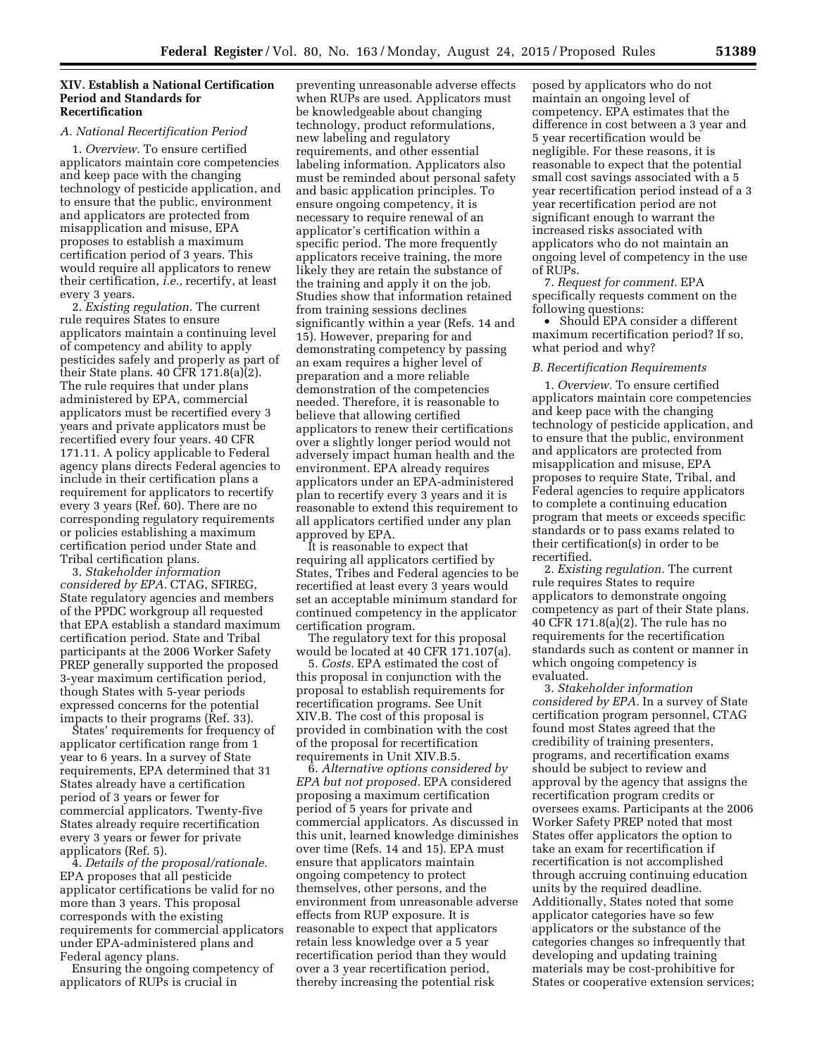## XIV. Establish a National Certification Period and Standards for Recertification

### A. National Recertification Period

1. *Overview.* To ensure certified applicators maintain core competencies and keep pace with the changing technology of pesticide application, and to ensure that the public, environment and applicators are protected from misapplication and misuse, EPA proposes to establish a maximum certification period of 3 years. This would require all applicators to renew their certification, *i.e.,* recertify, at least every 3 years.

2. *Existing regulation.* The current rule requires States to ensure applicators maintain a continuing level of competency and ability to apply pesticides safely and properly as part of their State plans. 40 CFR 171.8(a)(2). The rule requires that under plans administered by EPA, commercial applicators must be recertified every 3 years and private applicators must be recertified every four years. 40 CFR 171.11. A policy applicable to Federal agency plans directs Federal agencies to include in their certification plans a requirement for applicators to recertify every 3 years (Ref. 60). There are no corresponding regulatory requirements or policies establishing a maximum certification period under State and Tribal certification plans.

3. *Stakeholder information considered by EPA.* CTAG, SFIREG, State regulatory agencies and members of the PPDC workgroup all requested that EPA establish a standard maximum certification period. State and Tribal participants at the 2006 Worker Safety PREP generally supported the proposed 3-year maximum certification period, though States with 5-year periods expressed concerns for the potential impacts to their programs (Ref. 33).

States' requirements for frequency of applicator certification range from 1 year to 6 years. In a survey of State requirements, EPA determined that 31 States already have a certification period of 3 years or fewer for commercial applicators. Twenty-five States already require recertification every 3 years or fewer for private applicators (Ref. 5).

4. *Details of the proposal/rationale.* EPA proposes that all pesticide applicator certifications be valid for no more than 3 years. This proposal corresponds with the existing requirements for commercial applicators under EPA-administered plans and Federal agency plans.

Ensuring the ongoing competency of applicators of RUPs is crucial in preventing unreasonable adverse effects when RUPs are used. Applicators must be knowledgeable about changing technology, product reformulations, new labeling and regulatory requirements, and other essential labeling information. Applicators also must be reminded about personal safety and basic application principles. To ensure ongoing competency, it is necessary to require renewal of an applicator's certification within a specific period. The more frequently applicators receive training, the more likely they are retain the substance of the training and apply it on the job. Studies show that information retained from training sessions declines significantly within a year (Refs. 14 and 15). However, preparing for and demonstrating competency by passing an exam requires a higher level of preparation and a more reliable demonstration of the competencies needed. Therefore, it is reasonable to believe that allowing certified applicators to renew their certifications over a slightly longer period would not adversely impact human health and the environment. EPA already requires applicators under an EPA-administered plan to recertify every 3 years and it is reasonable to extend this requirement to all applicators certified under any plan approved by EPA.

It is reasonable to expect that requiring all applicators certified by States, Tribes and Federal agencies to be recertified at least every 3 years would set an acceptable minimum standard for continued competency in the applicator certification program.

The regulatory text for this proposal would be located at 40 CFR 171.107(a).

5. *Costs.* EPA estimated the cost of this proposal in conjunction with the proposal to establish requirements for recertification programs. See Unit XIV.B. The cost of this proposal is provided in combination with the cost of the proposal for recertification requirements in Unit XIV.B.5.

6. *Alternative options considered by EPA but not proposed.* EPA considered proposing a maximum certification period of 5 years for private and commercial applicators. As discussed in this unit, learned knowledge diminishes over time (Refs. 14 and 15). EPA must ensure that applicators maintain ongoing competency to protect themselves, other persons, and the environment from unreasonable adverse effects from RUP exposure. It is reasonable to expect that applicators retain less knowledge over a 5 year recertification period than they would over a 3 year recertification period, thereby increasing the potential risk posed by applicators who do not maintain an ongoing level of competency. EPA estimates that the difference in cost between a 3 year and 5 year recertification would be negligible. For these reasons, it is reasonable to expect that the potential small cost savings associated with a 5 year recertification period instead of a 3 year recertification period are not significant enough to warrant the increased risks associated with applicators who do not maintain an ongoing level of competency in the use of RUPs.

7. *Request for comment.* EPA specifically requests comment on the following questions:

- Should EPA consider a different maximum recertification period? If so, what period and why?

### B. Recertification Requirements

1. *Overview.* To ensure certified applicators maintain core competencies and keep pace with the changing technology of pesticide application, and to ensure that the public, environment and applicators are protected from misapplication and misuse, EPA proposes to require State, Tribal, and Federal agencies to require applicators to complete a continuing education program that meets or exceeds specific standards or to pass exams related to their certification(s) in order to be recertified.

2. *Existing regulation.* The current rule requires States to require applicators to demonstrate ongoing competency as part of their State plans. 40 CFR 171.8(a)(2). The rule has no requirements for the recertification standards such as content or manner in which ongoing competency is evaluated.

3. *Stakeholder information considered by EPA.* In a survey of State certification program personnel, CTAG found most States agreed that the credibility of training presenters, programs, and recertification exams should be subject to review and approval by the agency that assigns the recertification program credits or oversees exams. Participants at the 2006 Worker Safety PREP noted that most States offer applicators the option to take an exam for recertification if recertification is not accomplished through accruing continuing education units by the required deadline. Additionally, States noted that some applicator categories have so few applicators or the substance of the categories changes so infrequently that developing and updating training materials may be cost-prohibitive for States or cooperative extension services;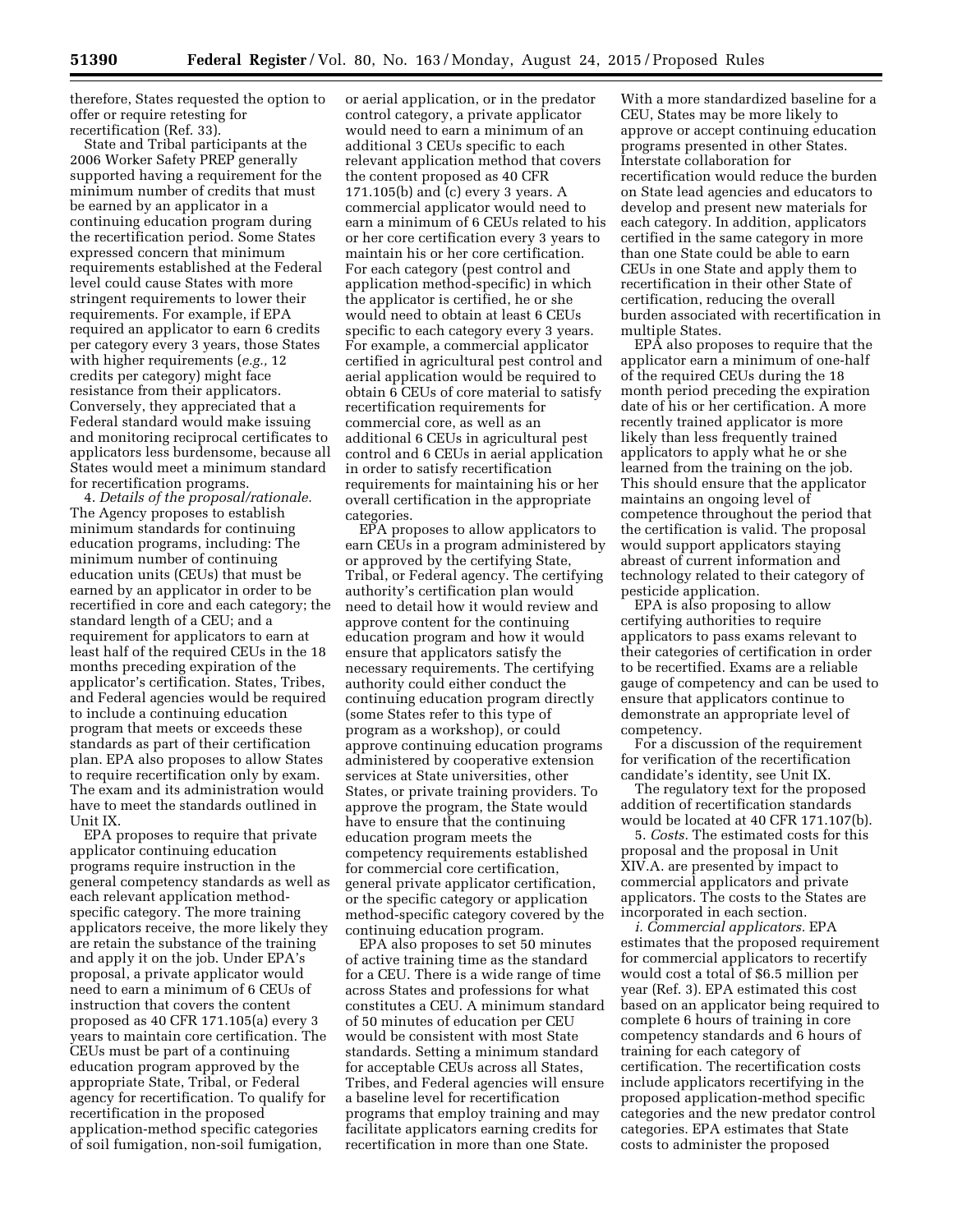therefore, States requested the option to offer or require retesting for recertification (Ref. 33).

State and Tribal participants at the 2006 Worker Safety PREP generally supported having a requirement for the minimum number of credits that must be earned by an applicator in a continuing education program during the recertification period. Some States expressed concern that minimum requirements established at the Federal level could cause States with more stringent requirements to lower their requirements. For example, if EPA required an applicator to earn 6 credits per category every 3 years, those States with higher requirements (*e.g.,* 12 credits per category) might face resistance from their applicators. Conversely, they appreciated that a Federal standard would make issuing and monitoring reciprocal certificates to applicators less burdensome, because all States would meet a minimum standard for recertification programs.

4. *Details of the proposal/rationale.* The Agency proposes to establish minimum standards for continuing education programs, including: The minimum number of continuing education units (CEUs) that must be earned by an applicator in order to be recertified in core and each category; the standard length of a CEU; and a requirement for applicators to earn at least half of the required CEUs in the 18 months preceding expiration of the applicator's certification. States, Tribes, and Federal agencies would be required to include a continuing education program that meets or exceeds these standards as part of their certification plan. EPA also proposes to allow States to require recertification only by exam. The exam and its administration would have to meet the standards outlined in Unit IX.

EPA proposes to require that private applicator continuing education programs require instruction in the general competency standards as well as each relevant application method-specific category. The more training applicators receive, the more likely they are retain the substance of the training and apply it on the job. Under EPA's proposal, a private applicator would need to earn a minimum of 6 CEUs of instruction that covers the content proposed as 40 CFR 171.105(a) every 3 years to maintain core certification. The CEUs must be part of a continuing education program approved by the appropriate State, Tribal, or Federal agency for recertification. To qualify for recertification in the proposed application-method specific categories of soil fumigation, non-soil fumigation, or aerial application, or in the predator control category, a private applicator would need to earn a minimum of an additional 3 CEUs specific to each relevant application method that covers the content proposed as 40 CFR 171.105(b) and (c) every 3 years. A commercial applicator would need to earn a minimum of 6 CEUs related to his or her core certification every 3 years to maintain his or her core certification. For each category (pest control and application method-specific) in which the applicator is certified, he or she would need to obtain at least 6 CEUs specific to each category every 3 years. For example, a commercial applicator certified in agricultural pest control and aerial application would be required to obtain 6 CEUs of core material to satisfy recertification requirements for commercial core, as well as an additional 6 CEUs in agricultural pest control and 6 CEUs in aerial application in order to satisfy recertification requirements for maintaining his or her overall certification in the appropriate categories.

EPA proposes to allow applicators to earn CEUs in a program administered by or approved by the certifying State, Tribal, or Federal agency. The certifying authority's certification plan would need to detail how it would review and approve content for the continuing education program and how it would ensure that applicators satisfy the necessary requirements. The certifying authority could either conduct the continuing education program directly (some States refer to this type of program as a workshop), or could approve continuing education programs administered by cooperative extension services at State universities, other States, or private training providers. To approve the program, the State would have to ensure that the continuing education program meets the competency requirements established for commercial core certification, general private applicator certification, or the specific category or application method-specific category covered by the continuing education program.

EPA also proposes to set 50 minutes of active training time as the standard for a CEU. There is a wide range of time across States and professions for what constitutes a CEU. A minimum standard of 50 minutes of education per CEU would be consistent with most State standards. Setting a minimum standard for acceptable CEUs across all States, Tribes, and Federal agencies will ensure a baseline level for recertification programs that employ training and may facilitate applicators earning credits for recertification in more than one State. With a more standardized baseline for a CEU, States may be more likely to approve or accept continuing education programs presented in other States. Interstate collaboration for recertification would reduce the burden on State lead agencies and educators to develop and present new materials for each category. In addition, applicators certified in the same category in more than one State could be able to earn CEUs in one State and apply them to recertification in their other State of certification, reducing the overall burden associated with recertification in multiple States.

EPA also proposes to require that the applicator earn a minimum of one-half of the required CEUs during the 18 month period preceding the expiration date of his or her certification. A more recently trained applicator is more likely than less frequently trained applicators to apply what he or she learned from the training on the job. This should ensure that the applicator maintains an ongoing level of competence throughout the period that the certification is valid. The proposal would support applicators staying abreast of current information and technology related to their category of pesticide application.

EPA is also proposing to allow certifying authorities to require applicators to pass exams relevant to their categories of certification in order to be recertified. Exams are a reliable gauge of competency and can be used to ensure that applicators continue to demonstrate an appropriate level of competency.

For a discussion of the requirement for verification of the recertification candidate's identity, see Unit IX.

The regulatory text for the proposed addition of recertification standards would be located at 40 CFR 171.107(b).

5. *Costs.* The estimated costs for this proposal and the proposal in Unit XIV.A. are presented by impact to commercial applicators and private applicators. The costs to the States are incorporated in each section.

*i. Commercial applicators.* EPA estimates that the proposed requirement for commercial applicators to recertify would cost a total of $6.5 million per year (Ref. 3). EPA estimated this cost based on an applicator being required to complete 6 hours of training in core competency standards and 6 hours of training for each category of certification. The recertification costs include applicators recertifying in the proposed application-method specific categories and the new predator control categories. EPA estimates that State costs to administer the proposed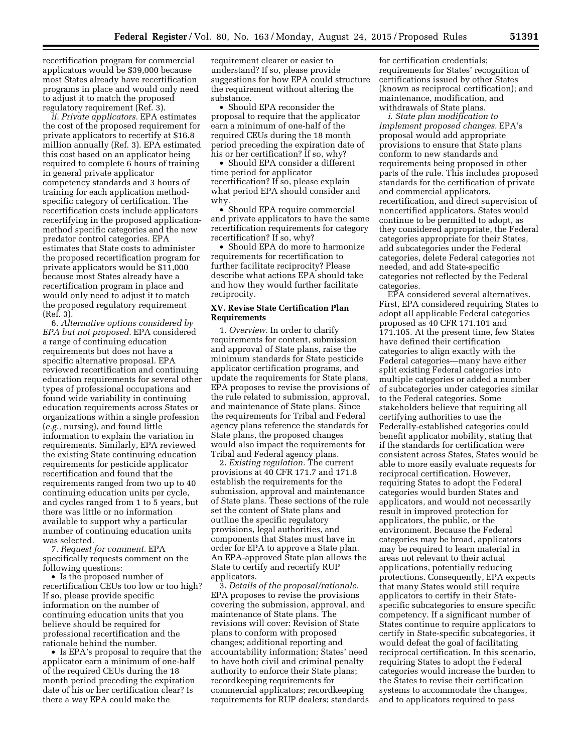recertification program for commercial applicators would be $39,000 because most States already have recertification programs in place and would only need to adjust it to match the proposed regulatory requirement (Ref. 3).

*ii. Private applicators.* EPA estimates the cost of the proposed requirement for private applicators to recertify at $16.8 million annually (Ref. 3). EPA estimated this cost based on an applicator being required to complete 6 hours of training in general private applicator competency standards and 3 hours of training for each application method-specific category of certification. The recertification costs include applicators recertifying in the proposed application-method specific categories and the new predator control categories. EPA estimates that State costs to administer the proposed recertification program for private applicators would be $11,000 because most States already have a recertification program in place and would only need to adjust it to match the proposed regulatory requirement (Ref. 3).

6. *Alternative options considered by EPA but not proposed.* EPA considered a range of continuing education requirements but does not have a specific alternative proposal. EPA reviewed recertification and continuing education requirements for several other types of professional occupations and found wide variability in continuing education requirements across States or organizations within a single profession (*e.g.,* nursing), and found little information to explain the variation in requirements. Similarly, EPA reviewed the existing State continuing education requirements for pesticide applicator recertification and found that the requirements ranged from two up to 40 continuing education units per cycle, and cycles ranged from 1 to 5 years, but there was little or no information available to support why a particular number of continuing education units was selected.

7. *Request for comment.* EPA specifically requests comment on the following questions:

- Is the proposed number of recertification CEUs too low or too high? If so, please provide specific information on the number of continuing education units that you believe should be required for professional recertification and the rationale behind the number.
- Is EPA's proposal to require that the applicator earn a minimum of one-half of the required CEUs during the 18 month period preceding the expiration date of his or her certification clear? Is there a way EPA could make the requirement clearer or easier to understand? If so, please provide suggestions for how EPA could structure the requirement without altering the substance.
- Should EPA reconsider the proposal to require that the applicator earn a minimum of one-half of the required CEUs during the 18 month period preceding the expiration date of his or her certification? If so, why?
- Should EPA consider a different time period for applicator recertification? If so, please explain what period EPA should consider and why.
- Should EPA require commercial and private applicators to have the same recertification requirements for category recertification? If so, why?
- Should EPA do more to harmonize requirements for recertification to further facilitate reciprocity? Please describe what actions EPA should take and how they would further facilitate reciprocity.

## XV. Revise State Certification Plan Requirements

1. *Overview.* In order to clarify requirements for content, submission and approval of State plans, raise the minimum standards for State pesticide applicator certification programs, and update the requirements for State plans, EPA proposes to revise the provisions of the rule related to submission, approval, and maintenance of State plans. Since the requirements for Tribal and Federal agency plans reference the standards for State plans, the proposed changes would also impact the requirements for Tribal and Federal agency plans.

2. *Existing regulation.* The current provisions at 40 CFR 171.7 and 171.8 establish the requirements for the submission, approval and maintenance of State plans. These sections of the rule set the content of State plans and outline the specific regulatory provisions, legal authorities, and components that States must have in order for EPA to approve a State plan. An EPA-approved State plan allows the State to certify and recertify RUP applicators.

3. *Details of the proposal/rationale.* EPA proposes to revise the provisions covering the submission, approval, and maintenance of State plans. The revisions will cover: Revision of State plans to conform with proposed changes; additional reporting and accountability information; States' need to have both civil and criminal penalty authority to enforce their State plans; recordkeeping requirements for commercial applicators; recordkeeping requirements for RUP dealers; standards for certification credentials; requirements for States' recognition of certifications issued by other States (known as reciprocal certification); and maintenance, modification, and withdrawals of State plans.

*i. State plan modification to implement proposed changes.* EPA's proposal would add appropriate provisions to ensure that State plans conform to new standards and requirements being proposed in other parts of the rule. This includes proposed standards for the certification of private and commercial applicators, recertification, and direct supervision of noncertified applicators. States would continue to be permitted to adopt, as they considered appropriate, the Federal categories appropriate for their States, add subcategories under the Federal categories, delete Federal categories not needed, and add State-specific categories not reflected by the Federal categories.

EPA considered several alternatives. First, EPA considered requiring States to adopt all applicable Federal categories proposed as 40 CFR 171.101 and 171.105. At the present time, few States have defined their certification categories to align exactly with the Federal categories—many have either split existing Federal categories into multiple categories or added a number of subcategories under categories similar to the Federal categories. Some stakeholders believe that requiring all certifying authorities to use the Federally-established categories could benefit applicator mobility, stating that if the standards for certification were consistent across States, States would be able to more easily evaluate requests for reciprocal certification. However, requiring States to adopt the Federal categories would burden States and applicators, and would not necessarily result in improved protection for applicators, the public, or the environment. Because the Federal categories may be broad, applicators may be required to learn material in areas not relevant to their actual applications, potentially reducing protections. Consequently, EPA expects that many States would still require applicators to certify in their State-specific subcategories to ensure specific competency. If a significant number of States continue to require applicators to certify in State-specific subcategories, it would defeat the goal of facilitating reciprocal certification. In this scenario, requiring States to adopt the Federal categories would increase the burden to the States to revise their certification systems to accommodate the changes, and to applicators required to pass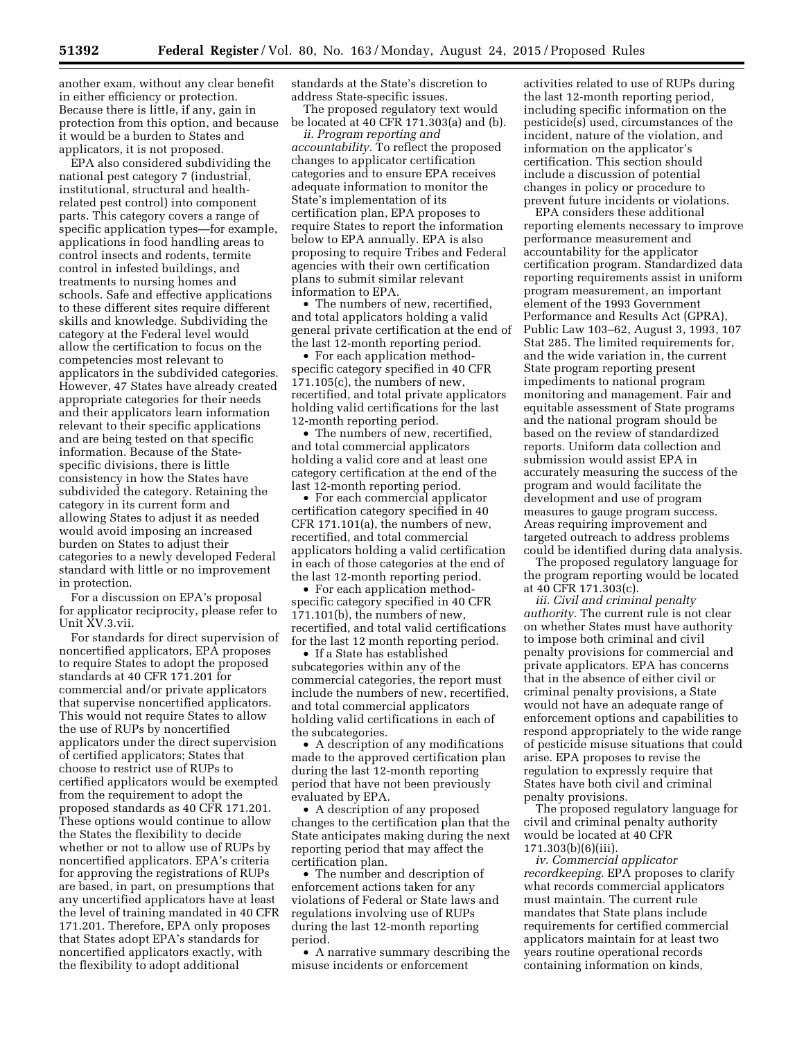another exam, without any clear benefit in either efficiency or protection. Because there is little, if any, gain in protection from this option, and because it would be a burden to States and applicators, it is not proposed.

EPA also considered subdividing the national pest category 7 (industrial, institutional, structural and health-related pest control) into component parts. This category covers a range of specific application types—for example, applications in food handling areas to control insects and rodents, termite control in infested buildings, and treatments to nursing homes and schools. Safe and effective applications to these different sites require different skills and knowledge. Subdividing the category at the Federal level would allow the certification to focus on the competencies most relevant to applicators in the subdivided categories. However, 47 States have already created appropriate categories for their needs and their applicators learn information relevant to their specific applications and are being tested on that specific information. Because of the State-specific divisions, there is little consistency in how the States have subdivided the category. Retaining the category in its current form and allowing States to adjust it as needed would avoid imposing an increased burden on States to adjust their categories to a newly developed Federal standard with little or no improvement in protection.

For a discussion on EPA's proposal for applicator reciprocity, please refer to Unit XV.3.vii.

For standards for direct supervision of noncertified applicators, EPA proposes to require States to adopt the proposed standards at 40 CFR 171.201 for commercial and/or private applicators that supervise noncertified applicators. This would not require States to allow the use of RUPs by noncertified applicators under the direct supervision of certified applicators; States that choose to restrict use of RUPs to certified applicators would be exempted from the requirement to adopt the proposed standards as 40 CFR 171.201. These options would continue to allow the States the flexibility to decide whether or not to allow use of RUPs by noncertified applicators. EPA's criteria for approving the registrations of RUPs are based, in part, on presumptions that any uncertified applicators have at least the level of training mandated in 40 CFR 171.201. Therefore, EPA only proposes that States adopt EPA's standards for noncertified applicators exactly, with the flexibility to adopt additional standards at the State's discretion to address State-specific issues.

The proposed regulatory text would be located at 40 CFR 171.303(a) and (b).

*ii. Program reporting and accountability.* To reflect the proposed changes to applicator certification categories and to ensure EPA receives adequate information to monitor the State's implementation of its certification plan, EPA proposes to require States to report the information below to EPA annually. EPA is also proposing to require Tribes and Federal agencies with their own certification plans to submit similar relevant information to EPA.

- The numbers of new, recertified, and total applicators holding a valid general private certification at the end of the last 12-month reporting period.
- For each application method-specific category specified in 40 CFR 171.105(c), the numbers of new, recertified, and total private applicators holding valid certifications for the last 12-month reporting period.
- The numbers of new, recertified, and total commercial applicators holding a valid core and at least one category certification at the end of the last 12-month reporting period.
- For each commercial applicator certification category specified in 40 CFR 171.101(a), the numbers of new, recertified, and total commercial applicators holding a valid certification in each of those categories at the end of the last 12-month reporting period.
- For each application method-specific category specified in 40 CFR 171.101(b), the numbers of new, recertified, and total valid certifications for the last 12 month reporting period.
- If a State has established subcategories within any of the commercial categories, the report must include the numbers of new, recertified, and total commercial applicators holding valid certifications in each of the subcategories.
- A description of any modifications made to the approved certification plan during the last 12-month reporting period that have not been previously evaluated by EPA.
- A description of any proposed changes to the certification plan that the State anticipates making during the next reporting period that may affect the certification plan.
- The number and description of enforcement actions taken for any violations of Federal or State laws and regulations involving use of RUPs during the last 12-month reporting period.
- A narrative summary describing the misuse incidents or enforcement activities related to use of RUPs during the last 12-month reporting period, including specific information on the pesticide(s) used, circumstances of the incident, nature of the violation, and information on the applicator's certification. This section should include a discussion of potential changes in policy or procedure to prevent future incidents or violations.

EPA considers these additional reporting elements necessary to improve performance measurement and accountability for the applicator certification program. Standardized data reporting requirements assist in uniform program measurement, an important element of the 1993 Government Performance and Results Act (GPRA), Public Law 103–62, August 3, 1993, 107 Stat 285. The limited requirements for, and the wide variation in, the current State program reporting present impediments to national program monitoring and management. Fair and equitable assessment of State programs and the national program should be based on the review of standardized reports. Uniform data collection and submission would assist EPA in accurately measuring the success of the program and would facilitate the development and use of program measures to gauge program success. Areas requiring improvement and targeted outreach to address problems could be identified during data analysis.

The proposed regulatory language for the program reporting would be located at 40 CFR 171.303(c).

*iii. Civil and criminal penalty authority.* The current rule is not clear on whether States must have authority to impose both criminal and civil penalty provisions for commercial and private applicators. EPA has concerns that in the absence of either civil or criminal penalty provisions, a State would not have an adequate range of enforcement options and capabilities to respond appropriately to the wide range of pesticide misuse situations that could arise. EPA proposes to revise the regulation to expressly require that States have both civil and criminal penalty provisions.

The proposed regulatory language for civil and criminal penalty authority would be located at 40 CFR 171.303(b)(6)(iii).

*iv. Commercial applicator recordkeeping.* EPA proposes to clarify what records commercial applicators must maintain. The current rule mandates that State plans include requirements for certified commercial applicators maintain for at least two years routine operational records containing information on kinds,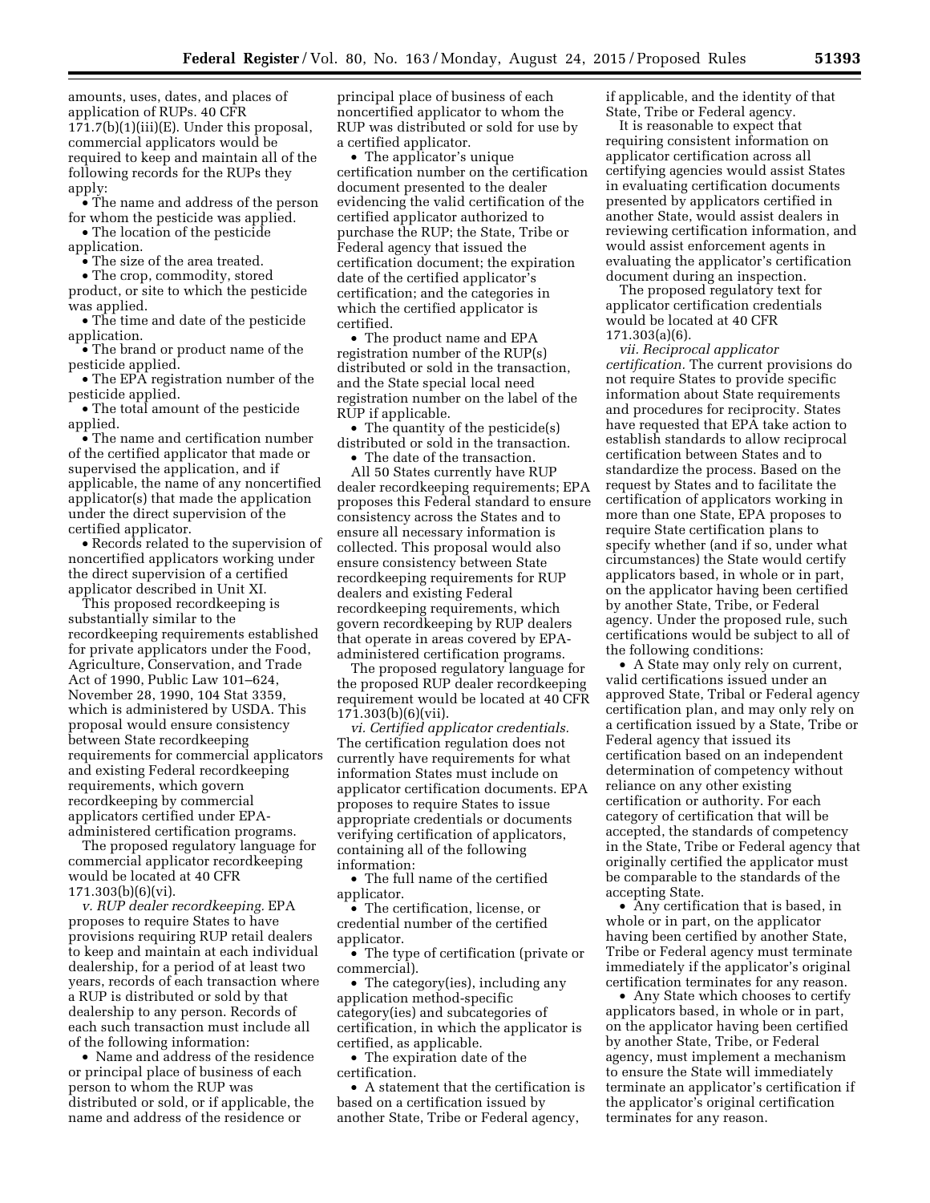amounts, uses, dates, and places of application of RUPs. 40 CFR 171.7(b)(1)(iii)(E). Under this proposal, commercial applicators would be required to keep and maintain all of the following records for the RUPs they apply:

- The name and address of the person for whom the pesticide was applied.
- The location of the pesticide application.
- The size of the area treated.
- The crop, commodity, stored product, or site to which the pesticide was applied.
- The time and date of the pesticide application.
- The brand or product name of the pesticide applied.
- The EPA registration number of the pesticide applied.
- The total amount of the pesticide applied.
- The name and certification number of the certified applicator that made or supervised the application, and if applicable, the name of any noncertified applicator(s) that made the application under the direct supervision of the certified applicator.
- Records related to the supervision of noncertified applicators working under the direct supervision of a certified applicator described in Unit XI.

This proposed recordkeeping is substantially similar to the recordkeeping requirements established for private applicators under the Food, Agriculture, Conservation, and Trade Act of 1990, Public Law 101–624, November 28, 1990, 104 Stat 3359, which is administered by USDA. This proposal would ensure consistency between State recordkeeping requirements for commercial applicators and existing Federal recordkeeping requirements, which govern recordkeeping by commercial applicators certified under EPA-administered certification programs.

The proposed regulatory language for commercial applicator recordkeeping would be located at 40 CFR 171.303(b)(6)(vi).

*v. RUP dealer recordkeeping.* EPA proposes to require States to have provisions requiring RUP retail dealers to keep and maintain at each individual dealership, for a period of at least two years, records of each transaction where a RUP is distributed or sold by that dealership to any person. Records of each such transaction must include all of the following information:

- Name and address of the residence or principal place of business of each person to whom the RUP was distributed or sold, or if applicable, the name and address of the residence or principal place of business of each noncertified applicator to whom the RUP was distributed or sold for use by a certified applicator.
- The applicator's unique certification number on the certification document presented to the dealer evidencing the valid certification of the certified applicator authorized to purchase the RUP; the State, Tribe or Federal agency that issued the certification document; the expiration date of the certified applicator's certification; and the categories in which the certified applicator is certified.
- The product name and EPA registration number of the RUP(s) distributed or sold in the transaction, and the State special local need registration number on the label of the RUP if applicable.
- The quantity of the pesticide(s) distributed or sold in the transaction.
- The date of the transaction.

All 50 States currently have RUP dealer recordkeeping requirements; EPA proposes this Federal standard to ensure consistency across the States and to ensure all necessary information is collected. This proposal would also ensure consistency between State recordkeeping requirements for RUP dealers and existing Federal recordkeeping requirements, which govern recordkeeping by RUP dealers that operate in areas covered by EPA-administered certification programs.

The proposed regulatory language for the proposed RUP dealer recordkeeping requirement would be located at 40 CFR 171.303(b)(6)(vii).

*vi. Certified applicator credentials.* The certification regulation does not currently have requirements for what information States must include on applicator certification documents. EPA proposes to require States to issue appropriate credentials or documents verifying certification of applicators, containing all of the following information:

- The full name of the certified applicator.
- The certification, license, or credential number of the certified applicator.
- The type of certification (private or commercial).
- The category(ies), including any application method-specific category(ies) and subcategories of certification, in which the applicator is certified, as applicable.
- The expiration date of the certification.
- A statement that the certification is based on a certification issued by another State, Tribe or Federal agency, if applicable, and the identity of that State, Tribe or Federal agency.

It is reasonable to expect that requiring consistent information on applicator certification across all certifying agencies would assist States in evaluating certification documents presented by applicators certified in another State, would assist dealers in reviewing certification information, and would assist enforcement agents in evaluating the applicator's certification document during an inspection.

The proposed regulatory text for applicator certification credentials would be located at 40 CFR 171.303(a)(6).

*vii. Reciprocal applicator certification.* The current provisions do not require States to provide specific information about State requirements and procedures for reciprocity. States have requested that EPA take action to establish standards to allow reciprocal certification between States and to standardize the process. Based on the request by States and to facilitate the certification of applicators working in more than one State, EPA proposes to require State certification plans to specify whether (and if so, under what circumstances) the State would certify applicators based, in whole or in part, on the applicator having been certified by another State, Tribe, or Federal agency. Under the proposed rule, such certifications would be subject to all of the following conditions:

- A State may only rely on current, valid certifications issued under an approved State, Tribal or Federal agency certification plan, and may only rely on a certification issued by a State, Tribe or Federal agency that issued its certification based on an independent determination of competency without reliance on any other existing certification or authority. For each category of certification that will be accepted, the standards of competency in the State, Tribe or Federal agency that originally certified the applicator must be comparable to the standards of the accepting State.
- Any certification that is based, in whole or in part, on the applicator having been certified by another State, Tribe or Federal agency must terminate immediately if the applicator's original certification terminates for any reason.
- Any State which chooses to certify applicators based, in whole or in part, on the applicator having been certified by another State, Tribe, or Federal agency, must implement a mechanism to ensure the State will immediately terminate an applicator's certification if the applicator's original certification terminates for any reason.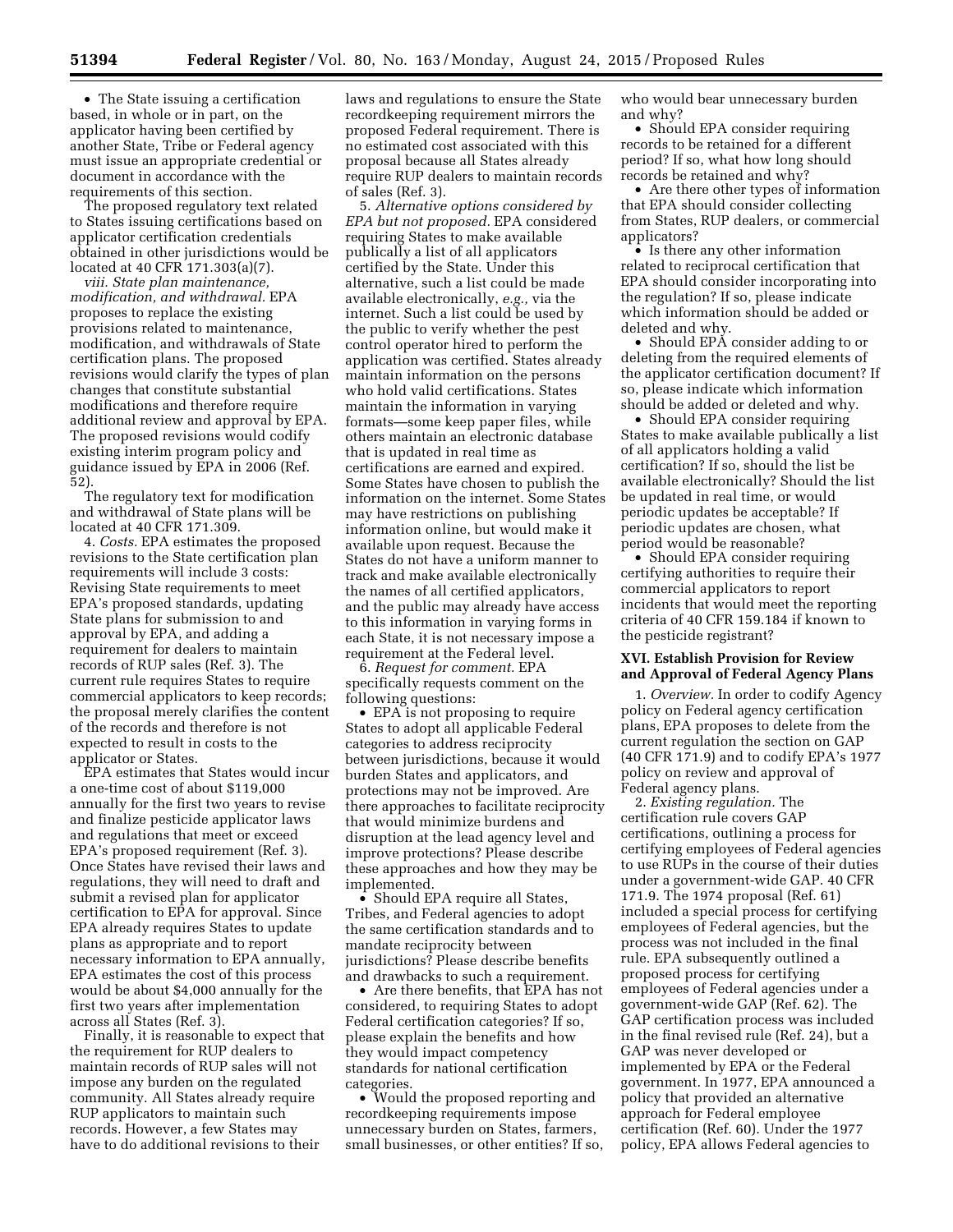• The State issuing a certification based, in whole or in part, on the applicator having been certified by another State, Tribe or Federal agency must issue an appropriate credential or document in accordance with the requirements of this section.

The proposed regulatory text related to States issuing certifications based on applicator certification credentials obtained in other jurisdictions would be located at 40 CFR 171.303(a)(7).

*viii. State plan maintenance, modification, and withdrawal.* EPA proposes to replace the existing provisions related to maintenance, modification, and withdrawals of State certification plans. The proposed revisions would clarify the types of plan changes that constitute substantial modifications and therefore require additional review and approval by EPA. The proposed revisions would codify existing interim program policy and guidance issued by EPA in 2006 (Ref. 52).

The regulatory text for modification and withdrawal of State plans will be located at 40 CFR 171.309.

4. *Costs.* EPA estimates the proposed revisions to the State certification plan requirements will include 3 costs: Revising State requirements to meet EPA's proposed standards, updating State plans for submission to and approval by EPA, and adding a requirement for dealers to maintain records of RUP sales (Ref. 3). The current rule requires States to require commercial applicators to keep records; the proposal merely clarifies the content of the records and therefore is not expected to result in costs to the applicator or States.

EPA estimates that States would incur a one-time cost of about $119,000 annually for the first two years to revise and finalize pesticide applicator laws and regulations that meet or exceed EPA's proposed requirement (Ref. 3). Once States have revised their laws and regulations, they will need to draft and submit a revised plan for applicator certification to EPA for approval. Since EPA already requires States to update plans as appropriate and to report necessary information to EPA annually, EPA estimates the cost of this process would be about $4,000 annually for the first two years after implementation across all States (Ref. 3).

Finally, it is reasonable to expect that the requirement for RUP dealers to maintain records of RUP sales will not impose any burden on the regulated community. All States already require RUP applicators to maintain such records. However, a few States may have to do additional revisions to their laws and regulations to ensure the State recordkeeping requirement mirrors the proposed Federal requirement. There is no estimated cost associated with this proposal because all States already require RUP dealers to maintain records of sales (Ref. 3).

5. *Alternative options considered by EPA but not proposed.* EPA considered requiring States to make available publically a list of all applicators certified by the State. Under this alternative, such a list could be made available electronically, *e.g.,* via the internet. Such a list could be used by the public to verify whether the pest control operator hired to perform the application was certified. States already maintain information on the persons who hold valid certifications. States maintain the information in varying formats—some keep paper files, while others maintain an electronic database that is updated in real time as certifications are earned and expired. Some States have chosen to publish the information on the internet. Some States may have restrictions on publishing information online, but would make it available upon request. Because the States do not have a uniform manner to track and make available electronically the names of all certified applicators, and the public may already have access to this information in varying forms in each State, it is not necessary impose a requirement at the Federal level.

6. *Request for comment.* EPA specifically requests comment on the following questions:

• EPA is not proposing to require States to adopt all applicable Federal categories to address reciprocity between jurisdictions, because it would burden States and applicators, and protections may not be improved. Are there approaches to facilitate reciprocity that would minimize burdens and disruption at the lead agency level and improve protections? Please describe these approaches and how they may be implemented.

• Should EPA require all States, Tribes, and Federal agencies to adopt the same certification standards and to mandate reciprocity between jurisdictions? Please describe benefits and drawbacks to such a requirement.

• Are there benefits, that EPA has not considered, to requiring States to adopt Federal certification categories? If so, please explain the benefits and how they would impact competency standards for national certification categories.

• Would the proposed reporting and recordkeeping requirements impose unnecessary burden on States, farmers, small businesses, or other entities? If so, who would bear unnecessary burden and why?

• Should EPA consider requiring records to be retained for a different period? If so, what how long should records be retained and why?

• Are there other types of information that EPA should consider collecting from States, RUP dealers, or commercial applicators?

• Is there any other information related to reciprocal certification that EPA should consider incorporating into the regulation? If so, please indicate which information should be added or deleted and why.

• Should EPA consider adding to or deleting from the required elements of the applicator certification document? If so, please indicate which information should be added or deleted and why.

• Should EPA consider requiring States to make available publically a list of all applicators holding a valid certification? If so, should the list be available electronically? Should the list be updated in real time, or would periodic updates be acceptable? If periodic updates are chosen, what period would be reasonable?

• Should EPA consider requiring certifying authorities to require their commercial applicators to report incidents that would meet the reporting criteria of 40 CFR 159.184 if known to the pesticide registrant?

## XVI. Establish Provision for Review and Approval of Federal Agency Plans

1. *Overview.* In order to codify Agency policy on Federal agency certification plans, EPA proposes to delete from the current regulation the section on GAP (40 CFR 171.9) and to codify EPA's 1977 policy on review and approval of Federal agency plans.

2. *Existing regulation.* The certification rule covers GAP certifications, outlining a process for certifying employees of Federal agencies to use RUPs in the course of their duties under a government-wide GAP. 40 CFR 171.9. The 1974 proposal (Ref. 61) included a special process for certifying employees of Federal agencies, but the process was not included in the final rule. EPA subsequently outlined a proposed process for certifying employees of Federal agencies under a government-wide GAP (Ref. 62). The GAP certification process was included in the final revised rule (Ref. 24), but a GAP was never developed or implemented by EPA or the Federal government. In 1977, EPA announced a policy that provided an alternative approach for Federal employee certification (Ref. 60). Under the 1977 policy, EPA allows Federal agencies to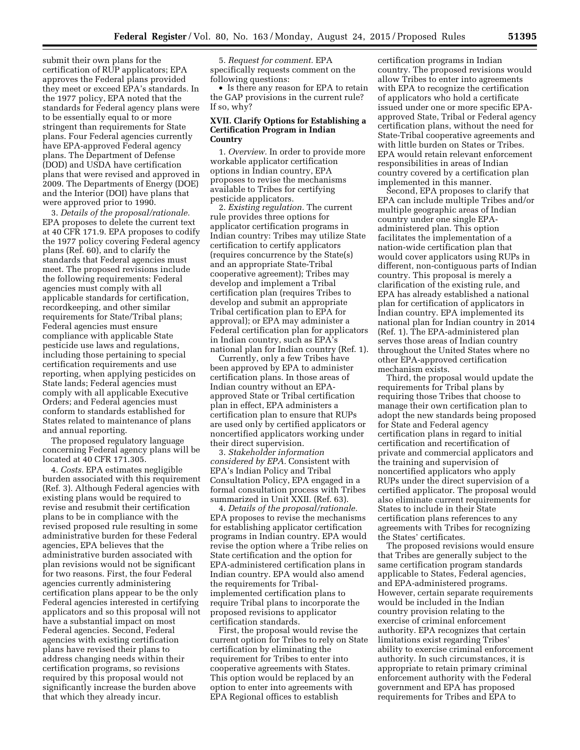submit their own plans for the certification of RUP applicators; EPA approves the Federal plans provided they meet or exceed EPA's standards. In the 1977 policy, EPA noted that the standards for Federal agency plans were to be essentially equal to or more stringent than requirements for State plans. Four Federal agencies currently have EPA-approved Federal agency plans. The Department of Defense (DOD) and USDA have certification plans that were revised and approved in 2009. The Departments of Energy (DOE) and the Interior (DOI) have plans that were approved prior to 1990.

3. *Details of the proposal/rationale.* EPA proposes to delete the current text at 40 CFR 171.9. EPA proposes to codify the 1977 policy covering Federal agency plans (Ref. 60), and to clarify the standards that Federal agencies must meet. The proposed revisions include the following requirements: Federal agencies must comply with all applicable standards for certification, recordkeeping, and other similar requirements for State/Tribal plans; Federal agencies must ensure compliance with applicable State pesticide use laws and regulations, including those pertaining to special certification requirements and use reporting, when applying pesticides on State lands; Federal agencies must comply with all applicable Executive Orders; and Federal agencies must conform to standards established for States related to maintenance of plans and annual reporting.

The proposed regulatory language concerning Federal agency plans will be located at 40 CFR 171.305.

4. *Costs.* EPA estimates negligible burden associated with this requirement (Ref. 3). Although Federal agencies with existing plans would be required to revise and resubmit their certification plans to be in compliance with the revised proposed rule resulting in some administrative burden for these Federal agencies, EPA believes that the administrative burden associated with plan revisions would not be significant for two reasons. First, the four Federal agencies currently administering certification plans appear to be the only Federal agencies interested in certifying applicators and so this proposal will not have a substantial impact on most Federal agencies. Second, Federal agencies with existing certification plans have revised their plans to address changing needs within their certification programs, so revisions required by this proposal would not significantly increase the burden above that which they already incur.

5. *Request for comment.* EPA specifically requests comment on the following questions:

- Is there any reason for EPA to retain the GAP provisions in the current rule? If so, why?

### XVII. Clarify Options for Establishing a Certification Program in Indian Country

1. *Overview.* In order to provide more workable applicator certification options in Indian country, EPA proposes to revise the mechanisms available to Tribes for certifying pesticide applicators.

2. *Existing regulation.* The current rule provides three options for applicator certification programs in Indian country: Tribes may utilize State certification to certify applicators (requires concurrence by the State(s) and an appropriate State-Tribal cooperative agreement); Tribes may develop and implement a Tribal certification plan (requires Tribes to develop and submit an appropriate Tribal certification plan to EPA for approval); or EPA may administer a Federal certification plan for applicators in Indian country, such as EPA's national plan for Indian country (Ref. 1).

Currently, only a few Tribes have been approved by EPA to administer certification plans. In those areas of Indian country without an EPA-approved State or Tribal certification plan in effect, EPA administers a certification plan to ensure that RUPs are used only by certified applicators or noncertified applicators working under their direct supervision.

3. *Stakeholder information considered by EPA.* Consistent with EPA's Indian Policy and Tribal Consultation Policy, EPA engaged in a formal consultation process with Tribes summarized in Unit XXII. (Ref. 63).

4. *Details of the proposal/rationale.* EPA proposes to revise the mechanisms for establishing applicator certification programs in Indian country. EPA would revise the option where a Tribe relies on State certification and the option for EPA-administered certification plans in Indian country. EPA would also amend the requirements for Tribal-implemented certification plans to require Tribal plans to incorporate the proposed revisions to applicator certification standards.

First, the proposal would revise the current option for Tribes to rely on State certification by eliminating the requirement for Tribes to enter into cooperative agreements with States. This option would be replaced by an option to enter into agreements with EPA Regional offices to establish certification programs in Indian country. The proposed revisions would allow Tribes to enter into agreements with EPA to recognize the certification of applicators who hold a certificate issued under one or more specific EPA-approved State, Tribal or Federal agency certification plans, without the need for State-Tribal cooperative agreements and with little burden on States or Tribes. EPA would retain relevant enforcement responsibilities in areas of Indian country covered by a certification plan implemented in this manner.

Second, EPA proposes to clarify that EPA can include multiple Tribes and/or multiple geographic areas of Indian country under one single EPA-administered plan. This option facilitates the implementation of a nation-wide certification plan that would cover applicators using RUPs in different, non-contiguous parts of Indian country. This proposal is merely a clarification of the existing rule, and EPA has already established a national plan for certification of applicators in Indian country. EPA implemented its national plan for Indian country in 2014 (Ref. 1). The EPA-administered plan serves those areas of Indian country throughout the United States where no other EPA-approved certification mechanism exists.

Third, the proposal would update the requirements for Tribal plans by requiring those Tribes that choose to manage their own certification plan to adopt the new standards being proposed for State and Federal agency certification plans in regard to initial certification and recertification of private and commercial applicators and the training and supervision of noncertified applicators who apply RUPs under the direct supervision of a certified applicator. The proposal would also eliminate current requirements for States to include in their State certification plans references to any agreements with Tribes for recognizing the States' certificates.

The proposed revisions would ensure that Tribes are generally subject to the same certification program standards applicable to States, Federal agencies, and EPA-administered programs. However, certain separate requirements would be included in the Indian country provision relating to the exercise of criminal enforcement authority. EPA recognizes that certain limitations exist regarding Tribes' ability to exercise criminal enforcement authority. In such circumstances, it is appropriate to retain primary criminal enforcement authority with the Federal government and EPA has proposed requirements for Tribes and EPA to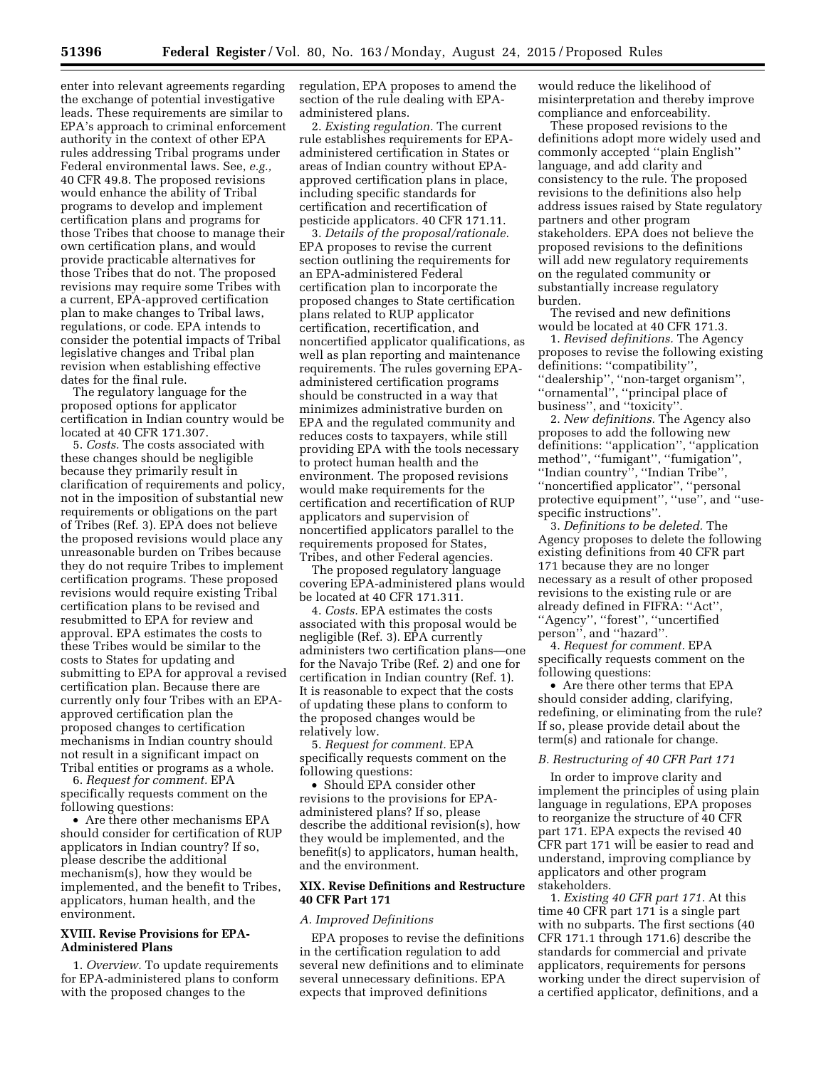enter into relevant agreements regarding the exchange of potential investigative leads. These requirements are similar to EPA's approach to criminal enforcement authority in the context of other EPA rules addressing Tribal programs under Federal environmental laws. See, *e.g.,* 40 CFR 49.8. The proposed revisions would enhance the ability of Tribal programs to develop and implement certification plans and programs for those Tribes that choose to manage their own certification plans, and would provide practicable alternatives for those Tribes that do not. The proposed revisions may require some Tribes with a current, EPA-approved certification plan to make changes to Tribal laws, regulations, or code. EPA intends to consider the potential impacts of Tribal legislative changes and Tribal plan revision when establishing effective dates for the final rule.

The regulatory language for the proposed options for applicator certification in Indian country would be located at 40 CFR 171.307.

5. *Costs.* The costs associated with these changes should be negligible because they primarily result in clarification of requirements and policy, not in the imposition of substantial new requirements or obligations on the part of Tribes (Ref. 3). EPA does not believe the proposed revisions would place any unreasonable burden on Tribes because they do not require Tribes to implement certification programs. These proposed revisions would require existing Tribal certification plans to be revised and resubmitted to EPA for review and approval. EPA estimates the costs to these Tribes would be similar to the costs to States for updating and submitting to EPA for approval a revised certification plan. Because there are currently only four Tribes with an EPA-approved certification plan the proposed changes to certification mechanisms in Indian country should not result in a significant impact on Tribal entities or programs as a whole.

6. *Request for comment.* EPA specifically requests comment on the following questions:

- Are there other mechanisms EPA should consider for certification of RUP applicators in Indian country? If so, please describe the additional mechanism(s), how they would be implemented, and the benefit to Tribes, applicators, human health, and the environment.

## XVIII. Revise Provisions for EPA-Administered Plans

1. *Overview.* To update requirements for EPA-administered plans to conform with the proposed changes to the regulation, EPA proposes to amend the section of the rule dealing with EPA-administered plans.

2. *Existing regulation.* The current rule establishes requirements for EPA-administered certification in States or areas of Indian country without EPA-approved certification plans in place, including specific standards for certification and recertification of pesticide applicators. 40 CFR 171.11.

3. *Details of the proposal/rationale.* EPA proposes to revise the current section outlining the requirements for an EPA-administered Federal certification plan to incorporate the proposed changes to State certification plans related to RUP applicator certification, recertification, and noncertified applicator qualifications, as well as plan reporting and maintenance requirements. The rules governing EPA-administered certification programs should be constructed in a way that minimizes administrative burden on EPA and the regulated community and reduces costs to taxpayers, while still providing EPA with the tools necessary to protect human health and the environment. The proposed revisions would make requirements for the certification and recertification of RUP applicators and supervision of noncertified applicators parallel to the requirements proposed for States, Tribes, and other Federal agencies.

The proposed regulatory language covering EPA-administered plans would be located at 40 CFR 171.311.

4. *Costs.* EPA estimates the costs associated with this proposal would be negligible (Ref. 3). EPA currently administers two certification plans—one for the Navajo Tribe (Ref. 2) and one for certification in Indian country (Ref. 1). It is reasonable to expect that the costs of updating these plans to conform to the proposed changes would be relatively low.

5. *Request for comment.* EPA specifically requests comment on the following questions:

- Should EPA consider other revisions to the provisions for EPA-administered plans? If so, please describe the additional revision(s), how they would be implemented, and the benefit(s) to applicators, human health, and the environment.

## XIX. Revise Definitions and Restructure 40 CFR Part 171

### A. Improved Definitions

EPA proposes to revise the definitions in the certification regulation to add several new definitions and to eliminate several unnecessary definitions. EPA expects that improved definitions would reduce the likelihood of misinterpretation and thereby improve compliance and enforceability.

These proposed revisions to the definitions adopt more widely used and commonly accepted ''plain English'' language, and add clarity and consistency to the rule. The proposed revisions to the definitions also help address issues raised by State regulatory partners and other program stakeholders. EPA does not believe the proposed revisions to the definitions will add new regulatory requirements on the regulated community or substantially increase regulatory burden.

The revised and new definitions would be located at 40 CFR 171.3.

1. *Revised definitions.* The Agency proposes to revise the following existing definitions: ''compatibility'', ''dealership'', ''non-target organism'', ''ornamental'', ''principal place of business'', and ''toxicity''.

2. *New definitions.* The Agency also proposes to add the following new definitions: ''application'', ''application method'', ''fumigant'', ''fumigation'', ''Indian country'', ''Indian Tribe'', ''noncertified applicator'', ''personal protective equipment'', ''use'', and ''use-specific instructions''.

3. *Definitions to be deleted.* The Agency proposes to delete the following existing definitions from 40 CFR part 171 because they are no longer necessary as a result of other proposed revisions to the existing rule or are already defined in FIFRA: ''Act'', ''Agency'', ''forest'', ''uncertified person'', and ''hazard''.

4. *Request for comment.* EPA specifically requests comment on the following questions:

- Are there other terms that EPA should consider adding, clarifying, redefining, or eliminating from the rule? If so, please provide detail about the term(s) and rationale for change.

### B. Restructuring of 40 CFR Part 171

In order to improve clarity and implement the principles of using plain language in regulations, EPA proposes to reorganize the structure of 40 CFR part 171. EPA expects the revised 40 CFR part 171 will be easier to read and understand, improving compliance by applicators and other program stakeholders.

1. *Existing 40 CFR part 171.* At this time 40 CFR part 171 is a single part with no subparts. The first sections (40 CFR 171.1 through 171.6) describe the standards for commercial and private applicators, requirements for persons working under the direct supervision of a certified applicator, definitions, and a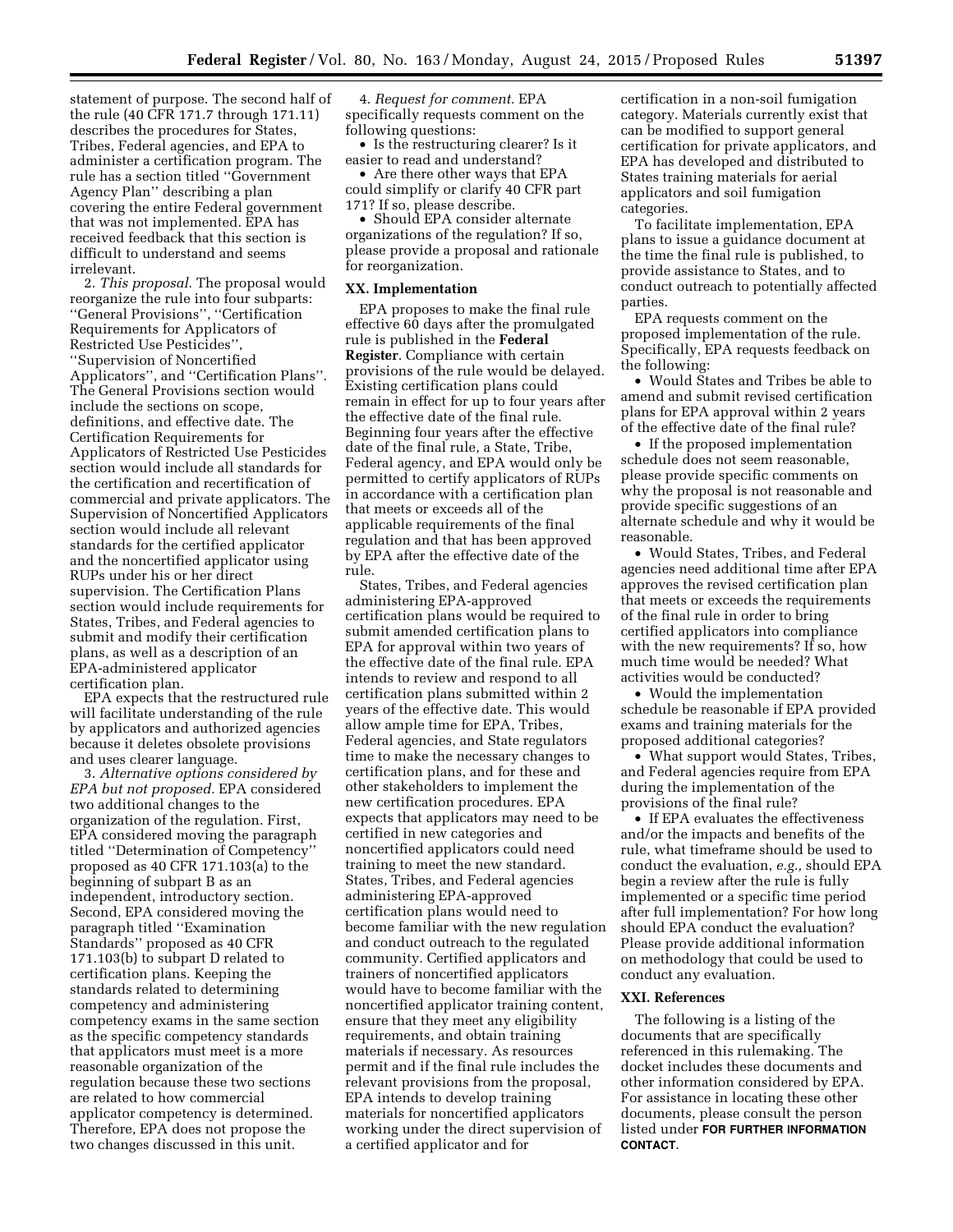statement of purpose. The second half of the rule (40 CFR 171.7 through 171.11) describes the procedures for States, Tribes, Federal agencies, and EPA to administer a certification program. The rule has a section titled "Government Agency Plan" describing a plan covering the entire Federal government that was not implemented. EPA has received feedback that this section is difficult to understand and seems irrelevant.

2. *This proposal.* The proposal would reorganize the rule into four subparts: "General Provisions", "Certification Requirements for Applicators of Restricted Use Pesticides", "Supervision of Noncertified Applicators", and "Certification Plans". The General Provisions section would include the sections on scope, definitions, and effective date. The Certification Requirements for Applicators of Restricted Use Pesticides section would include all standards for the certification and recertification of commercial and private applicators. The Supervision of Noncertified Applicators section would include all relevant standards for the certified applicator and the noncertified applicator using RUPs under his or her direct supervision. The Certification Plans section would include requirements for States, Tribes, and Federal agencies to submit and modify their certification plans, as well as a description of an EPA-administered applicator certification plan.

EPA expects that the restructured rule will facilitate understanding of the rule by applicators and authorized agencies because it deletes obsolete provisions and uses clearer language.

3. *Alternative options considered by EPA but not proposed.* EPA considered two additional changes to the organization of the regulation. First, EPA considered moving the paragraph titled "Determination of Competency" proposed as 40 CFR 171.103(a) to the beginning of subpart B as an independent, introductory section. Second, EPA considered moving the paragraph titled "Examination Standards" proposed as 40 CFR 171.103(b) to subpart D related to certification plans. Keeping the standards related to determining competency and administering competency exams in the same section as the specific competency standards that applicators must meet is a more reasonable organization of the regulation because these two sections are related to how commercial applicator competency is determined. Therefore, EPA does not propose the two changes discussed in this unit.

4. *Request for comment.* EPA specifically requests comment on the following questions:

- Is the restructuring clearer? Is it easier to read and understand?
- Are there other ways that EPA could simplify or clarify 40 CFR part 171? If so, please describe.
- Should EPA consider alternate organizations of the regulation? If so, please provide a proposal and rationale for reorganization.

## XX. Implementation

EPA proposes to make the final rule effective 60 days after the promulgated rule is published in the **Federal Register**. Compliance with certain provisions of the rule would be delayed. Existing certification plans could remain in effect for up to four years after the effective date of the final rule. Beginning four years after the effective date of the final rule, a State, Tribe, Federal agency, and EPA would only be permitted to certify applicators of RUPs in accordance with a certification plan that meets or exceeds all of the applicable requirements of the final regulation and that has been approved by EPA after the effective date of the rule.

States, Tribes, and Federal agencies administering EPA-approved certification plans would be required to submit amended certification plans to EPA for approval within two years of the effective date of the final rule. EPA intends to review and respond to all certification plans submitted within 2 years of the effective date. This would allow ample time for EPA, Tribes, Federal agencies, and State regulators time to make the necessary changes to certification plans, and for these and other stakeholders to implement the new certification procedures. EPA expects that applicators may need to be certified in new categories and noncertified applicators could need training to meet the new standard. States, Tribes, and Federal agencies administering EPA-approved certification plans would need to become familiar with the new regulation and conduct outreach to the regulated community. Certified applicators and trainers of noncertified applicators would have to become familiar with the noncertified applicator training content, ensure that they meet any eligibility requirements, and obtain training materials if necessary. As resources permit and if the final rule includes the relevant provisions from the proposal, EPA intends to develop training materials for noncertified applicators working under the direct supervision of a certified applicator and for certification in a non-soil fumigation category. Materials currently exist that can be modified to support general certification for private applicators, and EPA has developed and distributed to States training materials for aerial applicators and soil fumigation categories.

To facilitate implementation, EPA plans to issue a guidance document at the time the final rule is published, to provide assistance to States, and to conduct outreach to potentially affected parties.

EPA requests comment on the proposed implementation of the rule. Specifically, EPA requests feedback on the following:

- Would States and Tribes be able to amend and submit revised certification plans for EPA approval within 2 years of the effective date of the final rule?
- If the proposed implementation schedule does not seem reasonable, please provide specific comments on why the proposal is not reasonable and provide specific suggestions of an alternate schedule and why it would be reasonable.
- Would States, Tribes, and Federal agencies need additional time after EPA approves the revised certification plan that meets or exceeds the requirements of the final rule in order to bring certified applicators into compliance with the new requirements? If so, how much time would be needed? What activities would be conducted?
- Would the implementation schedule be reasonable if EPA provided exams and training materials for the proposed additional categories?
- What support would States, Tribes, and Federal agencies require from EPA during the implementation of the provisions of the final rule?
- If EPA evaluates the effectiveness and/or the impacts and benefits of the rule, what timeframe should be used to conduct the evaluation, *e.g.,* should EPA begin a review after the rule is fully implemented or a specific time period after full implementation? For how long should EPA conduct the evaluation? Please provide additional information on methodology that could be used to conduct any evaluation.

## XXI. References

The following is a listing of the documents that are specifically referenced in this rulemaking. The docket includes these documents and other information considered by EPA. For assistance in locating these other documents, please consult the person listed under **FOR FURTHER INFORMATION CONTACT**.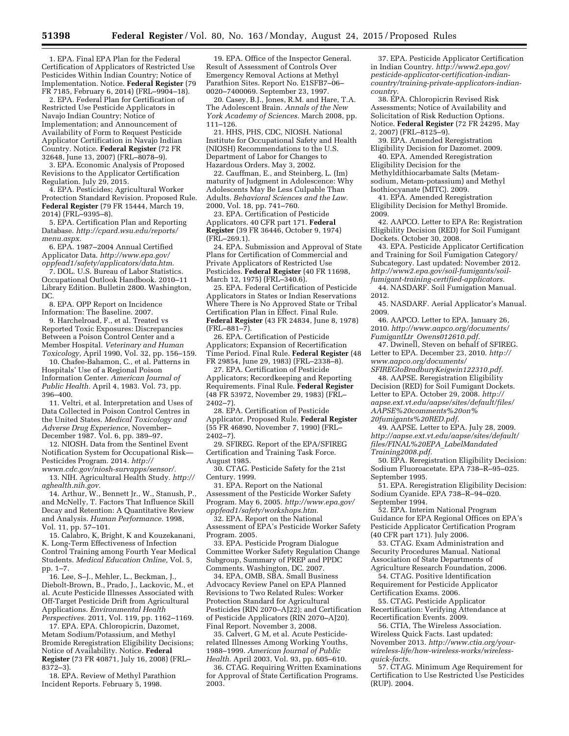1. EPA. Final EPA Plan for the Federal Certification of Applicators of Restricted Use Pesticides Within Indian Country; Notice of Implementation. Notice. **Federal Register** (79 FR 7185, February 6, 2014) (FRL–9904–18).

2. EPA. Federal Plan for Certification of Restricted Use Pesticide Applicators in Navajo Indian Country; Notice of Implementation; and Announcement of Availability of Form to Request Pesticide Applicator Certification in Navajo Indian Country. Notice. **Federal Register** (72 FR 32648, June 13, 2007) (FRL–8078–9).

3. EPA. Economic Analysis of Proposed Revisions to the Applicator Certification Regulation. July 29, 2015.

4. EPA. Pesticides; Agricultural Worker Protection Standard Revision. Proposed Rule. **Federal Register** (79 FR 15444, March 19, 2014) (FRL–9395–8).

5. EPA. Certification Plan and Reporting Database. *http://cpard.wsu.edu/reports/menu.aspx.*

6. EPA. 1987–2004 Annual Certified Applicator Data. *http://www.epa.gov/oppfead1/safety/applicators/data.htm.*

7. DOL. U.S. Bureau of Labor Statistics. Occupational Outlook Handbook. 2010–11 Library Edition. Bulletin 2800. Washington, DC.

8. EPA. OPP Report on Incidence Information: The Baseline. 2007.

9. Harchelroad, F., et al. Treated vs Reported Toxic Exposures: Discrepancies Between a Poison Control Center and a Member Hospital. *Veterinary and Human Toxicology,* April 1990, Vol. 32, pp. 156–159.

10. Chafee-Bahamon, C., et al. Patterns in Hospitals' Use of a Regional Poison Information Center. *American Journal of Public Health.* April 4, 1983. Vol. 73, pp. 396–400.

11. Veltri, et al. Interpretation and Uses of Data Collected in Poison Control Centres in the United States. *Medical Toxicology and Adverse Drug Experience,* November–December 1987. Vol. 6, pp. 389–97.

12. NIOSH. Data from the Sentinel Event Notification System for Occupational Risk—Pesticides Program. 2014. *http://wwwn.cdc.gov/niosh-survapps/sensor/.*

13. NIH. Agricultural Health Study. *http://aghealth.nih.gov.*

14. Arthur, W., Bennett Jr., W., Stanush, P., and McNelly, T. Factors That Influence Skill Decay and Retention: A Quantitative Review and Analysis. *Human Performance.* 1998, Vol. 11, pp. 57–101.

15. Calabro, K, Bright, K and Kouzekanani, K. Long-Term Effectiveness of Infection Control Training among Fourth Year Medical Students. *Medical Education Online,* Vol. 5, pp. 1–7.

16. Lee, S–J., Mehler, L., Beckman, J., Diebolt-Brown, B., Prado, J., Lackovic, M., et al. Acute Pesticide Illnesses Associated with Off-Target Pesticide Drift from Agricultural Applications. *Environmental Health Perspectives.* 2011, Vol. 119, pp. 1162–1169.

17. EPA. EPA. Chloropicrin, Dazomet, Metam Sodium/Potassium, and Methyl Bromide Reregistration Eligibility Decisions; Notice of Availability. Notice. **Federal Register** (73 FR 40871, July 16, 2008) (FRL–8372–3).

18. EPA. Review of Methyl Parathion Incident Reports. February 5, 1998.

19. EPA. Office of the Inspector General. Result of Assessment of Controls Over Emergency Removal Actions at Methyl Parathion Sites. Report No. E1SFB7–06–0020–7400069. September 23, 1997.

20. Casey, B.J., Jones, R.M. and Hare, T.A. The Adolescent Brain. *Annals of the New York Academy of Sciences.* March 2008, pp. 111–126.

21. HHS, PHS, CDC, NIOSH. National Institute for Occupational Safety and Health (NIOSH) Recommendations to the U.S. Department of Labor for Changes to Hazardous Orders. May 3, 2002.

22. Cauffman, E., and Steinberg, L. (Im) maturity of Judgment in Adolescence: Why Adolescents May Be Less Culpable Than Adults. *Behavioral Sciences and the Law.* 2000, Vol. 18, pp. 741–760.

23. EPA. Certification of Pesticide Applicators. 40 CFR part 171. **Federal Register** (39 FR 36446, October 9, 1974) (FRL–269.1).

24. EPA. Submission and Approval of State Plans for Certification of Commercial and Private Applicators of Restricted Use Pesticides. **Federal Register** (40 FR 11698, March 12, 1975) (FRL–340.6).

25. EPA. Federal Certification of Pesticide Applicators in States or Indian Reservations Where There is No Approved State or Tribal Certification Plan in Effect. Final Rule. **Federal Register** (43 FR 24834, June 8, 1978) (FRL–881–7).

26. EPA. Certification of Pesticide Applicators; Expansion of Recertification Time Period. Final Rule. **Federal Register** (48 FR 29854, June 29, 1983) (FRL–2338–8).

27. EPA. Certification of Pesticide Applicators; Recordkeeping and Reporting Requirements. Final Rule. **Federal Register** (48 FR 53972, November 29, 1983) (FRL–2402–7).

28. EPA. Certification of Pesticide Applicator. Proposed Rule. **Federal Register** (55 FR 46890, November 7, 1990) (FRL–2402–7).

29. SFIREG. Report of the EPA/SFIREG Certification and Training Task Force. August 1985.

30. CTAG. Pesticide Safety for the 21st Century. 1999.

31. EPA. Report on the National Assessment of the Pesticide Worker Safety Program. May 6, 2005. *http://www.epa.gov/oppfead1/safety/workshops.htm.*

32. EPA. Report on the National Assessment of EPA's Pesticide Worker Safety Program. 2005.

33. EPA. Pesticide Program Dialogue Committee Worker Safety Regulation Change Subgroup, Summary of PREP and PPDC Comments. Washington, DC. 2007.

34. EPA, OMB, SBA. Small Business Advocacy Review Panel on EPA Planned Revisions to Two Related Rules: Worker Protection Standard for Agricultural Pesticides (RIN 2070–AJ22); and Certification of Pesticide Applicators (RIN 2070–AJ20). Final Report. November 3, 2008.

35. Calvert, G M, et al. Acute Pesticide-related Illnesses Among Working Youths, 1988–1999. *American Journal of Public Health.* April 2003, Vol. 93, pp. 605–610.

36. CTAG. Requiring Written Examinations for Approval of State Certification Programs. 2003.

37. EPA. Pesticide Applicator Certification in Indian Country. *http://www2.epa.gov/pesticide-applicator-certification-indian-country/training-private-applicators-indian-country.*

38. EPA. Chloropicrin Revised Risk Assessments; Notice of Availability and Solicitation of Risk Reduction Options. Notice. **Federal Register** (72 FR 24295, May 2, 2007) (FRL–8125–9).

39. EPA. Amended Reregistration Eligibility Decision for Dazomet. 2009.

40. EPA. Amended Reregistration Eligibility Decision for the Methyldithiocarbamate Salts (Metam-sodium, Metam-potassium) and Methyl Isothiocyanate (MITC). 2009.

41. EPA. Amended Reregistration Eligibility Decision for Methyl Bromide. 2009.

42. AAPCO. Letter to EPA Re: Registration Eligibility Decision (RED) for Soil Fumigant Dockets. October 30, 2008.

43. EPA. Pesticide Applicator Certification and Training for Soil Fumigation Category/Subcategory. Last updated: November 2012. *http://www2.epa.gov/soil-fumigants/soil-fumigant-training-certified-applicators.*

44. NASDARF. Soil Fumigation Manual. 2012.

45. NASDARF. Aerial Applicator's Manual. 2009.

46. AAPCO. Letter to EPA. January 26, 2010. *http://www.aapco.org/documents/FumigantLtr_Owens012610.pdf.*

47. Dwinell, Steven on behalf of SFIREG. Letter to EPA. December 23, 2010. *http://www.aapco.org/documents/SFIREGtoBradburyKeigwin122310.pdf.*

48. AAPSE. Reregistration Eligibility Decision (RED) for Soil Fumigant Dockets. Letter to EPA. October 29, 2008. *http://aapse.ext.vt.edu/aapse/sites/default/files/AAPSE%20comments%20on%20fumigants%20RED.pdf.*

49. AAPSE. Letter to EPA. July 28, 2009. *http://aapse.ext.vt.edu/aapse/sites/default/files/FINAL%20EPA_LabelMandated Training2008.pdf.*

50. EPA. Reregistration Eligibility Decision: Sodium Fluoroacetate. EPA 738–R–95–025. September 1995.

51. EPA. Reregistration Eligibility Decision: Sodium Cyanide. EPA 738–R–94–020. September 1994.

52. EPA. Interim National Program Guidance for EPA Regional Offices on EPA's Pesticide Applicator Certification Program (40 CFR part 171). July 2006.

53. CTAG. Exam Administration and Security Procedures Manual. National Association of State Departments of Agriculture Research Foundation, 2006.

54. CTAG. Positive Identification Requirement for Pesticide Applicator Certification Exams. 2006.

55. CTAG. Pesticide Applicator Recertification: Verifying Attendance at Recertification Events. 2009.

56. CTIA, The Wireless Association. Wireless Quick Facts. Last updated: November 2013. *http://www.ctia.org/your-wireless-life/how-wireless-works/wireless-quick-facts.*

57. CTAG. Minimum Age Requirement for Certification to Use Restricted Use Pesticides (RUP). 2004.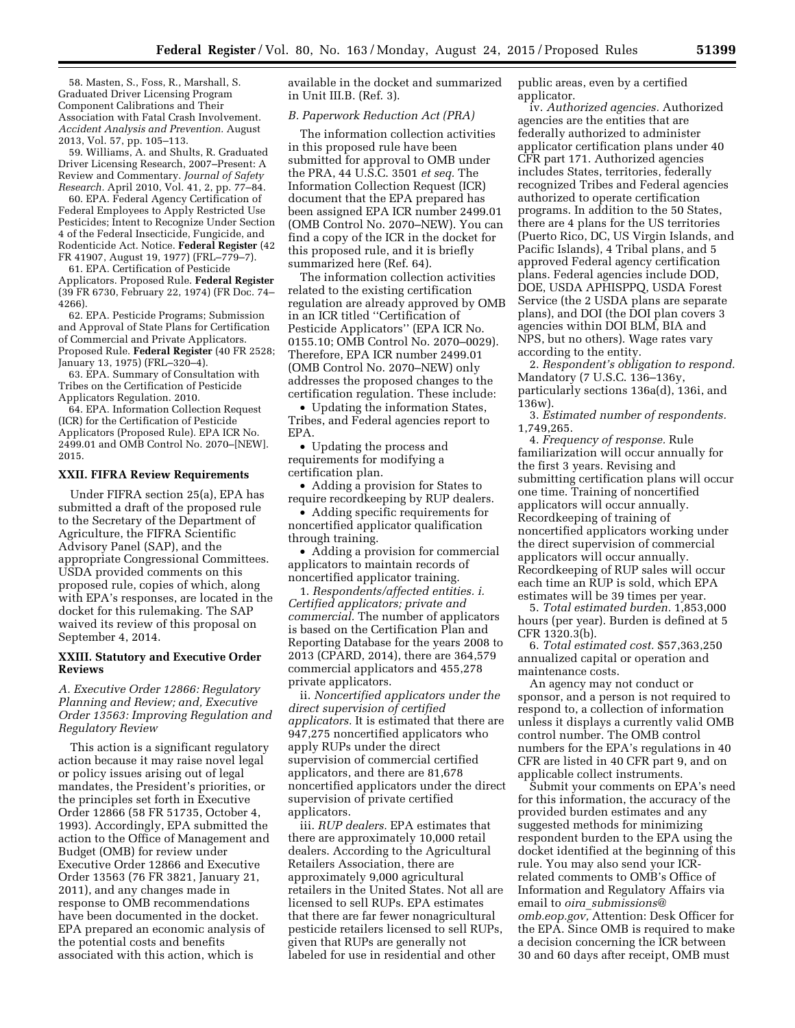58. Masten, S., Foss, R., Marshall, S. Graduated Driver Licensing Program Component Calibrations and Their Association with Fatal Crash Involvement. *Accident Analysis and Prevention.* August 2013, Vol. 57, pp. 105–113.

59. Williams, A. and Shults, R. Graduated Driver Licensing Research, 2007–Present: A Review and Commentary. *Journal of Safety Research.* April 2010, Vol. 41, 2, pp. 77–84.

60. EPA. Federal Agency Certification of Federal Employees to Apply Restricted Use Pesticides; Intent to Recognize Under Section 4 of the Federal Insecticide, Fungicide, and Rodenticide Act. Notice. **Federal Register** (42 FR 41907, August 19, 1977) (FRL–779–7).

61. EPA. Certification of Pesticide Applicators. Proposed Rule. **Federal Register** (39 FR 6730, February 22, 1974) (FR Doc. 74–4266).

62. EPA. Pesticide Programs; Submission and Approval of State Plans for Certification of Commercial and Private Applicators. Proposed Rule. **Federal Register** (40 FR 2528; January 13, 1975) (FRL–320–4).

63. EPA. Summary of Consultation with Tribes on the Certification of Pesticide Applicators Regulation. 2010.

64. EPA. Information Collection Request (ICR) for the Certification of Pesticide Applicators (Proposed Rule). EPA ICR No. 2499.01 and OMB Control No. 2070–[NEW]. 2015.

## XXII. FIFRA Review Requirements

Under FIFRA section 25(a), EPA has submitted a draft of the proposed rule to the Secretary of the Department of Agriculture, the FIFRA Scientific Advisory Panel (SAP), and the appropriate Congressional Committees. USDA provided comments on this proposed rule, copies of which, along with EPA's responses, are located in the docket for this rulemaking. The SAP waived its review of this proposal on September 4, 2014.

## XXIII. Statutory and Executive Order Reviews

### *A. Executive Order 12866: Regulatory Planning and Review; and, Executive Order 13563: Improving Regulation and Regulatory Review*

This action is a significant regulatory action because it may raise novel legal or policy issues arising out of legal mandates, the President's priorities, or the principles set forth in Executive Order 12866 (58 FR 51735, October 4, 1993). Accordingly, EPA submitted the action to the Office of Management and Budget (OMB) for review under Executive Order 12866 and Executive Order 13563 (76 FR 3821, January 21, 2011), and any changes made in response to OMB recommendations have been documented in the docket. EPA prepared an economic analysis of the potential costs and benefits associated with this action, which is available in the docket and summarized in Unit III.B. (Ref. 3).

### *B. Paperwork Reduction Act (PRA)*

The information collection activities in this proposed rule have been submitted for approval to OMB under the PRA, 44 U.S.C. 3501 *et seq.* The Information Collection Request (ICR) document that the EPA prepared has been assigned EPA ICR number 2499.01 (OMB Control No. 2070–NEW). You can find a copy of the ICR in the docket for this proposed rule, and it is briefly summarized here (Ref. 64).

The information collection activities related to the existing certification regulation are already approved by OMB in an ICR titled ''Certification of Pesticide Applicators'' (EPA ICR No. 0155.10; OMB Control No. 2070–0029). Therefore, EPA ICR number 2499.01 (OMB Control No. 2070–NEW) only addresses the proposed changes to the certification regulation. These include:

- Updating the information States, Tribes, and Federal agencies report to EPA.
- Updating the process and requirements for modifying a certification plan.
- Adding a provision for States to require recordkeeping by RUP dealers.
- Adding specific requirements for noncertified applicator qualification through training.
- Adding a provision for commercial applicators to maintain records of noncertified applicator training.

1. *Respondents/affected entities. i. Certified applicators; private and commercial.* The number of applicators is based on the Certification Plan and Reporting Database for the years 2008 to 2013 (CPARD, 2014), there are 364,579 commercial applicators and 455,278 private applicators.

ii. *Noncertified applicators under the direct supervision of certified applicators.* It is estimated that there are 947,275 noncertified applicators who apply RUPs under the direct supervision of commercial certified applicators, and there are 81,678 noncertified applicators under the direct supervision of private certified applicators.

iii. *RUP dealers.* EPA estimates that there are approximately 10,000 retail dealers. According to the Agricultural Retailers Association, there are approximately 9,000 agricultural retailers in the United States. Not all are licensed to sell RUPs. EPA estimates that there are far fewer nonagricultural pesticide retailers licensed to sell RUPs, given that RUPs are generally not labeled for use in residential and other public areas, even by a certified applicator.

iv. *Authorized agencies.* Authorized agencies are the entities that are federally authorized to administer applicator certification plans under 40 CFR part 171. Authorized agencies includes States, territories, federally recognized Tribes and Federal agencies authorized to operate certification programs. In addition to the 50 States, there are 4 plans for the US territories (Puerto Rico, DC, US Virgin Islands, and Pacific Islands), 4 Tribal plans, and 5 approved Federal agency certification plans. Federal agencies include DOD, DOE, USDA APHISPPQ, USDA Forest Service (the 2 USDA plans are separate plans), and DOI (the DOI plan covers 3 agencies within DOI BLM, BIA and NPS, but no others). Wage rates vary according to the entity.

2. *Respondent's obligation to respond.* Mandatory (7 U.S.C. 136–136y, particularly sections 136a(d), 136i, and 136w).

3. *Estimated number of respondents.* 1,749,265.

4. *Frequency of response.* Rule familiarization will occur annually for the first 3 years. Revising and submitting certification plans will occur one time. Training of noncertified applicators will occur annually. Recordkeeping of training of noncertified applicators working under the direct supervision of commercial applicators will occur annually. Recordkeeping of RUP sales will occur each time an RUP is sold, which EPA estimates will be 39 times per year.

5. *Total estimated burden.* 1,853,000 hours (per year). Burden is defined at 5 CFR 1320.3(b).

6. *Total estimated cost.* $57,363,250 annualized capital or operation and maintenance costs.

An agency may not conduct or sponsor, and a person is not required to respond to, a collection of information unless it displays a currently valid OMB control number. The OMB control numbers for the EPA's regulations in 40 CFR are listed in 40 CFR part 9, and on applicable collect instruments.

Submit your comments on EPA's need for this information, the accuracy of the provided burden estimates and any suggested methods for minimizing respondent burden to the EPA using the docket identified at the beginning of this rule. You may also send your ICR-related comments to OMB's Office of Information and Regulatory Affairs via email to *oira_submissions@omb.eop.gov,* Attention: Desk Officer for the EPA. Since OMB is required to make a decision concerning the ICR between 30 and 60 days after receipt, OMB must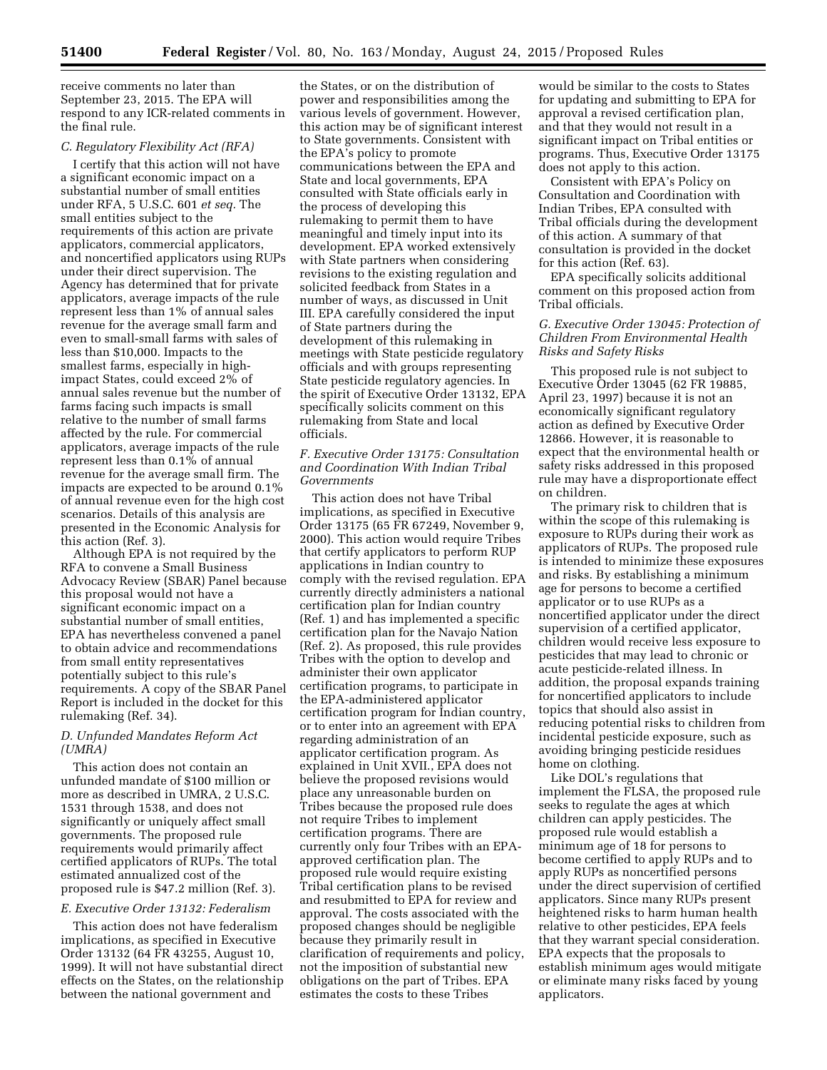receive comments no later than September 23, 2015. The EPA will respond to any ICR-related comments in the final rule.

### C. Regulatory Flexibility Act (RFA)

I certify that this action will not have a significant economic impact on a substantial number of small entities under RFA, 5 U.S.C. 601 *et seq.* The small entities subject to the requirements of this action are private applicators, commercial applicators, and noncertified applicators using RUPs under their direct supervision. The Agency has determined that for private applicators, average impacts of the rule represent less than 1% of annual sales revenue for the average small farm and even to small-small farms with sales of less than $10,000. Impacts to the smallest farms, especially in high-impact States, could exceed 2% of annual sales revenue but the number of farms facing such impacts is small relative to the number of small farms affected by the rule. For commercial applicators, average impacts of the rule represent less than 0.1% of annual revenue for the average small firm. The impacts are expected to be around 0.1% of annual revenue even for the high cost scenarios. Details of this analysis are presented in the Economic Analysis for this action (Ref. 3).

Although EPA is not required by the RFA to convene a Small Business Advocacy Review (SBAR) Panel because this proposal would not have a significant economic impact on a substantial number of small entities, EPA has nevertheless convened a panel to obtain advice and recommendations from small entity representatives potentially subject to this rule's requirements. A copy of the SBAR Panel Report is included in the docket for this rulemaking (Ref. 34).

### D. Unfunded Mandates Reform Act (UMRA)

This action does not contain an unfunded mandate of $100 million or more as described in UMRA, 2 U.S.C. 1531 through 1538, and does not significantly or uniquely affect small governments. The proposed rule requirements would primarily affect certified applicators of RUPs. The total estimated annualized cost of the proposed rule is $47.2 million (Ref. 3).

### E. Executive Order 13132: Federalism

This action does not have federalism implications, as specified in Executive Order 13132 (64 FR 43255, August 10, 1999). It will not have substantial direct effects on the States, on the relationship between the national government and the States, or on the distribution of power and responsibilities among the various levels of government. However, this action may be of significant interest to State governments. Consistent with the EPA's policy to promote communications between the EPA and State and local governments, EPA consulted with State officials early in the process of developing this rulemaking to permit them to have meaningful and timely input into its development. EPA worked extensively with State partners when considering revisions to the existing regulation and solicited feedback from States in a number of ways, as discussed in Unit III. EPA carefully considered the input of State partners during the development of this rulemaking in meetings with State pesticide regulatory officials and with groups representing State pesticide regulatory agencies. In the spirit of Executive Order 13132, EPA specifically solicits comment on this rulemaking from State and local officials.

### F. Executive Order 13175: Consultation and Coordination With Indian Tribal Governments

This action does not have Tribal implications, as specified in Executive Order 13175 (65 FR 67249, November 9, 2000). This action would require Tribes that certify applicators to perform RUP applications in Indian country to comply with the revised regulation. EPA currently directly administers a national certification plan for Indian country (Ref. 1) and has implemented a specific certification plan for the Navajo Nation (Ref. 2). As proposed, this rule provides Tribes with the option to develop and administer their own applicator certification programs, to participate in the EPA-administered applicator certification program for Indian country, or to enter into an agreement with EPA regarding administration of an applicator certification program. As explained in Unit XVII., EPA does not believe the proposed revisions would place any unreasonable burden on Tribes because the proposed rule does not require Tribes to implement certification programs. There are currently only four Tribes with an EPA-approved certification plan. The proposed rule would require existing Tribal certification plans to be revised and resubmitted to EPA for review and approval. The costs associated with the proposed changes should be negligible because they primarily result in clarification of requirements and policy, not the imposition of substantial new obligations on the part of Tribes. EPA estimates the costs to these Tribes would be similar to the costs to States for updating and submitting to EPA for approval a revised certification plan, and that they would not result in a significant impact on Tribal entities or programs. Thus, Executive Order 13175 does not apply to this action.

Consistent with EPA's Policy on Consultation and Coordination with Indian Tribes, EPA consulted with Tribal officials during the development of this action. A summary of that consultation is provided in the docket for this action (Ref. 63).

EPA specifically solicits additional comment on this proposed action from Tribal officials.

### G. Executive Order 13045: Protection of Children From Environmental Health Risks and Safety Risks

This proposed rule is not subject to Executive Order 13045 (62 FR 19885, April 23, 1997) because it is not an economically significant regulatory action as defined by Executive Order 12866. However, it is reasonable to expect that the environmental health or safety risks addressed in this proposed rule may have a disproportionate effect on children.

The primary risk to children that is within the scope of this rulemaking is exposure to RUPs during their work as applicators of RUPs. The proposed rule is intended to minimize these exposures and risks. By establishing a minimum age for persons to become a certified applicator or to use RUPs as a noncertified applicator under the direct supervision of a certified applicator, children would receive less exposure to pesticides that may lead to chronic or acute pesticide-related illness. In addition, the proposal expands training for noncertified applicators to include topics that should also assist in reducing potential risks to children from incidental pesticide exposure, such as avoiding bringing pesticide residues home on clothing.

Like DOL's regulations that implement the FLSA, the proposed rule seeks to regulate the ages at which children can apply pesticides. The proposed rule would establish a minimum age of 18 for persons to become certified to apply RUPs and to apply RUPs as noncertified persons under the direct supervision of certified applicators. Since many RUPs present heightened risks to harm human health relative to other pesticides, EPA feels that they warrant special consideration. EPA expects that the proposals to establish minimum ages would mitigate or eliminate many risks faced by young applicators.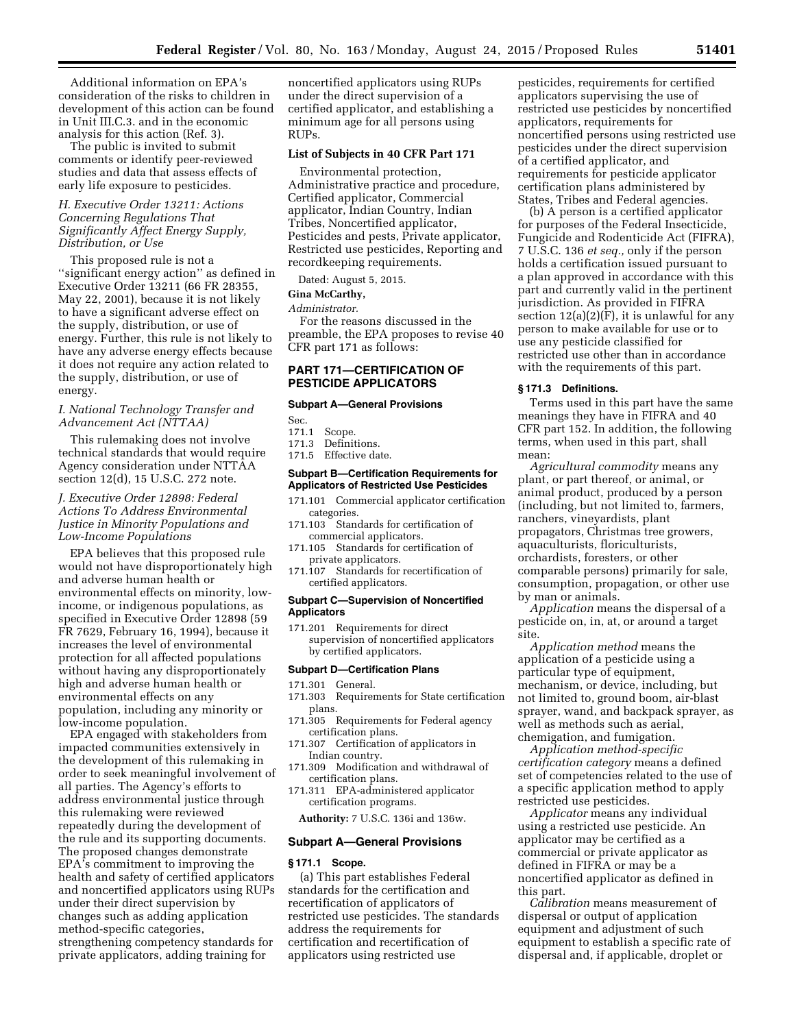Additional information on EPA's consideration of the risks to children in development of this action can be found in Unit III.C.3. and in the economic analysis for this action (Ref. 3).

The public is invited to submit comments or identify peer-reviewed studies and data that assess effects of early life exposure to pesticides.

### *H. Executive Order 13211: Actions Concerning Regulations That Significantly Affect Energy Supply, Distribution, or Use*

This proposed rule is not a ''significant energy action'' as defined in Executive Order 13211 (66 FR 28355, May 22, 2001), because it is not likely to have a significant adverse effect on the supply, distribution, or use of energy. Further, this rule is not likely to have any adverse energy effects because it does not require any action related to the supply, distribution, or use of energy.

### *I. National Technology Transfer and Advancement Act (NTTAA)*

This rulemaking does not involve technical standards that would require Agency consideration under NTTAA section 12(d), 15 U.S.C. 272 note.

### *J. Executive Order 12898: Federal Actions To Address Environmental Justice in Minority Populations and Low-Income Populations*

EPA believes that this proposed rule would not have disproportionately high and adverse human health or environmental effects on minority, low-income, or indigenous populations, as specified in Executive Order 12898 (59 FR 7629, February 16, 1994), because it increases the level of environmental protection for all affected populations without having any disproportionately high and adverse human health or environmental effects on any population, including any minority or low-income population.

EPA engaged with stakeholders from impacted communities extensively in the development of this rulemaking in order to seek meaningful involvement of all parties. The Agency's efforts to address environmental justice through this rulemaking were reviewed repeatedly during the development of the rule and its supporting documents. The proposed changes demonstrate EPA's commitment to improving the health and safety of certified applicators and noncertified applicators using RUPs under their direct supervision by changes such as adding application method-specific categories, strengthening competency standards for private applicators, adding training for noncertified applicators using RUPs under the direct supervision of a certified applicator, and establishing a minimum age for all persons using RUPs.

**List of Subjects in 40 CFR Part 171**

Environmental protection, Administrative practice and procedure, Certified applicator, Commercial applicator, Indian Country, Indian Tribes, Noncertified applicator, Pesticides and pests, Private applicator, Restricted use pesticides, Reporting and recordkeeping requirements.

Dated: August 5, 2015.

**Gina McCarthy,**

*Administrator.*

For the reasons discussed in the preamble, the EPA proposes to revise 40 CFR part 171 as follows:

## PART 171—CERTIFICATION OF PESTICIDE APPLICATORS

**Subpart A—General Provisions**

Sec.
171.1 Scope.
171.3 Definitions.
171.5 Effective date.

**Subpart B—Certification Requirements for Applicators of Restricted Use Pesticides**

171.101 Commercial applicator certification categories.
171.103 Standards for certification of commercial applicators.
171.105 Standards for certification of private applicators.
171.107 Standards for recertification of certified applicators.

**Subpart C—Supervision of Noncertified Applicators**

171.201 Requirements for direct supervision of noncertified applicators by certified applicators.

**Subpart D—Certification Plans**

171.301 General.
171.303 Requirements for State certification plans.
171.305 Requirements for Federal agency certification plans.
171.307 Certification of applicators in Indian country.
171.309 Modification and withdrawal of certification plans.
171.311 EPA-administered applicator certification programs.

**Authority:** 7 U.S.C. 136i and 136w.

### Subpart A—General Provisions

#### § 171.1 Scope.

(a) This part establishes Federal standards for the certification and recertification of applicators of restricted use pesticides. The standards address the requirements for certification and recertification of applicators using restricted use pesticides, requirements for certified applicators supervising the use of restricted use pesticides by noncertified applicators, requirements for noncertified persons using restricted use pesticides under the direct supervision of a certified applicator, and requirements for pesticide applicator certification plans administered by States, Tribes and Federal agencies.

(b) A person is a certified applicator for purposes of the Federal Insecticide, Fungicide and Rodenticide Act (FIFRA), 7 U.S.C. 136 *et seq.,* only if the person holds a certification issued pursuant to a plan approved in accordance with this part and currently valid in the pertinent jurisdiction. As provided in FIFRA section 12(a)(2)(F), it is unlawful for any person to make available for use or to use any pesticide classified for restricted use other than in accordance with the requirements of this part.

#### § 171.3 Definitions.

Terms used in this part have the same meanings they have in FIFRA and 40 CFR part 152. In addition, the following terms, when used in this part, shall mean:

*Agricultural commodity* means any plant, or part thereof, or animal, or animal product, produced by a person (including, but not limited to, farmers, ranchers, vineyardists, plant propagators, Christmas tree growers, aquaculturists, floriculturists, orchardists, foresters, or other comparable persons) primarily for sale, consumption, propagation, or other use by man or animals.

*Application* means the dispersal of a pesticide on, in, at, or around a target site.

*Application method* means the application of a pesticide using a particular type of equipment, mechanism, or device, including, but not limited to, ground boom, air-blast sprayer, wand, and backpack sprayer, as well as methods such as aerial, chemigation, and fumigation.

*Application method-specific certification category* means a defined set of competencies related to the use of a specific application method to apply restricted use pesticides.

*Applicator* means any individual using a restricted use pesticide. An applicator may be certified as a commercial or private applicator as defined in FIFRA or may be a noncertified applicator as defined in this part.

*Calibration* means measurement of dispersal or output of application equipment and adjustment of such equipment to establish a specific rate of dispersal and, if applicable, droplet or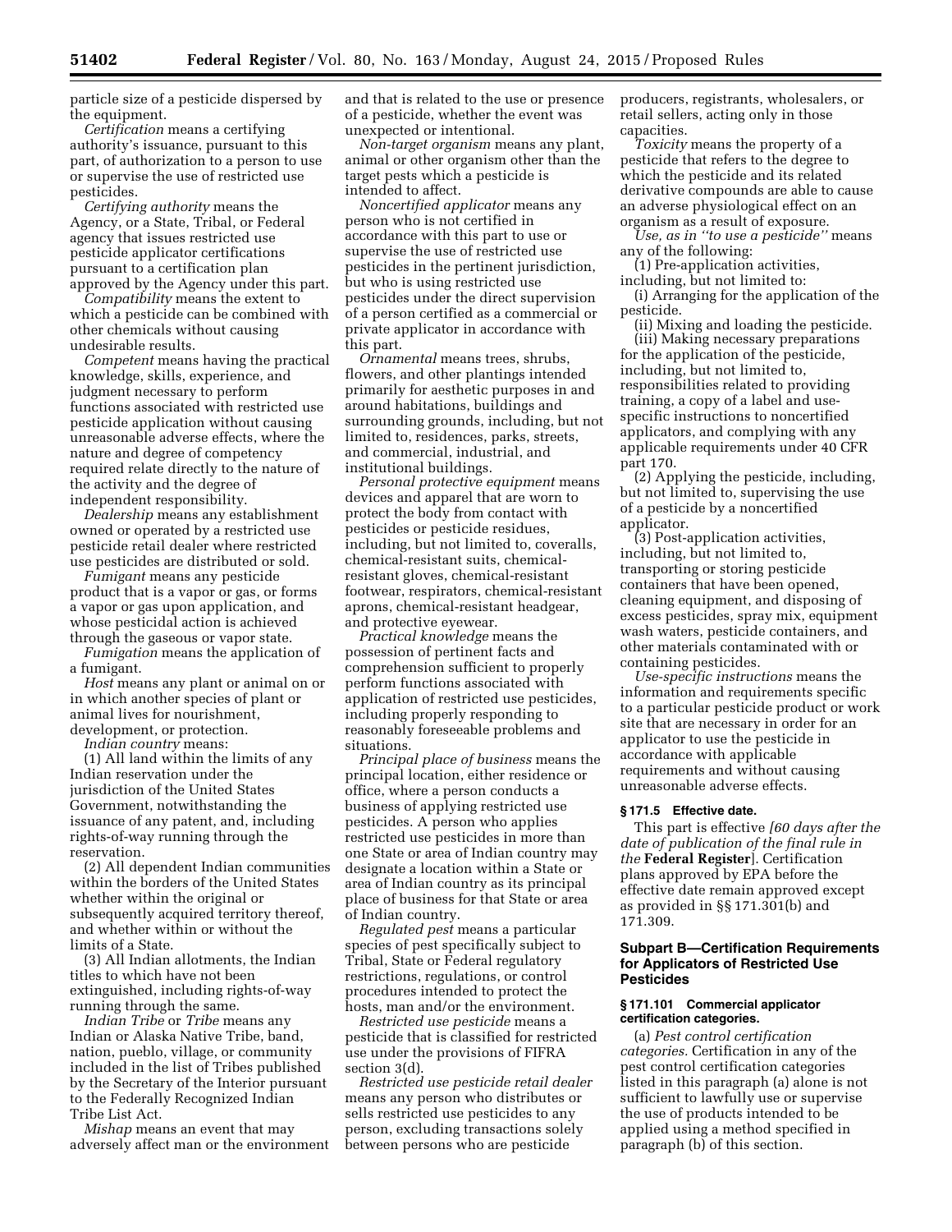particle size of a pesticide dispersed by the equipment.

*Certification* means a certifying authority's issuance, pursuant to this part, of authorization to a person to use or supervise the use of restricted use pesticides.

*Certifying authority* means the Agency, or a State, Tribal, or Federal agency that issues restricted use pesticide applicator certifications pursuant to a certification plan approved by the Agency under this part.

*Compatibility* means the extent to which a pesticide can be combined with other chemicals without causing undesirable results.

*Competent* means having the practical knowledge, skills, experience, and judgment necessary to perform functions associated with restricted use pesticide application without causing unreasonable adverse effects, where the nature and degree of competency required relate directly to the nature of the activity and the degree of independent responsibility.

*Dealership* means any establishment owned or operated by a restricted use pesticide retail dealer where restricted use pesticides are distributed or sold.

*Fumigant* means any pesticide product that is a vapor or gas, or forms a vapor or gas upon application, and whose pesticidal action is achieved through the gaseous or vapor state.

*Fumigation* means the application of a fumigant.

*Host* means any plant or animal on or in which another species of plant or animal lives for nourishment, development, or protection.

*Indian country* means:

(1) All land within the limits of any Indian reservation under the jurisdiction of the United States Government, notwithstanding the issuance of any patent, and, including rights-of-way running through the reservation.

(2) All dependent Indian communities within the borders of the United States whether within the original or subsequently acquired territory thereof, and whether within or without the limits of a State.

(3) All Indian allotments, the Indian titles to which have not been extinguished, including rights-of-way running through the same.

*Indian Tribe* or *Tribe* means any Indian or Alaska Native Tribe, band, nation, pueblo, village, or community included in the list of Tribes published by the Secretary of the Interior pursuant to the Federally Recognized Indian Tribe List Act.

*Mishap* means an event that may adversely affect man or the environment and that is related to the use or presence of a pesticide, whether the event was unexpected or intentional.

*Non-target organism* means any plant, animal or other organism other than the target pests which a pesticide is intended to affect.

*Noncertified applicator* means any person who is not certified in accordance with this part to use or supervise the use of restricted use pesticides in the pertinent jurisdiction, but who is using restricted use pesticides under the direct supervision of a person certified as a commercial or private applicator in accordance with this part.

*Ornamental* means trees, shrubs, flowers, and other plantings intended primarily for aesthetic purposes in and around habitations, buildings and surrounding grounds, including, but not limited to, residences, parks, streets, and commercial, industrial, and institutional buildings.

*Personal protective equipment* means devices and apparel that are worn to protect the body from contact with pesticides or pesticide residues, including, but not limited to, coveralls, chemical-resistant suits, chemical-resistant gloves, chemical-resistant footwear, respirators, chemical-resistant aprons, chemical-resistant headgear, and protective eyewear.

*Practical knowledge* means the possession of pertinent facts and comprehension sufficient to properly perform functions associated with application of restricted use pesticides, including properly responding to reasonably foreseeable problems and situations.

*Principal place of business* means the principal location, either residence or office, where a person conducts a business of applying restricted use pesticides. A person who applies restricted use pesticides in more than one State or area of Indian country may designate a location within a State or area of Indian country as its principal place of business for that State or area of Indian country.

*Regulated pest* means a particular species of pest specifically subject to Tribal, State or Federal regulatory restrictions, regulations, or control procedures intended to protect the hosts, man and/or the environment.

*Restricted use pesticide* means a pesticide that is classified for restricted use under the provisions of FIFRA section 3(d).

*Restricted use pesticide retail dealer* means any person who distributes or sells restricted use pesticides to any person, excluding transactions solely between persons who are pesticide producers, registrants, wholesalers, or retail sellers, acting only in those capacities.

*Toxicity* means the property of a pesticide that refers to the degree to which the pesticide and its related derivative compounds are able to cause an adverse physiological effect on an organism as a result of exposure.

*Use, as in "to use a pesticide"* means any of the following:

(1) Pre-application activities, including, but not limited to:

(i) Arranging for the application of the pesticide.

(ii) Mixing and loading the pesticide.

(iii) Making necessary preparations for the application of the pesticide, including, but not limited to, responsibilities related to providing training, a copy of a label and use-specific instructions to noncertified applicators, and complying with any applicable requirements under 40 CFR part 170.

(2) Applying the pesticide, including, but not limited to, supervising the use of a pesticide by a noncertified applicator.

(3) Post-application activities, including, but not limited to, transporting or storing pesticide containers that have been opened, cleaning equipment, and disposing of excess pesticides, spray mix, equipment wash waters, pesticide containers, and other materials contaminated with or containing pesticides.

*Use-specific instructions* means the information and requirements specific to a particular pesticide product or work site that are necessary in order for an applicator to use the pesticide in accordance with applicable requirements and without causing unreasonable adverse effects.

#### § 171.5 Effective date.

This part is effective *[60 days after the date of publication of the final rule in the* **Federal Register**]. Certification plans approved by EPA before the effective date remain approved except as provided in §§ 171.301(b) and 171.309.

### Subpart B—Certification Requirements for Applicators of Restricted Use Pesticides

#### § 171.101 Commercial applicator certification categories.

(a) *Pest control certification categories.* Certification in any of the pest control certification categories listed in this paragraph (a) alone is not sufficient to lawfully use or supervise the use of products intended to be applied using a method specified in paragraph (b) of this section.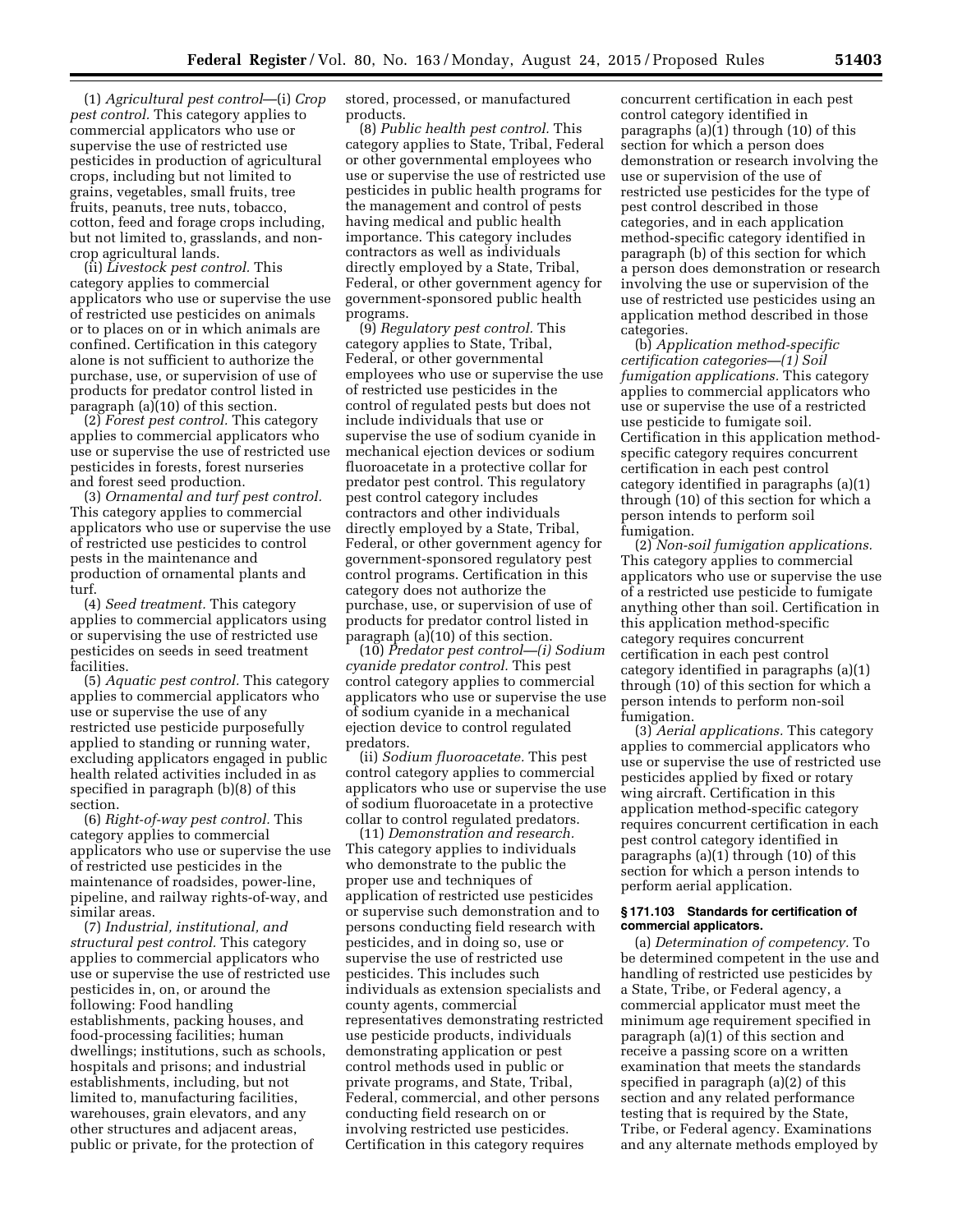(1) *Agricultural pest control*—(i) *Crop pest control.* This category applies to commercial applicators who use or supervise the use of restricted use pesticides in production of agricultural crops, including but not limited to grains, vegetables, small fruits, tree fruits, peanuts, tree nuts, tobacco, cotton, feed and forage crops including, but not limited to, grasslands, and non-crop agricultural lands.

(ii) *Livestock pest control.* This category applies to commercial applicators who use or supervise the use of restricted use pesticides on animals or to places on or in which animals are confined. Certification in this category alone is not sufficient to authorize the purchase, use, or supervision of use of products for predator control listed in paragraph (a)(10) of this section.

(2) *Forest pest control.* This category applies to commercial applicators who use or supervise the use of restricted use pesticides in forests, forest nurseries and forest seed production.

(3) *Ornamental and turf pest control.* This category applies to commercial applicators who use or supervise the use of restricted use pesticides to control pests in the maintenance and production of ornamental plants and turf.

(4) *Seed treatment.* This category applies to commercial applicators using or supervising the use of restricted use pesticides on seeds in seed treatment facilities.

(5) *Aquatic pest control.* This category applies to commercial applicators who use or supervise the use of any restricted use pesticide purposefully applied to standing or running water, excluding applicators engaged in public health related activities included in as specified in paragraph (b)(8) of this section.

(6) *Right-of-way pest control.* This category applies to commercial applicators who use or supervise the use of restricted use pesticides in the maintenance of roadsides, power-line, pipeline, and railway rights-of-way, and similar areas.

(7) *Industrial, institutional, and structural pest control.* This category applies to commercial applicators who use or supervise the use of restricted use pesticides in, on, or around the following: Food handling establishments, packing houses, and food-processing facilities; human dwellings; institutions, such as schools, hospitals and prisons; and industrial establishments, including, but not limited to, manufacturing facilities, warehouses, grain elevators, and any other structures and adjacent areas, public or private, for the protection of stored, processed, or manufactured products.

(8) *Public health pest control.* This category applies to State, Tribal, Federal or other governmental employees who use or supervise the use of restricted use pesticides in public health programs for the management and control of pests having medical and public health importance. This category includes contractors as well as individuals directly employed by a State, Tribal, Federal, or other government agency for government-sponsored public health programs.

(9) *Regulatory pest control.* This category applies to State, Tribal, Federal, or other governmental employees who use or supervise the use of restricted use pesticides in the control of regulated pests but does not include individuals that use or supervise the use of sodium cyanide in mechanical ejection devices or sodium fluoroacetate in a protective collar for predator pest control. This regulatory pest control category includes contractors and other individuals directly employed by a State, Tribal, Federal, or other government agency for government-sponsored regulatory pest control programs. Certification in this category does not authorize the purchase, use, or supervision of use of products for predator control listed in paragraph (a)(10) of this section.

(10) *Predator pest control—(i) Sodium cyanide predator control.* This pest control category applies to commercial applicators who use or supervise the use of sodium cyanide in a mechanical ejection device to control regulated predators.

(ii) *Sodium fluoroacetate.* This pest control category applies to commercial applicators who use or supervise the use of sodium fluoroacetate in a protective collar to control regulated predators.

(11) *Demonstration and research.* This category applies to individuals who demonstrate to the public the proper use and techniques of application of restricted use pesticides or supervise such demonstration and to persons conducting field research with pesticides, and in doing so, use or supervise the use of restricted use pesticides. This includes such individuals as extension specialists and county agents, commercial representatives demonstrating restricted use pesticide products, individuals demonstrating application or pest control methods used in public or private programs, and State, Tribal, Federal, commercial, and other persons conducting field research on or involving restricted use pesticides. Certification in this category requires concurrent certification in each pest control category identified in paragraphs (a)(1) through (10) of this section for which a person does demonstration or research involving the use or supervision of the use of restricted use pesticides for the type of pest control described in those categories, and in each application method-specific category identified in paragraph (b) of this section for which a person does demonstration or research involving the use or supervision of the use of restricted use pesticides using an application method described in those categories.

(b) *Application method-specific certification categories—(1) Soil fumigation applications.* This category applies to commercial applicators who use or supervise the use of a restricted use pesticide to fumigate soil. Certification in this application method-specific category requires concurrent certification in each pest control category identified in paragraphs (a)(1) through (10) of this section for which a person intends to perform soil fumigation.

(2) *Non-soil fumigation applications.* This category applies to commercial applicators who use or supervise the use of a restricted use pesticide to fumigate anything other than soil. Certification in this application method-specific category requires concurrent certification in each pest control category identified in paragraphs (a)(1) through (10) of this section for which a person intends to perform non-soil fumigation.

(3) *Aerial applications.* This category applies to commercial applicators who use or supervise the use of restricted use pesticides applied by fixed or rotary wing aircraft. Certification in this application method-specific category requires concurrent certification in each pest control category identified in paragraphs (a)(1) through (10) of this section for which a person intends to perform aerial application.

**§ 171.103 Standards for certification of commercial applicators.**

(a) *Determination of competency.* To be determined competent in the use and handling of restricted use pesticides by a State, Tribe, or Federal agency, a commercial applicator must meet the minimum age requirement specified in paragraph (a)(1) of this section and receive a passing score on a written examination that meets the standards specified in paragraph (a)(2) of this section and any related performance testing that is required by the State, Tribe, or Federal agency. Examinations and any alternate methods employed by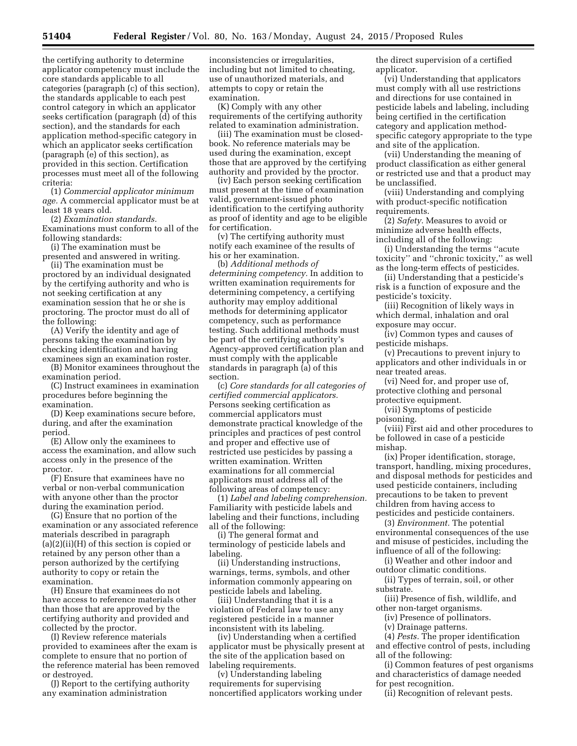the certifying authority to determine applicator competency must include the core standards applicable to all categories (paragraph (c) of this section), the standards applicable to each pest control category in which an applicator seeks certification (paragraph (d) of this section), and the standards for each application method-specific category in which an applicator seeks certification (paragraph (e) of this section), as provided in this section. Certification processes must meet all of the following criteria:

(1) *Commercial applicator minimum age.* A commercial applicator must be at least 18 years old.

(2) *Examination standards.* Examinations must conform to all of the following standards:

(i) The examination must be presented and answered in writing.

(ii) The examination must be proctored by an individual designated by the certifying authority and who is not seeking certification at any examination session that he or she is proctoring. The proctor must do all of the following:

(A) Verify the identity and age of persons taking the examination by checking identification and having examinees sign an examination roster.

(B) Monitor examinees throughout the examination period.

(C) Instruct examinees in examination procedures before beginning the examination.

(D) Keep examinations secure before, during, and after the examination period.

(E) Allow only the examinees to access the examination, and allow such access only in the presence of the proctor.

(F) Ensure that examinees have no verbal or non-verbal communication with anyone other than the proctor during the examination period.

(G) Ensure that no portion of the examination or any associated reference materials described in paragraph (a)(2)(ii)(H) of this section is copied or retained by any person other than a person authorized by the certifying authority to copy or retain the examination.

(H) Ensure that examinees do not have access to reference materials other than those that are approved by the certifying authority and provided and collected by the proctor.

(I) Review reference materials provided to examinees after the exam is complete to ensure that no portion of the reference material has been removed or destroyed.

(J) Report to the certifying authority any examination administration inconsistencies or irregularities, including but not limited to cheating, use of unauthorized materials, and attempts to copy or retain the examination.

(K) Comply with any other requirements of the certifying authority related to examination administration.

(iii) The examination must be closed-book. No reference materials may be used during the examination, except those that are approved by the certifying authority and provided by the proctor.

(iv) Each person seeking certification must present at the time of examination valid, government-issued photo identification to the certifying authority as proof of identity and age to be eligible for certification.

(v) The certifying authority must notify each examinee of the results of his or her examination.

(b) *Additional methods of determining competency.* In addition to written examination requirements for determining competency, a certifying authority may employ additional methods for determining applicator competency, such as performance testing. Such additional methods must be part of the certifying authority's Agency-approved certification plan and must comply with the applicable standards in paragraph (a) of this section.

(c) *Core standards for all categories of certified commercial applicators.* Persons seeking certification as commercial applicators must demonstrate practical knowledge of the principles and practices of pest control and proper and effective use of restricted use pesticides by passing a written examination. Written examinations for all commercial applicators must address all of the following areas of competency:

(1) *Label and labeling comprehension.* Familiarity with pesticide labels and labeling and their functions, including all of the following:

(i) The general format and terminology of pesticide labels and labeling.

(ii) Understanding instructions, warnings, terms, symbols, and other information commonly appearing on pesticide labels and labeling.

(iii) Understanding that it is a violation of Federal law to use any registered pesticide in a manner inconsistent with its labeling.

(iv) Understanding when a certified applicator must be physically present at the site of the application based on labeling requirements.

(v) Understanding labeling requirements for supervising noncertified applicators working under the direct supervision of a certified applicator.

(vi) Understanding that applicators must comply with all use restrictions and directions for use contained in pesticide labels and labeling, including being certified in the certification category and application method-specific category appropriate to the type and site of the application.

(vii) Understanding the meaning of product classification as either general or restricted use and that a product may be unclassified.

(viii) Understanding and complying with product-specific notification requirements.

(2) *Safety.* Measures to avoid or minimize adverse health effects, including all of the following:

(i) Understanding the terms "acute toxicity" and "chronic toxicity," as well as the long-term effects of pesticides.

(ii) Understanding that a pesticide's risk is a function of exposure and the pesticide's toxicity.

(iii) Recognition of likely ways in which dermal, inhalation and oral exposure may occur.

(iv) Common types and causes of pesticide mishaps.

(v) Precautions to prevent injury to applicators and other individuals in or near treated areas.

(vi) Need for, and proper use of, protective clothing and personal protective equipment.

(vii) Symptoms of pesticide poisoning.

(viii) First aid and other procedures to be followed in case of a pesticide mishap.

(ix) Proper identification, storage, transport, handling, mixing procedures, and disposal methods for pesticides and used pesticide containers, including precautions to be taken to prevent children from having access to pesticides and pesticide containers.

(3) *Environment.* The potential environmental consequences of the use and misuse of pesticides, including the influence of all of the following:

(i) Weather and other indoor and outdoor climatic conditions.

(ii) Types of terrain, soil, or other substrate.

(iii) Presence of fish, wildlife, and other non-target organisms.

(iv) Presence of pollinators.

(v) Drainage patterns.

(4) *Pests.* The proper identification and effective control of pests, including all of the following:

(i) Common features of pest organisms and characteristics of damage needed for pest recognition.

(ii) Recognition of relevant pests.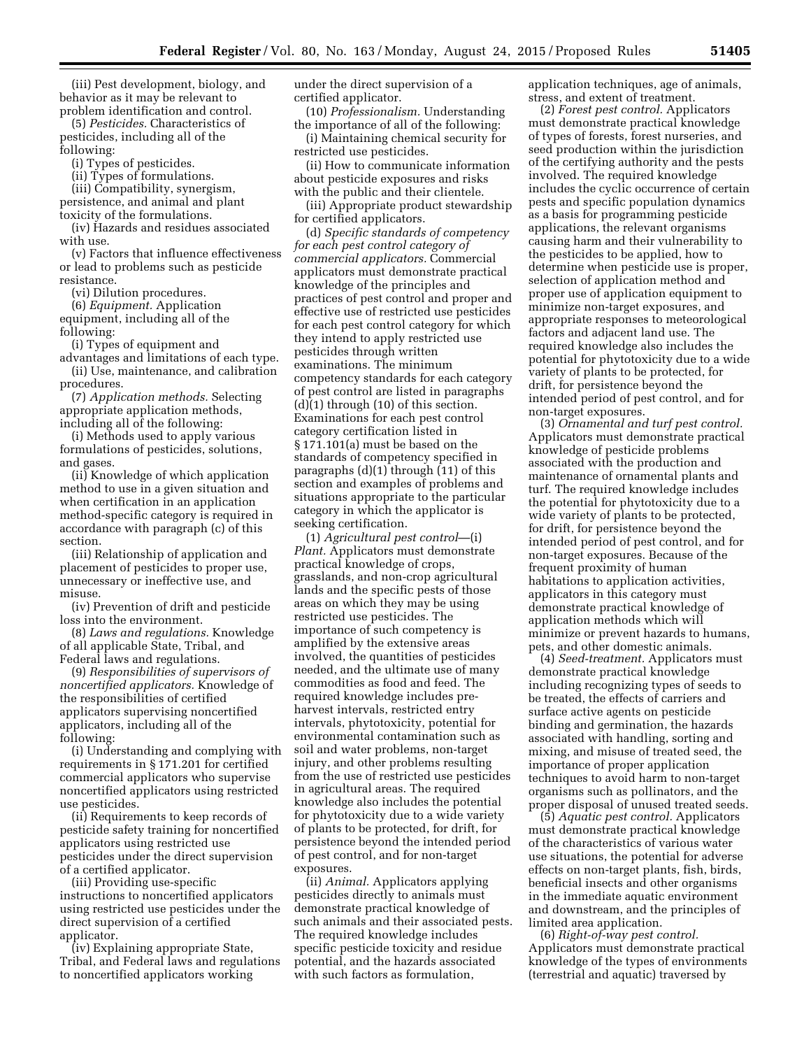(iii) Pest development, biology, and behavior as it may be relevant to problem identification and control.

(5) *Pesticides.* Characteristics of pesticides, including all of the following:

(i) Types of pesticides.

(ii) Types of formulations.

(iii) Compatibility, synergism, persistence, and animal and plant toxicity of the formulations.

(iv) Hazards and residues associated with use.

(v) Factors that influence effectiveness or lead to problems such as pesticide resistance.

(vi) Dilution procedures.

(6) *Equipment.* Application equipment, including all of the following:

(i) Types of equipment and advantages and limitations of each type.

(ii) Use, maintenance, and calibration procedures.

(7) *Application methods.* Selecting appropriate application methods, including all of the following:

(i) Methods used to apply various formulations of pesticides, solutions, and gases.

(ii) Knowledge of which application method to use in a given situation and when certification in an application method-specific category is required in accordance with paragraph (c) of this section.

(iii) Relationship of application and placement of pesticides to proper use, unnecessary or ineffective use, and misuse.

(iv) Prevention of drift and pesticide loss into the environment.

(8) *Laws and regulations.* Knowledge of all applicable State, Tribal, and Federal laws and regulations.

(9) *Responsibilities of supervisors of noncertified applicators.* Knowledge of the responsibilities of certified applicators supervising noncertified applicators, including all of the following:

(i) Understanding and complying with requirements in § 171.201 for certified commercial applicators who supervise noncertified applicators using restricted use pesticides.

(ii) Requirements to keep records of pesticide safety training for noncertified applicators using restricted use pesticides under the direct supervision of a certified applicator.

(iii) Providing use-specific instructions to noncertified applicators using restricted use pesticides under the direct supervision of a certified applicator.

(iv) Explaining appropriate State, Tribal, and Federal laws and regulations to noncertified applicators working under the direct supervision of a certified applicator.

(10) *Professionalism.* Understanding the importance of all of the following:

(i) Maintaining chemical security for restricted use pesticides.

(ii) How to communicate information about pesticide exposures and risks with the public and their clientele.

(iii) Appropriate product stewardship for certified applicators.

(d) *Specific standards of competency for each pest control category of commercial applicators.* Commercial applicators must demonstrate practical knowledge of the principles and practices of pest control and proper and effective use of restricted use pesticides for each pest control category for which they intend to apply restricted use pesticides through written examinations. The minimum competency standards for each category of pest control are listed in paragraphs (d)(1) through (10) of this section. Examinations for each pest control category certification listed in § 171.101(a) must be based on the standards of competency specified in paragraphs (d)(1) through (11) of this section and examples of problems and situations appropriate to the particular category in which the applicator is seeking certification.

(1) *Agricultural pest control*—(i) *Plant.* Applicators must demonstrate practical knowledge of crops, grasslands, and non-crop agricultural lands and the specific pests of those areas on which they may be using restricted use pesticides. The importance of such competency is amplified by the extensive areas involved, the quantities of pesticides needed, and the ultimate use of many commodities as food and feed. The required knowledge includes pre-harvest intervals, restricted entry intervals, phytotoxicity, potential for environmental contamination such as soil and water problems, non-target injury, and other problems resulting from the use of restricted use pesticides in agricultural areas. The required knowledge also includes the potential for phytotoxicity due to a wide variety of plants to be protected, for drift, for persistence beyond the intended period of pest control, and for non-target exposures.

(ii) *Animal.* Applicators applying pesticides directly to animals must demonstrate practical knowledge of such animals and their associated pests. The required knowledge includes specific pesticide toxicity and residue potential, and the hazards associated with such factors as formulation, application techniques, age of animals, stress, and extent of treatment.

(2) *Forest pest control.* Applicators must demonstrate practical knowledge of types of forests, forest nurseries, and seed production within the jurisdiction of the certifying authority and the pests involved. The required knowledge includes the cyclic occurrence of certain pests and specific population dynamics as a basis for programming pesticide applications, the relevant organisms causing harm and their vulnerability to the pesticides to be applied, how to determine when pesticide use is proper, selection of application method and proper use of application equipment to minimize non-target exposures, and appropriate responses to meteorological factors and adjacent land use. The required knowledge also includes the potential for phytotoxicity due to a wide variety of plants to be protected, for drift, for persistence beyond the intended period of pest control, and for non-target exposures.

(3) *Ornamental and turf pest control.* Applicators must demonstrate practical knowledge of pesticide problems associated with the production and maintenance of ornamental plants and turf. The required knowledge includes the potential for phytotoxicity due to a wide variety of plants to be protected, for drift, for persistence beyond the intended period of pest control, and for non-target exposures. Because of the frequent proximity of human habitations to application activities, applicators in this category must demonstrate practical knowledge of application methods which will minimize or prevent hazards to humans, pets, and other domestic animals.

(4) *Seed-treatment.* Applicators must demonstrate practical knowledge including recognizing types of seeds to be treated, the effects of carriers and surface active agents on pesticide binding and germination, the hazards associated with handling, sorting and mixing, and misuse of treated seed, the importance of proper application techniques to avoid harm to non-target organisms such as pollinators, and the proper disposal of unused treated seeds.

(5) *Aquatic pest control.* Applicators must demonstrate practical knowledge of the characteristics of various water use situations, the potential for adverse effects on non-target plants, fish, birds, beneficial insects and other organisms in the immediate aquatic environment and downstream, and the principles of limited area application.

(6) *Right-of-way pest control.* Applicators must demonstrate practical knowledge of the types of environments (terrestrial and aquatic) traversed by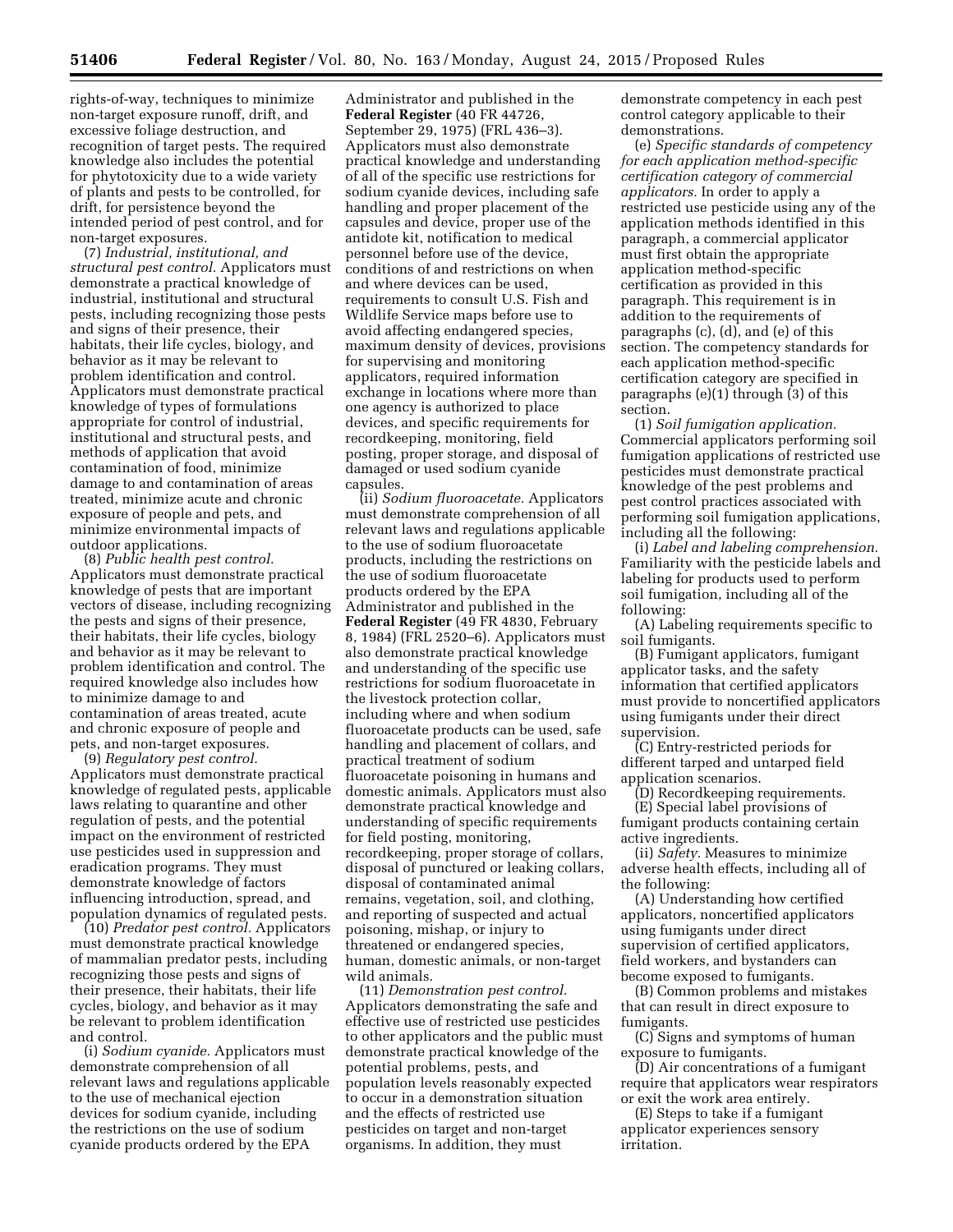rights-of-way, techniques to minimize non-target exposure runoff, drift, and excessive foliage destruction, and recognition of target pests. The required knowledge also includes the potential for phytotoxicity due to a wide variety of plants and pests to be controlled, for drift, for persistence beyond the intended period of pest control, and for non-target exposures.

(7) *Industrial, institutional, and structural pest control.* Applicators must demonstrate a practical knowledge of industrial, institutional and structural pests, including recognizing those pests and signs of their presence, their habitats, their life cycles, biology, and behavior as it may be relevant to problem identification and control. Applicators must demonstrate practical knowledge of types of formulations appropriate for control of industrial, institutional and structural pests, and methods of application that avoid contamination of food, minimize damage to and contamination of areas treated, minimize acute and chronic exposure of people and pets, and minimize environmental impacts of outdoor applications.

(8) *Public health pest control.* Applicators must demonstrate practical knowledge of pests that are important vectors of disease, including recognizing the pests and signs of their presence, their habitats, their life cycles, biology and behavior as it may be relevant to problem identification and control. The required knowledge also includes how to minimize damage to and contamination of areas treated, acute and chronic exposure of people and pets, and non-target exposures.

(9) *Regulatory pest control.* Applicators must demonstrate practical knowledge of regulated pests, applicable laws relating to quarantine and other regulation of pests, and the potential impact on the environment of restricted use pesticides used in suppression and eradication programs. They must demonstrate knowledge of factors influencing introduction, spread, and population dynamics of regulated pests.

(10) *Predator pest control.* Applicators must demonstrate practical knowledge of mammalian predator pests, including recognizing those pests and signs of their presence, their habitats, their life cycles, biology, and behavior as it may be relevant to problem identification and control.

(i) *Sodium cyanide.* Applicators must demonstrate comprehension of all relevant laws and regulations applicable to the use of mechanical ejection devices for sodium cyanide, including the restrictions on the use of sodium cyanide products ordered by the EPA Administrator and published in the **Federal Register** (40 FR 44726, September 29, 1975) (FRL 436–3). Applicators must also demonstrate practical knowledge and understanding of all of the specific use restrictions for sodium cyanide devices, including safe handling and proper placement of the capsules and device, proper use of the antidote kit, notification to medical personnel before use of the device, conditions of and restrictions on when and where devices can be used, requirements to consult U.S. Fish and Wildlife Service maps before use to avoid affecting endangered species, maximum density of devices, provisions for supervising and monitoring applicators, required information exchange in locations where more than one agency is authorized to place devices, and specific requirements for recordkeeping, monitoring, field posting, proper storage, and disposal of damaged or used sodium cyanide capsules.

(ii) *Sodium fluoroacetate.* Applicators must demonstrate comprehension of all relevant laws and regulations applicable to the use of sodium fluoroacetate products, including the restrictions on the use of sodium fluoroacetate products ordered by the EPA Administrator and published in the **Federal Register** (49 FR 4830, February 8, 1984) (FRL 2520–6). Applicators must also demonstrate practical knowledge and understanding of the specific use restrictions for sodium fluoroacetate in the livestock protection collar, including where and when sodium fluoroacetate products can be used, safe handling and placement of collars, and practical treatment of sodium fluoroacetate poisoning in humans and domestic animals. Applicators must also demonstrate practical knowledge and understanding of specific requirements for field posting, monitoring, recordkeeping, proper storage of collars, disposal of punctured or leaking collars, disposal of contaminated animal remains, vegetation, soil, and clothing, and reporting of suspected and actual poisoning, mishap, or injury to threatened or endangered species, human, domestic animals, or non-target wild animals.

(11) *Demonstration pest control.* Applicators demonstrating the safe and effective use of restricted use pesticides to other applicators and the public must demonstrate practical knowledge of the potential problems, pests, and population levels reasonably expected to occur in a demonstration situation and the effects of restricted use pesticides on target and non-target organisms. In addition, they must demonstrate competency in each pest control category applicable to their demonstrations.

(e) *Specific standards of competency for each application method-specific certification category of commercial applicators.* In order to apply a restricted use pesticide using any of the application methods identified in this paragraph, a commercial applicator must first obtain the appropriate application method-specific certification as provided in this paragraph. This requirement is in addition to the requirements of paragraphs (c), (d), and (e) of this section. The competency standards for each application method-specific certification category are specified in paragraphs (e)(1) through (3) of this section.

(1) *Soil fumigation application.* Commercial applicators performing soil fumigation applications of restricted use pesticides must demonstrate practical knowledge of the pest problems and pest control practices associated with performing soil fumigation applications, including all the following:

(i) *Label and labeling comprehension.* Familiarity with the pesticide labels and labeling for products used to perform soil fumigation, including all of the following:

(A) Labeling requirements specific to soil fumigants.

(B) Fumigant applicators, fumigant applicator tasks, and the safety information that certified applicators must provide to noncertified applicators using fumigants under their direct supervision.

(C) Entry-restricted periods for different tarped and untarped field application scenarios.

(D) Recordkeeping requirements.

(E) Special label provisions of fumigant products containing certain active ingredients.

(ii) *Safety.* Measures to minimize adverse health effects, including all of the following:

(A) Understanding how certified applicators, noncertified applicators using fumigants under direct supervision of certified applicators, field workers, and bystanders can become exposed to fumigants.

(B) Common problems and mistakes that can result in direct exposure to fumigants.

(C) Signs and symptoms of human exposure to fumigants.

(D) Air concentrations of a fumigant require that applicators wear respirators or exit the work area entirely.

(E) Steps to take if a fumigant applicator experiences sensory irritation.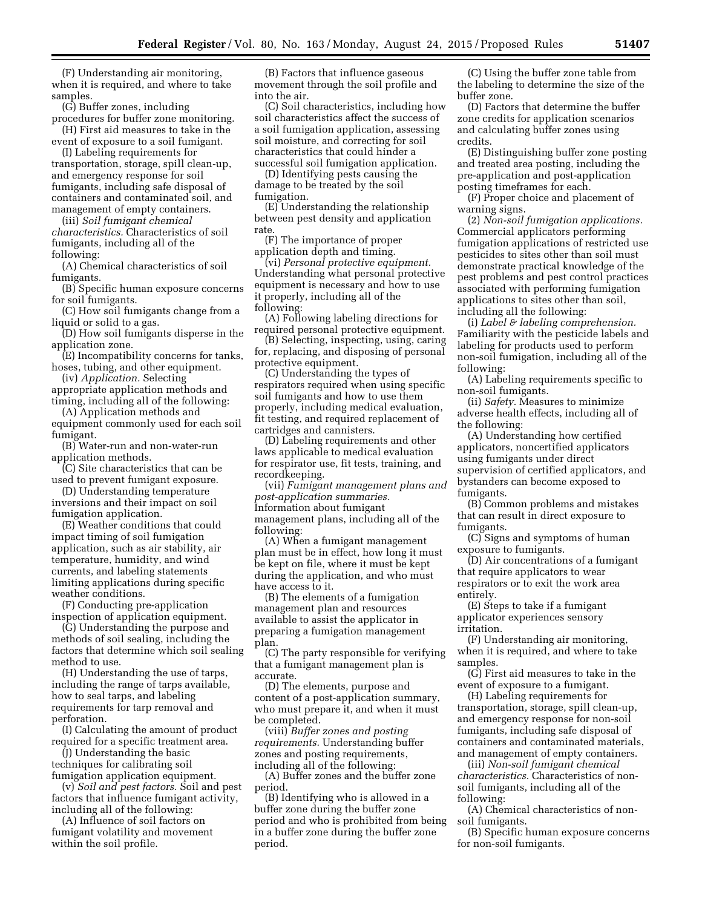(F) Understanding air monitoring, when it is required, and where to take samples.

(G) Buffer zones, including procedures for buffer zone monitoring.

(H) First aid measures to take in the event of exposure to a soil fumigant.

(I) Labeling requirements for transportation, storage, spill clean-up, and emergency response for soil fumigants, including safe disposal of containers and contaminated soil, and management of empty containers.

(iii) *Soil fumigant chemical characteristics.* Characteristics of soil fumigants, including all of the following:

(A) Chemical characteristics of soil fumigants.

(B) Specific human exposure concerns for soil fumigants.

(C) How soil fumigants change from a liquid or solid to a gas.

(D) How soil fumigants disperse in the application zone.

(E) Incompatibility concerns for tanks, hoses, tubing, and other equipment.

(iv) *Application.* Selecting appropriate application methods and timing, including all of the following:

(A) Application methods and equipment commonly used for each soil fumigant.

(B) Water-run and non-water-run application methods.

(C) Site characteristics that can be used to prevent fumigant exposure.

(D) Understanding temperature inversions and their impact on soil fumigation application.

(E) Weather conditions that could impact timing of soil fumigation application, such as air stability, air temperature, humidity, and wind currents, and labeling statements limiting applications during specific weather conditions.

(F) Conducting pre-application inspection of application equipment.

(G) Understanding the purpose and methods of soil sealing, including the factors that determine which soil sealing method to use.

(H) Understanding the use of tarps, including the range of tarps available, how to seal tarps, and labeling requirements for tarp removal and perforation.

(I) Calculating the amount of product required for a specific treatment area.

(J) Understanding the basic techniques for calibrating soil fumigation application equipment.

(v) *Soil and pest factors.* Soil and pest factors that influence fumigant activity, including all of the following:

(A) Influence of soil factors on fumigant volatility and movement within the soil profile.

(B) Factors that influence gaseous movement through the soil profile and into the air.

(C) Soil characteristics, including how soil characteristics affect the success of a soil fumigation application, assessing soil moisture, and correcting for soil characteristics that could hinder a successful soil fumigation application.

(D) Identifying pests causing the damage to be treated by the soil fumigation.

(E) Understanding the relationship between pest density and application rate.

(F) The importance of proper application depth and timing.

(vi) *Personal protective equipment.* Understanding what personal protective equipment is necessary and how to use it properly, including all of the following:

(A) Following labeling directions for required personal protective equipment.

(B) Selecting, inspecting, using, caring for, replacing, and disposing of personal protective equipment.

(C) Understanding the types of respirators required when using specific soil fumigants and how to use them properly, including medical evaluation, fit testing, and required replacement of cartridges and cannisters.

(D) Labeling requirements and other laws applicable to medical evaluation for respirator use, fit tests, training, and recordkeeping.

(vii) *Fumigant management plans and post-application summaries.* Information about fumigant management plans, including all of the following:

(A) When a fumigant management plan must be in effect, how long it must be kept on file, where it must be kept during the application, and who must have access to it.

(B) The elements of a fumigation management plan and resources available to assist the applicator in preparing a fumigation management plan.

(C) The party responsible for verifying that a fumigant management plan is accurate.

(D) The elements, purpose and content of a post-application summary, who must prepare it, and when it must be completed.

(viii) *Buffer zones and posting requirements.* Understanding buffer zones and posting requirements, including all of the following:

(A) Buffer zones and the buffer zone period.

(B) Identifying who is allowed in a buffer zone during the buffer zone period and who is prohibited from being in a buffer zone during the buffer zone period.

(C) Using the buffer zone table from the labeling to determine the size of the buffer zone.

(D) Factors that determine the buffer zone credits for application scenarios and calculating buffer zones using credits.

(E) Distinguishing buffer zone posting and treated area posting, including the pre-application and post-application posting timeframes for each.

(F) Proper choice and placement of warning signs.

(2) *Non-soil fumigation applications.* Commercial applicators performing fumigation applications of restricted use pesticides to sites other than soil must demonstrate practical knowledge of the pest problems and pest control practices associated with performing fumigation applications to sites other than soil, including all the following:

(i) *Label & labeling comprehension.* Familiarity with the pesticide labels and labeling for products used to perform non-soil fumigation, including all of the following:

(A) Labeling requirements specific to non-soil fumigants.

(ii) *Safety.* Measures to minimize adverse health effects, including all of the following:

(A) Understanding how certified applicators, noncertified applicators using fumigants under direct supervision of certified applicators, and bystanders can become exposed to fumigants.

(B) Common problems and mistakes that can result in direct exposure to fumigants.

(C) Signs and symptoms of human exposure to fumigants.

(D) Air concentrations of a fumigant that require applicators to wear respirators or to exit the work area entirely.

(E) Steps to take if a fumigant applicator experiences sensory irritation.

(F) Understanding air monitoring, when it is required, and where to take samples.

(G) First aid measures to take in the event of exposure to a fumigant.

(H) Labeling requirements for transportation, storage, spill clean-up, and emergency response for non-soil fumigants, including safe disposal of containers and contaminated materials, and management of empty containers.

(iii) *Non-soil fumigant chemical characteristics.* Characteristics of non-soil fumigants, including all of the following:

(A) Chemical characteristics of non-soil fumigants.

(B) Specific human exposure concerns for non-soil fumigants.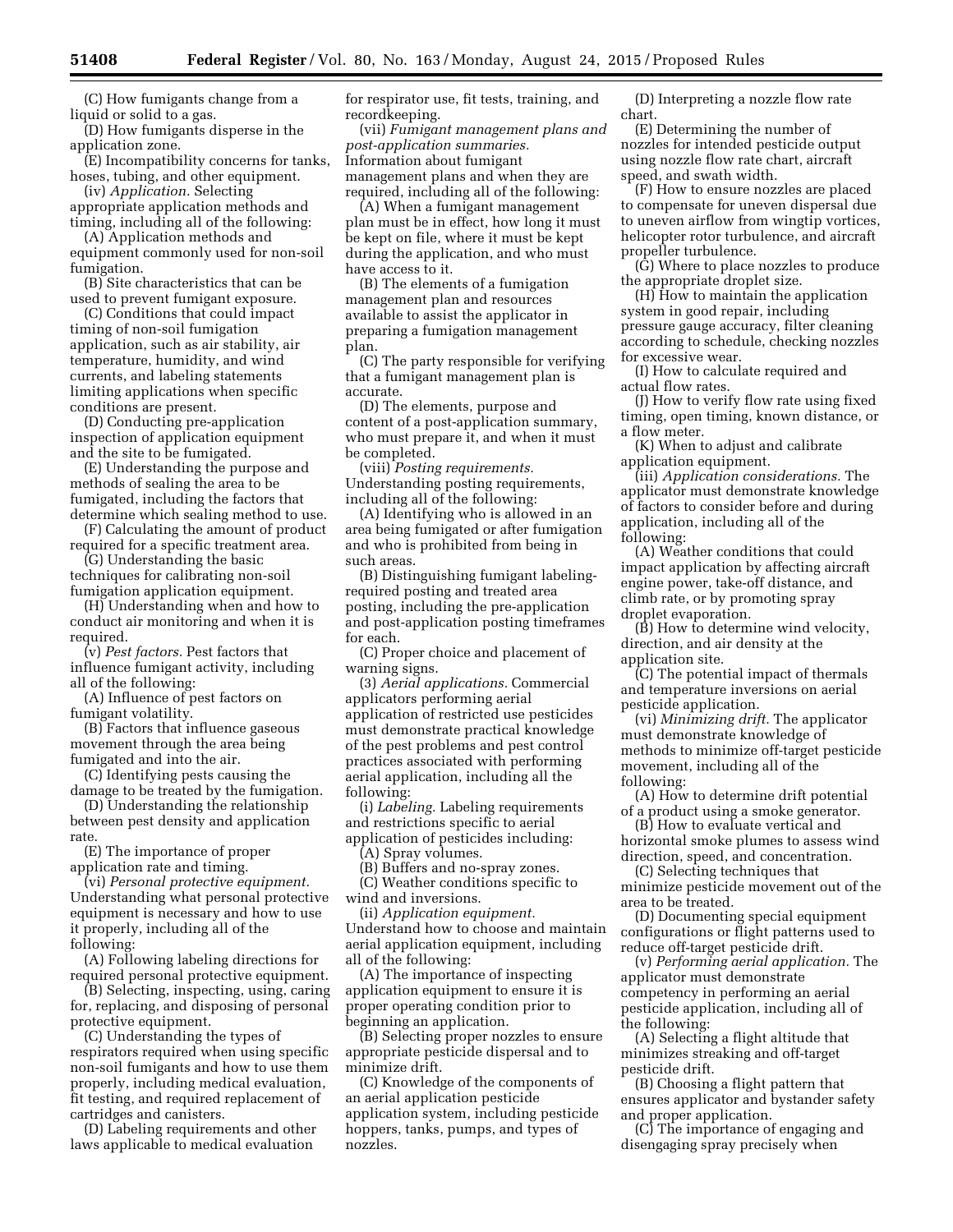(C) How fumigants change from a liquid or solid to a gas.

(D) How fumigants disperse in the application zone.

(E) Incompatibility concerns for tanks, hoses, tubing, and other equipment.

(iv) *Application.* Selecting appropriate application methods and timing, including all of the following:

(A) Application methods and equipment commonly used for non-soil fumigation.

(B) Site characteristics that can be used to prevent fumigant exposure.

(C) Conditions that could impact timing of non-soil fumigation application, such as air stability, air temperature, humidity, and wind currents, and labeling statements limiting applications when specific conditions are present.

(D) Conducting pre-application inspection of application equipment and the site to be fumigated.

(E) Understanding the purpose and methods of sealing the area to be fumigated, including the factors that determine which sealing method to use.

(F) Calculating the amount of product required for a specific treatment area.

(G) Understanding the basic techniques for calibrating non-soil fumigation application equipment.

(H) Understanding when and how to conduct air monitoring and when it is required.

(v) *Pest factors.* Pest factors that influence fumigant activity, including all of the following:

(A) Influence of pest factors on fumigant volatility.

(B) Factors that influence gaseous movement through the area being fumigated and into the air.

(C) Identifying pests causing the damage to be treated by the fumigation.

(D) Understanding the relationship between pest density and application rate.

(E) The importance of proper application rate and timing.

(vi) *Personal protective equipment.* Understanding what personal protective equipment is necessary and how to use it properly, including all of the following:

(A) Following labeling directions for required personal protective equipment.

(B) Selecting, inspecting, using, caring for, replacing, and disposing of personal protective equipment.

(C) Understanding the types of respirators required when using specific non-soil fumigants and how to use them properly, including medical evaluation, fit testing, and required replacement of cartridges and canisters.

(D) Labeling requirements and other laws applicable to medical evaluation for respirator use, fit tests, training, and recordkeeping.

(vii) *Fumigant management plans and post-application summaries.* Information about fumigant management plans and when they are required, including all of the following:

(A) When a fumigant management plan must be in effect, how long it must be kept on file, where it must be kept during the application, and who must have access to it.

(B) The elements of a fumigation management plan and resources available to assist the applicator in preparing a fumigation management plan.

(C) The party responsible for verifying that a fumigant management plan is accurate.

(D) The elements, purpose and content of a post-application summary, who must prepare it, and when it must be completed.

(viii) *Posting requirements.* Understanding posting requirements, including all of the following:

(A) Identifying who is allowed in an area being fumigated or after fumigation and who is prohibited from being in such areas.

(B) Distinguishing fumigant labeling-required posting and treated area posting, including the pre-application and post-application posting timeframes for each.

(C) Proper choice and placement of warning signs.

(3) *Aerial applications.* Commercial applicators performing aerial application of restricted use pesticides must demonstrate practical knowledge of the pest problems and pest control practices associated with performing aerial application, including all the following:

(i) *Labeling.* Labeling requirements and restrictions specific to aerial application of pesticides including:

(A) Spray volumes.

(B) Buffers and no-spray zones.

(C) Weather conditions specific to wind and inversions.

(ii) *Application equipment.* Understand how to choose and maintain aerial application equipment, including all of the following:

(A) The importance of inspecting application equipment to ensure it is proper operating condition prior to beginning an application.

(B) Selecting proper nozzles to ensure appropriate pesticide dispersal and to minimize drift.

(C) Knowledge of the components of an aerial application pesticide application system, including pesticide hoppers, tanks, pumps, and types of nozzles.

(D) Interpreting a nozzle flow rate chart.

(E) Determining the number of nozzles for intended pesticide output using nozzle flow rate chart, aircraft speed, and swath width.

(F) How to ensure nozzles are placed to compensate for uneven dispersal due to uneven airflow from wingtip vortices, helicopter rotor turbulence, and aircraft propeller turbulence.

(G) Where to place nozzles to produce the appropriate droplet size.

(H) How to maintain the application system in good repair, including pressure gauge accuracy, filter cleaning according to schedule, checking nozzles for excessive wear.

(I) How to calculate required and actual flow rates.

(J) How to verify flow rate using fixed timing, open timing, known distance, or a flow meter.

(K) When to adjust and calibrate application equipment.

(iii) *Application considerations.* The applicator must demonstrate knowledge of factors to consider before and during application, including all of the following:

(A) Weather conditions that could impact application by affecting aircraft engine power, take-off distance, and climb rate, or by promoting spray droplet evaporation.

(B) How to determine wind velocity, direction, and air density at the application site.

(C) The potential impact of thermals and temperature inversions on aerial pesticide application.

(vi) *Minimizing drift.* The applicator must demonstrate knowledge of methods to minimize off-target pesticide movement, including all of the following:

(A) How to determine drift potential of a product using a smoke generator.

(B) How to evaluate vertical and horizontal smoke plumes to assess wind direction, speed, and concentration.

(C) Selecting techniques that minimize pesticide movement out of the area to be treated.

(D) Documenting special equipment configurations or flight patterns used to reduce off-target pesticide drift.

(v) *Performing aerial application.* The applicator must demonstrate competency in performing an aerial pesticide application, including all of the following:

(A) Selecting a flight altitude that minimizes streaking and off-target pesticide drift.

(B) Choosing a flight pattern that ensures applicator and bystander safety and proper application.

(C) The importance of engaging and disengaging spray precisely when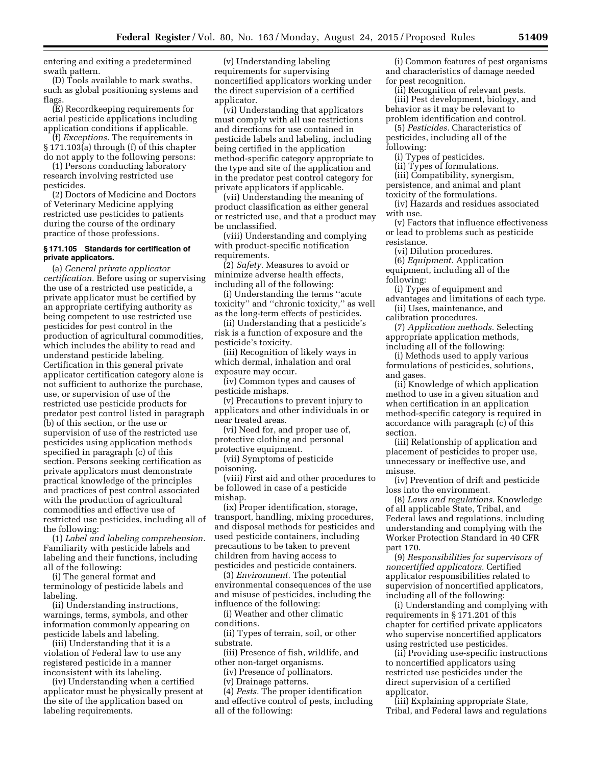entering and exiting a predetermined swath pattern.

(D) Tools available to mark swaths, such as global positioning systems and flags.

(E) Recordkeeping requirements for aerial pesticide applications including application conditions if applicable.

(f) *Exceptions.* The requirements in § 171.103(a) through (f) of this chapter do not apply to the following persons:

(1) Persons conducting laboratory research involving restricted use pesticides.

(2) Doctors of Medicine and Doctors of Veterinary Medicine applying restricted use pesticides to patients during the course of the ordinary practice of those professions.

#### § 171.105 Standards for certification of private applicators.

(a) *General private applicator certification.* Before using or supervising the use of a restricted use pesticide, a private applicator must be certified by an appropriate certifying authority as being competent to use restricted use pesticides for pest control in the production of agricultural commodities, which includes the ability to read and understand pesticide labeling. Certification in this general private applicator certification category alone is not sufficient to authorize the purchase, use, or supervision of use of the restricted use pesticide products for predator pest control listed in paragraph (b) of this section, or the use or supervision of use of the restricted use pesticides using application methods specified in paragraph (c) of this section. Persons seeking certification as private applicators must demonstrate practical knowledge of the principles and practices of pest control associated with the production of agricultural commodities and effective use of restricted use pesticides, including all of the following:

(1) *Label and labeling comprehension.* Familiarity with pesticide labels and labeling and their functions, including all of the following:

(i) The general format and terminology of pesticide labels and labeling.

(ii) Understanding instructions, warnings, terms, symbols, and other information commonly appearing on pesticide labels and labeling.

(iii) Understanding that it is a violation of Federal law to use any registered pesticide in a manner inconsistent with its labeling.

(iv) Understanding when a certified applicator must be physically present at the site of the application based on labeling requirements.

(v) Understanding labeling requirements for supervising noncertified applicators working under the direct supervision of a certified applicator.

(vi) Understanding that applicators must comply with all use restrictions and directions for use contained in pesticide labels and labeling, including being certified in the application method-specific category appropriate to the type and site of the application and in the predator pest control category for private applicators if applicable.

(vii) Understanding the meaning of product classification as either general or restricted use, and that a product may be unclassified.

(viii) Understanding and complying with product-specific notification requirements.

(2) *Safety.* Measures to avoid or minimize adverse health effects, including all of the following:

(i) Understanding the terms ''acute toxicity'' and ''chronic toxicity,'' as well as the long-term effects of pesticides.

(ii) Understanding that a pesticide's risk is a function of exposure and the pesticide's toxicity.

(iii) Recognition of likely ways in which dermal, inhalation and oral exposure may occur.

(iv) Common types and causes of pesticide mishaps.

(v) Precautions to prevent injury to applicators and other individuals in or near treated areas.

(vi) Need for, and proper use of, protective clothing and personal protective equipment.

(vii) Symptoms of pesticide poisoning.

(viii) First aid and other procedures to be followed in case of a pesticide mishap.

(ix) Proper identification, storage, transport, handling, mixing procedures, and disposal methods for pesticides and used pesticide containers, including precautions to be taken to prevent children from having access to pesticides and pesticide containers.

(3) *Environment.* The potential environmental consequences of the use and misuse of pesticides, including the influence of the following:

(i) Weather and other climatic conditions.

(ii) Types of terrain, soil, or other substrate.

(iii) Presence of fish, wildlife, and other non-target organisms.

(iv) Presence of pollinators.

(v) Drainage patterns.

(4) *Pests.* The proper identification and effective control of pests, including all of the following:

(i) Common features of pest organisms and characteristics of damage needed for pest recognition.

(ii) Recognition of relevant pests.

(iii) Pest development, biology, and behavior as it may be relevant to problem identification and control.

(5) *Pesticides.* Characteristics of pesticides, including all of the following:

(i) Types of pesticides.

(ii) Types of formulations.

(iii) Compatibility, synergism, persistence, and animal and plant toxicity of the formulations.

(iv) Hazards and residues associated with use.

(v) Factors that influence effectiveness or lead to problems such as pesticide resistance.

(vi) Dilution procedures.

(6) *Equipment.* Application equipment, including all of the following:

(i) Types of equipment and advantages and limitations of each type.

(ii) Uses, maintenance, and calibration procedures.

(7) *Application methods.* Selecting appropriate application methods, including all of the following:

(i) Methods used to apply various formulations of pesticides, solutions, and gases.

(ii) Knowledge of which application method to use in a given situation and when certification in an application method-specific category is required in accordance with paragraph (c) of this section.

(iii) Relationship of application and placement of pesticides to proper use, unnecessary or ineffective use, and misuse.

(iv) Prevention of drift and pesticide loss into the environment.

(8) *Laws and regulations.* Knowledge of all applicable State, Tribal, and Federal laws and regulations, including understanding and complying with the Worker Protection Standard in 40 CFR part 170.

(9) *Responsibilities for supervisors of noncertified applicators.* Certified applicator responsibilities related to supervision of noncertified applicators, including all of the following:

(i) Understanding and complying with requirements in § 171.201 of this chapter for certified private applicators who supervise noncertified applicators using restricted use pesticides.

(ii) Providing use-specific instructions to noncertified applicators using restricted use pesticides under the direct supervision of a certified applicator.

(iii) Explaining appropriate State, Tribal, and Federal laws and regulations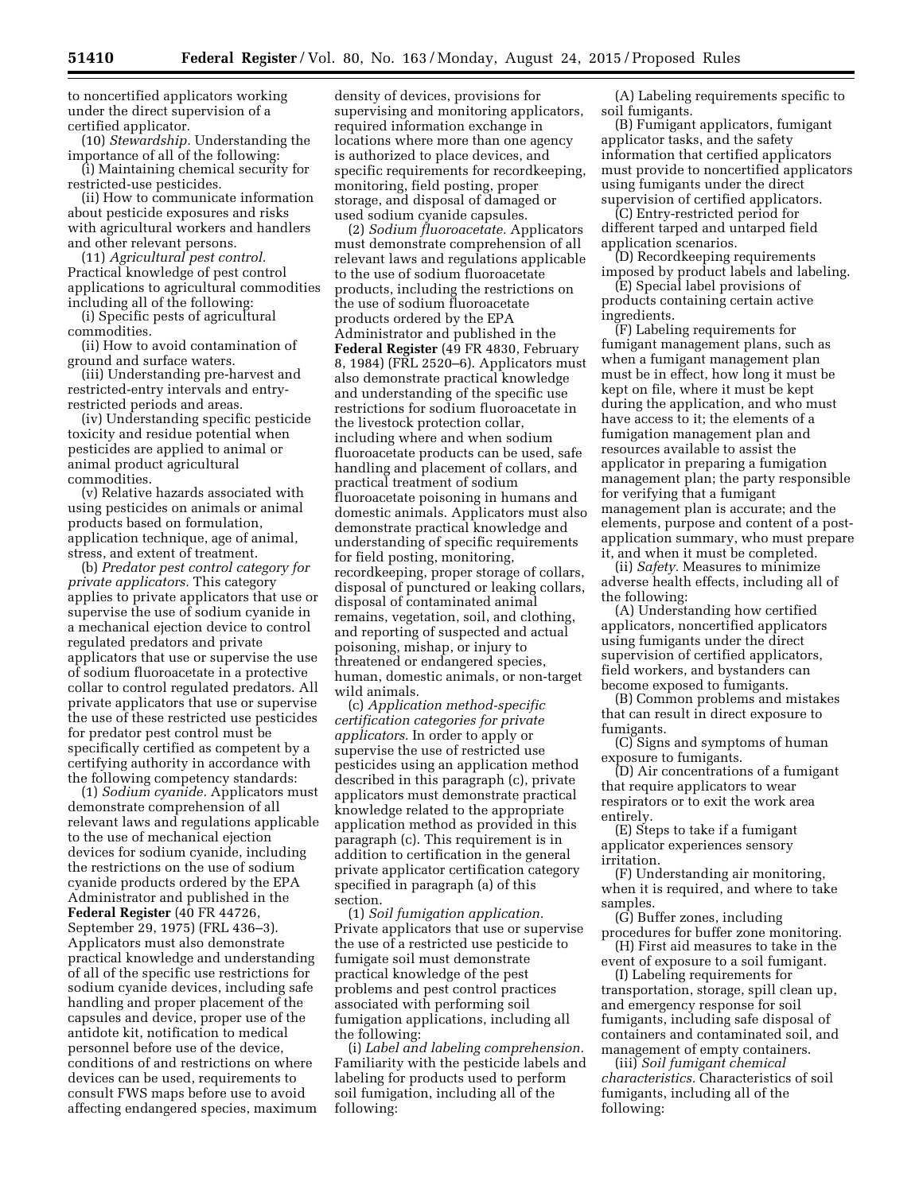to noncertified applicators working under the direct supervision of a certified applicator.

(10) *Stewardship.* Understanding the importance of all of the following:

(i) Maintaining chemical security for restricted-use pesticides.

(ii) How to communicate information about pesticide exposures and risks with agricultural workers and handlers and other relevant persons.

(11) *Agricultural pest control.* Practical knowledge of pest control applications to agricultural commodities including all of the following:

(i) Specific pests of agricultural commodities.

(ii) How to avoid contamination of ground and surface waters.

(iii) Understanding pre-harvest and restricted-entry intervals and entry-restricted periods and areas.

(iv) Understanding specific pesticide toxicity and residue potential when pesticides are applied to animal or animal product agricultural commodities.

(v) Relative hazards associated with using pesticides on animals or animal products based on formulation, application technique, age of animal, stress, and extent of treatment.

(b) *Predator pest control category for private applicators.* This category applies to private applicators that use or supervise the use of sodium cyanide in a mechanical ejection device to control regulated predators and private applicators that use or supervise the use of sodium fluoroacetate in a protective collar to control regulated predators. All private applicators that use or supervise the use of these restricted use pesticides for predator pest control must be specifically certified as competent by a certifying authority in accordance with the following competency standards:

(1) *Sodium cyanide.* Applicators must demonstrate comprehension of all relevant laws and regulations applicable to the use of mechanical ejection devices for sodium cyanide, including the restrictions on the use of sodium cyanide products ordered by the EPA Administrator and published in the **Federal Register** (40 FR 44726, September 29, 1975) (FRL 436–3). Applicators must also demonstrate practical knowledge and understanding of all of the specific use restrictions for sodium cyanide devices, including safe handling and proper placement of the capsules and device, proper use of the antidote kit, notification to medical personnel before use of the device, conditions of and restrictions on where devices can be used, requirements to consult FWS maps before use to avoid affecting endangered species, maximum density of devices, provisions for supervising and monitoring applicators, required information exchange in locations where more than one agency is authorized to place devices, and specific requirements for recordkeeping, monitoring, field posting, proper storage, and disposal of damaged or used sodium cyanide capsules.

(2) *Sodium fluoroacetate.* Applicators must demonstrate comprehension of all relevant laws and regulations applicable to the use of sodium fluoroacetate products, including the restrictions on the use of sodium fluoroacetate products ordered by the EPA Administrator and published in the **Federal Register** (49 FR 4830, February 8, 1984) (FRL 2520–6). Applicators must also demonstrate practical knowledge and understanding of the specific use restrictions for sodium fluoroacetate in the livestock protection collar, including where and when sodium fluoroacetate products can be used, safe handling and placement of collars, and practical treatment of sodium fluoroacetate poisoning in humans and domestic animals. Applicators must also demonstrate practical knowledge and understanding of specific requirements for field posting, monitoring, recordkeeping, proper storage of collars, disposal of punctured or leaking collars, disposal of contaminated animal remains, vegetation, soil, and clothing, and reporting of suspected and actual poisoning, mishap, or injury to threatened or endangered species, human, domestic animals, or non-target wild animals.

(c) *Application method-specific certification categories for private applicators.* In order to apply or supervise the use of restricted use pesticides using an application method described in this paragraph (c), private applicators must demonstrate practical knowledge related to the appropriate application method as provided in this paragraph (c). This requirement is in addition to certification in the general private applicator certification category specified in paragraph (a) of this section.

(1) *Soil fumigation application.* Private applicators that use or supervise the use of a restricted use pesticide to fumigate soil must demonstrate practical knowledge of the pest problems and pest control practices associated with performing soil fumigation applications, including all the following:

(i) *Label and labeling comprehension.* Familiarity with the pesticide labels and labeling for products used to perform soil fumigation, including all of the following:

(A) Labeling requirements specific to soil fumigants.

(B) Fumigant applicators, fumigant applicator tasks, and the safety information that certified applicators must provide to noncertified applicators using fumigants under the direct supervision of certified applicators.

(C) Entry-restricted period for different tarped and untarped field application scenarios.

(D) Recordkeeping requirements imposed by product labels and labeling.

(E) Special label provisions of products containing certain active ingredients.

(F) Labeling requirements for fumigant management plans, such as when a fumigant management plan must be in effect, how long it must be kept on file, where it must be kept during the application, and who must have access to it; the elements of a fumigation management plan and resources available to assist the applicator in preparing a fumigation management plan; the party responsible for verifying that a fumigant management plan is accurate; and the elements, purpose and content of a post-application summary, who must prepare it, and when it must be completed.

(ii) *Safety.* Measures to minimize adverse health effects, including all of the following:

(A) Understanding how certified applicators, noncertified applicators using fumigants under the direct supervision of certified applicators, field workers, and bystanders can become exposed to fumigants.

(B) Common problems and mistakes that can result in direct exposure to fumigants.

(C) Signs and symptoms of human exposure to fumigants.

(D) Air concentrations of a fumigant that require applicators to wear respirators or to exit the work area entirely.

(E) Steps to take if a fumigant applicator experiences sensory irritation.

(F) Understanding air monitoring, when it is required, and where to take samples.

(G) Buffer zones, including procedures for buffer zone monitoring.

(H) First aid measures to take in the event of exposure to a soil fumigant.

(I) Labeling requirements for transportation, storage, spill clean up, and emergency response for soil fumigants, including safe disposal of containers and contaminated soil, and management of empty containers.

(iii) *Soil fumigant chemical characteristics.* Characteristics of soil fumigants, including all of the following: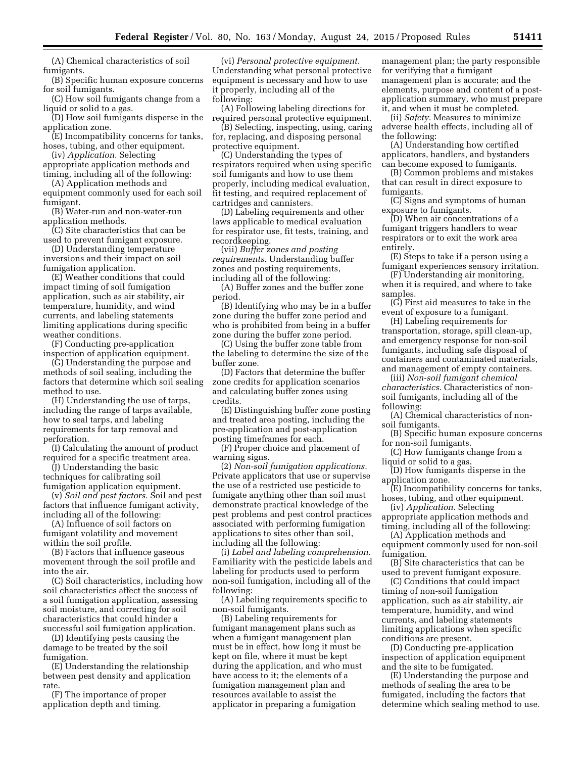(A) Chemical characteristics of soil fumigants.

(B) Specific human exposure concerns for soil fumigants.

(C) How soil fumigants change from a liquid or solid to a gas.

(D) How soil fumigants disperse in the application zone.

(E) Incompatibility concerns for tanks, hoses, tubing, and other equipment.

(iv) *Application.* Selecting appropriate application methods and timing, including all of the following:

(A) Application methods and equipment commonly used for each soil fumigant.

(B) Water-run and non-water-run application methods.

(C) Site characteristics that can be used to prevent fumigant exposure.

(D) Understanding temperature inversions and their impact on soil fumigation application.

(E) Weather conditions that could impact timing of soil fumigation application, such as air stability, air temperature, humidity, and wind currents, and labeling statements limiting applications during specific weather conditions.

(F) Conducting pre-application inspection of application equipment.

(G) Understanding the purpose and methods of soil sealing, including the factors that determine which soil sealing method to use.

(H) Understanding the use of tarps, including the range of tarps available, how to seal tarps, and labeling requirements for tarp removal and perforation.

(I) Calculating the amount of product required for a specific treatment area.

(J) Understanding the basic techniques for calibrating soil fumigation application equipment.

(v) *Soil and pest factors.* Soil and pest factors that influence fumigant activity, including all of the following:

(A) Influence of soil factors on fumigant volatility and movement within the soil profile.

(B) Factors that influence gaseous movement through the soil profile and into the air.

(C) Soil characteristics, including how soil characteristics affect the success of a soil fumigation application, assessing soil moisture, and correcting for soil characteristics that could hinder a successful soil fumigation application.

(D) Identifying pests causing the damage to be treated by the soil fumigation.

(E) Understanding the relationship between pest density and application rate.

(F) The importance of proper application depth and timing.

(vi) *Personal protective equipment.* Understanding what personal protective equipment is necessary and how to use it properly, including all of the following:

(A) Following labeling directions for required personal protective equipment.

(B) Selecting, inspecting, using, caring for, replacing, and disposing personal protective equipment.

(C) Understanding the types of respirators required when using specific soil fumigants and how to use them properly, including medical evaluation, fit testing, and required replacement of cartridges and cannisters.

(D) Labeling requirements and other laws applicable to medical evaluation for respirator use, fit tests, training, and recordkeeping.

(vii) *Buffer zones and posting requirements.* Understanding buffer zones and posting requirements, including all of the following:

(A) Buffer zones and the buffer zone period.

(B) Identifying who may be in a buffer zone during the buffer zone period and who is prohibited from being in a buffer zone during the buffer zone period.

(C) Using the buffer zone table from the labeling to determine the size of the buffer zone.

(D) Factors that determine the buffer zone credits for application scenarios and calculating buffer zones using credits.

(E) Distinguishing buffer zone posting and treated area posting, including the pre-application and post-application posting timeframes for each.

(F) Proper choice and placement of warning signs.

(2) *Non-soil fumigation applications.* Private applicators that use or supervise the use of a restricted use pesticide to fumigate anything other than soil must demonstrate practical knowledge of the pest problems and pest control practices associated with performing fumigation applications to sites other than soil, including all the following:

(i) *Label and labeling comprehension.* Familiarity with the pesticide labels and labeling for products used to perform non-soil fumigation, including all of the following:

(A) Labeling requirements specific to non-soil fumigants.

(B) Labeling requirements for fumigant management plans such as when a fumigant management plan must be in effect, how long it must be kept on file, where it must be kept during the application, and who must have access to it; the elements of a fumigation management plan and resources available to assist the applicator in preparing a fumigation management plan; the party responsible for verifying that a fumigant management plan is accurate; and the elements, purpose and content of a post-application summary, who must prepare it, and when it must be completed.

(ii) *Safety.* Measures to minimize adverse health effects, including all of the following:

(A) Understanding how certified applicators, handlers, and bystanders can become exposed to fumigants.

(B) Common problems and mistakes that can result in direct exposure to fumigants.

(C) Signs and symptoms of human exposure to fumigants.

(D) When air concentrations of a fumigant triggers handlers to wear respirators or to exit the work area entirely.

(E) Steps to take if a person using a fumigant experiences sensory irritation.

(F) Understanding air monitoring, when it is required, and where to take samples.

(G) First aid measures to take in the event of exposure to a fumigant.

(H) Labeling requirements for transportation, storage, spill clean-up, and emergency response for non-soil fumigants, including safe disposal of containers and contaminated materials, and management of empty containers.

(iii) *Non-soil fumigant chemical characteristics.* Characteristics of non-soil fumigants, including all of the following:

(A) Chemical characteristics of non-soil fumigants.

(B) Specific human exposure concerns for non-soil fumigants.

(C) How fumigants change from a liquid or solid to a gas.

(D) How fumigants disperse in the application zone.

(E) Incompatibility concerns for tanks, hoses, tubing, and other equipment.

(iv) *Application.* Selecting appropriate application methods and timing, including all of the following:

(A) Application methods and equipment commonly used for non-soil fumigation.

(B) Site characteristics that can be used to prevent fumigant exposure.

(C) Conditions that could impact timing of non-soil fumigation application, such as air stability, air temperature, humidity, and wind currents, and labeling statements limiting applications when specific conditions are present.

(D) Conducting pre-application inspection of application equipment and the site to be fumigated.

(E) Understanding the purpose and methods of sealing the area to be fumigated, including the factors that determine which sealing method to use.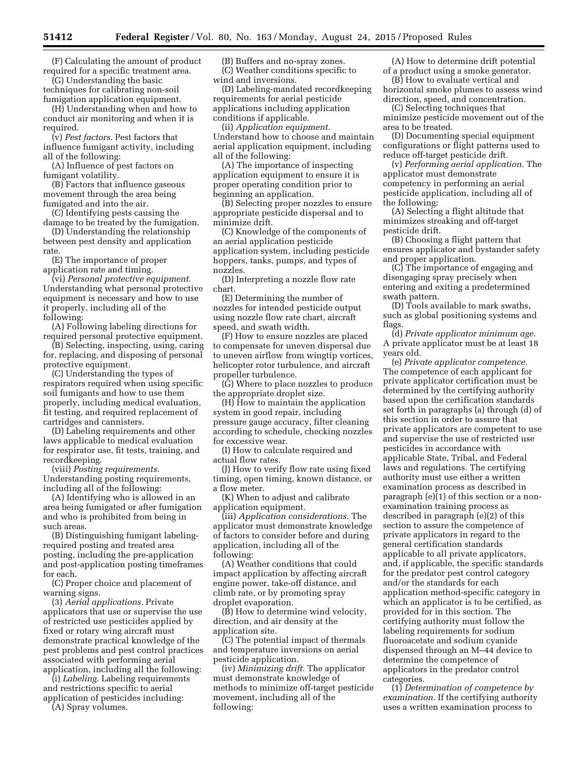(F) Calculating the amount of product required for a specific treatment area.

(G) Understanding the basic techniques for calibrating non-soil fumigation application equipment.

(H) Understanding when and how to conduct air monitoring and when it is required.

(v) *Pest factors.* Pest factors that influence fumigant activity, including all of the following:

(A) Influence of pest factors on fumigant volatility.

(B) Factors that influence gaseous movement through the area being fumigated and into the air.

(C) Identifying pests causing the damage to be treated by the fumigation.

(D) Understanding the relationship between pest density and application rate.

(E) The importance of proper application rate and timing.

(vi) *Personal protective equipment.* Understanding what personal protective equipment is necessary and how to use it properly, including all of the following:

(A) Following labeling directions for required personal protective equipment.

(B) Selecting, inspecting, using, caring for, replacing, and disposing of personal protective equipment.

(C) Understanding the types of respirators required when using specific soil fumigants and how to use them properly, including medical evaluation, fit testing, and required replacement of cartridges and cannisters.

(D) Labeling requirements and other laws applicable to medical evaluation for respirator use, fit tests, training, and recordkeeping.

(viii) *Posting requirements.* Understanding posting requirements, including all of the following:

(A) Identifying who is allowed in an area being fumigated or after fumigation and who is prohibited from being in such areas.

(B) Distinguishing fumigant labeling-required posting and treated area posting, including the pre-application and post-application posting timeframes for each.

(C) Proper choice and placement of warning signs.

(3) *Aerial applications.* Private applicators that use or supervise the use of restricted use pesticides applied by fixed or rotary wing aircraft must demonstrate practical knowledge of the pest problems and pest control practices associated with performing aerial application, including all the following:

(i) *Labeling.* Labeling requirements and restrictions specific to aerial application of pesticides including:

(A) Spray volumes.

(B) Buffers and no-spray zones.

(C) Weather conditions specific to wind and inversions.

(D) Labeling-mandated recordkeeping requirements for aerial pesticide applications including application conditions if applicable.

(ii) *Application equipment.* Understand how to choose and maintain aerial application equipment, including all of the following:

(A) The importance of inspecting application equipment to ensure it is proper operating condition prior to beginning an application.

(B) Selecting proper nozzles to ensure appropriate pesticide dispersal and to minimize drift.

(C) Knowledge of the components of an aerial application pesticide application system, including pesticide hoppers, tanks, pumps, and types of nozzles.

(D) Interpreting a nozzle flow rate chart.

(E) Determining the number of nozzles for intended pesticide output using nozzle flow rate chart, aircraft speed, and swath width.

(F) How to ensure nozzles are placed to compensate for uneven dispersal due to uneven airflow from wingtip vortices, helicopter rotor turbulence, and aircraft propeller turbulence.

(G) Where to place nozzles to produce the appropriate droplet size.

(H) How to maintain the application system in good repair, including pressure gauge accuracy, filter cleaning according to schedule, checking nozzles for excessive wear.

(I) How to calculate required and actual flow rates.

(J) How to verify flow rate using fixed timing, open timing, known distance, or a flow meter.

(K) When to adjust and calibrate application equipment.

(iii) *Application considerations.* The applicator must demonstrate knowledge of factors to consider before and during application, including all of the following:

(A) Weather conditions that could impact application by affecting aircraft engine power, take-off distance, and climb rate, or by promoting spray droplet evaporation.

(B) How to determine wind velocity, direction, and air density at the application site.

(C) The potential impact of thermals and temperature inversions on aerial pesticide application.

(iv) *Minimizing drift.* The applicator must demonstrate knowledge of methods to minimize off-target pesticide movement, including all of the following:

(A) How to determine drift potential of a product using a smoke generator.

(B) How to evaluate vertical and horizontal smoke plumes to assess wind direction, speed, and concentration.

(C) Selecting techniques that minimize pesticide movement out of the area to be treated.

(D) Documenting special equipment configurations or flight patterns used to reduce off-target pesticide drift.

(v) *Performing aerial application.* The applicator must demonstrate competency in performing an aerial pesticide application, including all of the following:

(A) Selecting a flight altitude that minimizes streaking and off-target pesticide drift.

(B) Choosing a flight pattern that ensures applicator and bystander safety and proper application.

(C) The importance of engaging and disengaging spray precisely when entering and exiting a predetermined swath pattern.

(D) Tools available to mark swaths, such as global positioning systems and flags.

(d) *Private applicator minimum age.* A private applicator must be at least 18 years old.

(e) *Private applicator competence.* The competence of each applicant for private applicator certification must be determined by the certifying authority based upon the certification standards set forth in paragraphs (a) through (d) of this section in order to assure that private applicators are competent to use and supervise the use of restricted use pesticides in accordance with applicable State, Tribal, and Federal laws and regulations. The certifying authority must use either a written examination process as described in paragraph (e)(1) of this section or a non-examination training process as described in paragraph (e)(2) of this section to assure the competence of private applicators in regard to the general certification standards applicable to all private applicators, and, if applicable, the specific standards for the predator pest control category and/or the standards for each application method-specific category in which an applicator is to be certified, as provided for in this section. The certifying authority must follow the labeling requirements for sodium fluoroacetate and sodium cyanide dispensed through an M–44 device to determine the competence of applicators in the predator control categories.

(1) *Determination of competence by examination.* If the certifying authority uses a written examination process to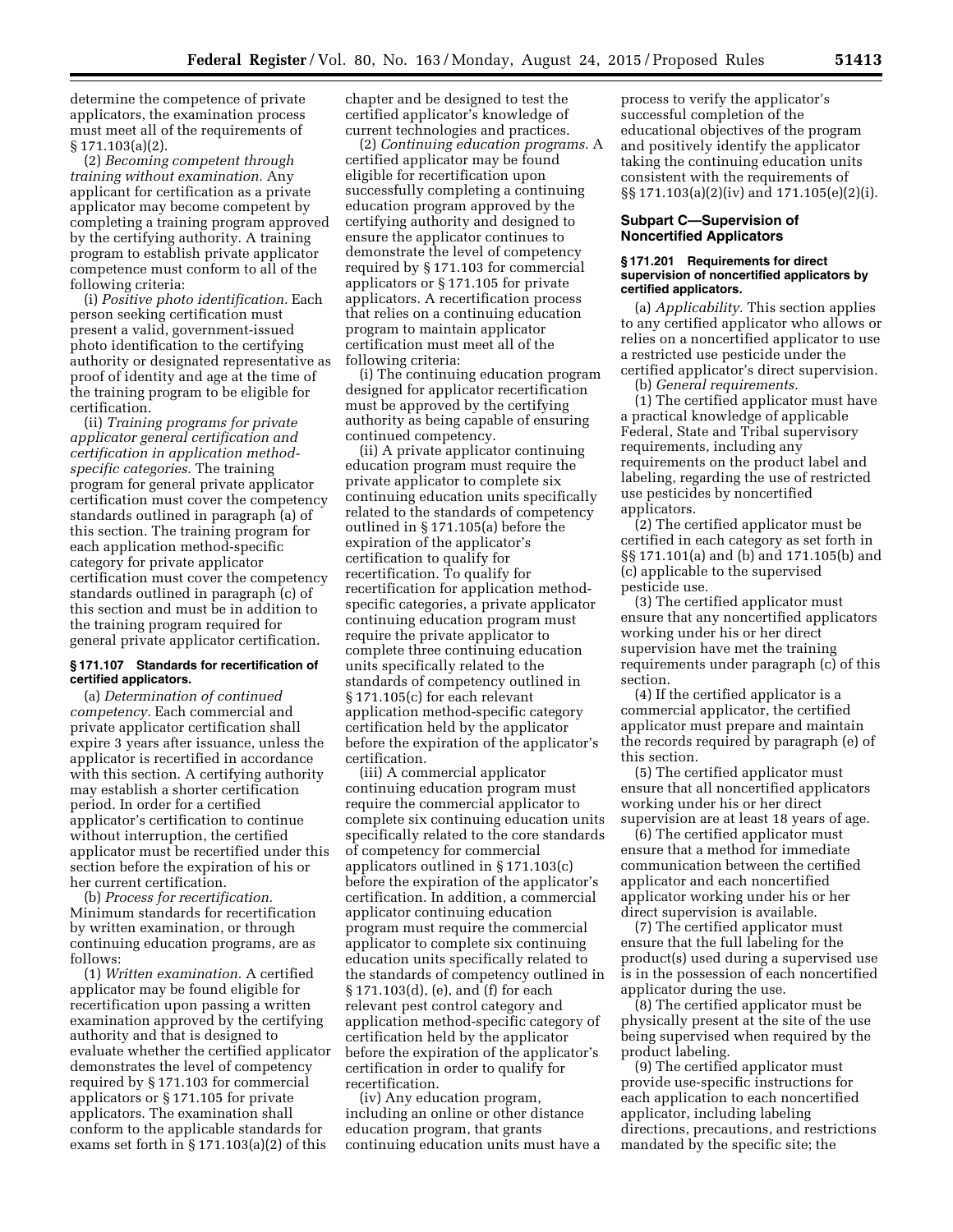determine the competence of private applicators, the examination process must meet all of the requirements of § 171.103(a)(2).

(2) *Becoming competent through training without examination.* Any applicant for certification as a private applicator may become competent by completing a training program approved by the certifying authority. A training program to establish private applicator competence must conform to all of the following criteria:

(i) *Positive photo identification.* Each person seeking certification must present a valid, government-issued photo identification to the certifying authority or designated representative as proof of identity and age at the time of the training program to be eligible for certification.

(ii) *Training programs for private applicator general certification and certification in application method-specific categories.* The training program for general private applicator certification must cover the competency standards outlined in paragraph (a) of this section. The training program for each application method-specific category for private applicator certification must cover the competency standards outlined in paragraph (c) of this section and must be in addition to the training program required for general private applicator certification.

#### § 171.107 Standards for recertification of certified applicators.

(a) *Determination of continued competency.* Each commercial and private applicator certification shall expire 3 years after issuance, unless the applicator is recertified in accordance with this section. A certifying authority may establish a shorter certification period. In order for a certified applicator's certification to continue without interruption, the certified applicator must be recertified under this section before the expiration of his or her current certification.

(b) *Process for recertification.* Minimum standards for recertification by written examination, or through continuing education programs, are as follows:

(1) *Written examination.* A certified applicator may be found eligible for recertification upon passing a written examination approved by the certifying authority and that is designed to evaluate whether the certified applicator demonstrates the level of competency required by § 171.103 for commercial applicators or § 171.105 for private applicators. The examination shall conform to the applicable standards for exams set forth in § 171.103(a)(2) of this chapter and be designed to test the certified applicator's knowledge of current technologies and practices.

(2) *Continuing education programs.* A certified applicator may be found eligible for recertification upon successfully completing a continuing education program approved by the certifying authority and designed to ensure the applicator continues to demonstrate the level of competency required by § 171.103 for commercial applicators or § 171.105 for private applicators. A recertification process that relies on a continuing education program to maintain applicator certification must meet all of the following criteria:

(i) The continuing education program designed for applicator recertification must be approved by the certifying authority as being capable of ensuring continued competency.

(ii) A private applicator continuing education program must require the private applicator to complete six continuing education units specifically related to the standards of competency outlined in § 171.105(a) before the expiration of the applicator's certification to qualify for recertification. To qualify for recertification for application method-specific categories, a private applicator continuing education program must require the private applicator to complete three continuing education units specifically related to the standards of competency outlined in § 171.105(c) for each relevant application method-specific category certification held by the applicator before the expiration of the applicator's certification.

(iii) A commercial applicator continuing education program must require the commercial applicator to complete six continuing education units specifically related to the core standards of competency for commercial applicators outlined in § 171.103(c) before the expiration of the applicator's certification. In addition, a commercial applicator continuing education program must require the commercial applicator to complete six continuing education units specifically related to the standards of competency outlined in § 171.103(d), (e), and (f) for each relevant pest control category and application method-specific category of certification held by the applicator before the expiration of the applicator's certification in order to qualify for recertification.

(iv) Any education program, including an online or other distance education program, that grants continuing education units must have a process to verify the applicator's successful completion of the educational objectives of the program and positively identify the applicator taking the continuing education units consistent with the requirements of §§ 171.103(a)(2)(iv) and 171.105(e)(2)(i).

### Subpart C—Supervision of Noncertified Applicators

#### § 171.201 Requirements for direct supervision of noncertified applicators by certified applicators.

(a) *Applicability.* This section applies to any certified applicator who allows or relies on a noncertified applicator to use a restricted use pesticide under the certified applicator's direct supervision.

(b) *General requirements.*

(1) The certified applicator must have a practical knowledge of applicable Federal, State and Tribal supervisory requirements, including any requirements on the product label and labeling, regarding the use of restricted use pesticides by noncertified applicators.

(2) The certified applicator must be certified in each category as set forth in §§ 171.101(a) and (b) and 171.105(b) and (c) applicable to the supervised pesticide use.

(3) The certified applicator must ensure that any noncertified applicators working under his or her direct supervision have met the training requirements under paragraph (c) of this section.

(4) If the certified applicator is a commercial applicator, the certified applicator must prepare and maintain the records required by paragraph (e) of this section.

(5) The certified applicator must ensure that all noncertified applicators working under his or her direct supervision are at least 18 years of age.

(6) The certified applicator must ensure that a method for immediate communication between the certified applicator and each noncertified applicator working under his or her direct supervision is available.

(7) The certified applicator must ensure that the full labeling for the product(s) used during a supervised use is in the possession of each noncertified applicator during the use.

(8) The certified applicator must be physically present at the site of the use being supervised when required by the product labeling.

(9) The certified applicator must provide use-specific instructions for each application to each noncertified applicator, including labeling directions, precautions, and restrictions mandated by the specific site; the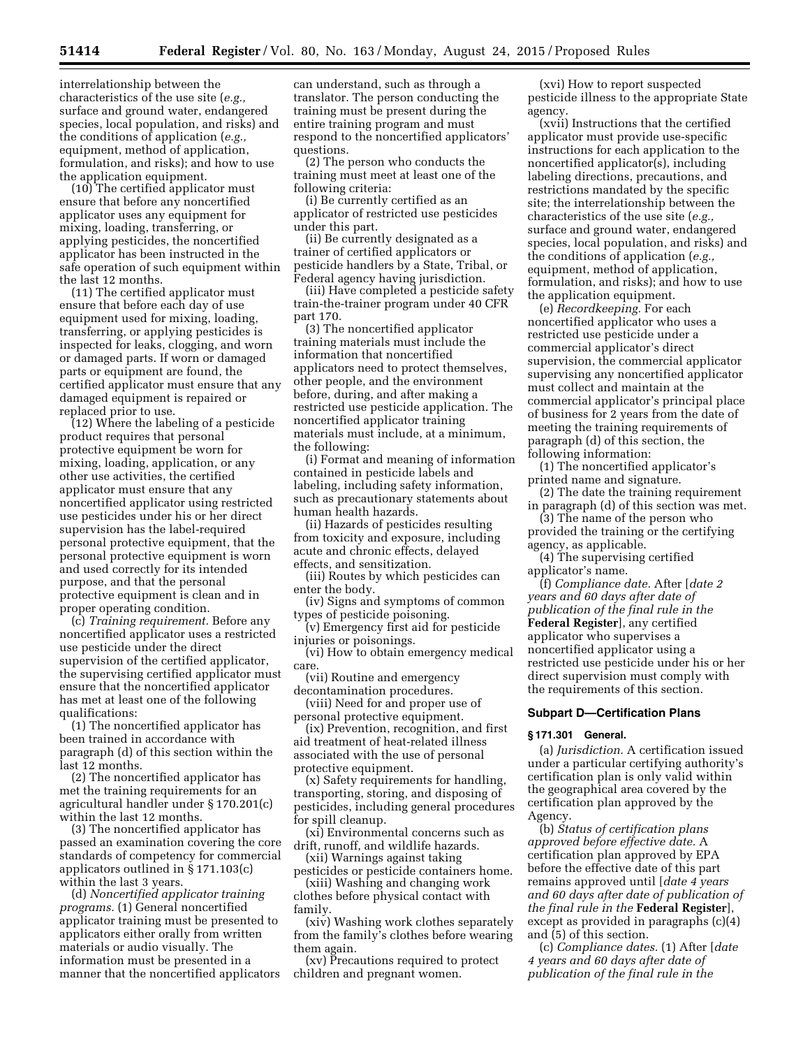interrelationship between the characteristics of the use site (*e.g.,* surface and ground water, endangered species, local population, and risks) and the conditions of application (*e.g.,* equipment, method of application, formulation, and risks); and how to use the application equipment.

(10) The certified applicator must ensure that before any noncertified applicator uses any equipment for mixing, loading, transferring, or applying pesticides, the noncertified applicator has been instructed in the safe operation of such equipment within the last 12 months.

(11) The certified applicator must ensure that before each day of use equipment used for mixing, loading, transferring, or applying pesticides is inspected for leaks, clogging, and worn or damaged parts. If worn or damaged parts or equipment are found, the certified applicator must ensure that any damaged equipment is repaired or replaced prior to use.

(12) Where the labeling of a pesticide product requires that personal protective equipment be worn for mixing, loading, application, or any other use activities, the certified applicator must ensure that any noncertified applicator using restricted use pesticides under his or her direct supervision has the label-required personal protective equipment, that the personal protective equipment is worn and used correctly for its intended purpose, and that the personal protective equipment is clean and in proper operating condition.

(c) *Training requirement.* Before any noncertified applicator uses a restricted use pesticide under the direct supervision of the certified applicator, the supervising certified applicator must ensure that the noncertified applicator has met at least one of the following qualifications:

(1) The noncertified applicator has been trained in accordance with paragraph (d) of this section within the last 12 months.

(2) The noncertified applicator has met the training requirements for an agricultural handler under § 170.201(c) within the last 12 months.

(3) The noncertified applicator has passed an examination covering the core standards of competency for commercial applicators outlined in § 171.103(c) within the last 3 years.

(d) *Noncertified applicator training programs.* (1) General noncertified applicator training must be presented to applicators either orally from written materials or audio visually. The information must be presented in a manner that the noncertified applicators can understand, such as through a translator. The person conducting the training must be present during the entire training program and must respond to the noncertified applicators' questions.

(2) The person who conducts the training must meet at least one of the following criteria:

(i) Be currently certified as an applicator of restricted use pesticides under this part.

(ii) Be currently designated as a trainer of certified applicators or pesticide handlers by a State, Tribal, or Federal agency having jurisdiction.

(iii) Have completed a pesticide safety train-the-trainer program under 40 CFR part 170.

(3) The noncertified applicator training materials must include the information that noncertified applicators need to protect themselves, other people, and the environment before, during, and after making a restricted use pesticide application. The noncertified applicator training materials must include, at a minimum, the following:

(i) Format and meaning of information contained in pesticide labels and labeling, including safety information, such as precautionary statements about human health hazards.

(ii) Hazards of pesticides resulting from toxicity and exposure, including acute and chronic effects, delayed effects, and sensitization.

(iii) Routes by which pesticides can enter the body.

(iv) Signs and symptoms of common types of pesticide poisoning.

(v) Emergency first aid for pesticide injuries or poisonings.

(vi) How to obtain emergency medical care.

(vii) Routine and emergency decontamination procedures.

(viii) Need for and proper use of personal protective equipment.

(ix) Prevention, recognition, and first aid treatment of heat-related illness associated with the use of personal protective equipment.

(x) Safety requirements for handling, transporting, storing, and disposing of pesticides, including general procedures for spill cleanup.

(xi) Environmental concerns such as drift, runoff, and wildlife hazards.

(xii) Warnings against taking pesticides or pesticide containers home.

(xiii) Washing and changing work clothes before physical contact with family.

(xiv) Washing work clothes separately from the family's clothes before wearing them again.

(xv) Precautions required to protect children and pregnant women.

(xvi) How to report suspected pesticide illness to the appropriate State agency.

(xvii) Instructions that the certified applicator must provide use-specific instructions for each application to the noncertified applicator(s), including labeling directions, precautions, and restrictions mandated by the specific site; the interrelationship between the characteristics of the use site (*e.g.,* surface and ground water, endangered species, local population, and risks) and the conditions of application (*e.g.,* equipment, method of application, formulation, and risks); and how to use the application equipment.

(e) *Recordkeeping.* For each noncertified applicator who uses a restricted use pesticide under a commercial applicator's direct supervision, the commercial applicator supervising any noncertified applicator must collect and maintain at the commercial applicator's principal place of business for 2 years from the date of meeting the training requirements of paragraph (d) of this section, the following information:

(1) The noncertified applicator's printed name and signature.

(2) The date the training requirement in paragraph (d) of this section was met.

(3) The name of the person who provided the training or the certifying agency, as applicable.

(4) The supervising certified applicator's name.

(f) *Compliance date.* After [*date 2 years and 60 days after date of publication of the final rule in the* **Federal Register**], any certified applicator who supervises a noncertified applicator using a restricted use pesticide under his or her direct supervision must comply with the requirements of this section.

## Subpart D—Certification Plans

### § 171.301 General.

(a) *Jurisdiction.* A certification issued under a particular certifying authority's certification plan is only valid within the geographical area covered by the certification plan approved by the Agency.

(b) *Status of certification plans approved before effective date.* A certification plan approved by EPA before the effective date of this part remains approved until [*date 4 years and 60 days after date of publication of the final rule in the* **Federal Register**], except as provided in paragraphs (c)(4) and (5) of this section.

(c) *Compliance dates.* (1) After [*date 4 years and 60 days after date of publication of the final rule in the*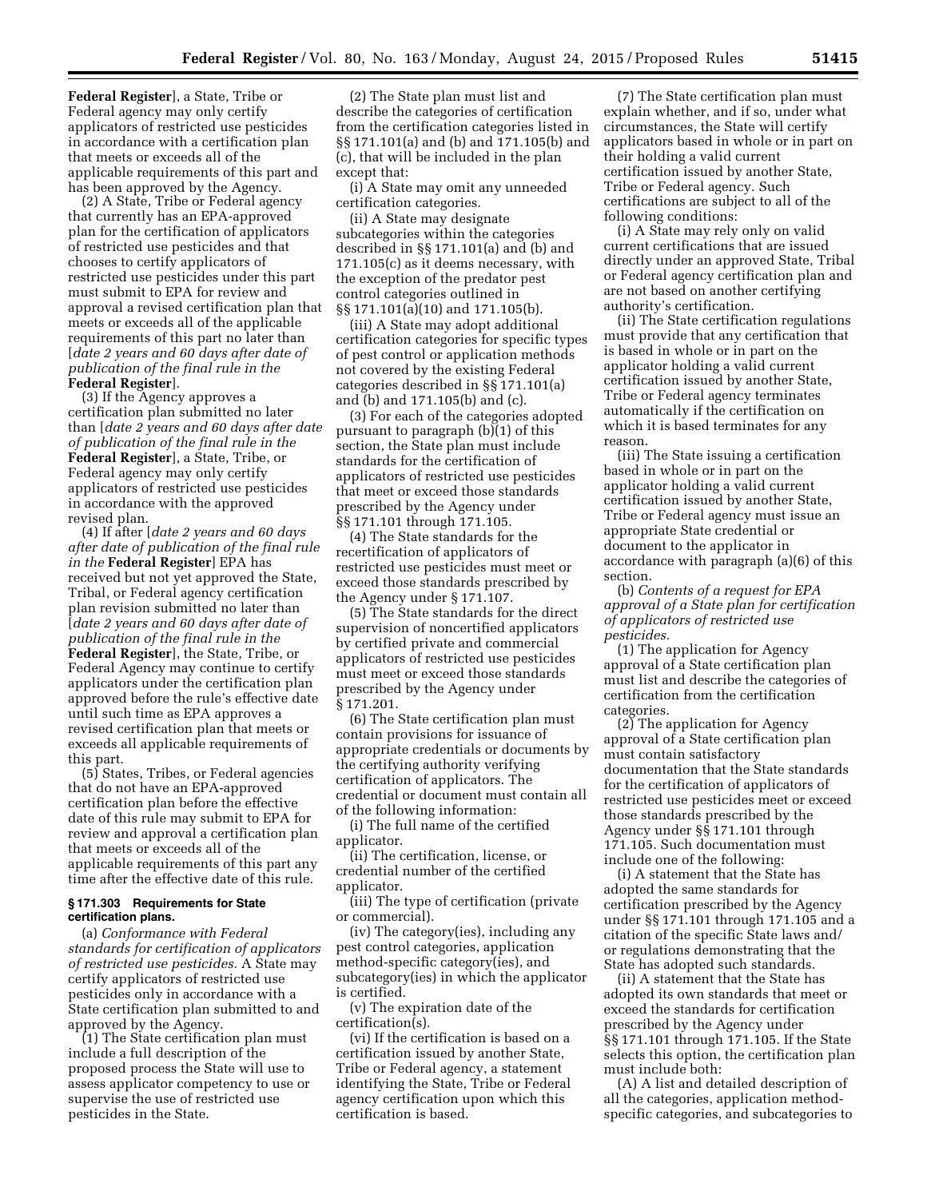**Federal Register**], a State, Tribe or Federal agency may only certify applicators of restricted use pesticides in accordance with a certification plan that meets or exceeds all of the applicable requirements of this part and has been approved by the Agency.

(2) A State, Tribe or Federal agency that currently has an EPA-approved plan for the certification of applicators of restricted use pesticides and that chooses to certify applicators of restricted use pesticides under this part must submit to EPA for review and approval a revised certification plan that meets or exceeds all of the applicable requirements of this part no later than [*date 2 years and 60 days after date of publication of the final rule in the* **Federal Register**].

(3) If the Agency approves a certification plan submitted no later than [*date 2 years and 60 days after date of publication of the final rule in the* **Federal Register**], a State, Tribe, or Federal agency may only certify applicators of restricted use pesticides in accordance with the approved revised plan.

(4) If after [*date 2 years and 60 days after date of publication of the final rule in the* **Federal Register**] EPA has received but not yet approved the State, Tribal, or Federal agency certification plan revision submitted no later than [*date 2 years and 60 days after date of publication of the final rule in the* **Federal Register**], the State, Tribe, or Federal Agency may continue to certify applicators under the certification plan approved before the rule's effective date until such time as EPA approves a revised certification plan that meets or exceeds all applicable requirements of this part.

(5) States, Tribes, or Federal agencies that do not have an EPA-approved certification plan before the effective date of this rule may submit to EPA for review and approval a certification plan that meets or exceeds all of the applicable requirements of this part any time after the effective date of this rule.

**§ 171.303 Requirements for State certification plans.**

(a) *Conformance with Federal standards for certification of applicators of restricted use pesticides.* A State may certify applicators of restricted use pesticides only in accordance with a State certification plan submitted to and approved by the Agency.

(1) The State certification plan must include a full description of the proposed process the State will use to assess applicator competency to use or supervise the use of restricted use pesticides in the State.

(2) The State plan must list and describe the categories of certification from the certification categories listed in §§ 171.101(a) and (b) and 171.105(b) and (c), that will be included in the plan except that:

(i) A State may omit any unneeded certification categories.

(ii) A State may designate subcategories within the categories described in §§ 171.101(a) and (b) and 171.105(c) as it deems necessary, with the exception of the predator pest control categories outlined in §§ 171.101(a)(10) and 171.105(b).

(iii) A State may adopt additional certification categories for specific types of pest control or application methods not covered by the existing Federal categories described in §§ 171.101(a) and (b) and 171.105(b) and (c).

(3) For each of the categories adopted pursuant to paragraph (b)(1) of this section, the State plan must include standards for the certification of applicators of restricted use pesticides that meet or exceed those standards prescribed by the Agency under §§ 171.101 through 171.105.

(4) The State standards for the recertification of applicators of restricted use pesticides must meet or exceed those standards prescribed by the Agency under § 171.107.

(5) The State standards for the direct supervision of noncertified applicators by certified private and commercial applicators of restricted use pesticides must meet or exceed those standards prescribed by the Agency under § 171.201.

(6) The State certification plan must contain provisions for issuance of appropriate credentials or documents by the certifying authority verifying certification of applicators. The credential or document must contain all of the following information:

(i) The full name of the certified applicator.

(ii) The certification, license, or credential number of the certified applicator.

(iii) The type of certification (private or commercial).

(iv) The category(ies), including any pest control categories, application method-specific category(ies), and subcategory(ies) in which the applicator is certified.

(v) The expiration date of the certification(s).

(vi) If the certification is based on a certification issued by another State, Tribe or Federal agency, a statement identifying the State, Tribe or Federal agency certification upon which this certification is based.

(7) The State certification plan must explain whether, and if so, under what circumstances, the State will certify applicators based in whole or in part on their holding a valid current certification issued by another State, Tribe or Federal agency. Such certifications are subject to all of the following conditions:

(i) A State may rely only on valid current certifications that are issued directly under an approved State, Tribal or Federal agency certification plan and are not based on another certifying authority's certification.

(ii) The State certification regulations must provide that any certification that is based in whole or in part on the applicator holding a valid current certification issued by another State, Tribe or Federal agency terminates automatically if the certification on which it is based terminates for any reason.

(iii) The State issuing a certification based in whole or in part on the applicator holding a valid current certification issued by another State, Tribe or Federal agency must issue an appropriate State credential or document to the applicator in accordance with paragraph (a)(6) of this section.

(b) *Contents of a request for EPA approval of a State plan for certification of applicators of restricted use pesticides.*

(1) The application for Agency approval of a State certification plan must list and describe the categories of certification from the certification categories.

(2) The application for Agency approval of a State certification plan must contain satisfactory documentation that the State standards for the certification of applicators of restricted use pesticides meet or exceed those standards prescribed by the Agency under §§ 171.101 through 171.105. Such documentation must include one of the following:

(i) A statement that the State has adopted the same standards for certification prescribed by the Agency under §§ 171.101 through 171.105 and a citation of the specific State laws and/or regulations demonstrating that the State has adopted such standards.

(ii) A statement that the State has adopted its own standards that meet or exceed the standards for certification prescribed by the Agency under §§ 171.101 through 171.105. If the State selects this option, the certification plan must include both:

(A) A list and detailed description of all the categories, application method-specific categories, and subcategories to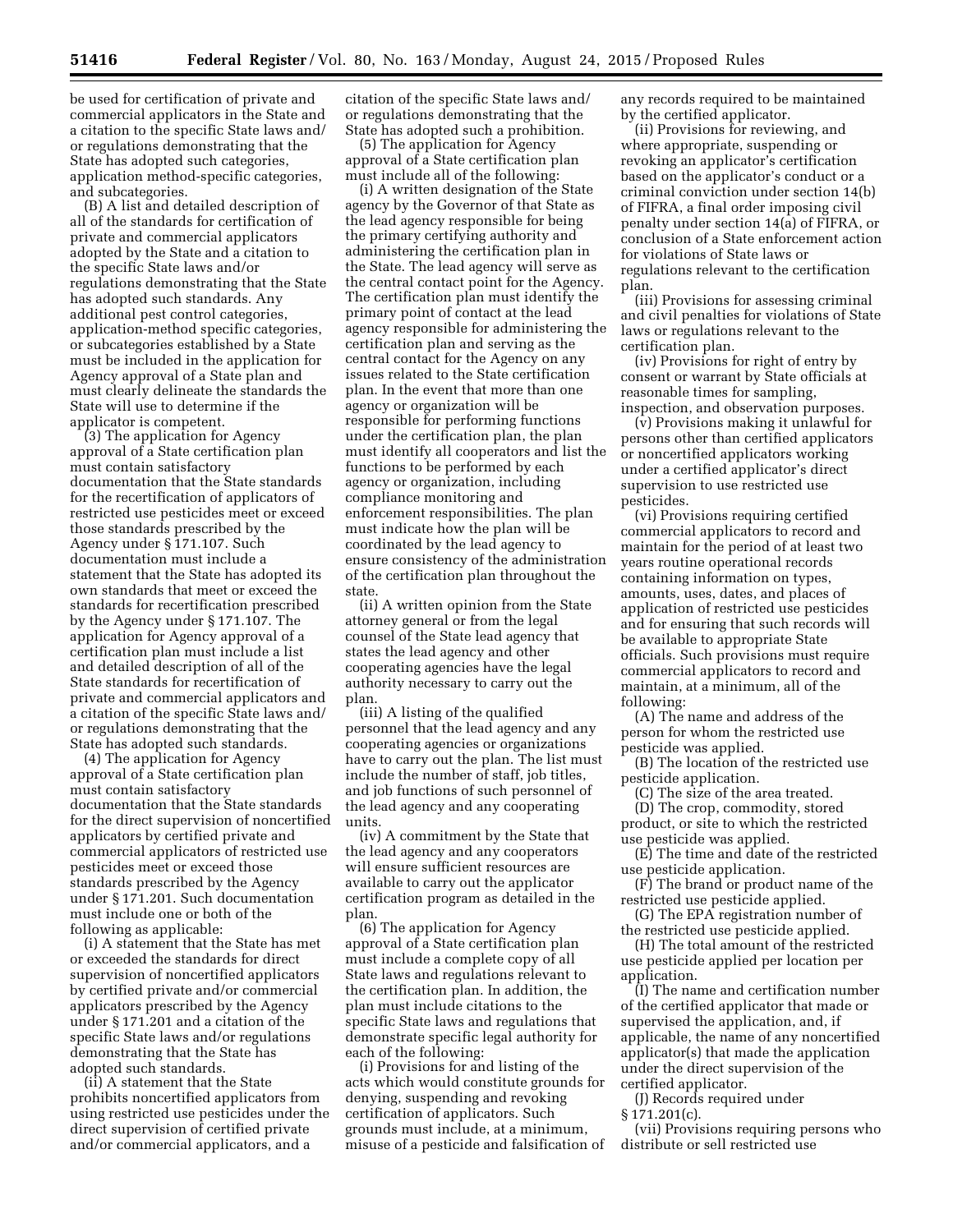be used for certification of private and commercial applicators in the State and a citation to the specific State laws and/or regulations demonstrating that the State has adopted such categories, application method-specific categories, and subcategories.

(B) A list and detailed description of all of the standards for certification of private and commercial applicators adopted by the State and a citation to the specific State laws and/or regulations demonstrating that the State has adopted such standards. Any additional pest control categories, application-method specific categories, or subcategories established by a State must be included in the application for Agency approval of a State plan and must clearly delineate the standards the State will use to determine if the applicator is competent.

(3) The application for Agency approval of a State certification plan must contain satisfactory documentation that the State standards for the recertification of applicators of restricted use pesticides meet or exceed those standards prescribed by the Agency under § 171.107. Such documentation must include a statement that the State has adopted its own standards that meet or exceed the standards for recertification prescribed by the Agency under § 171.107. The application for Agency approval of a certification plan must include a list and detailed description of all of the State standards for recertification of private and commercial applicators and a citation of the specific State laws and/or regulations demonstrating that the State has adopted such standards.

(4) The application for Agency approval of a State certification plan must contain satisfactory documentation that the State standards for the direct supervision of noncertified applicators by certified private and commercial applicators of restricted use pesticides meet or exceed those standards prescribed by the Agency under § 171.201. Such documentation must include one or both of the following as applicable:

(i) A statement that the State has met or exceeded the standards for direct supervision of noncertified applicators by certified private and/or commercial applicators prescribed by the Agency under § 171.201 and a citation of the specific State laws and/or regulations demonstrating that the State has adopted such standards.

(ii) A statement that the State prohibits noncertified applicators from using restricted use pesticides under the direct supervision of certified private and/or commercial applicators, and a citation of the specific State laws and/or regulations demonstrating that the State has adopted such a prohibition.

(5) The application for Agency approval of a State certification plan must include all of the following:

(i) A written designation of the State agency by the Governor of that State as the lead agency responsible for being the primary certifying authority and administering the certification plan in the State. The lead agency will serve as the central contact point for the Agency. The certification plan must identify the primary point of contact at the lead agency responsible for administering the certification plan and serving as the central contact for the Agency on any issues related to the State certification plan. In the event that more than one agency or organization will be responsible for performing functions under the certification plan, the plan must identify all cooperators and list the functions to be performed by each agency or organization, including compliance monitoring and enforcement responsibilities. The plan must indicate how the plan will be coordinated by the lead agency to ensure consistency of the administration of the certification plan throughout the state.

(ii) A written opinion from the State attorney general or from the legal counsel of the State lead agency that states the lead agency and other cooperating agencies have the legal authority necessary to carry out the plan.

(iii) A listing of the qualified personnel that the lead agency and any cooperating agencies or organizations have to carry out the plan. The list must include the number of staff, job titles, and job functions of such personnel of the lead agency and any cooperating units.

(iv) A commitment by the State that the lead agency and any cooperators will ensure sufficient resources are available to carry out the applicator certification program as detailed in the plan.

(6) The application for Agency approval of a State certification plan must include a complete copy of all State laws and regulations relevant to the certification plan. In addition, the plan must include citations to the specific State laws and regulations that demonstrate specific legal authority for each of the following:

(i) Provisions for and listing of the acts which would constitute grounds for denying, suspending and revoking certification of applicators. Such grounds must include, at a minimum, misuse of a pesticide and falsification of any records required to be maintained by the certified applicator.

(ii) Provisions for reviewing, and where appropriate, suspending or revoking an applicator's certification based on the applicator's conduct or a criminal conviction under section 14(b) of FIFRA, a final order imposing civil penalty under section 14(a) of FIFRA, or conclusion of a State enforcement action for violations of State laws or regulations relevant to the certification plan.

(iii) Provisions for assessing criminal and civil penalties for violations of State laws or regulations relevant to the certification plan.

(iv) Provisions for right of entry by consent or warrant by State officials at reasonable times for sampling, inspection, and observation purposes.

(v) Provisions making it unlawful for persons other than certified applicators or noncertified applicators working under a certified applicator's direct supervision to use restricted use pesticides.

(vi) Provisions requiring certified commercial applicators to record and maintain for the period of at least two years routine operational records containing information on types, amounts, uses, dates, and places of application of restricted use pesticides and for ensuring that such records will be available to appropriate State officials. Such provisions must require commercial applicators to record and maintain, at a minimum, all of the following:

(A) The name and address of the person for whom the restricted use pesticide was applied.

(B) The location of the restricted use pesticide application.

(C) The size of the area treated.

(D) The crop, commodity, stored product, or site to which the restricted use pesticide was applied.

(E) The time and date of the restricted use pesticide application.

(F) The brand or product name of the restricted use pesticide applied.

(G) The EPA registration number of the restricted use pesticide applied.

(H) The total amount of the restricted use pesticide applied per location per application.

(I) The name and certification number of the certified applicator that made or supervised the application, and, if applicable, the name of any noncertified applicator(s) that made the application under the direct supervision of the certified applicator.

(J) Records required under § 171.201(c).

(vii) Provisions requiring persons who distribute or sell restricted use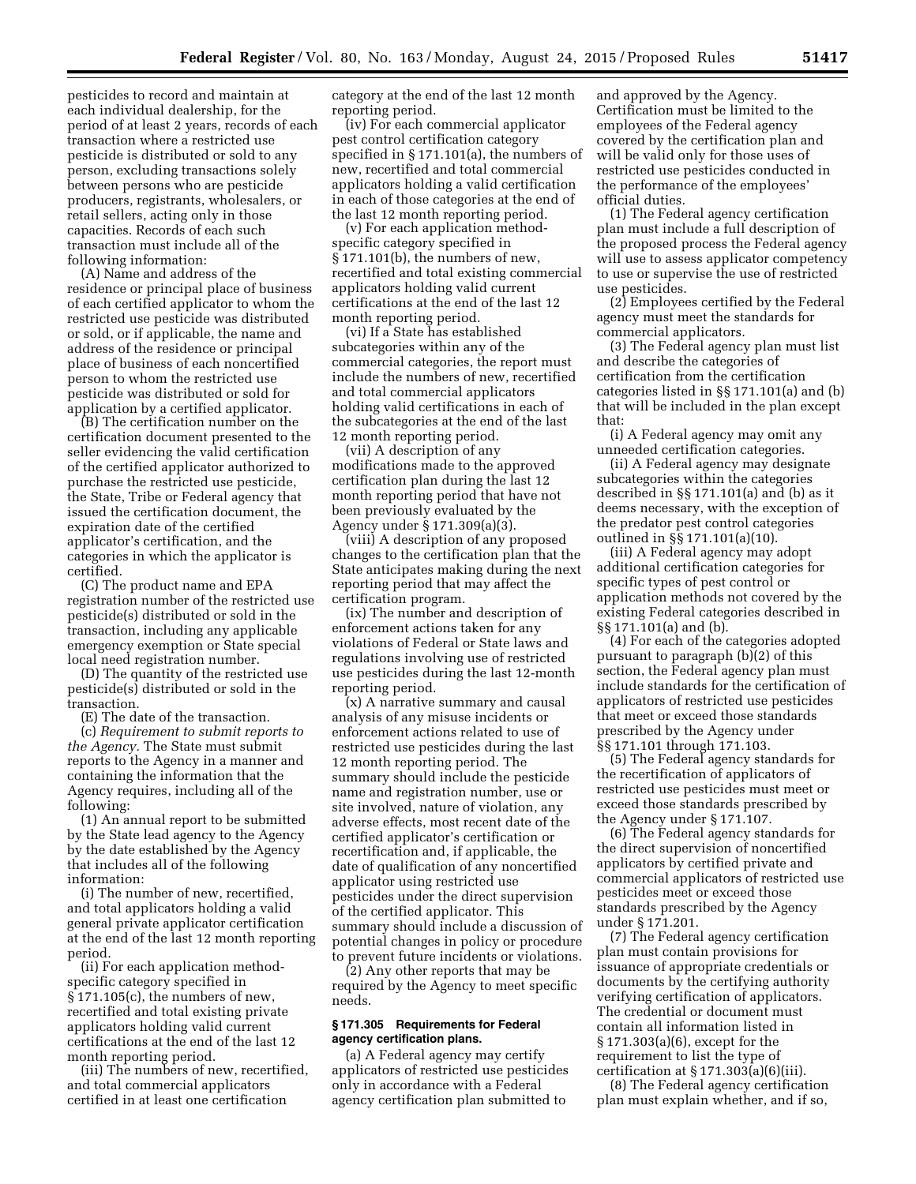pesticides to record and maintain at each individual dealership, for the period of at least 2 years, records of each transaction where a restricted use pesticide is distributed or sold to any person, excluding transactions solely between persons who are pesticide producers, registrants, wholesalers, or retail sellers, acting only in those capacities. Records of each such transaction must include all of the following information:

(A) Name and address of the residence or principal place of business of each certified applicator to whom the restricted use pesticide was distributed or sold, or if applicable, the name and address of the residence or principal place of business of each noncertified person to whom the restricted use pesticide was distributed or sold for application by a certified applicator.

(B) The certification number on the certification document presented to the seller evidencing the valid certification of the certified applicator authorized to purchase the restricted use pesticide, the State, Tribe or Federal agency that issued the certification document, the expiration date of the certified applicator's certification, and the categories in which the applicator is certified.

(C) The product name and EPA registration number of the restricted use pesticide(s) distributed or sold in the transaction, including any applicable emergency exemption or State special local need registration number.

(D) The quantity of the restricted use pesticide(s) distributed or sold in the transaction.

(E) The date of the transaction.

(c) *Requirement to submit reports to the Agency.* The State must submit reports to the Agency in a manner and containing the information that the Agency requires, including all of the following:

(1) An annual report to be submitted by the State lead agency to the Agency by the date established by the Agency that includes all of the following information:

(i) The number of new, recertified, and total applicators holding a valid general private applicator certification at the end of the last 12 month reporting period.

(ii) For each application method-specific category specified in § 171.105(c), the numbers of new, recertified and total existing private applicators holding valid current certifications at the end of the last 12 month reporting period.

(iii) The numbers of new, recertified, and total commercial applicators certified in at least one certification category at the end of the last 12 month reporting period.

(iv) For each commercial applicator pest control certification category specified in § 171.101(a), the numbers of new, recertified and total commercial applicators holding a valid certification in each of those categories at the end of the last 12 month reporting period.

(v) For each application method-specific category specified in § 171.101(b), the numbers of new, recertified and total existing commercial applicators holding valid current certifications at the end of the last 12 month reporting period.

(vi) If a State has established subcategories within any of the commercial categories, the report must include the numbers of new, recertified and total commercial applicators holding valid certifications in each of the subcategories at the end of the last 12 month reporting period.

(vii) A description of any modifications made to the approved certification plan during the last 12 month reporting period that have not been previously evaluated by the Agency under § 171.309(a)(3).

(viii) A description of any proposed changes to the certification plan that the State anticipates making during the next reporting period that may affect the certification program.

(ix) The number and description of enforcement actions taken for any violations of Federal or State laws and regulations involving use of restricted use pesticides during the last 12-month reporting period.

(x) A narrative summary and causal analysis of any misuse incidents or enforcement actions related to use of restricted use pesticides during the last 12 month reporting period. The summary should include the pesticide name and registration number, use or site involved, nature of violation, any adverse effects, most recent date of the certified applicator's certification or recertification and, if applicable, the date of qualification of any noncertified applicator using restricted use pesticides under the direct supervision of the certified applicator. This summary should include a discussion of potential changes in policy or procedure to prevent future incidents or violations.

(2) Any other reports that may be required by the Agency to meet specific needs.

**§ 171.305 Requirements for Federal agency certification plans.**

(a) A Federal agency may certify applicators of restricted use pesticides only in accordance with a Federal agency certification plan submitted to and approved by the Agency. Certification must be limited to the employees of the Federal agency covered by the certification plan and will be valid only for those uses of restricted use pesticides conducted in the performance of the employees' official duties.

(1) The Federal agency certification plan must include a full description of the proposed process the Federal agency will use to assess applicator competency to use or supervise the use of restricted use pesticides.

(2) Employees certified by the Federal agency must meet the standards for commercial applicators.

(3) The Federal agency plan must list and describe the categories of certification from the certification categories listed in §§ 171.101(a) and (b) that will be included in the plan except that:

(i) A Federal agency may omit any unneeded certification categories.

(ii) A Federal agency may designate subcategories within the categories described in §§ 171.101(a) and (b) as it deems necessary, with the exception of the predator pest control categories outlined in §§ 171.101(a)(10).

(iii) A Federal agency may adopt additional certification categories for specific types of pest control or application methods not covered by the existing Federal categories described in §§ 171.101(a) and (b).

(4) For each of the categories adopted pursuant to paragraph (b)(2) of this section, the Federal agency plan must include standards for the certification of applicators of restricted use pesticides that meet or exceed those standards prescribed by the Agency under §§ 171.101 through 171.103.

(5) The Federal agency standards for the recertification of applicators of restricted use pesticides must meet or exceed those standards prescribed by the Agency under § 171.107.

(6) The Federal agency standards for the direct supervision of noncertified applicators by certified private and commercial applicators of restricted use pesticides meet or exceed those standards prescribed by the Agency under § 171.201.

(7) The Federal agency certification plan must contain provisions for issuance of appropriate credentials or documents by the certifying authority verifying certification of applicators. The credential or document must contain all information listed in § 171.303(a)(6), except for the requirement to list the type of certification at § 171.303(a)(6)(iii).

(8) The Federal agency certification plan must explain whether, and if so,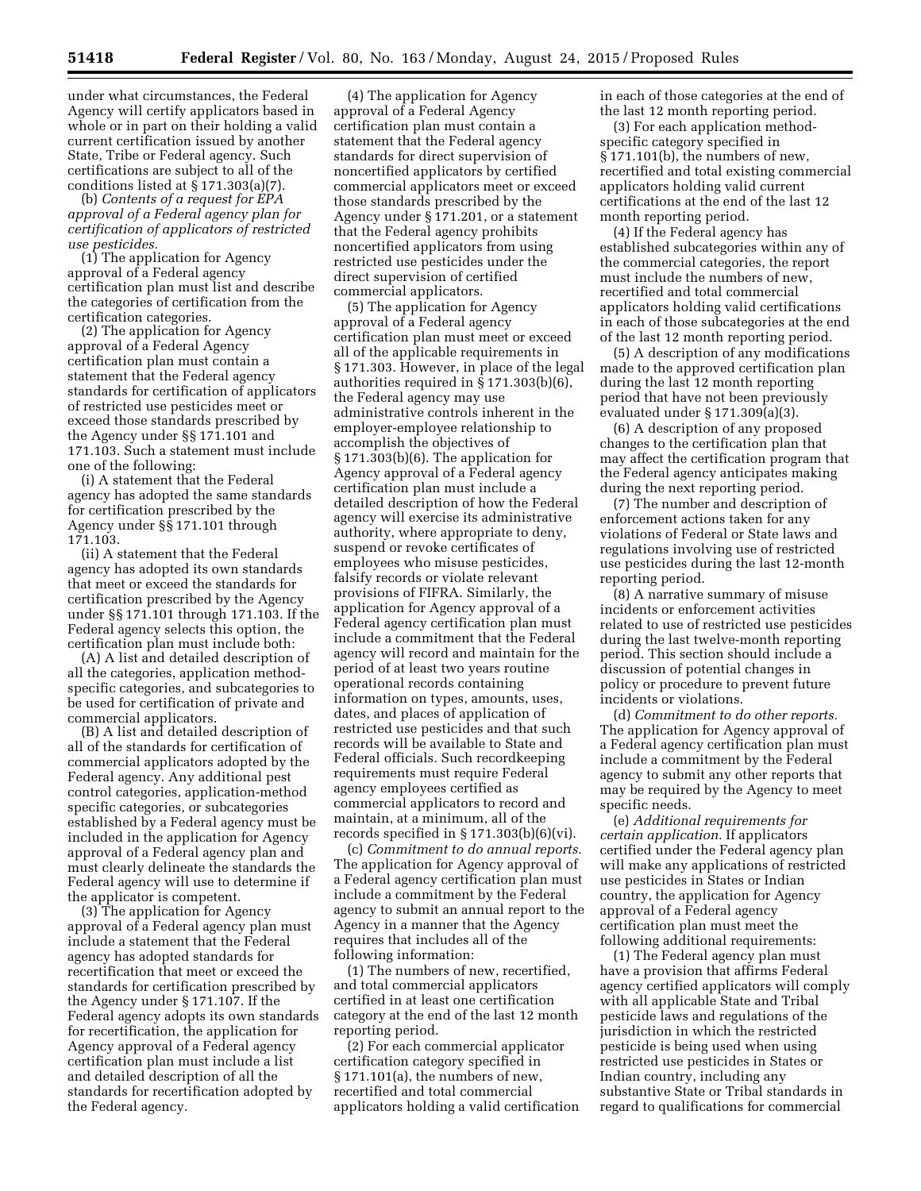under what circumstances, the Federal Agency will certify applicators based in whole or in part on their holding a valid current certification issued by another State, Tribe or Federal agency. Such certifications are subject to all of the conditions listed at § 171.303(a)(7).

(b) *Contents of a request for EPA approval of a Federal agency plan for certification of applicators of restricted use pesticides.*

(1) The application for Agency approval of a Federal agency certification plan must list and describe the categories of certification from the certification categories.

(2) The application for Agency approval of a Federal Agency certification plan must contain a statement that the Federal agency standards for certification of applicators of restricted use pesticides meet or exceed those standards prescribed by the Agency under §§ 171.101 and 171.103. Such a statement must include one of the following:

(i) A statement that the Federal agency has adopted the same standards for certification prescribed by the Agency under §§ 171.101 through 171.103.

(ii) A statement that the Federal agency has adopted its own standards that meet or exceed the standards for certification prescribed by the Agency under §§ 171.101 through 171.103. If the Federal agency selects this option, the certification plan must include both:

(A) A list and detailed description of all the categories, application method-specific categories, and subcategories to be used for certification of private and commercial applicators.

(B) A list and detailed description of all of the standards for certification of commercial applicators adopted by the Federal agency. Any additional pest control categories, application-method specific categories, or subcategories established by a Federal agency must be included in the application for Agency approval of a Federal agency plan and must clearly delineate the standards the Federal agency will use to determine if the applicator is competent.

(3) The application for Agency approval of a Federal agency plan must include a statement that the Federal agency has adopted standards for recertification that meet or exceed the standards for certification prescribed by the Agency under § 171.107. If the Federal agency adopts its own standards for recertification, the application for Agency approval of a Federal agency certification plan must include a list and detailed description of all the standards for recertification adopted by the Federal agency.

(4) The application for Agency approval of a Federal Agency certification plan must contain a statement that the Federal agency standards for direct supervision of noncertified applicators by certified commercial applicators meet or exceed those standards prescribed by the Agency under § 171.201, or a statement that the Federal agency prohibits noncertified applicators from using restricted use pesticides under the direct supervision of certified commercial applicators.

(5) The application for Agency approval of a Federal agency certification plan must meet or exceed all of the applicable requirements in § 171.303. However, in place of the legal authorities required in § 171.303(b)(6), the Federal agency may use administrative controls inherent in the employer-employee relationship to accomplish the objectives of § 171.303(b)(6). The application for Agency approval of a Federal agency certification plan must include a detailed description of how the Federal agency will exercise its administrative authority, where appropriate to deny, suspend or revoke certificates of employees who misuse pesticides, falsify records or violate relevant provisions of FIFRA. Similarly, the application for Agency approval of a Federal agency certification plan must include a commitment that the Federal agency will record and maintain for the period of at least two years routine operational records containing information on types, amounts, uses, dates, and places of application of restricted use pesticides and that such records will be available to State and Federal officials. Such recordkeeping requirements must require Federal agency employees certified as commercial applicators to record and maintain, at a minimum, all of the records specified in § 171.303(b)(6)(vi).

(c) *Commitment to do annual reports.* The application for Agency approval of a Federal agency certification plan must include a commitment by the Federal agency to submit an annual report to the Agency in a manner that the Agency requires that includes all of the following information:

(1) The numbers of new, recertified, and total commercial applicators certified in at least one certification category at the end of the last 12 month reporting period.

(2) For each commercial applicator certification category specified in § 171.101(a), the numbers of new, recertified and total commercial applicators holding a valid certification in each of those categories at the end of the last 12 month reporting period.

(3) For each application method-specific category specified in § 171.101(b), the numbers of new, recertified and total existing commercial applicators holding valid current certifications at the end of the last 12 month reporting period.

(4) If the Federal agency has established subcategories within any of the commercial categories, the report must include the numbers of new, recertified and total commercial applicators holding valid certifications in each of those subcategories at the end of the last 12 month reporting period.

(5) A description of any modifications made to the approved certification plan during the last 12 month reporting period that have not been previously evaluated under § 171.309(a)(3).

(6) A description of any proposed changes to the certification plan that may affect the certification program that the Federal agency anticipates making during the next reporting period.

(7) The number and description of enforcement actions taken for any violations of Federal or State laws and regulations involving use of restricted use pesticides during the last 12-month reporting period.

(8) A narrative summary of misuse incidents or enforcement activities related to use of restricted use pesticides during the last twelve-month reporting period. This section should include a discussion of potential changes in policy or procedure to prevent future incidents or violations.

(d) *Commitment to do other reports.* The application for Agency approval of a Federal agency certification plan must include a commitment by the Federal agency to submit any other reports that may be required by the Agency to meet specific needs.

(e) *Additional requirements for certain application.* If applicators certified under the Federal agency plan will make any applications of restricted use pesticides in States or Indian country, the application for Agency approval of a Federal agency certification plan must meet the following additional requirements:

(1) The Federal agency plan must have a provision that affirms Federal agency certified applicators will comply with all applicable State and Tribal pesticide laws and regulations of the jurisdiction in which the restricted pesticide is being used when using restricted use pesticides in States or Indian country, including any substantive State or Tribal standards in regard to qualifications for commercial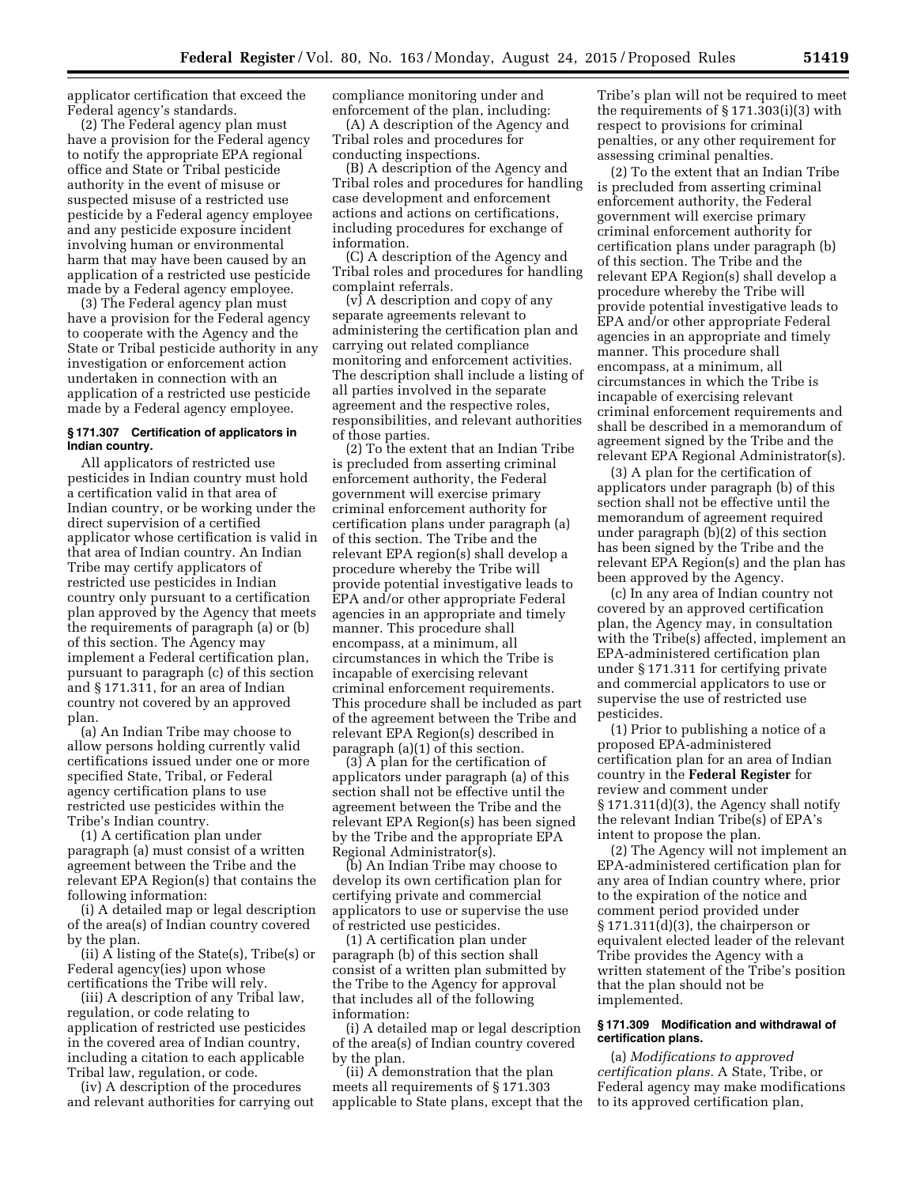applicator certification that exceed the Federal agency's standards.

(2) The Federal agency plan must have a provision for the Federal agency to notify the appropriate EPA regional office and State or Tribal pesticide authority in the event of misuse or suspected misuse of a restricted use pesticide by a Federal agency employee and any pesticide exposure incident involving human or environmental harm that may have been caused by an application of a restricted use pesticide made by a Federal agency employee.

(3) The Federal agency plan must have a provision for the Federal agency to cooperate with the Agency and the State or Tribal pesticide authority in any investigation or enforcement action undertaken in connection with an application of a restricted use pesticide made by a Federal agency employee.

**§ 171.307 Certification of applicators in Indian country.**

All applicators of restricted use pesticides in Indian country must hold a certification valid in that area of Indian country, or be working under the direct supervision of a certified applicator whose certification is valid in that area of Indian country. An Indian Tribe may certify applicators of restricted use pesticides in Indian country only pursuant to a certification plan approved by the Agency that meets the requirements of paragraph (a) or (b) of this section. The Agency may implement a Federal certification plan, pursuant to paragraph (c) of this section and § 171.311, for an area of Indian country not covered by an approved plan.

(a) An Indian Tribe may choose to allow persons holding currently valid certifications issued under one or more specified State, Tribal, or Federal agency certification plans to use restricted use pesticides within the Tribe's Indian country.

(1) A certification plan under paragraph (a) must consist of a written agreement between the Tribe and the relevant EPA Region(s) that contains the following information:

(i) A detailed map or legal description of the area(s) of Indian country covered by the plan.

(ii) A listing of the State(s), Tribe(s) or Federal agency(ies) upon whose certifications the Tribe will rely.

(iii) A description of any Tribal law, regulation, or code relating to application of restricted use pesticides in the covered area of Indian country, including a citation to each applicable Tribal law, regulation, or code.

(iv) A description of the procedures and relevant authorities for carrying out compliance monitoring under and enforcement of the plan, including:

(A) A description of the Agency and Tribal roles and procedures for conducting inspections.

(B) A description of the Agency and Tribal roles and procedures for handling case development and enforcement actions and actions on certifications, including procedures for exchange of information.

(C) A description of the Agency and Tribal roles and procedures for handling complaint referrals.

(v) A description and copy of any separate agreements relevant to administering the certification plan and carrying out related compliance monitoring and enforcement activities. The description shall include a listing of all parties involved in the separate agreement and the respective roles, responsibilities, and relevant authorities of those parties.

(2) To the extent that an Indian Tribe is precluded from asserting criminal enforcement authority, the Federal government will exercise primary criminal enforcement authority for certification plans under paragraph (a) of this section. The Tribe and the relevant EPA region(s) shall develop a procedure whereby the Tribe will provide potential investigative leads to EPA and/or other appropriate Federal agencies in an appropriate and timely manner. This procedure shall encompass, at a minimum, all circumstances in which the Tribe is incapable of exercising relevant criminal enforcement requirements. This procedure shall be included as part of the agreement between the Tribe and relevant EPA Region(s) described in paragraph (a)(1) of this section.

(3) A plan for the certification of applicators under paragraph (a) of this section shall not be effective until the agreement between the Tribe and the relevant EPA Region(s) has been signed by the Tribe and the appropriate EPA Regional Administrator(s).

(b) An Indian Tribe may choose to develop its own certification plan for certifying private and commercial applicators to use or supervise the use of restricted use pesticides.

(1) A certification plan under paragraph (b) of this section shall consist of a written plan submitted by the Tribe to the Agency for approval that includes all of the following information:

(i) A detailed map or legal description of the area(s) of Indian country covered by the plan.

(ii) A demonstration that the plan meets all requirements of § 171.303 applicable to State plans, except that the Tribe's plan will not be required to meet the requirements of § 171.303(i)(3) with respect to provisions for criminal penalties, or any other requirement for assessing criminal penalties.

(2) To the extent that an Indian Tribe is precluded from asserting criminal enforcement authority, the Federal government will exercise primary criminal enforcement authority for certification plans under paragraph (b) of this section. The Tribe and the relevant EPA Region(s) shall develop a procedure whereby the Tribe will provide potential investigative leads to EPA and/or other appropriate Federal agencies in an appropriate and timely manner. This procedure shall encompass, at a minimum, all circumstances in which the Tribe is incapable of exercising relevant criminal enforcement requirements and shall be described in a memorandum of agreement signed by the Tribe and the relevant EPA Regional Administrator(s).

(3) A plan for the certification of applicators under paragraph (b) of this section shall not be effective until the memorandum of agreement required under paragraph (b)(2) of this section has been signed by the Tribe and the relevant EPA Region(s) and the plan has been approved by the Agency.

(c) In any area of Indian country not covered by an approved certification plan, the Agency may, in consultation with the Tribe(s) affected, implement an EPA-administered certification plan under § 171.311 for certifying private and commercial applicators to use or supervise the use of restricted use pesticides.

(1) Prior to publishing a notice of a proposed EPA-administered certification plan for an area of Indian country in the **Federal Register** for review and comment under § 171.311(d)(3), the Agency shall notify the relevant Indian Tribe(s) of EPA's intent to propose the plan.

(2) The Agency will not implement an EPA-administered certification plan for any area of Indian country where, prior to the expiration of the notice and comment period provided under § 171.311(d)(3), the chairperson or equivalent elected leader of the relevant Tribe provides the Agency with a written statement of the Tribe's position that the plan should not be implemented.

**§ 171.309 Modification and withdrawal of certification plans.**

(a) *Modifications to approved certification plans.* A State, Tribe, or Federal agency may make modifications to its approved certification plan,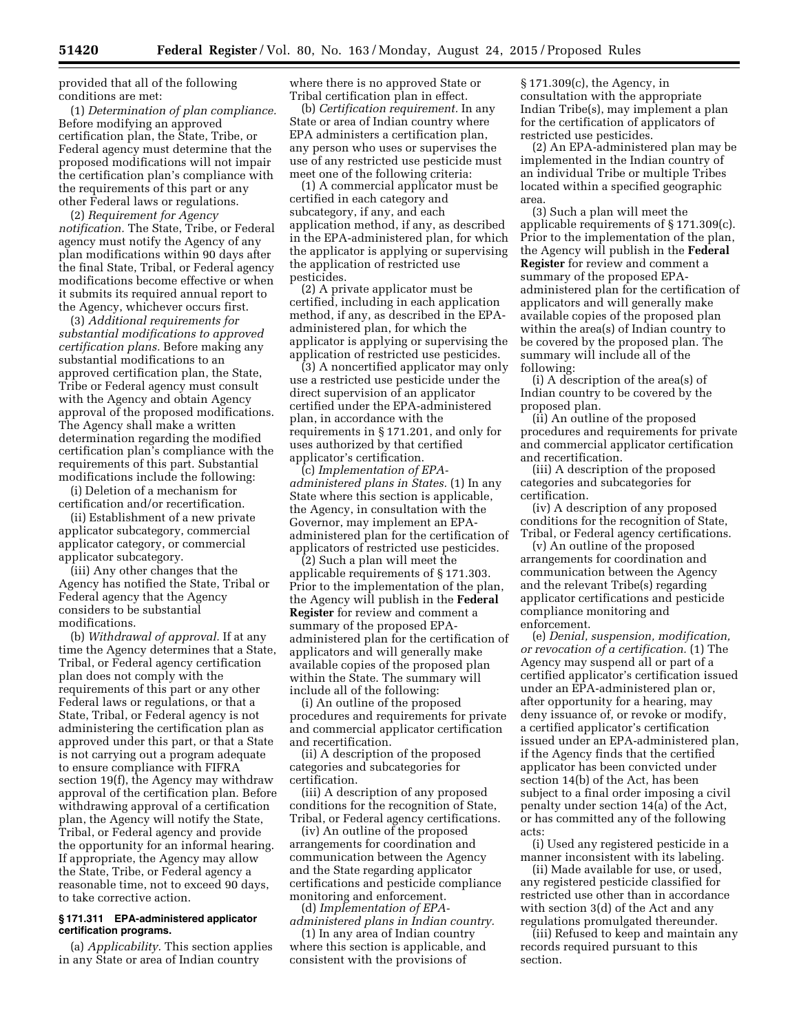provided that all of the following conditions are met:

(1) *Determination of plan compliance.* Before modifying an approved certification plan, the State, Tribe, or Federal agency must determine that the proposed modifications will not impair the certification plan's compliance with the requirements of this part or any other Federal laws or regulations.

(2) *Requirement for Agency notification.* The State, Tribe, or Federal agency must notify the Agency of any plan modifications within 90 days after the final State, Tribal, or Federal agency modifications become effective or when it submits its required annual report to the Agency, whichever occurs first.

(3) *Additional requirements for substantial modifications to approved certification plans.* Before making any substantial modifications to an approved certification plan, the State, Tribe or Federal agency must consult with the Agency and obtain Agency approval of the proposed modifications. The Agency shall make a written determination regarding the modified certification plan's compliance with the requirements of this part. Substantial modifications include the following:

(i) Deletion of a mechanism for certification and/or recertification.

(ii) Establishment of a new private applicator subcategory, commercial applicator category, or commercial applicator subcategory.

(iii) Any other changes that the Agency has notified the State, Tribal or Federal agency that the Agency considers to be substantial modifications.

(b) *Withdrawal of approval.* If at any time the Agency determines that a State, Tribal, or Federal agency certification plan does not comply with the requirements of this part or any other Federal laws or regulations, or that a State, Tribal, or Federal agency is not administering the certification plan as approved under this part, or that a State is not carrying out a program adequate to ensure compliance with FIFRA section 19(f), the Agency may withdraw approval of the certification plan. Before withdrawing approval of a certification plan, the Agency will notify the State, Tribal, or Federal agency and provide the opportunity for an informal hearing. If appropriate, the Agency may allow the State, Tribe, or Federal agency a reasonable time, not to exceed 90 days, to take corrective action.

**§ 171.311 EPA-administered applicator certification programs.**

(a) *Applicability.* This section applies in any State or area of Indian country where there is no approved State or Tribal certification plan in effect.

(b) *Certification requirement.* In any State or area of Indian country where EPA administers a certification plan, any person who uses or supervises the use of any restricted use pesticide must meet one of the following criteria:

(1) A commercial applicator must be certified in each category and subcategory, if any, and each application method, if any, as described in the EPA-administered plan, for which the applicator is applying or supervising the application of restricted use pesticides.

(2) A private applicator must be certified, including in each application method, if any, as described in the EPA-administered plan, for which the applicator is applying or supervising the application of restricted use pesticides.

(3) A noncertified applicator may only use a restricted use pesticide under the direct supervision of an applicator certified under the EPA-administered plan, in accordance with the requirements in § 171.201, and only for uses authorized by that certified applicator's certification.

(c) *Implementation of EPA-administered plans in States.* (1) In any State where this section is applicable, the Agency, in consultation with the Governor, may implement an EPA-administered plan for the certification of applicators of restricted use pesticides.

(2) Such a plan will meet the applicable requirements of § 171.303. Prior to the implementation of the plan, the Agency will publish in the **Federal Register** for review and comment a summary of the proposed EPA-administered plan for the certification of applicators and will generally make available copies of the proposed plan within the State. The summary will include all of the following:

(i) An outline of the proposed procedures and requirements for private and commercial applicator certification and recertification.

(ii) A description of the proposed categories and subcategories for certification.

(iii) A description of any proposed conditions for the recognition of State, Tribal, or Federal agency certifications.

(iv) An outline of the proposed arrangements for coordination and communication between the Agency and the State regarding applicator certifications and pesticide compliance monitoring and enforcement.

(d) *Implementation of EPA-administered plans in Indian country.*

(1) In any area of Indian country where this section is applicable, and consistent with the provisions of § 171.309(c), the Agency, in consultation with the appropriate Indian Tribe(s), may implement a plan for the certification of applicators of restricted use pesticides.

(2) An EPA-administered plan may be implemented in the Indian country of an individual Tribe or multiple Tribes located within a specified geographic area.

(3) Such a plan will meet the applicable requirements of § 171.309(c). Prior to the implementation of the plan, the Agency will publish in the **Federal Register** for review and comment a summary of the proposed EPA-administered plan for the certification of applicators and will generally make available copies of the proposed plan within the area(s) of Indian country to be covered by the proposed plan. The summary will include all of the following:

(i) A description of the area(s) of Indian country to be covered by the proposed plan.

(ii) An outline of the proposed procedures and requirements for private and commercial applicator certification and recertification.

(iii) A description of the proposed categories and subcategories for certification.

(iv) A description of any proposed conditions for the recognition of State, Tribal, or Federal agency certifications.

(v) An outline of the proposed arrangements for coordination and communication between the Agency and the relevant Tribe(s) regarding applicator certifications and pesticide compliance monitoring and enforcement.

(e) *Denial, suspension, modification, or revocation of a certification.* (1) The Agency may suspend all or part of a certified applicator's certification issued under an EPA-administered plan or, after opportunity for a hearing, may deny issuance of, or revoke or modify, a certified applicator's certification issued under an EPA-administered plan, if the Agency finds that the certified applicator has been convicted under section 14(b) of the Act, has been subject to a final order imposing a civil penalty under section 14(a) of the Act, or has committed any of the following acts:

(i) Used any registered pesticide in a manner inconsistent with its labeling.

(ii) Made available for use, or used, any registered pesticide classified for restricted use other than in accordance with section 3(d) of the Act and any regulations promulgated thereunder.

(iii) Refused to keep and maintain any records required pursuant to this section.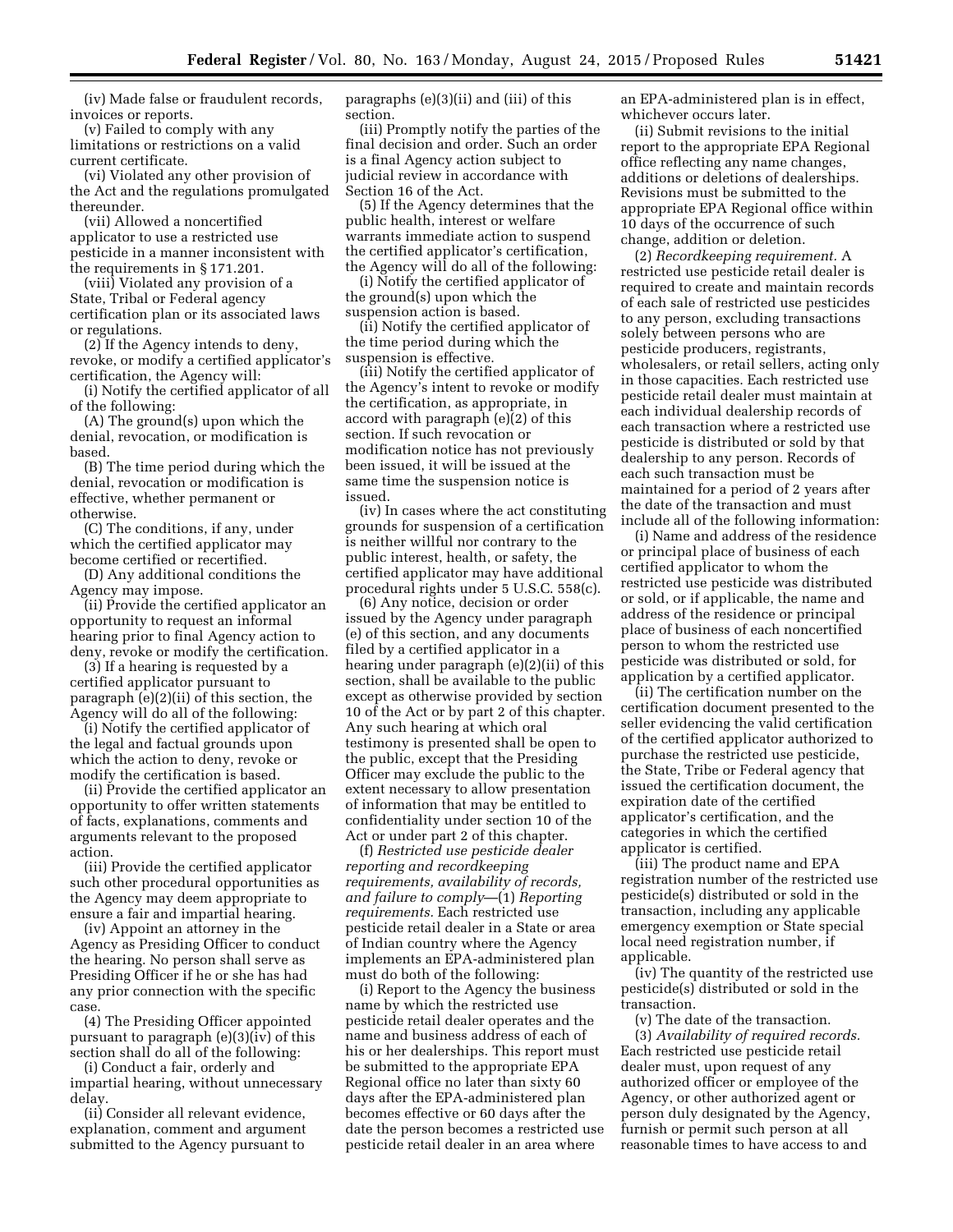(iv) Made false or fraudulent records, invoices or reports.

(v) Failed to comply with any limitations or restrictions on a valid current certificate.

(vi) Violated any other provision of the Act and the regulations promulgated thereunder.

(vii) Allowed a noncertified applicator to use a restricted use pesticide in a manner inconsistent with the requirements in § 171.201.

(viii) Violated any provision of a State, Tribal or Federal agency certification plan or its associated laws or regulations.

(2) If the Agency intends to deny, revoke, or modify a certified applicator's certification, the Agency will:

(i) Notify the certified applicator of all of the following:

(A) The ground(s) upon which the denial, revocation, or modification is based.

(B) The time period during which the denial, revocation or modification is effective, whether permanent or otherwise.

(C) The conditions, if any, under which the certified applicator may become certified or recertified.

(D) Any additional conditions the Agency may impose.

(ii) Provide the certified applicator an opportunity to request an informal hearing prior to final Agency action to deny, revoke or modify the certification.

(3) If a hearing is requested by a certified applicator pursuant to paragraph (e)(2)(ii) of this section, the Agency will do all of the following:

(i) Notify the certified applicator of the legal and factual grounds upon which the action to deny, revoke or modify the certification is based.

(ii) Provide the certified applicator an opportunity to offer written statements of facts, explanations, comments and arguments relevant to the proposed action.

(iii) Provide the certified applicator such other procedural opportunities as the Agency may deem appropriate to ensure a fair and impartial hearing.

(iv) Appoint an attorney in the Agency as Presiding Officer to conduct the hearing. No person shall serve as Presiding Officer if he or she has had any prior connection with the specific case.

(4) The Presiding Officer appointed pursuant to paragraph (e)(3)(iv) of this section shall do all of the following:

(i) Conduct a fair, orderly and impartial hearing, without unnecessary delay.

(ii) Consider all relevant evidence, explanation, comment and argument submitted to the Agency pursuant to paragraphs (e)(3)(ii) and (iii) of this section.

(iii) Promptly notify the parties of the final decision and order. Such an order is a final Agency action subject to judicial review in accordance with Section 16 of the Act.

(5) If the Agency determines that the public health, interest or welfare warrants immediate action to suspend the certified applicator's certification, the Agency will do all of the following:

(i) Notify the certified applicator of the ground(s) upon which the suspension action is based.

(ii) Notify the certified applicator of the time period during which the suspension is effective.

(iii) Notify the certified applicator of the Agency's intent to revoke or modify the certification, as appropriate, in accord with paragraph (e)(2) of this section. If such revocation or modification notice has not previously been issued, it will be issued at the same time the suspension notice is issued.

(iv) In cases where the act constituting grounds for suspension of a certification is neither willful nor contrary to the public interest, health, or safety, the certified applicator may have additional procedural rights under 5 U.S.C. 558(c).

(6) Any notice, decision or order issued by the Agency under paragraph (e) of this section, and any documents filed by a certified applicator in a hearing under paragraph (e)(2)(ii) of this section, shall be available to the public except as otherwise provided by section 10 of the Act or by part 2 of this chapter. Any such hearing at which oral testimony is presented shall be open to the public, except that the Presiding Officer may exclude the public to the extent necessary to allow presentation of information that may be entitled to confidentiality under section 10 of the Act or under part 2 of this chapter.

(f) *Restricted use pesticide dealer reporting and recordkeeping requirements, availability of records, and failure to comply*—(1) *Reporting requirements.* Each restricted use pesticide retail dealer in a State or area of Indian country where the Agency implements an EPA-administered plan must do both of the following:

(i) Report to the Agency the business name by which the restricted use pesticide retail dealer operates and the name and business address of each of his or her dealerships. This report must be submitted to the appropriate EPA Regional office no later than sixty 60 days after the EPA-administered plan becomes effective or 60 days after the date the person becomes a restricted use pesticide retail dealer in an area where an EPA-administered plan is in effect, whichever occurs later.

(ii) Submit revisions to the initial report to the appropriate EPA Regional office reflecting any name changes, additions or deletions of dealerships. Revisions must be submitted to the appropriate EPA Regional office within 10 days of the occurrence of such change, addition or deletion.

(2) *Recordkeeping requirement.* A restricted use pesticide retail dealer is required to create and maintain records of each sale of restricted use pesticides to any person, excluding transactions solely between persons who are pesticide producers, registrants, wholesalers, or retail sellers, acting only in those capacities. Each restricted use pesticide retail dealer must maintain at each individual dealership records of each transaction where a restricted use pesticide is distributed or sold by that dealership to any person. Records of each such transaction must be maintained for a period of 2 years after the date of the transaction and must include all of the following information:

(i) Name and address of the residence or principal place of business of each certified applicator to whom the restricted use pesticide was distributed or sold, or if applicable, the name and address of the residence or principal place of business of each noncertified person to whom the restricted use pesticide was distributed or sold, for application by a certified applicator.

(ii) The certification number on the certification document presented to the seller evidencing the valid certification of the certified applicator authorized to purchase the restricted use pesticide, the State, Tribe or Federal agency that issued the certification document, the expiration date of the certified applicator's certification, and the categories in which the certified applicator is certified.

(iii) The product name and EPA registration number of the restricted use pesticide(s) distributed or sold in the transaction, including any applicable emergency exemption or State special local need registration number, if applicable.

(iv) The quantity of the restricted use pesticide(s) distributed or sold in the transaction.

(v) The date of the transaction.

(3) *Availability of required records.* Each restricted use pesticide retail dealer must, upon request of any authorized officer or employee of the Agency, or other authorized agent or person duly designated by the Agency, furnish or permit such person at all reasonable times to have access to and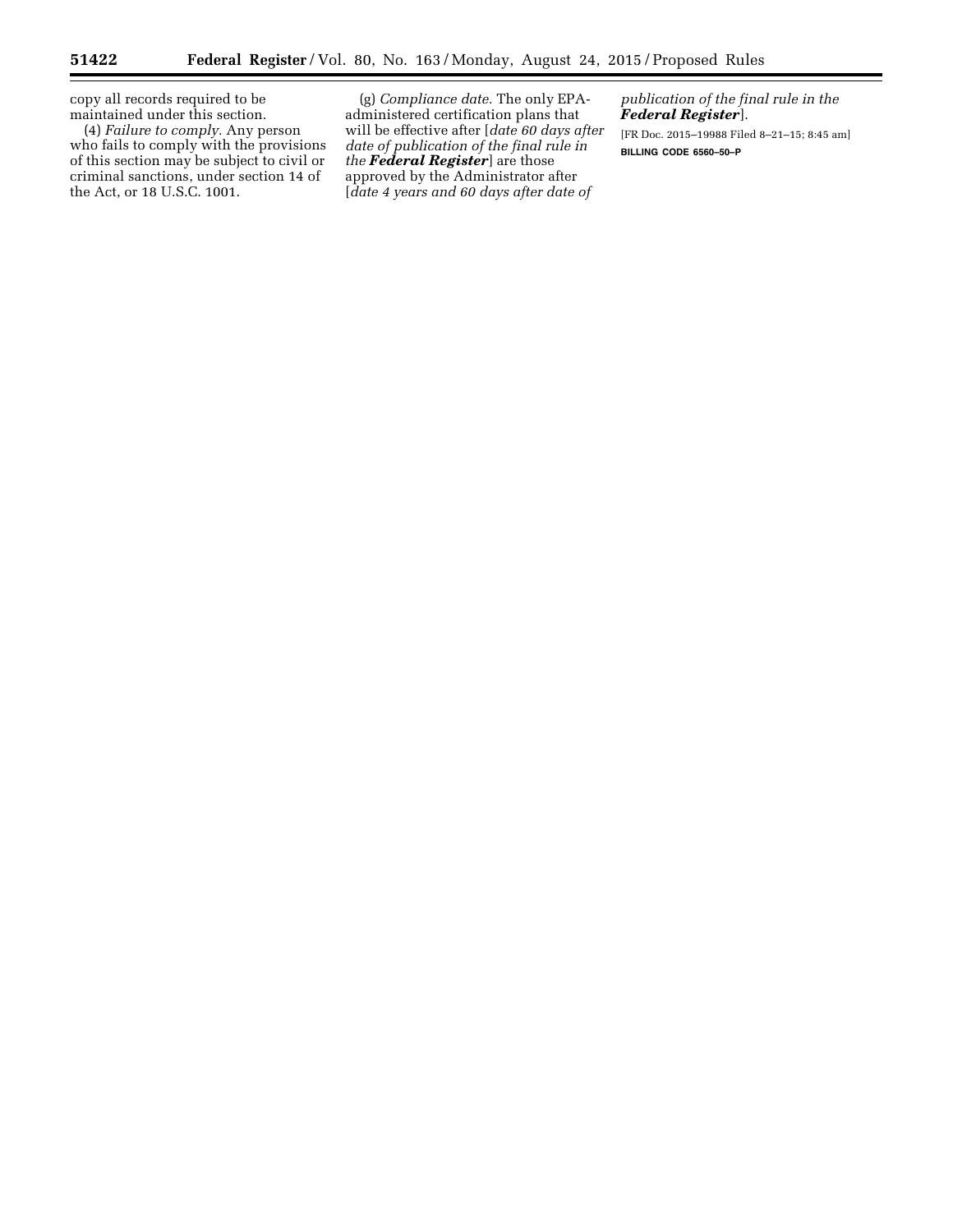copy all records required to be maintained under this section.

(4) *Failure to comply.* Any person who fails to comply with the provisions of this section may be subject to civil or criminal sanctions, under section 14 of the Act, or 18 U.S.C. 1001.

(g) *Compliance date.* The only EPA-administered certification plans that will be effective after [*date 60 days after date of publication of the final rule in the **Federal Register***] are those approved by the Administrator after [*date 4 years and 60 days after date of publication of the final rule in the **Federal Register***].

[FR Doc. 2015–19988 Filed 8–21–15; 8:45 am]

**BILLING CODE 6560–50–P**